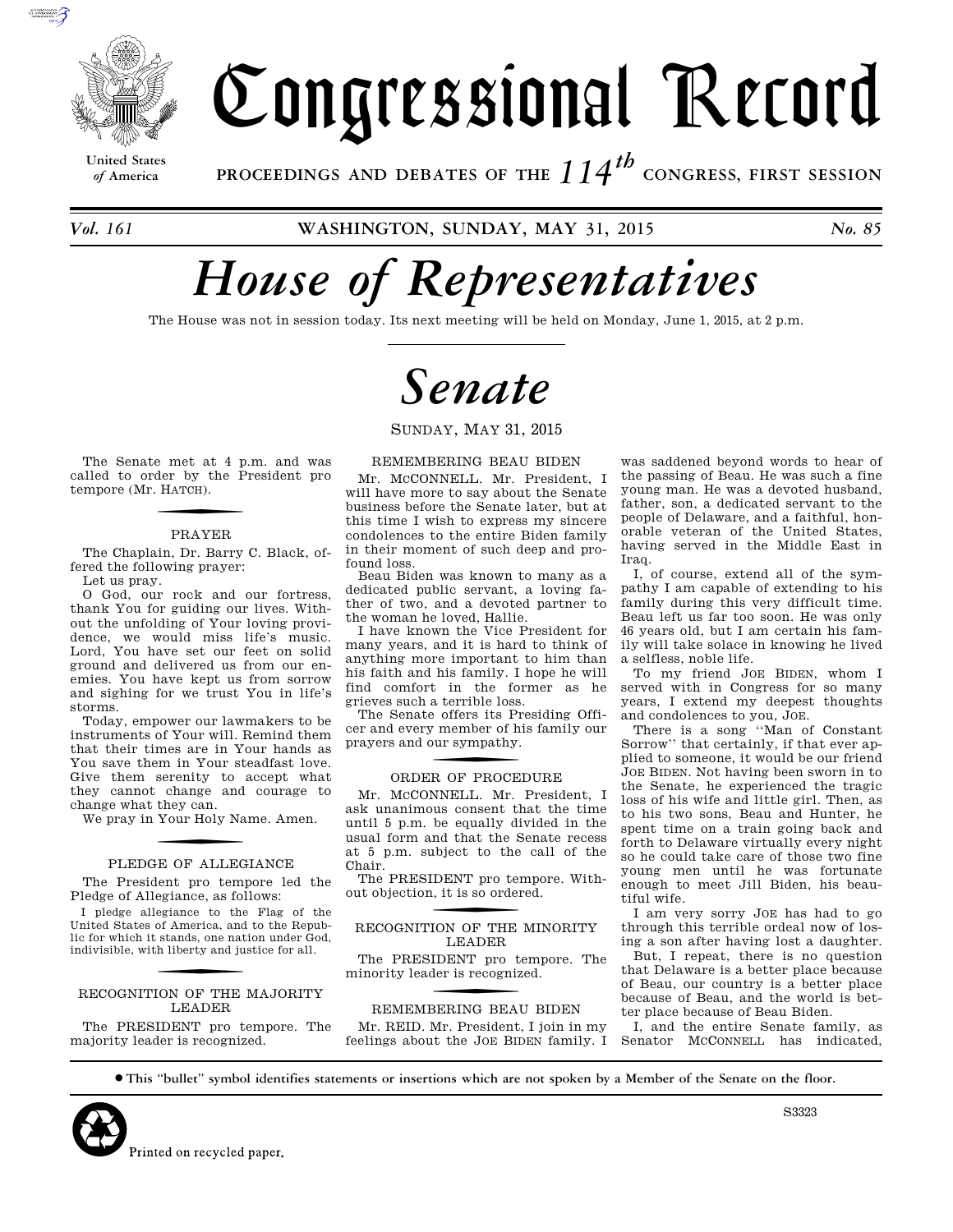# Congressional Record

United States of America

PROCEEDINGS AND DEBATES OF THE 114th CONGRESS, FIRST SESSION

*Vol. 161* **WASHINGTON, SUNDAY, MAY 31, 2015** *No. 85*

# *House of Representatives*

The House was not in session today. Its next meeting will be held on Monday, June 1, 2015, at 2 p.m.

# *Senate*

SUNDAY, MAY 31, 2015

The Senate met at 4 p.m. and was called to order by the President pro tempore (Mr. HATCH).

## PRAYER

The Chaplain, Dr. Barry C. Black, offered the following prayer:

Let us pray.

O God, our rock and our fortress, thank You for guiding our lives. Without the unfolding of Your loving providence, we would miss life's music. Lord, You have set our feet on solid ground and delivered us from our enemies. You have kept us from sorrow and sighing for we trust You in life's storms.

Today, empower our lawmakers to be instruments of Your will. Remind them that their times are in Your hands as You save them in Your steadfast love. Give them serenity to accept what they cannot change and courage to change what they can.

We pray in Your Holy Name. Amen.

## PLEDGE OF ALLEGIANCE

The President pro tempore led the Pledge of Allegiance, as follows:

I pledge allegiance to the Flag of the United States of America, and to the Republic for which it stands, one nation under God, indivisible, with liberty and justice for all.

## RECOGNITION OF THE MAJORITY LEADER

The PRESIDENT pro tempore. The majority leader is recognized.

## REMEMBERING BEAU BIDEN

Mr. MCCONNELL. Mr. President, I will have more to say about the Senate business before the Senate later, but at this time I wish to express my sincere condolences to the entire Biden family in their moment of such deep and profound loss.

Beau Biden was known to many as a dedicated public servant, a loving father of two, and a devoted partner to the woman he loved, Hallie.

I have known the Vice President for many years, and it is hard to think of anything more important to him than his faith and his family. I hope he will find comfort in the former as he grieves such a terrible loss.

The Senate offers its Presiding Officer and every member of his family our prayers and our sympathy.

## ORDER OF PROCEDURE

Mr. MCCONNELL. Mr. President, I ask unanimous consent that the time until 5 p.m. be equally divided in the usual form and that the Senate recess at 5 p.m. subject to the call of the Chair.

The PRESIDENT pro tempore. Without objection, it is so ordered.

## RECOGNITION OF THE MINORITY LEADER

The PRESIDENT pro tempore. The minority leader is recognized.

## REMEMBERING BEAU BIDEN

Mr. REID. Mr. President, I join in my feelings about the JOE BIDEN family. I was saddened beyond words to hear of the passing of Beau. He was such a fine young man. He was a devoted husband, father, son, a dedicated servant to the people of Delaware, and a faithful, honorable veteran of the United States, having served in the Middle East in Iraq.

I, of course, extend all of the sympathy I am capable of extending to his family during this very difficult time. Beau left us far too soon. He was only 46 years old, but I am certain his family will take solace in knowing he lived a selfless, noble life.

To my friend JOE BIDEN, whom I served with in Congress for so many years, I extend my deepest thoughts and condolences to you, JOE.

There is a song ''Man of Constant Sorrow'' that certainly, if that ever applied to someone, it would be our friend JOE BIDEN. Not having been sworn in to the Senate, he experienced the tragic loss of his wife and little girl. Then, as to his two sons, Beau and Hunter, he spent time on a train going back and forth to Delaware virtually every night so he could take care of those two fine young men until he was fortunate enough to meet Jill Biden, his beautiful wife.

I am very sorry JOE has had to go through this terrible ordeal now of losing a son after having lost a daughter.

But, I repeat, there is no question that Delaware is a better place because of Beau, our country is a better place because of Beau, and the world is better place because of Beau Biden.

I, and the entire Senate family, as Senator MCCONNELL has indicated,

● **This "bullet" symbol identifies statements or insertions which are not spoken by a Member of the Senate on the floor.**

Printed on recycled paper.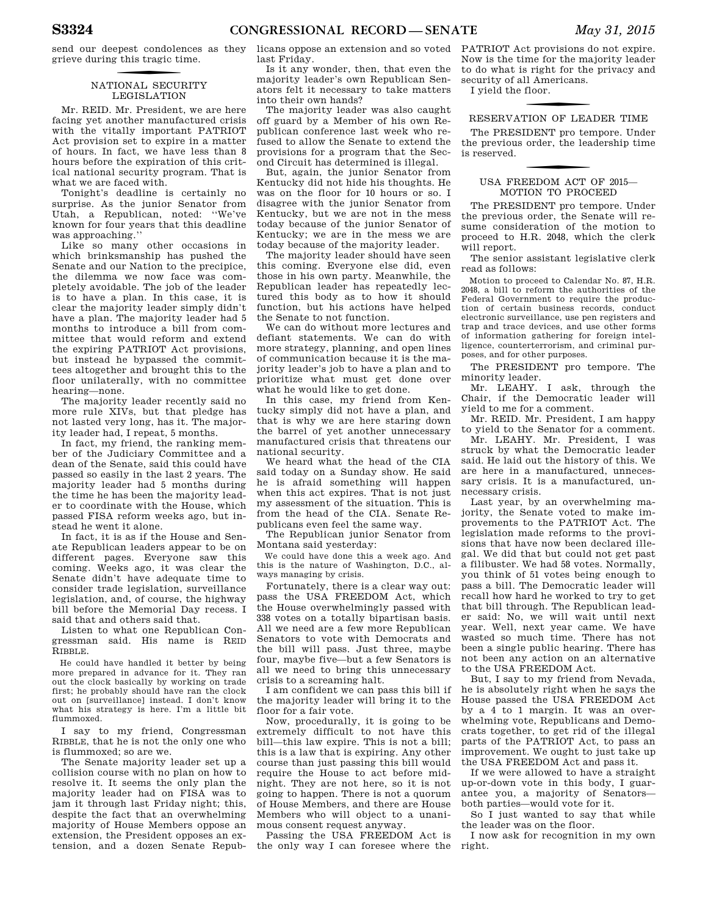send our deepest condolences as they grieve during this tragic time.

## NATIONAL SECURITY LEGISLATION

Mr. REID. Mr. President, we are here facing yet another manufactured crisis with the vitally important PATRIOT Act provision set to expire in a matter of hours. In fact, we have less than 8 hours before the expiration of this critical national security program. That is what we are faced with.

Tonight's deadline is certainly no surprise. As the junior Senator from Utah, a Republican, noted: ''We've known for four years that this deadline was approaching.''

Like so many other occasions in which brinksmanship has pushed the Senate and our Nation to the precipice, the dilemma we now face was completely avoidable. The job of the leader is to have a plan. In this case, it is clear the majority leader simply didn't have a plan. The majority leader had 5 months to introduce a bill from committee that would reform and extend the expiring PATRIOT Act provisions, but instead he bypassed the committees altogether and brought this to the floor unilaterally, with no committee hearing—none.

The majority leader recently said no more rule XIVs, but that pledge has not lasted very long, has it. The majority leader had, I repeat, 5 months.

In fact, my friend, the ranking member of the Judiciary Committee and a dean of the Senate, said this could have passed so easily in the last 2 years. The majority leader had 5 months during the time he has been the majority leader to coordinate with the House, which passed FISA reform weeks ago, but instead he went it alone.

In fact, it is as if the House and Senate Republican leaders appear to be on different pages. Everyone saw this coming. Weeks ago, it was clear the Senate didn't have adequate time to consider trade legislation, surveillance legislation, and, of course, the highway bill before the Memorial Day recess. I said that and others said that.

Listen to what one Republican Congressman said. His name is REID RIBBLE.

> He could have handled it better by being more prepared in advance for it. They ran out the clock basically by working on trade first; he probably should have ran the clock out on [surveillance] instead. I don't know what his strategy is here. I'm a little bit flummoxed.

I say to my friend, Congressman RIBBLE, that he is not the only one who is flummoxed; so are we.

The Senate majority leader set up a collision course with no plan on how to resolve it. It seems the only plan the majority leader had on FISA was to jam it through last Friday night; this, despite the fact that an overwhelming majority of House Members oppose an extension, the President opposes an extension, and a dozen Senate Republicans oppose an extension and so voted last Friday.

Is it any wonder, then, that even the majority leader's own Republican Senators felt it necessary to take matters into their own hands?

The majority leader was also caught off guard by a Member of his own Republican conference last week who refused to allow the Senate to extend the provisions for a program that the Second Circuit has determined is illegal.

But, again, the junior Senator from Kentucky did not hide his thoughts. He was on the floor for 10 hours or so. I disagree with the junior Senator from Kentucky, but we are not in the mess today because of the junior Senator of Kentucky; we are in the mess we are today because of the majority leader.

The majority leader should have seen this coming. Everyone else did, even those in his own party. Meanwhile, the Republican leader has repeatedly lectured this body as to how it should function, but his actions have helped the Senate to not function.

We can do without more lectures and defiant statements. We can do with more strategy, planning, and open lines of communication because it is the majority leader's job to have a plan and to prioritize what must get done over what he would like to get done.

In this case, my friend from Kentucky simply did not have a plan, and that is why we are here staring down the barrel of yet another unnecessary manufactured crisis that threatens our national security.

We heard what the head of the CIA said today on a Sunday show. He said he is afraid something will happen when this act expires. That is not just my assessment of the situation. This is from the head of the CIA. Senate Republicans even feel the same way.

The Republican junior Senator from Montana said yesterday:

> We could have done this a week ago. And this is the nature of Washington, D.C., always managing by crisis.

Fortunately, there is a clear way out: pass the USA FREEDOM Act, which the House overwhelmingly passed with 338 votes on a totally bipartisan basis. All we need are a few more Republican Senators to vote with Democrats and the bill will pass. Just three, maybe four, maybe five—but a few Senators is all we need to bring this unnecessary crisis to a screaming halt.

I am confident we can pass this bill if the majority leader will bring it to the floor for a fair vote.

Now, procedurally, it is going to be extremely difficult to not have this bill—this law expire. This is not a bill; this is a law that is expiring. Any other course than just passing this bill would require the House to act before midnight. They are not here, so it is not going to happen. There is not a quorum of House Members, and there are House Members who will object to a unanimous consent request anyway.

Passing the USA FREEDOM Act is the only way I can foresee where the PATRIOT Act provisions do not expire. Now is the time for the majority leader to do what is right for the privacy and security of all Americans.

I yield the floor.

## RESERVATION OF LEADER TIME

The PRESIDENT pro tempore. Under the previous order, the leadership time is reserved.

## USA FREEDOM ACT OF 2015—MOTION TO PROCEED

The PRESIDENT pro tempore. Under the previous order, the Senate will resume consideration of the motion to proceed to H.R. 2048, which the clerk will report.

The senior assistant legislative clerk read as follows:

> Motion to proceed to Calendar No. 87, H.R. 2048, a bill to reform the authorities of the Federal Government to require the production of certain business records, conduct electronic surveillance, use pen registers and trap and trace devices, and use other forms of information gathering for foreign intelligence, counterterrorism, and criminal purposes, and for other purposes.

The PRESIDENT pro tempore. The minority leader.

Mr. LEAHY. I ask, through the Chair, if the Democratic leader will yield to me for a comment.

Mr. REID. Mr. President, I am happy to yield to the Senator for a comment.

Mr. LEAHY. Mr. President, I was struck by what the Democratic leader said. He laid out the history of this. We are here in a manufactured, unnecessary crisis. It is a manufactured, unnecessary crisis.

Last year, by an overwhelming majority, the Senate voted to make improvements to the PATRIOT Act. The legislation made reforms to the provisions that have now been declared illegal. We did that but could not get past a filibuster. We had 58 votes. Normally, you think of 51 votes being enough to pass a bill. The Democratic leader will recall how hard he worked to try to get that bill through. The Republican leader said: No, we will wait until next year. Well, next year came. We have wasted so much time. There has not been a single public hearing. There has not been any action on an alternative to the USA FREEDOM Act.

But, I say to my friend from Nevada, he is absolutely right when he says the House passed the USA FREEDOM Act by a 4 to 1 margin. It was an overwhelming vote, Republicans and Democrats together, to get rid of the illegal parts of the PATRIOT Act, to pass an improvement. We ought to just take up the USA FREEDOM Act and pass it.

If we were allowed to have a straight up-or-down vote in this body, I guarantee you, a majority of Senators—both parties—would vote for it.

So I just wanted to say that while the leader was on the floor.

I now ask for recognition in my own right.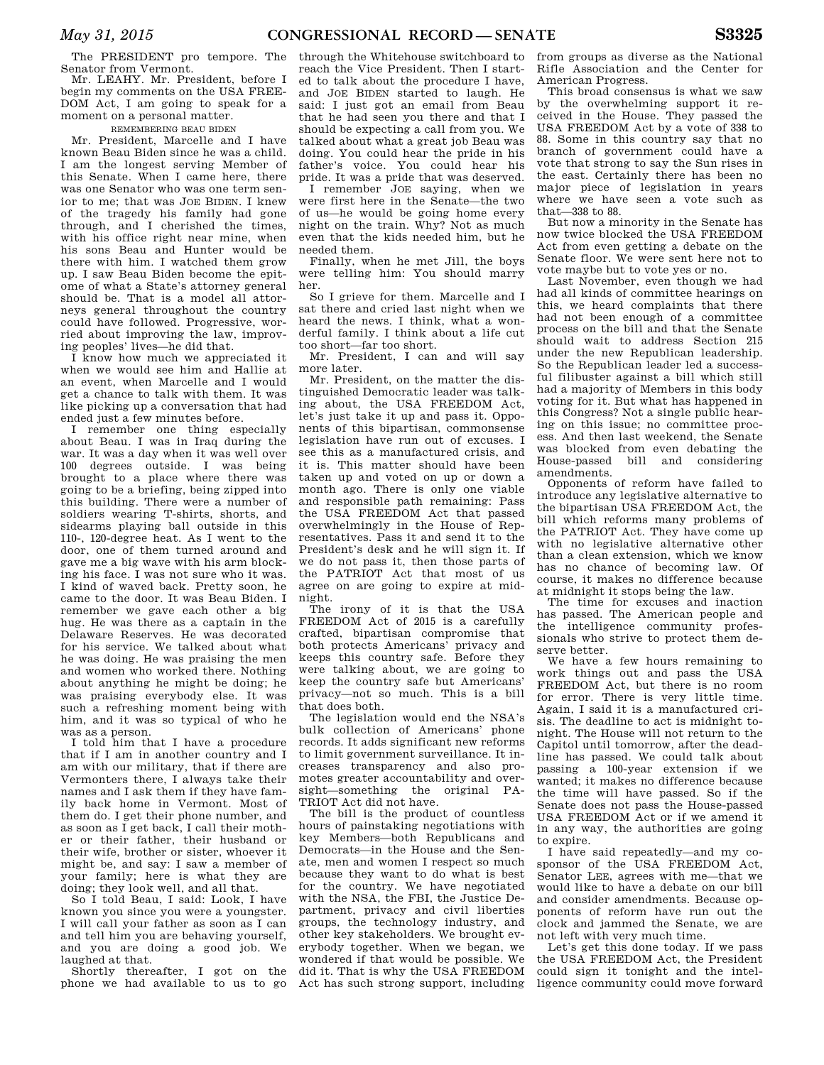The PRESIDENT pro tempore. The Senator from Vermont.

Mr. LEAHY. Mr. President, before I begin my comments on the USA FREEDOM Act, I am going to speak for a moment on a personal matter.

REMEMBERING BEAU BIDEN

Mr. President, Marcelle and I have known Beau Biden since he was a child. I am the longest serving Member of this Senate. When I came here, there was one Senator who was one term senior to me; that was JOE BIDEN. I knew of the tragedy his family had gone through, and I cherished the times, with his office right near mine, when his sons Beau and Hunter would be there with him. I watched them grow up. I saw Beau Biden become the epitome of what a State's attorney general should be. That is a model all attorneys general throughout the country could have followed. Progressive, worried about improving the law, improving peoples' lives—he did that.

I know how much we appreciated it when we would see him and Hallie at an event, when Marcelle and I would get a chance to talk with them. It was like picking up a conversation that had ended just a few minutes before.

I remember one thing especially about Beau. I was in Iraq during the war. It was a day when it was well over 100 degrees outside. I was being brought to a place where there was going to be a briefing, being zipped into this building. There were a number of soldiers wearing T-shirts, shorts, and sidearms playing ball outside in this 110-, 120-degree heat. As I went to the door, one of them turned around and gave me a big wave with his arm blocking his face. I was not sure who it was. I kind of waved back. Pretty soon, he came to the door. It was Beau Biden. I remember we gave each other a big hug. He was there as a captain in the Delaware Reserves. He was decorated for his service. We talked about what he was doing. He was praising the men and women who worked there. Nothing about anything he might be doing; he was praising everybody else. It was such a refreshing moment being with him, and it was so typical of who he was as a person.

I told him that I have a procedure that if I am in another country and I am with our military, that if there are Vermonters there, I always take their names and I ask them if they have family back home in Vermont. Most of them do. I get their phone number, and as soon as I get back, I call their mother or their father, their husband or their wife, brother or sister, whoever it might be, and say: I saw a member of your family; here is what they are doing; they look well, and all that.

So I told Beau, I said: Look, I have known you since you were a youngster. I will call your father as soon as I can and tell him you are behaving yourself, and you are doing a good job. We laughed at that.

Shortly thereafter, I got on the phone we had available to us to go through the Whitehouse switchboard to reach the Vice President. Then I started to talk about the procedure I have, and JOE BIDEN started to laugh. He said: I just got an email from Beau that he had seen you there and that I should be expecting a call from you. We talked about what a great job Beau was doing. You could hear the pride in his father's voice. You could hear his pride. It was a pride that was deserved.

I remember JOE saying, when we were first here in the Senate—the two of us—he would be going home every night on the train. Why? Not as much even that the kids needed him, but he needed them.

Finally, when he met Jill, the boys were telling him: You should marry her.

So I grieve for them. Marcelle and I sat there and cried last night when we heard the news. I think, what a wonderful family. I think about a life cut too short—far too short.

Mr. President, I can and will say more later.

Mr. President, on the matter the distinguished Democratic leader was talking about, the USA FREEDOM Act, let's just take it up and pass it. Opponents of this bipartisan, commonsense legislation have run out of excuses. I see this as a manufactured crisis, and it is. This matter should have been taken up and voted on up or down a month ago. There is only one viable and responsible path remaining: Pass the USA FREEDOM Act that passed overwhelmingly in the House of Representatives. Pass it and send it to the President's desk and he will sign it. If we do not pass it, then those parts of the PATRIOT Act that most of us agree on are going to expire at midnight.

The irony of it is that the USA FREEDOM Act of 2015 is a carefully crafted, bipartisan compromise that both protects Americans' privacy and keeps this country safe. Before they were talking about, we are going to keep the country safe but Americans' privacy—not so much. This is a bill that does both.

The legislation would end the NSA's bulk collection of Americans' phone records. It adds significant new reforms to limit government surveillance. It increases transparency and also promotes greater accountability and oversight—something the original PATRIOT Act did not have.

The bill is the product of countless hours of painstaking negotiations with key Members—both Republicans and Democrats—in the House and the Senate, men and women I respect so much because they want to do what is best for the country. We have negotiated with the NSA, the FBI, the Justice Department, privacy and civil liberties groups, the technology industry, and other key stakeholders. We brought everybody together. When we began, we wondered if that would be possible. We did it. That is why the USA FREEDOM Act has such strong support, including from groups as diverse as the National Rifle Association and the Center for American Progress.

This broad consensus is what we saw by the overwhelming support it received in the House. They passed the USA FREEDOM Act by a vote of 338 to 88. Some in this country say that no branch of government could have a vote that strong to say the Sun rises in the east. Certainly there has been no major piece of legislation in years where we have seen a vote such as that—338 to 88.

But now a minority in the Senate has now twice blocked the USA FREEDOM Act from even getting a debate on the Senate floor. We were sent here not to vote maybe but to vote yes or no.

Last November, even though we had had all kinds of committee hearings on this, we heard complaints that there had not been enough of a committee process on the bill and that the Senate should wait to address Section 215 under the new Republican leadership. So the Republican leader led a successful filibuster against a bill which still had a majority of Members in this body voting for it. But what has happened in this Congress? Not a single public hearing on this issue; no committee process. And then last weekend, the Senate was blocked from even debating the House-passed bill and considering amendments.

Opponents of reform have failed to introduce any legislative alternative to the bipartisan USA FREEDOM Act, the bill which reforms many problems of the PATRIOT Act. They have come up with no legislative alternative other than a clean extension, which we know has no chance of becoming law. Of course, it makes no difference because at midnight it stops being the law.

The time for excuses and inaction has passed. The American people and the intelligence community professionals who strive to protect them deserve better.

We have a few hours remaining to work things out and pass the USA FREEDOM Act, but there is no room for error. There is very little time. Again, I said it is a manufactured crisis. The deadline to act is midnight tonight. The House will not return to the Capitol until tomorrow, after the deadline has passed. We could talk about passing a 100-year extension if we wanted; it makes no difference because the time will have passed. So if the Senate does not pass the House-passed USA FREEDOM Act or if we amend it in any way, the authorities are going to expire.

I have said repeatedly—and my cosponsor of the USA FREEDOM Act, Senator LEE, agrees with me—that we would like to have a debate on our bill and consider amendments. Because opponents of reform have run out the clock and jammed the Senate, we are not left with very much time.

Let's get this done today. If we pass the USA FREEDOM Act, the President could sign it tonight and the intelligence community could move forward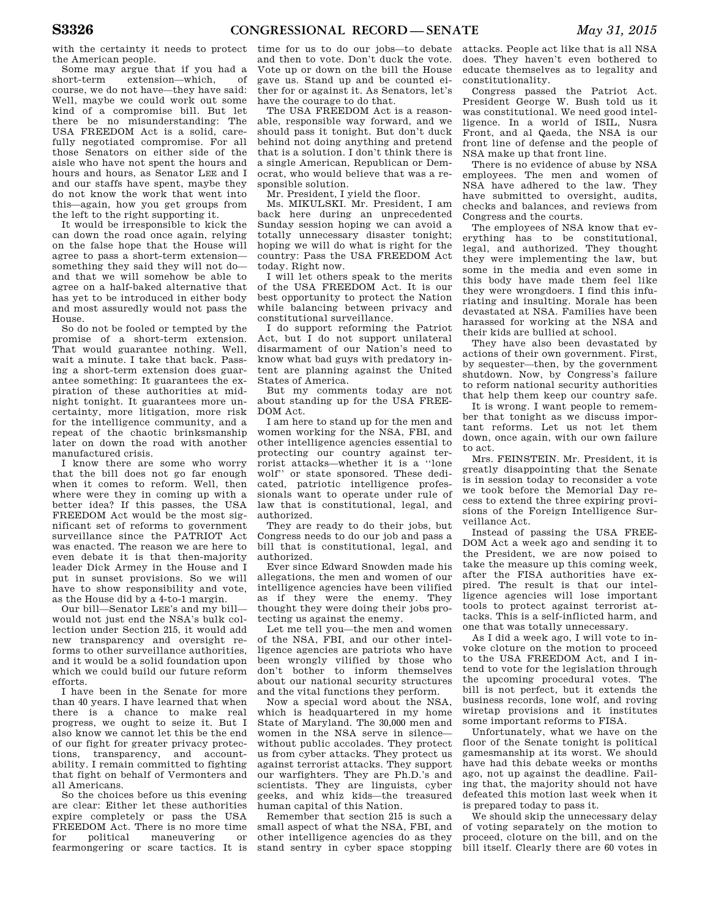with the certainty it needs to protect the American people.

Some may argue that if you had a short-term extension—which, of course, we do not have—they have said: Well, maybe we could work out some kind of a compromise bill. But let there be no misunderstanding: The USA FREEDOM Act is a solid, carefully negotiated compromise. For all those Senators on either side of the aisle who have not spent the hours and hours and hours, as Senator LEE and I and our staffs have spent, maybe they do not know the work that went into this—again, how you get groups from the left to the right supporting it.

It would be irresponsible to kick the can down the road once again, relying on the false hope that the House will agree to pass a short-term extension—something they said they will not do—and that we will somehow be able to agree on a half-baked alternative that has yet to be introduced in either body and most assuredly would not pass the House.

So do not be fooled or tempted by the promise of a short-term extension. That would guarantee nothing. Well, wait a minute. I take that back. Passing a short-term extension does guarantee something: It guarantees the expiration of these authorities at midnight tonight. It guarantees more uncertainty, more litigation, more risk for the intelligence community, and a repeat of the chaotic brinksmanship later on down the road with another manufactured crisis.

I know there are some who worry that the bill does not go far enough when it comes to reform. Well, then where were they in coming up with a better idea? If this passes, the USA FREEDOM Act would be the most significant set of reforms to government surveillance since the PATRIOT Act was enacted. The reason we are here to even debate it is that then-majority leader Dick Armey in the House and I put in sunset provisions. So we will have to show responsibility and vote, as the House did by a 4-to-1 margin.

Our bill—Senator LEE's and my bill—would not just end the NSA's bulk collection under Section 215, it would add new transparency and oversight reforms to other surveillance authorities, and it would be a solid foundation upon which we could build our future reform efforts.

I have been in the Senate for more than 40 years. I have learned that when there is a chance to make real progress, we ought to seize it. But I also know we cannot let this be the end of our fight for greater privacy protections, transparency, and accountability. I remain committed to fighting that fight on behalf of Vermonters and all Americans.

So the choices before us this evening are clear: Either let these authorities expire completely or pass the USA FREEDOM Act. There is no more time for political maneuvering or fearmongering or scare tactics. It is time for us to do our jobs—to debate and then to vote. Don't duck the vote. Vote up or down on the bill the House gave us. Stand up and be counted either for or against it. As Senators, let's have the courage to do that.

The USA FREEDOM Act is a reasonable, responsible way forward, and we should pass it tonight. But don't duck behind not doing anything and pretend that is a solution. I don't think there is a single American, Republican or Democrat, who would believe that was a responsible solution.

Mr. President, I yield the floor.

Ms. MIKULSKI. Mr. President, I am back here during an unprecedented Sunday session hoping we can avoid a totally unnecessary disaster tonight; hoping we will do what is right for the country: Pass the USA FREEDOM Act today. Right now.

I will let others speak to the merits of the USA FREEDOM Act. It is our best opportunity to protect the Nation while balancing between privacy and constitutional surveillance.

I do support reforming the Patriot Act, but I do not support unilateral disarmament of our Nation's need to know what bad guys with predatory intent are planning against the United States of America.

But my comments today are not about standing up for the USA FREEDOM Act.

I am here to stand up for the men and women working for the NSA, FBI, and other intelligence agencies essential to protecting our country against terrorist attacks—whether it is a ''lone wolf'' or state sponsored. These dedicated, patriotic intelligence professionals want to operate under rule of law that is constitutional, legal, and authorized.

They are ready to do their jobs, but Congress needs to do our job and pass a bill that is constitutional, legal, and authorized.

Ever since Edward Snowden made his allegations, the men and women of our intelligence agencies have been vilified as if they were the enemy. They thought they were doing their jobs protecting us against the enemy.

Let me tell you—the men and women of the NSA, FBI, and our other intelligence agencies are patriots who have been wrongly vilified by those who don't bother to inform themselves about our national security structures and the vital functions they perform.

Now a special word about the NSA, which is headquartered in my home State of Maryland. The 30,000 men and women in the NSA serve in silence—without public accolades. They protect us from cyber attacks. They protect us against terrorist attacks. They support our warfighters. They are Ph.D.'s and scientists. They are linguists, cyber geeks, and whiz kids—the treasured human capital of this Nation.

Remember that section 215 is such a small aspect of what the NSA, FBI, and other intelligence agencies do as they stand sentry in cyber space stopping attacks. People act like that is all NSA does. They haven't even bothered to educate themselves as to legality and constitutionality.

Congress passed the Patriot Act. President George W. Bush told us it was constitutional. We need good intelligence. In a world of ISIL, Nusra Front, and al Qaeda, the NSA is our front line of defense and the people of NSA make up that front line.

There is no evidence of abuse by NSA employees. The men and women of NSA have adhered to the law. They have submitted to oversight, audits, checks and balances, and reviews from Congress and the courts.

The employees of NSA know that everything has to be constitutional, legal, and authorized. They thought they were implementing the law, but some in the media and even some in this body have made them feel like they were wrongdoers. I find this infuriating and insulting. Morale has been devastated at NSA. Families have been harassed for working at the NSA and their kids are bullied at school.

They have also been devastated by actions of their own government. First, by sequester—then, by the government shutdown. Now, by Congress's failure to reform national security authorities that help them keep our country safe.

It is wrong. I want people to remember that tonight as we discuss important reforms. Let us not let them down, once again, with our own failure to act.

Mrs. FEINSTEIN. Mr. President, it is greatly disappointing that the Senate is in session today to reconsider a vote we took before the Memorial Day recess to extend the three expiring provisions of the Foreign Intelligence Surveillance Act.

Instead of passing the USA FREEDOM Act a week ago and sending it to the President, we are now poised to take the measure up this coming week, after the FISA authorities have expired. The result is that our intelligence agencies will lose important tools to protect against terrorist attacks. This is a self-inflicted harm, and one that was totally unnecessary.

As I did a week ago, I will vote to invoke cloture on the motion to proceed to the USA FREEDOM Act, and I intend to vote for the legislation through the upcoming procedural votes. The bill is not perfect, but it extends the business records, lone wolf, and roving wiretap provisions and it institutes some important reforms to FISA.

Unfortunately, what we have on the floor of the Senate tonight is political gamesmanship at its worst. We should have had this debate weeks or months ago, not up against the deadline. Failing that, the majority should not have defeated this motion last week when it is prepared today to pass it.

We should skip the unnecessary delay of voting separately on the motion to proceed, cloture on the bill, and on the bill itself. Clearly there are 60 votes in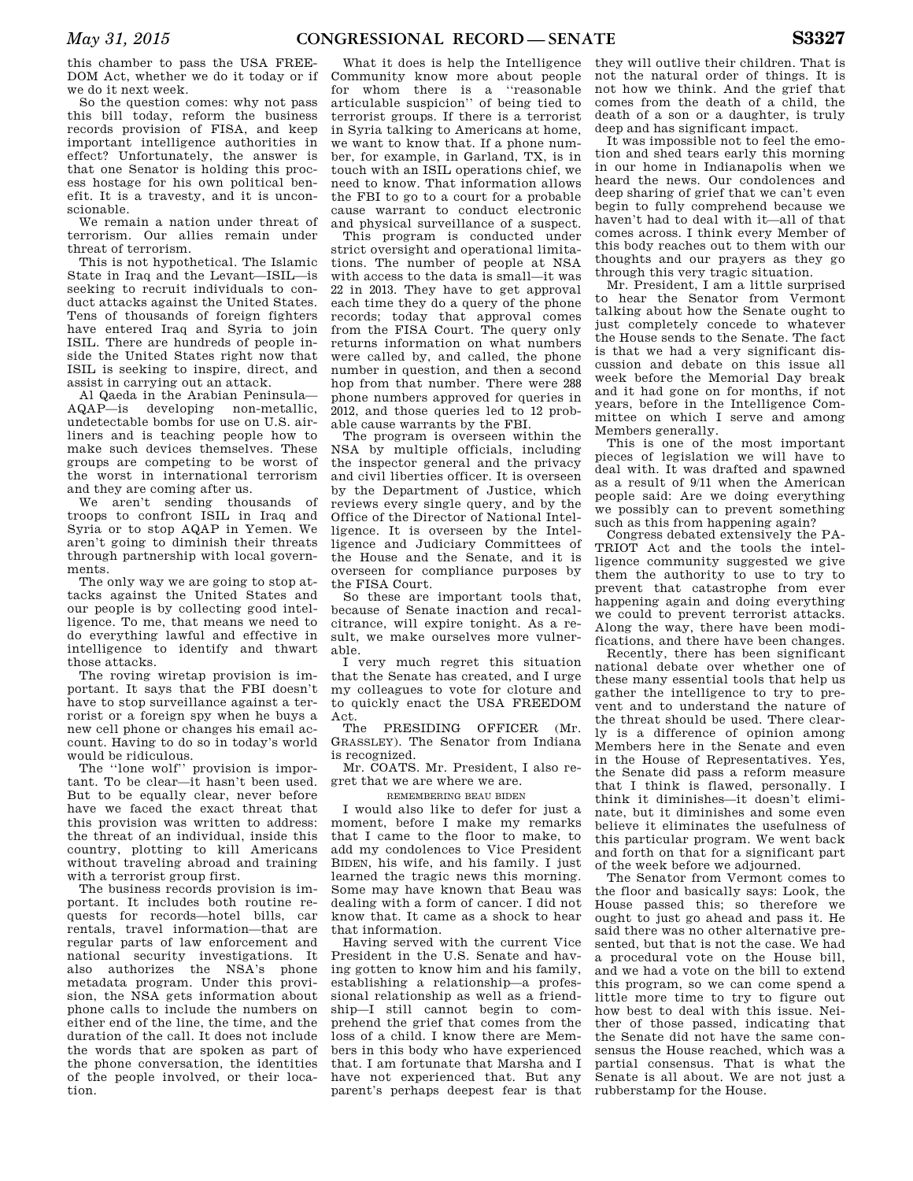this chamber to pass the USA FREEDOM Act, whether we do it today or if we do it next week.

So the question comes: why not pass this bill today, reform the business records provision of FISA, and keep important intelligence authorities in effect? Unfortunately, the answer is that one Senator is holding this process hostage for his own political benefit. It is a travesty, and it is unconscionable.

We remain a nation under threat of terrorism. Our allies remain under threat of terrorism.

This is not hypothetical. The Islamic State in Iraq and the Levant—ISIL—is seeking to recruit individuals to conduct attacks against the United States. Tens of thousands of foreign fighters have entered Iraq and Syria to join ISIL. There are hundreds of people inside the United States right now that ISIL is seeking to inspire, direct, and assist in carrying out an attack.

Al Qaeda in the Arabian Peninsula—AQAP—is developing non-metallic, undetectable bombs for use on U.S. airliners and is teaching people how to make such devices themselves. These groups are competing to be worst of the worst in international terrorism and they are coming after us.

We aren't sending thousands of troops to confront ISIL in Iraq and Syria or to stop AQAP in Yemen. We aren't going to diminish their threats through partnership with local governments.

The only way we are going to stop attacks against the United States and our people is by collecting good intelligence. To me, that means we need to do everything lawful and effective in intelligence to identify and thwart those attacks.

The roving wiretap provision is important. It says that the FBI doesn't have to stop surveillance against a terrorist or a foreign spy when he buys a new cell phone or changes his email account. Having to do so in today's world would be ridiculous.

The "lone wolf" provision is important. To be clear—it hasn't been used. But to be equally clear, never before have we faced the exact threat that this provision was written to address: the threat of an individual, inside this country, plotting to kill Americans without traveling abroad and training with a terrorist group first.

The business records provision is important. It includes both routine requests for records—hotel bills, car rentals, travel information—that are regular parts of law enforcement and national security investigations. It also authorizes the NSA's phone metadata program. Under this provision, the NSA gets information about phone calls to include the numbers on either end of the line, the time, and the duration of the call. It does not include the words that are spoken as part of the phone conversation, the identities of the people involved, or their location.

What it does is help the Intelligence Community know more about people for whom there is a "reasonable articulable suspicion" of being tied to terrorist groups. If there is a terrorist in Syria talking to Americans at home, we want to know that. If a phone number, for example, in Garland, TX, is in touch with an ISIL operations chief, we need to know. That information allows the FBI to go to a court for a probable cause warrant to conduct electronic and physical surveillance of a suspect.

This program is conducted under strict oversight and operational limitations. The number of people at NSA with access to the data is small—it was 22 in 2013. They have to get approval each time they do a query of the phone records; today that approval comes from the FISA Court. The query only returns information on what numbers were called by, and called, the phone number in question, and then a second hop from that number. There were 288 phone numbers approved for queries in 2012, and those queries led to 12 probable cause warrants by the FBI.

The program is overseen within the NSA by multiple officials, including the inspector general and the privacy and civil liberties officer. It is overseen by the Department of Justice, which reviews every single query, and by the Office of the Director of National Intelligence. It is overseen by the Intelligence and Judiciary Committees of the House and the Senate, and it is overseen for compliance purposes by the FISA Court.

So these are important tools that, because of Senate inaction and recalcitrance, will expire tonight. As a result, we make ourselves more vulnerable.

I very much regret this situation that the Senate has created, and I urge my colleagues to vote for cloture and to quickly enact the USA FREEDOM Act.

The PRESIDING OFFICER (Mr. GRASSLEY). The Senator from Indiana is recognized.

Mr. COATS. Mr. President, I also regret that we are where we are.

### REMEMBERING BEAU BIDEN

I would also like to defer for just a moment, before I make my remarks that I came to the floor to make, to add my condolences to Vice President BIDEN, his wife, and his family. I just learned the tragic news this morning. Some may have known that Beau was dealing with a form of cancer. I did not know that. It came as a shock to hear that information.

Having served with the current Vice President in the U.S. Senate and having gotten to know him and his family, establishing a relationship—a professional relationship as well as a friendship—I still cannot begin to comprehend the grief that comes from the loss of a child. I know there are Members in this body who have experienced that. I am fortunate that Marsha and I have not experienced that. But any parent's perhaps deepest fear is that they will outlive their children. That is not the natural order of things. It is not how we think. And the grief that comes from the death of a child, the death of a son or a daughter, is truly deep and has significant impact.

It was impossible not to feel the emotion and shed tears early this morning in our home in Indianapolis when we heard the news. Our condolences and deep sharing of grief that we can't even begin to fully comprehend because we haven't had to deal with it—all of that comes across. I think every Member of this body reaches out to them with our thoughts and our prayers as they go through this very tragic situation.

Mr. President, I am a little surprised to hear the Senator from Vermont talking about how the Senate ought to just completely concede to whatever the House sends to the Senate. The fact is that we had a very significant discussion and debate on this issue all week before the Memorial Day break and it had gone on for months, if not years, before in the Intelligence Committee on which I serve and among Members generally.

This is one of the most important pieces of legislation we will have to deal with. It was drafted and spawned as a result of 9/11 when the American people said: Are we doing everything we possibly can to prevent something such as this from happening again?

Congress debated extensively the PATRIOT Act and the tools the intelligence community suggested we give them the authority to use to try to prevent that catastrophe from ever happening again and doing everything we could to prevent terrorist attacks. Along the way, there have been modifications, and there have been changes.

Recently, there has been significant national debate over whether one of these many essential tools that help us gather the intelligence to try to prevent and to understand the nature of the threat should be used. There clearly is a difference of opinion among Members here in the Senate and even in the House of Representatives. Yes, the Senate did pass a reform measure that I think is flawed, personally. I think it diminishes—it doesn't eliminate, but it diminishes and some even believe it eliminates the usefulness of this particular program. We went back and forth on that for a significant part of the week before we adjourned.

The Senator from Vermont comes to the floor and basically says: Look, the House passed this; so therefore we ought to just go ahead and pass it. He said there was no other alternative presented, but that is not the case. We had a procedural vote on the House bill, and we had a vote on the bill to extend this program, so we can come spend a little more time to try to figure out how best to deal with this issue. Neither of those passed, indicating that the Senate did not have the same consensus the House reached, which was a partial consensus. That is what the Senate is all about. We are not just a rubberstamp for the House.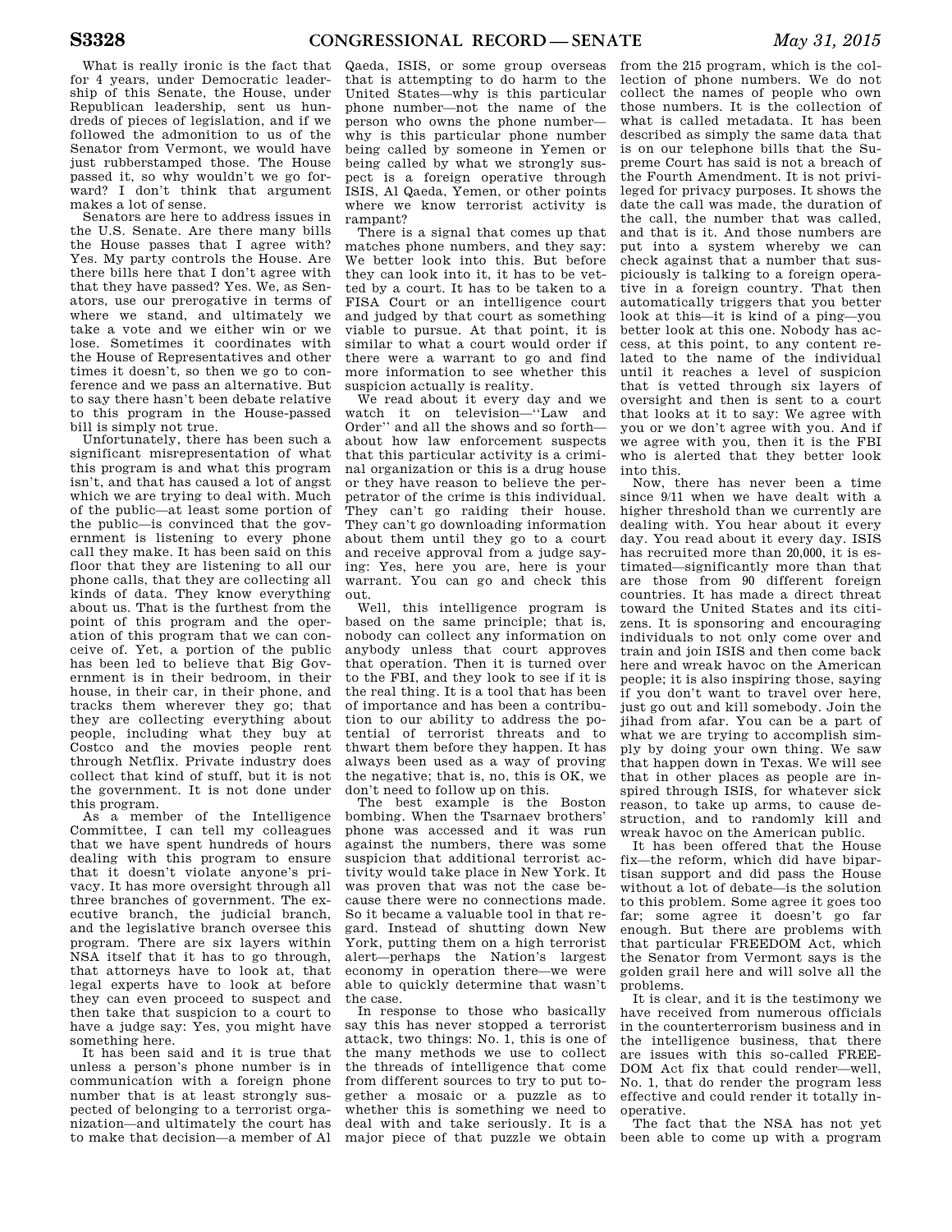What is really ironic is the fact that for 4 years, under Democratic leadership of this Senate, the House, under Republican leadership, sent us hundreds of pieces of legislation, and if we followed the admonition to us of the Senator from Vermont, we would have just rubberstamped those. The House passed it, so why wouldn't we go forward? I don't think that argument makes a lot of sense.

Senators are here to address issues in the U.S. Senate. Are there many bills the House passes that I agree with? Yes. My party controls the House. Are there bills here that I don't agree with that they have passed? Yes. We, as Senators, use our prerogative in terms of where we stand, and ultimately we take a vote and we either win or we lose. Sometimes it coordinates with the House of Representatives and other times it doesn't, so then we go to conference and we pass an alternative. But to say there hasn't been debate relative to this program in the House-passed bill is simply not true.

Unfortunately, there has been such a significant misrepresentation of what this program is and what this program isn't, and that has caused a lot of angst which we are trying to deal with. Much of the public—at least some portion of the public—is convinced that the government is listening to every phone call they make. It has been said on this floor that they are listening to all our phone calls, that they are collecting all kinds of data. They know everything about us. That is the furthest from the point of this program and the operation of this program that we can conceive of. Yet, a portion of the public has been led to believe that Big Government is in their bedroom, in their house, in their car, in their phone, and tracks them wherever they go; that they are collecting everything about people, including what they buy at Costco and the movies people rent through Netflix. Private industry does collect that kind of stuff, but it is not the government. It is not done under this program.

As a member of the Intelligence Committee, I can tell my colleagues that we have spent hundreds of hours dealing with this program to ensure that it doesn't violate anyone's privacy. It has more oversight through all three branches of government. The executive branch, the judicial branch, and the legislative branch oversee this program. There are six layers within NSA itself that it has to go through, that attorneys have to look at, that legal experts have to look at before they can even proceed to suspect and then take that suspicion to a court to have a judge say: Yes, you might have something here.

It has been said and it is true that unless a person's phone number is in communication with a foreign phone number that is at least strongly suspected of belonging to a terrorist organization—and ultimately the court has to make that decision—a member of Al Qaeda, ISIS, or some group overseas that is attempting to do harm to the United States—why is this particular phone number—not the name of the person who owns the phone number—why is this particular phone number being called by someone in Yemen or being called by what we strongly suspect is a foreign operative through ISIS, Al Qaeda, Yemen, or other points where we know terrorist activity is rampant?

There is a signal that comes up that matches phone numbers, and they say: We better look into this. But before they can look into it, it has to be vetted by a court. It has to be taken to a FISA Court or an intelligence court and judged by that court as something viable to pursue. At that point, it is similar to what a court would order if there were a warrant to go and find more information to see whether this suspicion actually is reality.

We read about it every day and we watch it on television—''Law and Order'' and all the shows and so forth—about how law enforcement suspects that this particular activity is a criminal organization or this is a drug house or they have reason to believe the perpetrator of the crime is this individual. They can't go raiding their house. They can't go downloading information about them until they go to a court and receive approval from a judge saying: Yes, here you are, here is your warrant. You can go and check this out.

Well, this intelligence program is based on the same principle; that is, nobody can collect any information on anybody unless that court approves that operation. Then it is turned over to the FBI, and they look to see if it is the real thing. It is a tool that has been of importance and has been a contribution to our ability to address the potential of terrorist threats and to thwart them before they happen. It has always been used as a way of proving the negative; that is, no, this is OK, we don't need to follow up on this.

The best example is the Boston bombing. When the Tsarnaev brothers' phone was accessed and it was run against the numbers, there was some suspicion that additional terrorist activity would take place in New York. It was proven that was not the case because there were no connections made. So it became a valuable tool in that regard. Instead of shutting down New York, putting them on a high terrorist alert—perhaps the Nation's largest economy in operation there—we were able to quickly determine that wasn't the case.

In response to those who basically say this has never stopped a terrorist attack, two things: No. 1, this is one of the many methods we use to collect the threads of intelligence that come from different sources to try to put together a mosaic or a puzzle as to whether this is something we need to deal with and take seriously. It is a major piece of that puzzle we obtain from the 215 program, which is the collection of phone numbers. We do not collect the names of people who own those numbers. It is the collection of what is called metadata. It has been described as simply the same data that is on our telephone bills that the Supreme Court has said is not a breach of the Fourth Amendment. It is not privileged for privacy purposes. It shows the date the call was made, the duration of the call, the number that was called, and that is it. And those numbers are put into a system whereby we can check against that a number that suspiciously is talking to a foreign operative in a foreign country. That then automatically triggers that you better look at this—it is kind of a ping—you better look at this one. Nobody has access, at this point, to any content related to the name of the individual until it reaches a level of suspicion that is vetted through six layers of oversight and then is sent to a court that looks at it to say: We agree with you or we don't agree with you. And if we agree with you, then it is the FBI who is alerted that they better look into this.

Now, there has never been a time since 9/11 when we have dealt with a higher threshold than we currently are dealing with. You hear about it every day. You read about it every day. ISIS has recruited more than 20,000, it is estimated—significantly more than that are those from 90 different foreign countries. It has made a direct threat toward the United States and its citizens. It is sponsoring and encouraging individuals to not only come over and train and join ISIS and then come back here and wreak havoc on the American people; it is also inspiring those, saying if you don't want to travel over here, just go out and kill somebody. Join the jihad from afar. You can be a part of what we are trying to accomplish simply by doing your own thing. We saw that happen down in Texas. We will see that in other places as people are inspired through ISIS, for whatever sick reason, to take up arms, to cause destruction, and to randomly kill and wreak havoc on the American public.

It has been offered that the House fix—the reform, which did have bipartisan support and did pass the House without a lot of debate—is the solution to this problem. Some agree it goes too far; some agree it doesn't go far enough. But there are problems with that particular FREEDOM Act, which the Senator from Vermont says is the golden grail here and will solve all the problems.

It is clear, and it is the testimony we have received from numerous officials in the counterterrorism business and in the intelligence business, that there are issues with this so-called FREEDOM Act fix that could render—well, No. 1, that do render the program less effective and could render it totally inoperative.

The fact that the NSA has not yet been able to come up with a program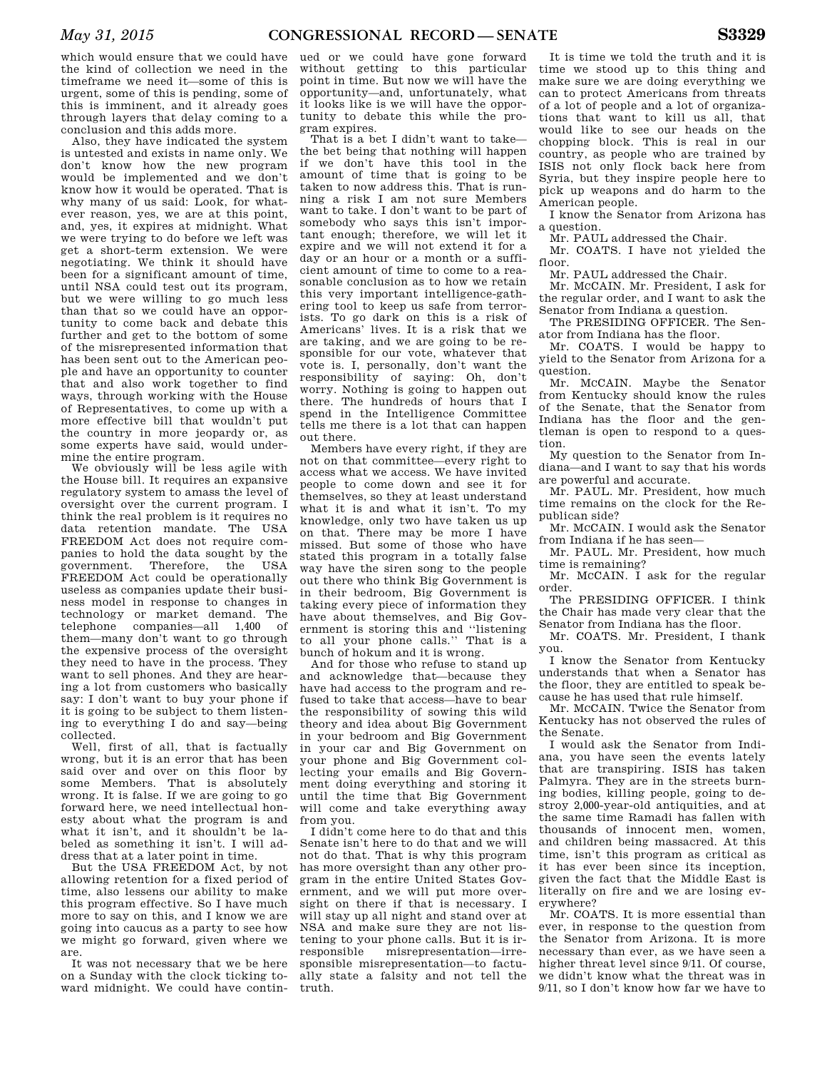which would ensure that we could have the kind of collection we need in the timeframe we need it—some of this is urgent, some of this is pending, some of this is imminent, and it already goes through layers that delay coming to a conclusion and this adds more.

Also, they have indicated the system is untested and exists in name only. We don't know how the new program would be implemented and we don't know how it would be operated. That is why many of us said: Look, for whatever reason, yes, we are at this point, and, yes, it expires at midnight. What we were trying to do before we left was get a short-term extension. We were negotiating. We think it should have been for a significant amount of time, until NSA could test out its program, but we were willing to go much less than that so we could have an opportunity to come back and debate this further and get to the bottom of some of the misrepresented information that has been sent out to the American people and have an opportunity to counter that and also work together to find ways, through working with the House of Representatives, to come up with a more effective bill that wouldn't put the country in more jeopardy or, as some experts have said, would undermine the entire program.

We obviously will be less agile with the House bill. It requires an expansive regulatory system to amass the level of oversight over the current program. I think the real problem is it requires no data retention mandate. The USA FREEDOM Act does not require companies to hold the data sought by the government. Therefore, the USA FREEDOM Act could be operationally useless as companies update their business model in response to changes in technology or market demand. The telephone companies—all 1,400 of them—many don't want to go through the expensive process of the oversight they need to have in the process. They want to sell phones. And they are hearing a lot from customers who basically say: I don't want to buy your phone if it is going to be subject to them listening to everything I do and say—being collected.

Well, first of all, that is factually wrong, but it is an error that has been said over and over on this floor by some Members. That is absolutely wrong. It is false. If we are going to go forward here, we need intellectual honesty about what the program is and what it isn't, and it shouldn't be labeled as something it isn't. I will address that at a later point in time.

But the USA FREEDOM Act, by not allowing retention for a fixed period of time, also lessens our ability to make this program effective. So I have much more to say on this, and I know we are going into caucus as a party to see how we might go forward, given where we are.

It was not necessary that we be here on a Sunday with the clock ticking toward midnight. We could have continued or we could have gone forward without getting to this particular point in time. But now we will have the opportunity—and, unfortunately, what it looks like is we will have the opportunity to debate this while the program expires.

That is a bet I didn't want to take—the bet being that nothing will happen if we don't have this tool in the amount of time that is going to be taken to now address this. That is running a risk I am not sure Members want to take. I don't want to be part of somebody who says this isn't important enough; therefore, we will let it expire and we will not extend it for a day or an hour or a month or a sufficient amount of time to come to a reasonable conclusion as to how we retain this very important intelligence-gathering tool to keep us safe from terrorists. To go dark on this is a risk of Americans' lives. It is a risk that we are taking, and we are going to be responsible for our vote, whatever that vote is. I, personally, don't want the responsibility of saying: Oh, don't worry. Nothing is going to happen out there. The hundreds of hours that I spend in the Intelligence Committee tells me there is a lot that can happen out there.

Members have every right, if they are not on that committee—every right to access what we access. We have invited people to come down and see it for themselves, so they at least understand what it is and what it isn't. To my knowledge, only two have taken us up on that. There may be more I have missed. But some of those who have stated this program in a totally false way have the siren song to the people out there who think Big Government is in their bedroom, Big Government is taking every piece of information they have about themselves, and Big Government is storing this and "listening to all your phone calls." That is a bunch of hokum and it is wrong.

And for those who refuse to stand up and acknowledge that—because they have had access to the program and refused to take that access—have to bear the responsibility of sowing this wild theory and idea about Big Government in your bedroom and Big Government in your car and Big Government on your phone and Big Government collecting your emails and Big Government doing everything and storing it until the time that Big Government will come and take everything away from you.

I didn't come here to do that and this Senate isn't here to do that and we will not do that. That is why this program has more oversight than any other program in the entire United States Government, and we will put more oversight on there if that is necessary. I will stay up all night and stand over at NSA and make sure they are not listening to your phone calls. But it is irresponsible misrepresentation—irresponsible misrepresentation—to factually state a falsity and not tell the truth.

It is time we told the truth and it is time we stood up to this thing and make sure we are doing everything we can to protect Americans from threats of a lot of people and a lot of organizations that want to kill us all, that would like to see our heads on the chopping block. This is real in our country, as people who are trained by ISIS not only flock back here from Syria, but they inspire people here to pick up weapons and do harm to the American people.

I know the Senator from Arizona has a question.

Mr. PAUL addressed the Chair.

Mr. COATS. I have not yielded the floor.

Mr. PAUL addressed the Chair.

Mr. McCAIN. Mr. President, I ask for the regular order, and I want to ask the Senator from Indiana a question.

The PRESIDING OFFICER. The Senator from Indiana has the floor.

Mr. COATS. I would be happy to yield to the Senator from Arizona for a question.

Mr. McCAIN. Maybe the Senator from Kentucky should know the rules of the Senate, that the Senator from Indiana has the floor and the gentleman is open to respond to a question.

My question to the Senator from Indiana—and I want to say that his words are powerful and accurate.

Mr. PAUL. Mr. President, how much time remains on the clock for the Republican side?

Mr. McCAIN. I would ask the Senator from Indiana if he has seen—

Mr. PAUL. Mr. President, how much time is remaining?

Mr. McCAIN. I ask for the regular order.

The PRESIDING OFFICER. I think the Chair has made very clear that the Senator from Indiana has the floor.

Mr. COATS. Mr. President, I thank you.

I know the Senator from Kentucky understands that when a Senator has the floor, they are entitled to speak because he has used that rule himself.

Mr. McCAIN. Twice the Senator from Kentucky has not observed the rules of the Senate.

I would ask the Senator from Indiana, you have seen the events lately that are transpiring. ISIS has taken Palmyra. They are in the streets burning bodies, killing people, going to destroy 2,000-year-old antiquities, and at the same time Ramadi has fallen with thousands of innocent men, women, and children being massacred. At this time, isn't this program as critical as it has ever been since its inception, given the fact that the Middle East is literally on fire and we are losing everywhere?

Mr. COATS. It is more essential than ever, in response to the question from the Senator from Arizona. It is more necessary than ever, as we have seen a higher threat level since 9/11. Of course, we didn't know what the threat was in 9/11, so I don't know how far we have to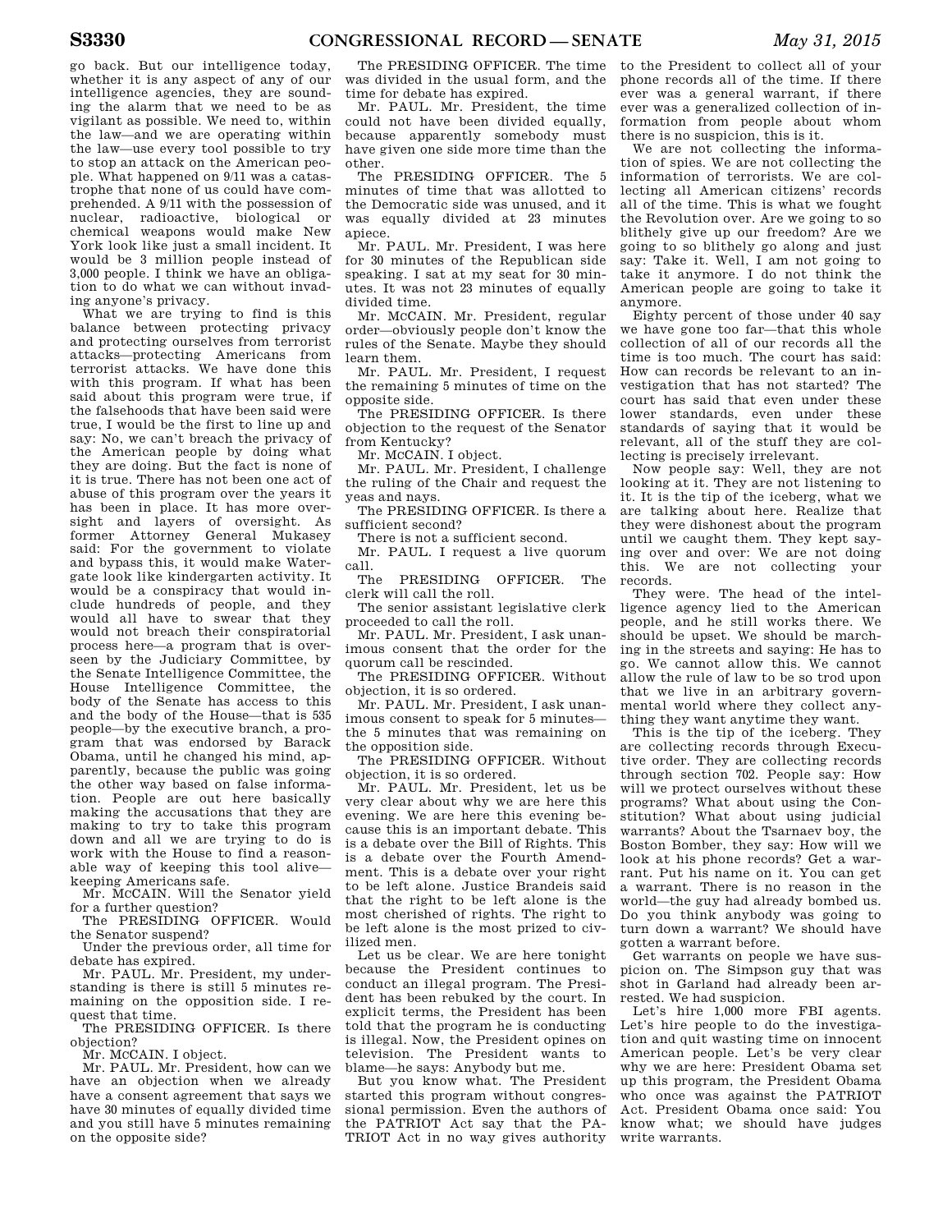go back. But our intelligence today, whether it is any aspect of any of our intelligence agencies, they are sounding the alarm that we need to be as vigilant as possible. We need to, within the law—and we are operating within the law—use every tool possible to try to stop an attack on the American people. What happened on 9/11 was a catastrophe that none of us could have comprehended. A 9/11 with the possession of nuclear, radioactive, biological or chemical weapons would make New York look like just a small incident. It would be 3 million people instead of 3,000 people. I think we have an obligation to do what we can without invading anyone's privacy.

What we are trying to find is this balance between protecting privacy and protecting ourselves from terrorist attacks—protecting Americans from terrorist attacks. We have done this with this program. If what has been said about this program were true, if the falsehoods that have been said were true, I would be the first to line up and say: No, we can't breach the privacy of the American people by doing what they are doing. But the fact is none of it is true. There has not been one act of abuse of this program over the years it has been in place. It has more oversight and layers of oversight. As former Attorney General Mukasey said: For the government to violate and bypass this, it would make Watergate look like kindergarten activity. It would be a conspiracy that would include hundreds of people, and they would all have to swear that they would not breach their conspiratorial process here—a program that is overseen by the Judiciary Committee, by the Senate Intelligence Committee, the House Intelligence Committee, the body of the Senate has access to this and the body of the House—that is 535 people—by the executive branch, a program that was endorsed by Barack Obama, until he changed his mind, apparently, because the public was going the other way based on false information. People are out here basically making the accusations that they are making to try to take this program down and all we are trying to do is work with the House to find a reasonable way of keeping this tool alive—keeping Americans safe.

Mr. McCAIN. Will the Senator yield for a further question?

The PRESIDING OFFICER. Would the Senator suspend?

Under the previous order, all time for debate has expired.

Mr. PAUL. Mr. President, my understanding is there is still 5 minutes remaining on the opposition side. I request that time.

The PRESIDING OFFICER. Is there objection?

Mr. McCAIN. I object.

Mr. PAUL. Mr. President, how can we have an objection when we already have a consent agreement that says we have 30 minutes of equally divided time and you still have 5 minutes remaining on the opposite side?

The PRESIDING OFFICER. The time was divided in the usual form, and the time for debate has expired.

Mr. PAUL. Mr. President, the time could not have been divided equally, because apparently somebody must have given one side more time than the other.

The PRESIDING OFFICER. The 5 minutes of time that was allotted to the Democratic side was unused, and it was equally divided at 23 minutes apiece.

Mr. PAUL. Mr. President, I was here for 30 minutes of the Republican side speaking. I sat at my seat for 30 minutes. It was not 23 minutes of equally divided time.

Mr. McCAIN. Mr. President, regular order—obviously people don't know the rules of the Senate. Maybe they should learn them.

Mr. PAUL. Mr. President, I request the remaining 5 minutes of time on the opposite side.

The PRESIDING OFFICER. Is there objection to the request of the Senator from Kentucky?

Mr. McCAIN. I object.

Mr. PAUL. Mr. President, I challenge the ruling of the Chair and request the yeas and nays.

The PRESIDING OFFICER. Is there a sufficient second?

There is not a sufficient second.

Mr. PAUL. I request a live quorum call.

The PRESIDING OFFICER. The clerk will call the roll.

The senior assistant legislative clerk proceeded to call the roll.

Mr. PAUL. Mr. President, I ask unanimous consent that the order for the quorum call be rescinded.

The PRESIDING OFFICER. Without objection, it is so ordered.

Mr. PAUL. Mr. President, I ask unanimous consent to speak for 5 minutes—the 5 minutes that was remaining on the opposition side.

The PRESIDING OFFICER. Without objection, it is so ordered.

Mr. PAUL. Mr. President, let us be very clear about why we are here this evening. We are here this evening because this is an important debate. This is a debate over the Bill of Rights. This is a debate over the Fourth Amendment. This is a debate over your right to be left alone. Justice Brandeis said that the right to be left alone is the most cherished of rights. The right to be left alone is the most prized to civilized men.

Let us be clear. We are here tonight because the President continues to conduct an illegal program. The President has been rebuked by the court. In explicit terms, the President has been told that the program he is conducting is illegal. Now, the President opines on television. The President wants to blame—he says: Anybody but me.

But you know what. The President started this program without congressional permission. Even the authors of the PATRIOT Act say that the PATRIOT Act in no way gives authority to the President to collect all of your phone records all of the time. If there ever was a general warrant, if there ever was a generalized collection of information from people about whom there is no suspicion, this is it.

We are not collecting the information of spies. We are not collecting the information of terrorists. We are collecting all American citizens' records all of the time. This is what we fought the Revolution over. Are we going to so blithely give up our freedom? Are we going to so blithely go along and just say: Take it. Well, I am not going to take it anymore. I do not think the American people are going to take it anymore.

Eighty percent of those under 40 say we have gone too far—that this whole collection of all of our records all the time is too much. The court has said: How can records be relevant to an investigation that has not started? The court has said that even under these lower standards, even under these standards of saying that it would be relevant, all of the stuff they are collecting is precisely irrelevant.

Now people say: Well, they are not looking at it. They are not listening to it. It is the tip of the iceberg, what we are talking about here. Realize that they were dishonest about the program until we caught them. They kept saying over and over: We are not doing this. We are not collecting your records.

They were. The head of the intelligence agency lied to the American people, and he still works there. We should be upset. We should be marching in the streets and saying: He has to go. We cannot allow this. We cannot allow the rule of law to be so trod upon that we live in an arbitrary governmental world where they collect anything they want anytime they want.

This is the tip of the iceberg. They are collecting records through Executive order. They are collecting records through section 702. People say: How will we protect ourselves without these programs? What about using the Constitution? What about using judicial warrants? About the Tsarnaev boy, the Boston Bomber, they say: How will we look at his phone records? Get a warrant. Put his name on it. You can get a warrant. There is no reason in the world—the guy had already bombed us. Do you think anybody was going to turn down a warrant? We should have gotten a warrant before.

Get warrants on people we have suspicion on. The Simpson guy that was shot in Garland had already been arrested. We had suspicion.

Let's hire 1,000 more FBI agents. Let's hire people to do the investigation and quit wasting time on innocent American people. Let's be very clear why we are here: President Obama set up this program, the President Obama who once was against the PATRIOT Act. President Obama once said: You know what; we should have judges write warrants.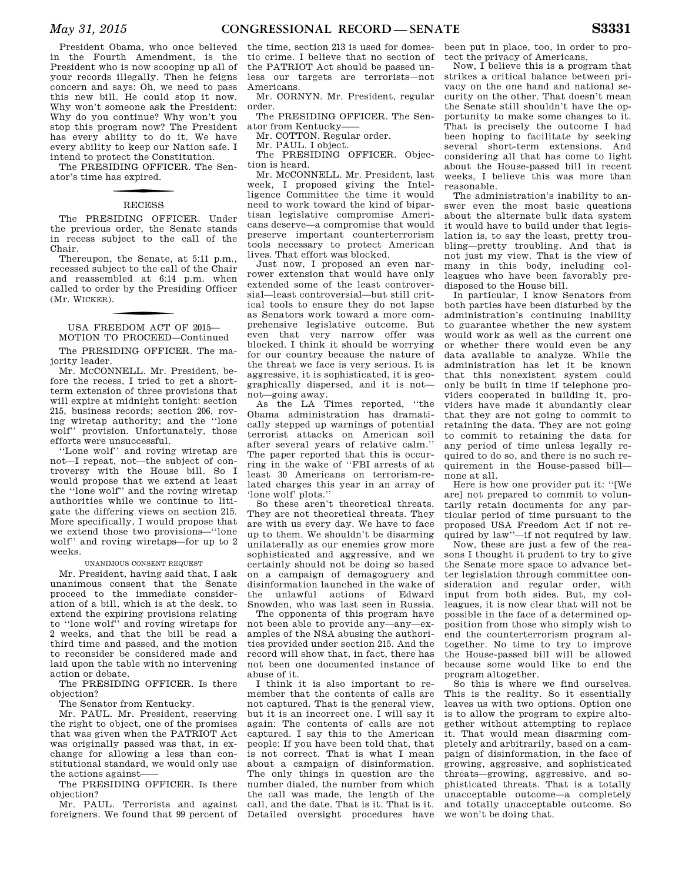President Obama, who once believed in the Fourth Amendment, is the President who is now scooping up all of your records illegally. Then he feigns concern and says: Oh, we need to pass this new bill. He could stop it now. Why won't someone ask the President: Why do you continue? Why won't you stop this program now? The President has every ability to do it. We have every ability to keep our Nation safe. I intend to protect the Constitution.

The PRESIDING OFFICER. The Senator's time has expired.

## RECESS

The PRESIDING OFFICER. Under the previous order, the Senate stands in recess subject to the call of the Chair.

Thereupon, the Senate, at 5:11 p.m., recessed subject to the call of the Chair and reassembled at 6:14 p.m. when called to order by the Presiding Officer (Mr. WICKER).

## USA FREEDOM ACT OF 2015—MOTION TO PROCEED—Continued

The PRESIDING OFFICER. The majority leader.

Mr. McCONNELL. Mr. President, before the recess, I tried to get a short-term extension of three provisions that will expire at midnight tonight: section 215, business records; section 206, roving wiretap authority; and the ''lone wolf'' provision. Unfortunately, those efforts were unsuccessful.

''Lone wolf'' and roving wiretap are not—I repeat, not—the subject of controversy with the House bill. So I would propose that we extend at least the ''lone wolf'' and the roving wiretap authorities while we continue to litigate the differing views on section 215. More specifically, I would propose that we extend those two provisions—''lone wolf'' and roving wiretaps—for up to 2 weeks.

### UNANIMOUS CONSENT REQUEST

Mr. President, having said that, I ask unanimous consent that the Senate proceed to the immediate consideration of a bill, which is at the desk, to extend the expiring provisions relating to ''lone wolf'' and roving wiretaps for 2 weeks, and that the bill be read a third time and passed, and the motion to reconsider be considered made and laid upon the table with no intervening action or debate.

The PRESIDING OFFICER. Is there objection?

The Senator from Kentucky.

Mr. PAUL. Mr. President, reserving the right to object, one of the promises that was given when the PATRIOT Act was originally passed was that, in exchange for allowing a less than constitutional standard, we would only use the actions against——

The PRESIDING OFFICER. Is there objection?

Mr. PAUL. Terrorists and against foreigners. We found that 99 percent of the time, section 213 is used for domestic crime. I believe that no section of the PATRIOT Act should be passed unless our targets are terrorists—not Americans.

Mr. CORNYN. Mr. President, regular order.

The PRESIDING OFFICER. The Senator from Kentucky——

Mr. COTTON. Regular order.

Mr. PAUL. I object.

The PRESIDING OFFICER. Objection is heard.

Mr. McCONNELL. Mr. President, last week, I proposed giving the Intelligence Committee the time it would need to work toward the kind of bipartisan legislative compromise Americans deserve—a compromise that would preserve important counterterrorism tools necessary to protect American lives. That effort was blocked.

Just now, I proposed an even narrower extension that would have only extended some of the least controversial—least controversial—but still critical tools to ensure they do not lapse as Senators work toward a more comprehensive legislative outcome. But even that very narrow offer was blocked. I think it should be worrying for our country because the nature of the threat we face is very serious. It is aggressive, it is sophisticated, it is geographically dispersed, and it is not—not—going away.

As the LA Times reported, ''the Obama administration has dramatically stepped up warnings of potential terrorist attacks on American soil after several years of relative calm.'' The paper reported that this is occurring in the wake of ''FBI arrests of at least 30 Americans on terrorism-related charges this year in an array of 'lone wolf' plots.''

So these aren't theoretical threats. They are not theoretical threats. They are with us every day. We have to face up to them. We shouldn't be disarming unilaterally as our enemies grow more sophisticated and aggressive, and we certainly should not be doing so based on a campaign of demagoguery and disinformation launched in the wake of the unlawful actions of Edward Snowden, who was last seen in Russia.

The opponents of this program have not been able to provide any—any—examples of the NSA abusing the authorities provided under section 215. And the record will show that, in fact, there has not been one documented instance of abuse of it.

I think it is also important to remember that the contents of calls are not captured. That is the general view, but it is an incorrect one. I will say it again: The contents of calls are not captured. I say this to the American people: If you have been told that, that is not correct. That is what I mean about a campaign of disinformation. The only things in question are the number dialed, the number from which the call was made, the length of the call, and the date. That is it. That is it. Detailed oversight procedures have been put in place, too, in order to protect the privacy of Americans.

Now, I believe this is a program that strikes a critical balance between privacy on the one hand and national security on the other. That doesn't mean the Senate still shouldn't have the opportunity to make some changes to it. That is precisely the outcome I had been hoping to facilitate by seeking several short-term extensions. And considering all that has come to light about the House-passed bill in recent weeks, I believe this was more than reasonable.

The administration's inability to answer even the most basic questions about the alternate bulk data system it would have to build under that legislation is, to say the least, pretty troubling—pretty troubling. And that is not just my view. That is the view of many in this body, including colleagues who have been favorably predisposed to the House bill.

In particular, I know Senators from both parties have been disturbed by the administration's continuing inability to guarantee whether the new system would work as well as the current one or whether there would even be any data available to analyze. While the administration has let it be known that this nonexistent system could only be built in time if telephone providers cooperated in building it, providers have made it abundantly clear that they are not going to commit to retaining the data. They are not going to commit to retaining the data for any period of time unless legally required to do so, and there is no such requirement in the House-passed bill—none at all.

Here is how one provider put it: ''[We are] not prepared to commit to voluntarily retain documents for any particular period of time pursuant to the proposed USA Freedom Act if not required by law''—if not required by law.

Now, these are just a few of the reasons I thought it prudent to try to give the Senate more space to advance better legislation through committee consideration and regular order, with input from both sides. But, my colleagues, it is now clear that will not be possible in the face of a determined opposition from those who simply wish to end the counterterrorism program altogether. No time to try to improve the House-passed bill will be allowed because some would like to end the program altogether.

So this is where we find ourselves. This is the reality. So it essentially leaves us with two options. Option one is to allow the program to expire altogether without attempting to replace it. That would mean disarming completely and arbitrarily, based on a campaign of disinformation, in the face of growing, aggressive, and sophisticated threats—growing, aggressive, and sophisticated threats. That is a totally unacceptable outcome—a completely and totally unacceptable outcome. So we won't be doing that.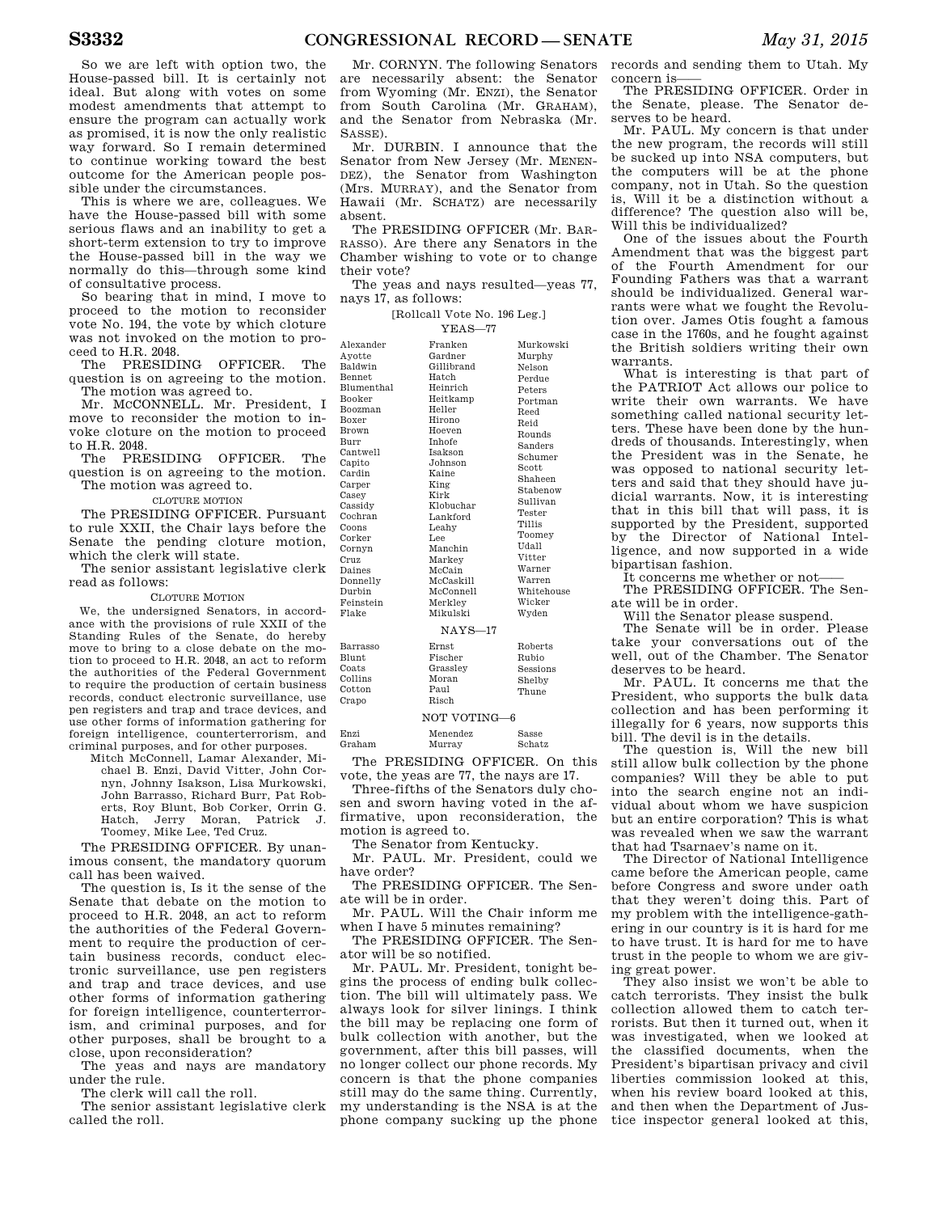So we are left with option two, the House-passed bill. It is certainly not ideal. But along with votes on some modest amendments that attempt to ensure the program can actually work as promised, it is now the only realistic way forward. So I remain determined to continue working toward the best outcome for the American people possible under the circumstances.

This is where we are, colleagues. We have the House-passed bill with some serious flaws and an inability to get a short-term extension to try to improve the House-passed bill in the way we normally do this—through some kind of consultative process.

So bearing that in mind, I move to proceed to the motion to reconsider vote No. 194, the vote by which cloture was not invoked on the motion to proceed to H.R. 2048.

The PRESIDING OFFICER. The question is on agreeing to the motion.

The motion was agreed to.

Mr. MCCONNELL. Mr. President, I move to reconsider the motion to invoke cloture on the motion to proceed to H.R. 2048.

The PRESIDING OFFICER. The question is on agreeing to the motion.

The motion was agreed to.

CLOTURE MOTION

The PRESIDING OFFICER. Pursuant to rule XXII, the Chair lays before the Senate the pending cloture motion, which the clerk will state.

The senior assistant legislative clerk read as follows:

CLOTURE MOTION

We, the undersigned Senators, in accordance with the provisions of rule XXII of the Standing Rules of the Senate, do hereby move to bring to a close debate on the motion to proceed to H.R. 2048, an act to reform the authorities of the Federal Government to require the production of certain business records, conduct electronic surveillance, use pen registers and trap and trace devices, and use other forms of information gathering for foreign intelligence, counterterrorism, and criminal purposes, and for other purposes.

Mitch McConnell, Lamar Alexander, Michael B. Enzi, David Vitter, John Cornyn, Johnny Isakson, Lisa Murkowski, John Barrasso, Richard Burr, Pat Roberts, Roy Blunt, Bob Corker, Orrin G. Hatch, Jerry Moran, Patrick J. Toomey, Mike Lee, Ted Cruz.

The PRESIDING OFFICER. By unanimous consent, the mandatory quorum call has been waived.

The question is, Is it the sense of the Senate that debate on the motion to proceed to H.R. 2048, an act to reform the authorities of the Federal Government to require the production of certain business records, conduct electronic surveillance, use pen registers and trap and trace devices, and use other forms of information gathering for foreign intelligence, counterterrorism, and criminal purposes, and for other purposes, shall be brought to a close, upon reconsideration?

The yeas and nays are mandatory under the rule.

The clerk will call the roll.

The senior assistant legislative clerk called the roll.

Mr. CORNYN. The following Senators are necessarily absent: the Senator from Wyoming (Mr. ENZI), the Senator from South Carolina (Mr. GRAHAM), and the Senator from Nebraska (Mr. SASSE).

Mr. DURBIN. I announce that the Senator from New Jersey (Mr. MENENDEZ), the Senator from Washington (Mrs. MURRAY), and the Senator from Hawaii (Mr. SCHATZ) are necessarily absent.

The PRESIDING OFFICER (Mr. BARRASSO). Are there any Senators in the Chamber wishing to vote or to change their vote?

The yeas and nays resulted—yeas 77, nays 17, as follows:

[Rollcall Vote No. 196 Leg.]

YEAS—77

| | | |
|---|---|---|
| Alexander | Franken | Murkowski |
| Ayotte | Gardner | Murphy |
| Baldwin | Gillibrand | Nelson |
| Bennet | Hatch | Perdue |
| Blumenthal | Heinrich | Peters |
| Booker | Heitkamp | Portman |
| Boozman | Heller | Reed |
| Boxer | Hirono | Reid |
| Brown | Hoeven | Rounds |
| Burr | Inhofe | Sanders |
| Cantwell | Isakson | Schumer |
| Capito | Johnson | Scott |
| Cardin | Kaine | Shaheen |
| Carper | King | Stabenow |
| Casey | Kirk | Sullivan |
| Cassidy | Klobuchar | Tester |
| Cochran | Lankford | Tillis |
| Coons | Leahy | Toomey |
| Corker | Lee | Udall |
| Cornyn | Manchin | Vitter |
| Cruz | Markey | Warner |
| Daines | McCain | Warren |
| Donnelly | McCaskill | Whitehouse |
| Durbin | McConnell | Wicker |
| Feinstein | Merkley | Wyden |
| Flake | Mikulski | |

NAYS—17

| | | |
|---|---|---|
| Barrasso | Ernst | Roberts |
| Blunt | Fischer | Rubio |
| Coats | Grassley | Sessions |
| Collins | Moran | Shelby |
| Cotton | Paul | Thune |
| Crapo | Risch | |

NOT VOTING—6

| | | |
|---|---|---|
| Enzi | Menendez | Sasse |
| Graham | Murray | Schatz |

The PRESIDING OFFICER. On this vote, the yeas are 77, the nays are 17.

Three-fifths of the Senators duly chosen and sworn having voted in the affirmative, upon reconsideration, the motion is agreed to.

The Senator from Kentucky.

Mr. PAUL. Mr. President, could we have order?

The PRESIDING OFFICER. The Senate will be in order.

Mr. PAUL. Will the Chair inform me when I have 5 minutes remaining?

The PRESIDING OFFICER. The Senator will be so notified.

Mr. PAUL. Mr. President, tonight begins the process of ending bulk collection. The bill will ultimately pass. We always look for silver linings. I think the bill may be replacing one form of bulk collection with another, but the government, after this bill passes, will no longer collect our phone records. My concern is that the phone companies still may do the same thing. Currently, my understanding is the NSA is at the phone company sucking up the phone records and sending them to Utah. My concern is——

The PRESIDING OFFICER. Order in the Senate, please. The Senator deserves to be heard.

Mr. PAUL. My concern is that under the new program, the records will still be sucked up into NSA computers, but the computers will be at the phone company, not in Utah. So the question is, Will it be a distinction without a difference? The question also will be, Will this be individualized?

One of the issues about the Fourth Amendment that was the biggest part of the Fourth Amendment for our Founding Fathers was that a warrant should be individualized. General warrants were what we fought the Revolution over. James Otis fought a famous case in the 1760s, and he fought against the British soldiers writing their own warrants.

What is interesting is that part of the PATRIOT Act allows our police to write their own warrants. We have something called national security letters. These have been done by the hundreds of thousands. Interestingly, when the President was in the Senate, he was opposed to national security letters and said that they should have judicial warrants. Now, it is interesting that in this bill that will pass, it is supported by the President, supported by the Director of National Intelligence, and now supported in a wide bipartisan fashion.

It concerns me whether or not——

The PRESIDING OFFICER. The Senate will be in order.

Will the Senator please suspend.

The Senate will be in order. Please take your conversations out of the well, out of the Chamber. The Senator deserves to be heard.

Mr. PAUL. It concerns me that the President, who supports the bulk data collection and has been performing it illegally for 6 years, now supports this bill. The devil is in the details.

The question is, Will the new bill still allow bulk collection by the phone companies? Will they be able to put into the search engine not an individual about whom we have suspicion but an entire corporation? This is what was revealed when we saw the warrant that had Tsarnaev's name on it.

The Director of National Intelligence came before the American people, came before Congress and swore under oath that they weren't doing this. Part of my problem with the intelligence-gathering in our country is it is hard for me to have trust. It is hard for me to have trust in the people to whom we are giving great power.

They also insist we won't be able to catch terrorists. They insist the bulk collection allowed them to catch terrorists. But then it turned out, when it was investigated, when we looked at the classified documents, when the President's bipartisan privacy and civil liberties commission looked at this, when his review board looked at this, and then when the Department of Justice inspector general looked at this,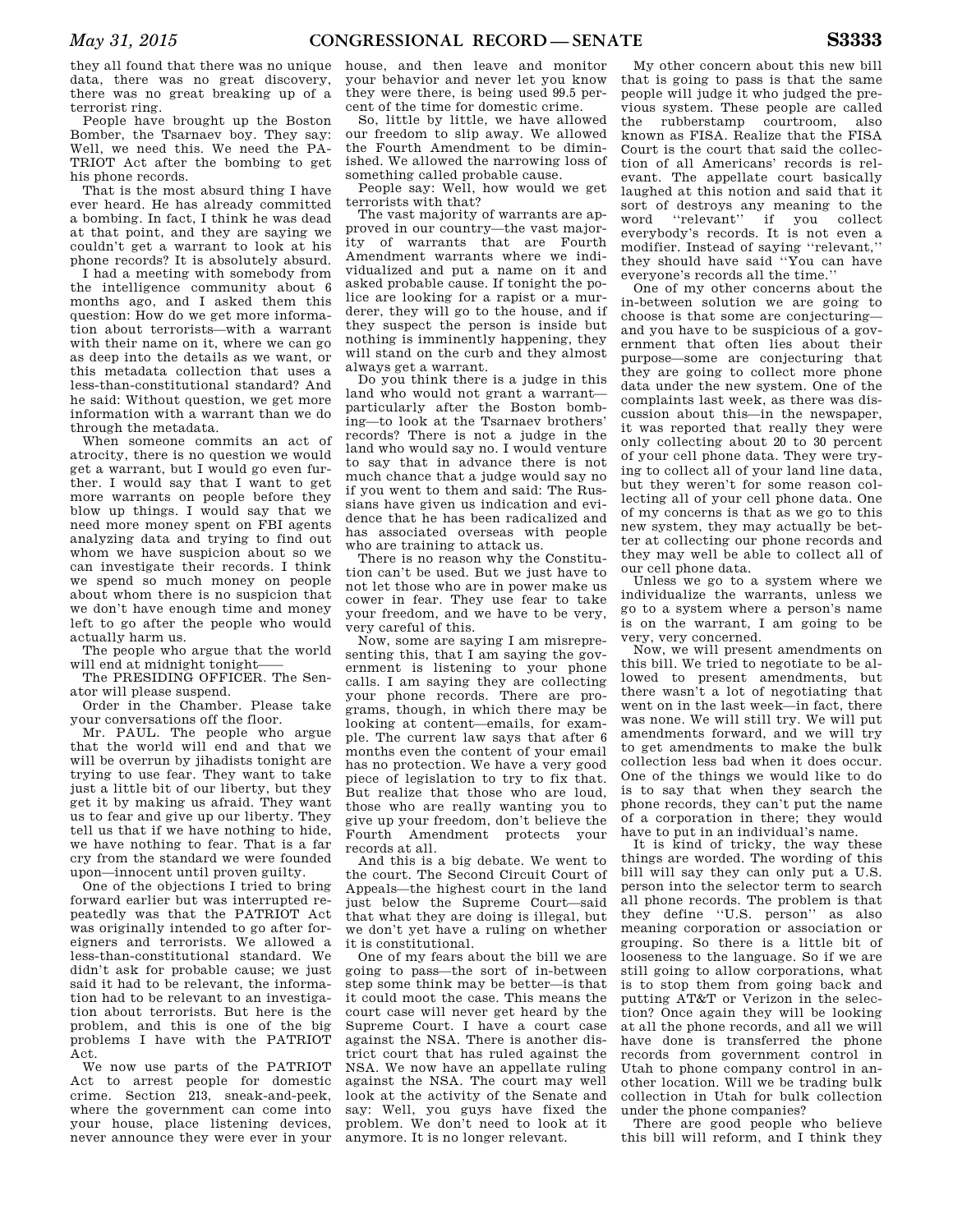they all found that there was no unique data, there was no great discovery, there was no great breaking up of a terrorist ring.

People have brought up the Boston Bomber, the Tsarnaev boy. They say: Well, we need this. We need the PATRIOT Act after the bombing to get his phone records.

That is the most absurd thing I have ever heard. He has already committed a bombing. In fact, I think he was dead at that point, and they are saying we couldn't get a warrant to look at his phone records? It is absolutely absurd.

I had a meeting with somebody from the intelligence community about 6 months ago, and I asked them this question: How do we get more information about terrorists—with a warrant with their name on it, where we can go as deep into the details as we want, or this metadata collection that uses a less-than-constitutional standard? And he said: Without question, we get more information with a warrant than we do through the metadata.

When someone commits an act of atrocity, there is no question we would get a warrant, but I would go even further. I would say that I want to get more warrants on people before they blow up things. I would say that we need more money spent on FBI agents analyzing data and trying to find out whom we have suspicion about so we can investigate their records. I think we spend so much money on people about whom there is no suspicion that we don't have enough time and money left to go after the people who would actually harm us.

The people who argue that the world will end at midnight tonight——

The PRESIDING OFFICER. The Senator will please suspend.

Order in the Chamber. Please take your conversations off the floor.

Mr. PAUL. The people who argue that the world will end and that we will be overrun by jihadists tonight are trying to use fear. They want to take just a little bit of our liberty, but they get it by making us afraid. They want us to fear and give up our liberty. They tell us that if we have nothing to hide, we have nothing to fear. That is a far cry from the standard we were founded upon—innocent until proven guilty.

One of the objections I tried to bring forward earlier but was interrupted repeatedly was that the PATRIOT Act was originally intended to go after foreigners and terrorists. We allowed a less-than-constitutional standard. We didn't ask for probable cause; we just said it had to be relevant, the information had to be relevant to an investigation about terrorists. But here is the problem, and this is one of the big problems I have with the PATRIOT Act.

We now use parts of the PATRIOT Act to arrest people for domestic crime. Section 213, sneak-and-peek, where the government can come into your house, place listening devices, never announce they were ever in your house, and then leave and monitor your behavior and never let you know they were there, is being used 99.5 percent of the time for domestic crime.

So, little by little, we have allowed our freedom to slip away. We allowed the Fourth Amendment to be diminished. We allowed the narrowing loss of something called probable cause.

People say: Well, how would we get terrorists with that?

The vast majority of warrants are approved in our country—the vast majority of warrants that are Fourth Amendment warrants where we individualized and put a name on it and asked probable cause. If tonight the police are looking for a rapist or a murderer, they will go to the house, and if they suspect the person is inside but nothing is imminently happening, they will stand on the curb and they almost always get a warrant.

Do you think there is a judge in this land who would not grant a warrant—particularly after the Boston bombing—to look at the Tsarnaev brothers' records? There is not a judge in the land who would say no. I would venture to say that in advance there is not much chance that a judge would say no if you went to them and said: The Russians have given us indication and evidence that he has been radicalized and has associated overseas with people who are training to attack us.

There is no reason why the Constitution can't be used. But we just have to not let those who are in power make us cower in fear. They use fear to take your freedom, and we have to be very, very careful of this.

Now, some are saying I am misrepresenting this, that I am saying the government is listening to your phone calls. I am saying they are collecting your phone records. There are programs, though, in which there may be looking at content—emails, for example. The current law says that after 6 months even the content of your email has no protection. We have a very good piece of legislation to try to fix that. But realize that those who are loud, those who are really wanting you to give up your freedom, don't believe the Fourth Amendment protects your records at all.

And this is a big debate. We went to the court. The Second Circuit Court of Appeals—the highest court in the land just below the Supreme Court—said that what they are doing is illegal, but we don't yet have a ruling on whether it is constitutional.

One of my fears about the bill we are going to pass—the sort of in-between step some think may be better—is that it could moot the case. This means the court case will never get heard by the Supreme Court. I have a court case against the NSA. There is another district court that has ruled against the NSA. We now have an appellate ruling against the NSA. The court may well look at the activity of the Senate and say: Well, you guys have fixed the problem. We don't need to look at it anymore. It is no longer relevant.

My other concern about this new bill that is going to pass is that the same people will judge it who judged the previous system. These people are called the rubberstamp courtroom, also known as FISA. Realize that the FISA Court is the court that said the collection of all Americans' records is relevant. The appellate court basically laughed at this notion and said that it sort of destroys any meaning to the word "relevant" if you collect everybody's records. It is not even a modifier. Instead of saying "relevant," they should have said "You can have everyone's records all the time."

One of my other concerns about the in-between solution we are going to choose is that some are conjecturing—and you have to be suspicious of a government that often lies about their purpose—some are conjecturing that they are going to collect more phone data under the new system. One of the complaints last week, as there was discussion about this—in the newspaper, it was reported that really they were only collecting about 20 to 30 percent of your cell phone data. They were trying to collect all of your land line data, but they weren't for some reason collecting all of your cell phone data. One of my concerns is that as we go to this new system, they may actually be better at collecting our phone records and they may well be able to collect all of our cell phone data.

Unless we go to a system where we individualize the warrants, unless we go to a system where a person's name is on the warrant, I am going to be very, very concerned.

Now, we will present amendments on this bill. We tried to negotiate to be allowed to present amendments, but there wasn't a lot of negotiating that went on in the last week—in fact, there was none. We will still try. We will put amendments forward, and we will try to get amendments to make the bulk collection less bad when it does occur. One of the things we would like to do is to say that when they search the phone records, they can't put the name of a corporation in there; they would have to put in an individual's name.

It is kind of tricky, the way these things are worded. The wording of this bill will say they can only put a U.S. person into the selector term to search all phone records. The problem is that they define "U.S. person" as also meaning corporation or association or grouping. So there is a little bit of looseness to the language. So if we are still going to allow corporations, what is to stop them from going back and putting AT&T or Verizon in the selection? Once again they will be looking at all the phone records, and all we will have done is transferred the phone records from government control in Utah to phone company control in another location. Will we be trading bulk collection in Utah for bulk collection under the phone companies?

There are good people who believe this bill will reform, and I think they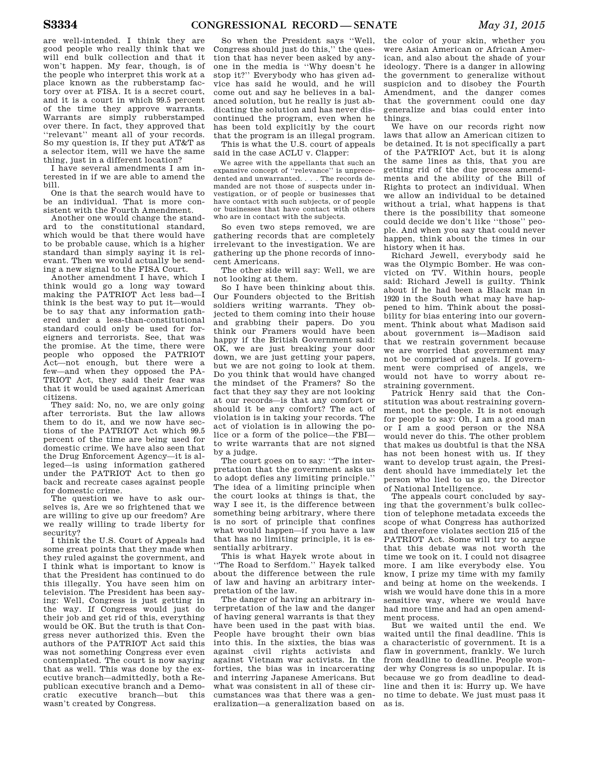are well-intended. I think they are good people who really think that we will end bulk collection and that it won't happen. My fear, though, is of the people who interpret this work at a place known as the rubberstamp factory over at FISA. It is a secret court, and it is a court in which 99.5 percent of the time they approve warrants. Warrants are simply rubberstamped over there. In fact, they approved that ''relevant'' meant all of your records. So my question is, If they put AT&T as a selector item, will we have the same thing, just in a different location?

I have several amendments I am interested in if we are able to amend the bill.

One is that the search would have to be an individual. That is more consistent with the Fourth Amendment.

Another one would change the standard to the constitutional standard, which would be that there would have to be probable cause, which is a higher standard than simply saying it is relevant. Then we would actually be sending a new signal to the FISA Court.

Another amendment I have, which I think would go a long way toward making the PATRIOT Act less bad—I think is the best way to put it—would be to say that any information gathered under a less-than-constitutional standard could only be used for foreigners and terrorists. See, that was the promise. At the time, there were people who opposed the PATRIOT Act—not enough, but there were a few—and when they opposed the PATRIOT Act, they said their fear was that it would be used against American citizens.

They said: No, no, we are only going after terrorists. But the law allows them to do it, and we now have sections of the PATRIOT Act which 99.5 percent of the time are being used for domestic crime. We have also seen that the Drug Enforcement Agency—it is alleged—is using information gathered under the PATRIOT Act to then go back and recreate cases against people for domestic crime.

The question we have to ask ourselves is, Are we so frightened that we are willing to give up our freedom? Are we really willing to trade liberty for security?

I think the U.S. Court of Appeals had some great points that they made when they ruled against the government, and I think what is important to know is that the President has continued to do this illegally. You have seen him on television. The President has been saying: Well, Congress is just getting in the way. If Congress would just do their job and get rid of this, everything would be OK. But the truth is that Congress never authorized this. Even the authors of the PATRIOT Act said this was not something Congress ever even contemplated. The court is now saying that as well. This was done by the executive branch—admittedly, both a Republican executive branch and a Democratic executive branch—but this wasn't created by Congress.

So when the President says ''Well, Congress should just do this,'' the question that has never been asked by anyone in the media is ''Why doesn't he stop it?'' Everybody who has given advice has said he would, and he will come out and say he believes in a balanced solution, but he really is just abdicating the solution and has never discontinued the program, even when he has been told explicitly by the court that the program is an illegal program.

This is what the U.S. court of appeals said in the case ACLU v. Clapper:

> We agree with the appellants that such an expansive concept of ''relevance'' is unprecedented and unwarranted. . . . The records demanded are not those of suspects under investigation, or of people or businesses that have contact with such subjects, or of people or businesses that have contact with others who are in contact with the subjects.

So even two steps removed, we are gathering records that are completely irrelevant to the investigation. We are gathering up the phone records of innocent Americans.

The other side will say: Well, we are not looking at them.

So I have been thinking about this. Our Founders objected to the British soldiers writing warrants. They objected to them coming into their house and grabbing their papers. Do you think our Framers would have been happy if the British Government said: OK, we are just breaking your door down, we are just getting your papers, but we are not going to look at them. Do you think that would have changed the mindset of the Framers? So the fact that they say they are not looking at our records—is that any comfort or should it be any comfort? The act of violation is in taking your records. The act of violation is in allowing the police or a form of the police—the FBI—to write warrants that are not signed by a judge.

The court goes on to say: ''The interpretation that the government asks us to adopt defies any limiting principle.'' The idea of a limiting principle when the court looks at things is that, the way I see it, is the difference between something being arbitrary, where there is no sort of principle that confines what would happen—if you have a law that has no limiting principle, it is essentially arbitrary.

This is what Hayek wrote about in ''The Road to Serfdom.'' Hayek talked about the difference between the rule of law and having an arbitrary interpretation of the law.

The danger of having an arbitrary interpretation of the law and the danger of having general warrants is that they have been used in the past with bias. People have brought their own bias into this. In the sixties, the bias was against civil rights activists and against Vietnam war activists. In the forties, the bias was in incarcerating and interring Japanese Americans. But what was consistent in all of these circumstances was that there was a generalization—a generalization based on the color of your skin, whether you were Asian American or African American, and also about the shade of your ideology. There is a danger in allowing the government to generalize without suspicion and to disobey the Fourth Amendment, and the danger comes that the government could one day generalize and bias could enter into things.

We have on our records right now laws that allow an American citizen to be detained. It is not specifically a part of the PATRIOT Act, but it is along the same lines as this, that you are getting rid of the due process amendments and the ability of the Bill of Rights to protect an individual. When we allow an individual to be detained without a trial, what happens is that there is the possibility that someone could decide we don't like ''those'' people. And when you say that could never happen, think about the times in our history when it has.

Richard Jewell, everybody said he was the Olympic Bomber. He was convicted on TV. Within hours, people said: Richard Jewell is guilty. Think about if he had been a Black man in 1920 in the South what may have happened to him. Think about the possibility for bias entering into our government. Think about what Madison said about government is—Madison said that we restrain government because we are worried that government may not be comprised of angels. If government were comprised of angels, we would not have to worry about restraining government.

Patrick Henry said that the Constitution was about restraining government, not the people. It is not enough for people to say: Oh, I am a good man or I am a good person or the NSA would never do this. The other problem that makes us doubtful is that the NSA has not been honest with us. If they want to develop trust again, the President should have immediately let the person who lied to us go, the Director of National Intelligence.

The appeals court concluded by saying that the government's bulk collection of telephone metadata exceeds the scope of what Congress has authorized and therefore violates section 215 of the PATRIOT Act. Some will try to argue that this debate was not worth the time we took on it. I could not disagree more. I am like everybody else. You know, I prize my time with my family and being at home on the weekends. I wish we would have done this in a more sensitive way, where we would have had more time and had an open amendment process.

But we waited until the end. We waited until the final deadline. This is a characteristic of government. It is a flaw in government, frankly. We lurch from deadline to deadline. People wonder why Congress is so unpopular. It is because we go from deadline to deadline and then it is: Hurry up. We have no time to debate. We just must pass it as is.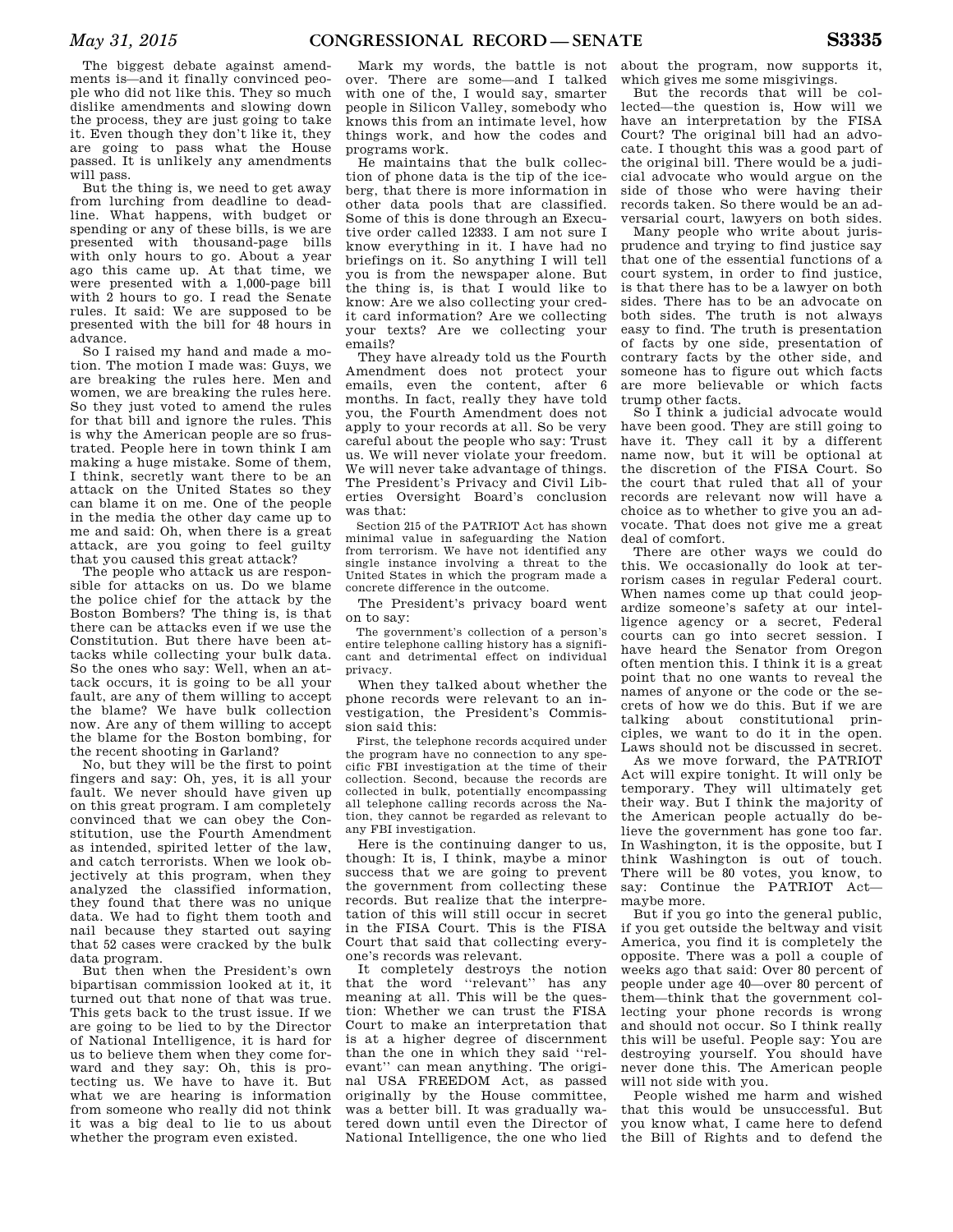The biggest debate against amendments is—and it finally convinced people who did not like this. They so much dislike amendments and slowing down the process, they are just going to take it. Even though they don't like it, they are going to pass what the House passed. It is unlikely any amendments will pass.

But the thing is, we need to get away from lurching from deadline to deadline. What happens, with budget or spending or any of these bills, is we are presented with thousand-page bills with only hours to go. About a year ago this came up. At that time, we were presented with a 1,000-page bill with 2 hours to go. I read the Senate rules. It said: We are supposed to be presented with the bill for 48 hours in advance.

So I raised my hand and made a motion. The motion I made was: Guys, we are breaking the rules here. Men and women, we are breaking the rules here. So they just voted to amend the rules for that bill and ignore the rules. This is why the American people are so frustrated. People here in town think I am making a huge mistake. Some of them, I think, secretly want there to be an attack on the United States so they can blame it on me. One of the people in the media the other day came up to me and said: Oh, when there is a great attack, are you going to feel guilty that you caused this great attack?

The people who attack us are responsible for attacks on us. Do we blame the police chief for the attack by the Boston Bombers? The thing is, is that there can be attacks even if we use the Constitution. But there have been attacks while collecting your bulk data. So the ones who say: Well, when an attack occurs, it is going to be all your fault, are any of them willing to accept the blame? We have bulk collection now. Are any of them willing to accept the blame for the Boston bombing, for the recent shooting in Garland?

No, but they will be the first to point fingers and say: Oh, yes, it is all your fault. We never should have given up on this great program. I am completely convinced that we can obey the Constitution, use the Fourth Amendment as intended, spirited letter of the law, and catch terrorists. When we look objectively at this program, when they analyzed the classified information, they found that there was no unique data. We had to fight them tooth and nail because they started out saying that 52 cases were cracked by the bulk data program.

But then when the President's own bipartisan commission looked at it, it turned out that none of that was true. This gets back to the trust issue. If we are going to be lied to by the Director of National Intelligence, it is hard for us to believe them when they come forward and they say: Oh, this is protecting us. We have to have it. But what we are hearing is information from someone who really did not think it was a big deal to lie to us about whether the program even existed.

Mark my words, the battle is not over. There are some—and I talked with one of the, I would say, smarter people in Silicon Valley, somebody who knows this from an intimate level, how things work, and how the codes and programs work.

He maintains that the bulk collection of phone data is the tip of the iceberg, that there is more information in other data pools that are classified. Some of this is done through an Executive order called 12333. I am not sure I know everything in it. I have had no briefings on it. So anything I will tell you is from the newspaper alone. But the thing is, is that I would like to know: Are we also collecting your credit card information? Are we collecting your texts? Are we collecting your emails?

They have already told us the Fourth Amendment does not protect your emails, even the content, after 6 months. In fact, really they have told you, the Fourth Amendment does not apply to your records at all. So be very careful about the people who say: Trust us. We will never violate your freedom. We will never take advantage of things. The President's Privacy and Civil Liberties Oversight Board's conclusion was that:

> Section 215 of the PATRIOT Act has shown minimal value in safeguarding the Nation from terrorism. We have not identified any single instance involving a threat to the United States in which the program made a concrete difference in the outcome.

The President's privacy board went on to say:

> The government's collection of a person's entire telephone calling history has a significant and detrimental effect on individual privacy.

When they talked about whether the phone records were relevant to an investigation, the President's Commission said this:

> First, the telephone records acquired under the program have no connection to any specific FBI investigation at the time of their collection. Second, because the records are collected in bulk, potentially encompassing all telephone calling records across the Nation, they cannot be regarded as relevant to any FBI investigation.

Here is the continuing danger to us, though: It is, I think, maybe a minor success that we are going to prevent the government from collecting these records. But realize that the interpretation of this will still occur in secret in the FISA Court. This is the FISA Court that said that collecting everyone's records was relevant.

It completely destroys the notion that the word ''relevant'' has any meaning at all. This will be the question: Whether we can trust the FISA Court to make an interpretation that is at a higher degree of discernment than the one in which they said ''relevant'' can mean anything. The original USA FREEDOM Act, as passed originally by the House committee, was a better bill. It was gradually watered down until even the Director of National Intelligence, the one who lied about the program, now supports it, which gives me some misgivings.

But the records that will be collected—the question is, How will we have an interpretation by the FISA Court? The original bill had an advocate. I thought this was a good part of the original bill. There would be a judicial advocate who would argue on the side of those who were having their records taken. So there would be an adversarial court, lawyers on both sides.

Many people who write about jurisprudence and trying to find justice say that one of the essential functions of a court system, in order to find justice, is that there has to be a lawyer on both sides. There has to be an advocate on both sides. The truth is not always easy to find. The truth is presentation of facts by one side, presentation of contrary facts by the other side, and someone has to figure out which facts are more believable or which facts trump other facts.

So I think a judicial advocate would have been good. They are still going to have it. They call it by a different name now, but it will be optional at the discretion of the FISA Court. So the court that ruled that all of your records are relevant now will have a choice as to whether to give you an advocate. That does not give me a great deal of comfort.

There are other ways we could do this. We occasionally do look at terrorism cases in regular Federal court. When names come up that could jeopardize someone's safety at our intelligence agency or a secret, Federal courts can go into secret session. I have heard the Senator from Oregon often mention this. I think it is a great point that no one wants to reveal the names of anyone or the code or the secrets of how we do this. But if we are talking about constitutional principles, we want to do it in the open. Laws should not be discussed in secret.

As we move forward, the PATRIOT Act will expire tonight. It will only be temporary. They will ultimately get their way. But I think the majority of the American people actually do believe the government has gone too far. In Washington, it is the opposite, but I think Washington is out of touch. There will be 80 votes, you know, to say: Continue the PATRIOT Act—maybe more.

But if you go into the general public, if you get outside the beltway and visit America, you find it is completely the opposite. There was a poll a couple of weeks ago that said: Over 80 percent of people under age 40—over 80 percent of them—think that the government collecting your phone records is wrong and should not occur. So I think really this will be useful. People say: You are destroying yourself. You should have never done this. The American people will not side with you.

People wished me harm and wished that this would be unsuccessful. But you know what, I came here to defend the Bill of Rights and to defend the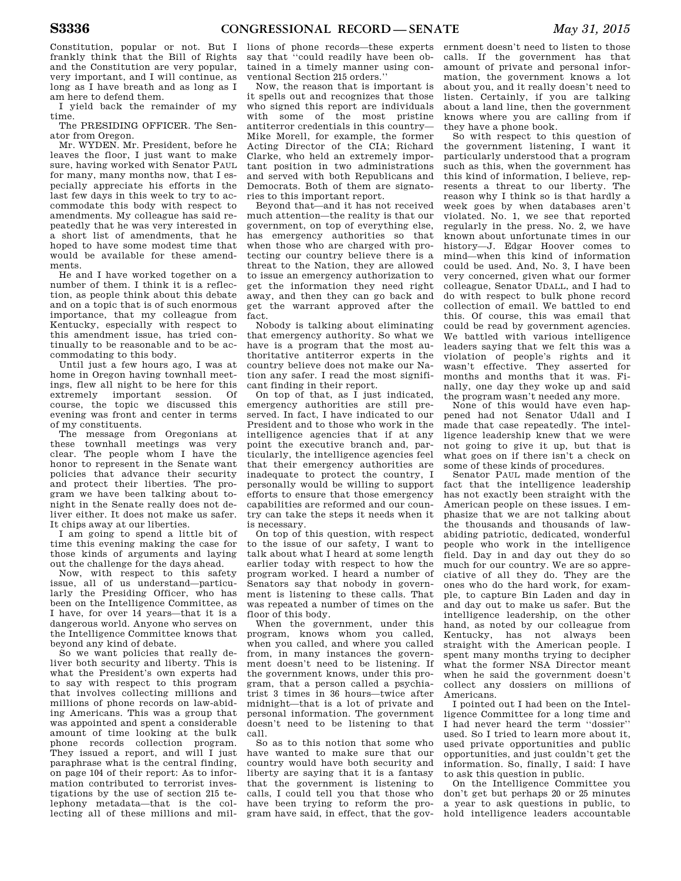Constitution, popular or not. But I frankly think that the Bill of Rights and the Constitution are very popular, very important, and I will continue, as long as I have breath and as long as I am here to defend them.

I yield back the remainder of my time.

The PRESIDING OFFICER. The Senator from Oregon.

Mr. WYDEN. Mr. President, before he leaves the floor, I just want to make sure, having worked with Senator PAUL for many, many months now, that I especially appreciate his efforts in the last few days in this week to try to accommodate this body with respect to amendments. My colleague has said repeatedly that he was very interested in a short list of amendments, that he hoped to have some modest time that would be available for these amendments.

He and I have worked together on a number of them. I think it is a reflection, as people think about this debate and on a topic that is of such enormous importance, that my colleague from Kentucky, especially with respect to this amendment issue, has tried continually to be reasonable and to be accommodating to this body.

Until just a few hours ago, I was at home in Oregon having townhall meetings, flew all night to be here for this extremely important session. Of course, the topic we discussed this evening was front and center in terms of my constituents.

The message from Oregonians at these townhall meetings was very clear. The people whom I have the honor to represent in the Senate want policies that advance their security and protect their liberties. The program we have been talking about tonight in the Senate really does not deliver either. It does not make us safer. It chips away at our liberties.

I am going to spend a little bit of time this evening making the case for those kinds of arguments and laying out the challenge for the days ahead.

Now, with respect to this safety issue, all of us understand—particularly the Presiding Officer, who has been on the Intelligence Committee, as I have, for over 14 years—that it is a dangerous world. Anyone who serves on the Intelligence Committee knows that beyond any kind of debate.

So we want policies that really deliver both security and liberty. This is what the President's own experts had to say with respect to this program that involves collecting millions and millions of phone records on law-abiding Americans. This was a group that was appointed and spent a considerable amount of time looking at the bulk phone records collection program. They issued a report, and will I just paraphrase what is the central finding, on page 104 of their report: As to information contributed to terrorist investigations by the use of section 215 telephony metadata—that is the collecting all of these millions and millions of phone records—these experts say that "could readily have been obtained in a timely manner using conventional Section 215 orders."

Now, the reason that is important is it spells out and recognizes that those who signed this report are individuals with some of the most pristine antiterror credentials in this country—Mike Morell, for example, the former Acting Director of the CIA; Richard Clarke, who held an extremely important position in two administrations and served with both Republicans and Democrats. Both of them are signatories to this important report.

Beyond that—and it has not received much attention—the reality is that our government, on top of everything else, has emergency authorities so that when those who are charged with protecting our country believe there is a threat to the Nation, they are allowed to issue an emergency authorization to get the information they need right away, and then they can go back and get the warrant approved after the fact.

Nobody is talking about eliminating that emergency authority. So what we have is a program that the most authoritative antiterror experts in the country believe does not make our Nation any safer. I read the most significant finding in their report.

On top of that, as I just indicated, emergency authorities are still preserved. In fact, I have indicated to our President and to those who work in the intelligence agencies that if at any point the executive branch and, particularly, the intelligence agencies feel that their emergency authorities are inadequate to protect the country, I personally would be willing to support efforts to ensure that those emergency capabilities are reformed and our country can take the steps it needs when it is necessary.

On top of this question, with respect to the issue of our safety, I want to talk about what I heard at some length earlier today with respect to how the program worked. I heard a number of Senators say that nobody in government is listening to these calls. That was repeated a number of times on the floor of this body.

When the government, under this program, knows whom you called, when you called, and where you called from, in many instances the government doesn't need to be listening. If the government knows, under this program, that a person called a psychiatrist 3 times in 36 hours—twice after midnight—that is a lot of private and personal information. The government doesn't need to be listening to that call.

So as to this notion that some who have wanted to make sure that our country would have both security and liberty are saying that it is a fantasy that the government is listening to calls, I could tell you that those who have been trying to reform the program have said, in effect, that the government doesn't need to listen to those calls. If the government has that amount of private and personal information, the government knows a lot about you, and it really doesn't need to listen. Certainly, if you are talking about a land line, then the government knows where you are calling from if they have a phone book.

So with respect to this question of the government listening, I want it particularly understood that a program such as this, when the government has this kind of information, I believe, represents a threat to our liberty. The reason why I think so is that hardly a week goes by when databases aren't violated. No. 1, we see that reported regularly in the press. No. 2, we have known about unfortunate times in our history—J. Edgar Hoover comes to mind—when this kind of information could be used. And, No. 3, I have been very concerned, given what our former colleague, Senator UDALL, and I had to do with respect to bulk phone record collection of email. We battled to end this. Of course, this was email that could be read by government agencies. We battled with various intelligence leaders saying that we felt this was a violation of people's rights and it wasn't effective. They asserted for months and months that it was. Finally, one day they woke up and said the program wasn't needed any more.

None of this would have even happened had not Senator Udall and I made that case repeatedly. The intelligence leadership knew that we were not going to give it up, but that is what goes on if there isn't a check on some of these kinds of procedures.

Senator PAUL made mention of the fact that the intelligence leadership has not exactly been straight with the American people on these issues. I emphasize that we are not talking about the thousands and thousands of law-abiding patriotic, dedicated, wonderful people who work in the intelligence field. Day in and day out they do so much for our country. We are so appreciative of all they do. They are the ones who do the hard work, for example, to capture Bin Laden and day in and day out to make us safer. But the intelligence leadership, on the other hand, as noted by our colleague from Kentucky, has not always been straight with the American people. I spent many months trying to decipher what the former NSA Director meant when he said the government doesn't collect any dossiers on millions of Americans.

I pointed out I had been on the Intelligence Committee for a long time and I had never heard the term "dossier" used. So I tried to learn more about it, used private opportunities and public opportunities, and just couldn't get the information. So, finally, I said: I have to ask this question in public.

On the Intelligence Committee you don't get but perhaps 20 or 25 minutes a year to ask questions in public, to hold intelligence leaders accountable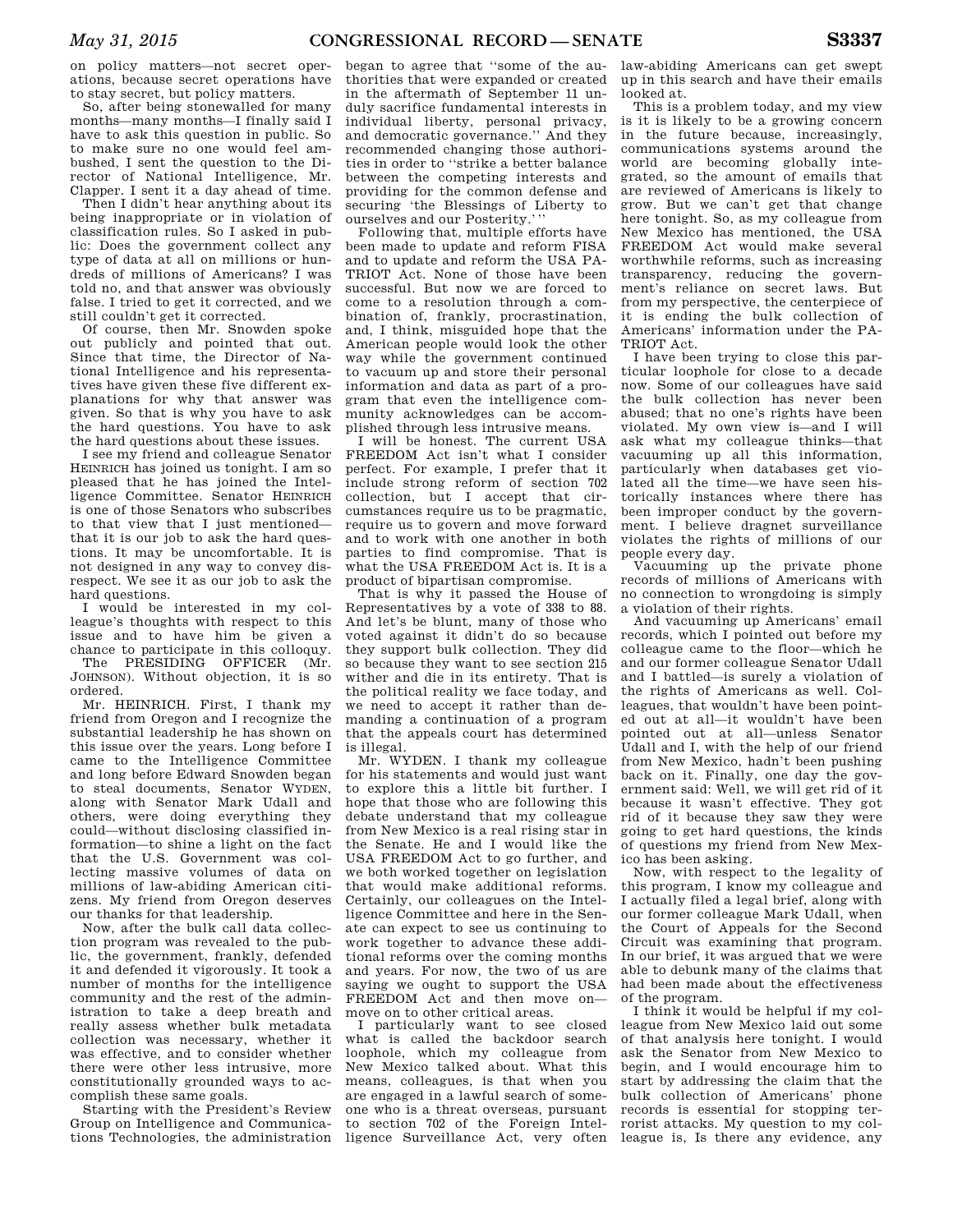on policy matters—not secret operations, because secret operations have to stay secret, but policy matters.

So, after being stonewalled for many months—many months—I finally said I have to ask this question in public. So to make sure no one would feel ambushed, I sent the question to the Director of National Intelligence, Mr. Clapper. I sent it a day ahead of time.

Then I didn't hear anything about its being inappropriate or in violation of classification rules. So I asked in public: Does the government collect any type of data at all on millions or hundreds of millions of Americans? I was told no, and that answer was obviously false. I tried to get it corrected, and we still couldn't get it corrected.

Of course, then Mr. Snowden spoke out publicly and pointed that out. Since that time, the Director of National Intelligence and his representatives have given these five different explanations for why that answer was given. So that is why you have to ask the hard questions. You have to ask the hard questions about these issues.

I see my friend and colleague Senator HEINRICH has joined us tonight. I am so pleased that he has joined the Intelligence Committee. Senator HEINRICH is one of those Senators who subscribes to that view that I just mentioned—that it is our job to ask the hard questions. It may be uncomfortable. It is not designed in any way to convey disrespect. We see it as our job to ask the hard questions.

I would be interested in my colleague's thoughts with respect to this issue and to have him be given a chance to participate in this colloquy.

The PRESIDING OFFICER (Mr. JOHNSON). Without objection, it is so ordered.

Mr. HEINRICH. First, I thank my friend from Oregon and I recognize the substantial leadership he has shown on this issue over the years. Long before I came to the Intelligence Committee and long before Edward Snowden began to steal documents, Senator WYDEN, along with Senator Mark Udall and others, were doing everything they could—without disclosing classified information—to shine a light on the fact that the U.S. Government was collecting massive volumes of data on millions of law-abiding American citizens. My friend from Oregon deserves our thanks for that leadership.

Now, after the bulk call data collection program was revealed to the public, the government, frankly, defended it and defended it vigorously. It took a number of months for the intelligence community and the rest of the administration to take a deep breath and really assess whether bulk metadata collection was necessary, whether it was effective, and to consider whether there were other less intrusive, more constitutionally grounded ways to accomplish these same goals.

Starting with the President's Review Group on Intelligence and Communications Technologies, the administration began to agree that "some of the authorities that were expanded or created in the aftermath of September 11 unduly sacrifice fundamental interests in individual liberty, personal privacy, and democratic governance." And they recommended changing those authorities in order to "strike a better balance between the competing interests and providing for the common defense and securing 'the Blessings of Liberty to ourselves and our Posterity.'"

Following that, multiple efforts have been made to update and reform FISA and to update and reform the USA PATRIOT Act. None of those have been successful. But now we are forced to come to a resolution through a combination of, frankly, procrastination, and, I think, misguided hope that the American people would look the other way while the government continued to vacuum up and store their personal information and data as part of a program that even the intelligence community acknowledges can be accomplished through less intrusive means.

I will be honest. The current USA FREEDOM Act isn't what I consider perfect. For example, I prefer that it include strong reform of section 702 collection, but I accept that circumstances require us to be pragmatic, require us to govern and move forward and to work with one another in both parties to find compromise. That is what the USA FREEDOM Act is. It is a product of bipartisan compromise.

That is why it passed the House of Representatives by a vote of 338 to 88. And let's be blunt, many of those who voted against it didn't do so because they support bulk collection. They did so because they want to see section 215 wither and die in its entirety. That is the political reality we face today, and we need to accept it rather than demanding a continuation of a program that the appeals court has determined is illegal.

Mr. WYDEN. I thank my colleague for his statements and would just want to explore this a little bit further. I hope that those who are following this debate understand that my colleague from New Mexico is a real rising star in the Senate. He and I would like the USA FREEDOM Act to go further, and we both worked together on legislation that would make additional reforms. Certainly, our colleagues on the Intelligence Committee and here in the Senate can expect to see us continuing to work together to advance these additional reforms over the coming months and years. For now, the two of us are saying we ought to support the USA FREEDOM Act and then move on—move on to other critical areas.

I particularly want to see closed what is called the backdoor search loophole, which my colleague from New Mexico talked about. What this means, colleagues, is that when you are engaged in a lawful search of someone who is a threat overseas, pursuant to section 702 of the Foreign Intelligence Surveillance Act, very often law-abiding Americans can get swept up in this search and have their emails looked at.

This is a problem today, and my view is it is likely to be a growing concern in the future because, increasingly, communications systems around the world are becoming globally integrated, so the amount of emails that are reviewed of Americans is likely to grow. But we can't get that change here tonight. So, as my colleague from New Mexico has mentioned, the USA FREEDOM Act would make several worthwhile reforms, such as increasing transparency, reducing the government's reliance on secret laws. But from my perspective, the centerpiece of it is ending the bulk collection of Americans' information under the PATRIOT Act.

I have been trying to close this particular loophole for close to a decade now. Some of our colleagues have said the bulk collection has never been abused; that no one's rights have been violated. My own view is—and I will ask what my colleague thinks—that vacuuming up all this information, particularly when databases get violated all the time—we have seen historically instances where there has been improper conduct by the government. I believe dragnet surveillance violates the rights of millions of our people every day.

Vacuuming up the private phone records of millions of Americans with no connection to wrongdoing is simply a violation of their rights.

And vacuuming up Americans' email records, which I pointed out before my colleague came to the floor—which he and our former colleague Senator Udall and I battled—is surely a violation of the rights of Americans as well. Colleagues, that wouldn't have been pointed out at all—it wouldn't have been pointed out at all—unless Senator Udall and I, with the help of our friend from New Mexico, hadn't been pushing back on it. Finally, one day the government said: Well, we will get rid of it because it wasn't effective. They got rid of it because they saw they were going to get hard questions, the kinds of questions my friend from New Mexico has been asking.

Now, with respect to the legality of this program, I know my colleague and I actually filed a legal brief, along with our former colleague Mark Udall, when the Court of Appeals for the Second Circuit was examining that program. In our brief, it was argued that we were able to debunk many of the claims that had been made about the effectiveness of the program.

I think it would be helpful if my colleague from New Mexico laid out some of that analysis here tonight. I would ask the Senator from New Mexico to begin, and I would encourage him to start by addressing the claim that the bulk collection of Americans' phone records is essential for stopping terrorist attacks. My question to my colleague is, Is there any evidence, any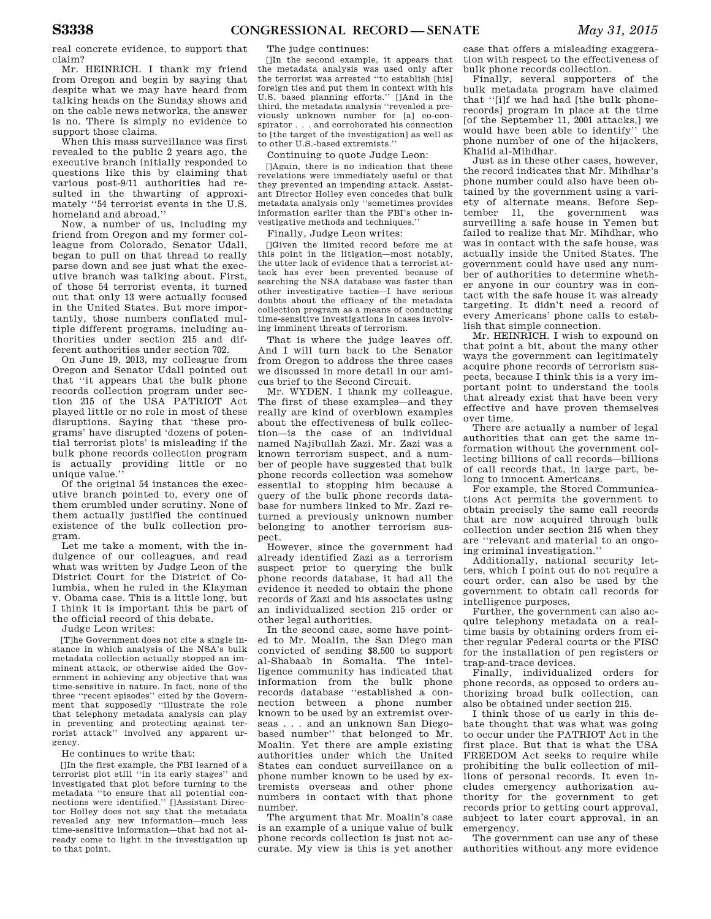real concrete evidence, to support that claim?

Mr. HEINRICH. I thank my friend from Oregon and begin by saying that despite what we may have heard from talking heads on the Sunday shows and on the cable news networks, the answer is no. There is simply no evidence to support those claims.

When this mass surveillance was first revealed to the public 2 years ago, the executive branch initially responded to questions like this by claiming that various post-9/11 authorities had resulted in the thwarting of approximately "54 terrorist events in the U.S. homeland and abroad."

Now, a number of us, including my friend from Oregon and my former colleague from Colorado, Senator Udall, began to pull on that thread to really parse down and see just what the executive branch was talking about. First, of those 54 terrorist events, it turned out that only 13 were actually focused in the United States. But more importantly, those numbers conflated multiple different programs, including authorities under section 215 and different authorities under section 702.

On June 19, 2013, my colleague from Oregon and Senator Udall pointed out that "it appears that the bulk phone records collection program under section 215 of the USA PATRIOT Act played little or no role in most of these disruptions. Saying that 'these programs' have disrupted 'dozens of potential terrorist plots' is misleading if the bulk phone records collection program is actually providing little or no unique value."

Of the original 54 instances the executive branch pointed to, every one of them crumbled under scrutiny. None of them actually justified the continued existence of the bulk collection program.

Let me take a moment, with the indulgence of our colleagues, and read what was written by Judge Leon of the District Court for the District of Columbia, when he ruled in the Klayman v. Obama case. This is a little long, but I think it is important this be part of the official record of this debate.

Judge Leon writes:

> [T]he Government does not cite a single instance in which analysis of the NSA's bulk metadata collection actually stopped an imminent attack, or otherwise aided the Government in achieving any objective that was time-sensitive in nature. In fact, none of the three "recent episodes" cited by the Government that supposedly "illustrate the role that telephony metadata analysis can play in preventing and protecting against terrorist attack" involved any apparent urgency.

He continues to write that:

> []In the first example, the FBI learned of a terrorist plot still "in its early stages" and investigated that plot before turning to the metadata "to ensure that all potential connections were identified." []Assistant Director Holley does not say that the metadata revealed any new information—much less time-sensitive information—that had not already come to light in the investigation up to that point.

The judge continues:

> []In the second example, it appears that the metadata analysis was used only after the terrorist was arrested "to establish [his] foreign ties and put them in context with his U.S. based planning efforts." []And in the third, the metadata analysis "revealed a previously unknown number for [a] co-conspirator . . . and corroborated his connection to [the target of the investigation] as well as to other U.S.-based extremists."

Continuing to quote Judge Leon:

> []Again, there is no indication that these revelations were immediately useful or that they prevented an impending attack. Assistant Director Holley even concedes that bulk metadata analysis only "sometimes provides information earlier than the FBI's other investigative methods and techniques."

Finally, Judge Leon writes:

> []Given the limited record before me at this point in the litigation—most notably, the utter lack of evidence that a terrorist attack has ever been prevented because of searching the NSA database was faster than other investigative tactics—I have serious doubts about the efficacy of the metadata collection program as a means of conducting time-sensitive investigations in cases involving imminent threats of terrorism.

That is where the judge leaves off. And I will turn back to the Senator from Oregon to address the three cases we discussed in more detail in our amicus brief to the Second Circuit.

Mr. WYDEN. I thank my colleague. The first of these examples—and they really are kind of overblown examples about the effectiveness of bulk collection—is the case of an individual named Najibullah Zazi. Mr. Zazi was a known terrorism suspect, and a number of people have suggested that bulk phone records collection was somehow essential to stopping him because a query of the bulk phone records database for numbers linked to Mr. Zazi returned a previously unknown number belonging to another terrorism suspect.

However, since the government had already identified Zazi as a terrorism suspect prior to querying the bulk phone records database, it had all the evidence it needed to obtain the phone records of Zazi and his associates using an individualized section 215 order or other legal authorities.

In the second case, some have pointed to Mr. Moalin, the San Diego man convicted of sending $8,500 to support al-Shabaab in Somalia. The intelligence community has indicated that information from the bulk phone records database "established a connection between a phone number known to be used by an extremist overseas . . . and an unknown San Diego-based number" that belonged to Mr. Moalin. Yet there are ample existing authorities under which the United States can conduct surveillance on a phone number known to be used by extremists overseas and other phone numbers in contact with that phone number.

The argument that Mr. Moalin's case is an example of a unique value of bulk phone records collection is just not accurate. My view is this is yet another case that offers a misleading exaggeration with respect to the effectiveness of bulk phone records collection.

Finally, several supporters of the bulk metadata program have claimed that "[i]f we had had [the bulk phone-records] program in place at the time [of the September 11, 2001 attacks,] we would have been able to identify" the phone number of one of the hijackers, Khalid al-Mihdhar.

Just as in these other cases, however, the record indicates that Mr. Mihdhar's phone number could also have been obtained by the government using a variety of alternate means. Before September 11, the government was surveilling a safe house in Yemen but failed to realize that Mr. Mihdhar, who was in contact with the safe house, was actually inside the United States. The government could have used any number of authorities to determine whether anyone in our country was in contact with the safe house it was already targeting. It didn't need a record of every Americans' phone calls to establish that simple connection.

Mr. HEINRICH. I wish to expound on that point a bit, about the many other ways the government can legitimately acquire phone records of terrorism suspects, because I think this is a very important point to understand the tools that already exist that have been very effective and have proven themselves over time.

There are actually a number of legal authorities that can get the same information without the government collecting billions of call records—billions of call records that, in large part, belong to innocent Americans.

For example, the Stored Communications Act permits the government to obtain precisely the same call records that are now acquired through bulk collection under section 215 when they are "relevant and material to an ongoing criminal investigation."

Additionally, national security letters, which I point out do not require a court order, can also be used by the government to obtain call records for intelligence purposes.

Further, the government can also acquire telephony metadata on a real-time basis by obtaining orders from either regular Federal courts or the FISC for the installation of pen registers or trap-and-trace devices.

Finally, individualized orders for phone records, as opposed to orders authorizing broad bulk collection, can also be obtained under section 215.

I think those of us early in this debate thought that was what was going to occur under the PATRIOT Act in the first place. But that is what the USA FREEDOM Act seeks to require while prohibiting the bulk collection of millions of personal records. It even includes emergency authorization authority for the government to get records prior to getting court approval, subject to later court approval, in an emergency.

The government can use any of these authorities without any more evidence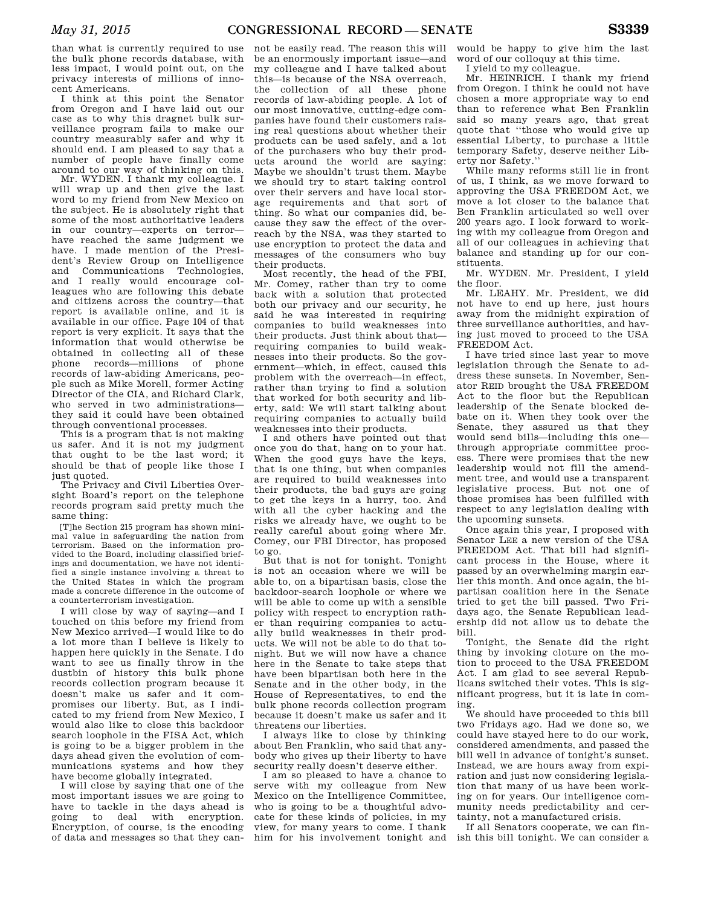than what is currently required to use the bulk phone records database, with less impact, I would point out, on the privacy interests of millions of innocent Americans.

I think at this point the Senator from Oregon and I have laid out our case as to why this dragnet bulk surveillance program fails to make our country measurably safer and why it should end. I am pleased to say that a number of people have finally come around to our way of thinking on this.

Mr. WYDEN. I thank my colleague. I will wrap up and then give the last word to my friend from New Mexico on the subject. He is absolutely right that some of the most authoritative leaders in our country—experts on terror—have reached the same judgment we have. I made mention of the President's Review Group on Intelligence and Communications Technologies, and I really would encourage colleagues who are following this debate and citizens across the country—that report is available online, and it is available in our office. Page 104 of that report is very explicit. It says that the information that would otherwise be obtained in collecting all of these phone records—millions of phone records of law-abiding Americans, people such as Mike Morell, former Acting Director of the CIA, and Richard Clark, who served in two administrations—they said it could have been obtained through conventional processes.

This is a program that is not making us safer. And it is not my judgment that ought to be the last word; it should be that of people like those I just quoted.

The Privacy and Civil Liberties Oversight Board's report on the telephone records program said pretty much the same thing:

> [T]he Section 215 program has shown minimal value in safeguarding the nation from terrorism. Based on the information provided to the Board, including classified briefings and documentation, we have not identified a single instance involving a threat to the United States in which the program made a concrete difference in the outcome of a counterterrorism investigation.

I will close by way of saying—and I touched on this before my friend from New Mexico arrived—I would like to do a lot more than I believe is likely to happen here quickly in the Senate. I do want to see us finally throw in the dustbin of history this bulk phone records collection program because it doesn't make us safer and it compromises our liberty. But, as I indicated to my friend from New Mexico, I would also like to close this backdoor search loophole in the FISA Act, which is going to be a bigger problem in the days ahead given the evolution of communications systems and how they have become globally integrated.

I will close by saying that one of the most important issues we are going to have to tackle in the days ahead is going to deal with encryption. Encryption, of course, is the encoding of data and messages so that they cannot be easily read. The reason this will be an enormously important issue—and my colleague and I have talked about this—is because of the NSA overreach, the collection of all these phone records of law-abiding people. A lot of our most innovative, cutting-edge companies have found their customers raising real questions about whether their products can be used safely, and a lot of the purchasers who buy their products around the world are saying: Maybe we shouldn't trust them. Maybe we should try to start taking control over their servers and have local storage requirements and that sort of thing. So what our companies did, because they saw the effect of the overreach by the NSA, was they started to use encryption to protect the data and messages of the consumers who buy their products.

Most recently, the head of the FBI, Mr. Comey, rather than try to come back with a solution that protected both our privacy and our security, he said he was interested in requiring companies to build weaknesses into their products. Just think about that—requiring companies to build weaknesses into their products. So the government—which, in effect, caused this problem with the overreach—in effect, rather than trying to find a solution that worked for both security and liberty, said: We will start talking about requiring companies to actually build weaknesses into their products.

I and others have pointed out that once you do that, hang on to your hat. When the good guys have the keys, that is one thing, but when companies are required to build weaknesses into their products, the bad guys are going to get the keys in a hurry, too. And with all the cyber hacking and the risks we already have, we ought to be really careful about going where Mr. Comey, our FBI Director, has proposed to go.

But that is not for tonight. Tonight is not an occasion where we will be able to, on a bipartisan basis, close the backdoor-search loophole or where we will be able to come up with a sensible policy with respect to encryption rather than requiring companies to actually build weaknesses in their products. We will not be able to do that tonight. But we will now have a chance here in the Senate to take steps that have been bipartisan both here in the Senate and in the other body, in the House of Representatives, to end the bulk phone records collection program because it doesn't make us safer and it threatens our liberties.

I always like to close by thinking about Ben Franklin, who said that anybody who gives up their liberty to have security really doesn't deserve either.

I am so pleased to have a chance to serve with my colleague from New Mexico on the Intelligence Committee, who is going to be a thoughtful advocate for these kinds of policies, in my view, for many years to come. I thank him for his involvement tonight and would be happy to give him the last word of our colloquy at this time.

I yield to my colleague.

Mr. HEINRICH. I thank my friend from Oregon. I think he could not have chosen a more appropriate way to end than to reference what Ben Franklin said so many years ago, that great quote that "those who would give up essential Liberty, to purchase a little temporary Safety, deserve neither Liberty nor Safety."

While many reforms still lie in front of us, I think, as we move forward to approving the USA FREEDOM Act, we move a lot closer to the balance that Ben Franklin articulated so well over 200 years ago. I look forward to working with my colleague from Oregon and all of our colleagues in achieving that balance and standing up for our constituents.

Mr. WYDEN. Mr. President, I yield the floor.

Mr. LEAHY. Mr. President, we did not have to end up here, just hours away from the midnight expiration of three surveillance authorities, and having just moved to proceed to the USA FREEDOM Act.

I have tried since last year to move legislation through the Senate to address these sunsets. In November, Senator REID brought the USA FREEDOM Act to the floor but the Republican leadership of the Senate blocked debate on it. When they took over the Senate, they assured us that they would send bills—including this one—through appropriate committee process. There were promises that the new leadership would not fill the amendment tree, and would use a transparent legislative process. But not one of those promises has been fulfilled with respect to any legislation dealing with the upcoming sunsets.

Once again this year, I proposed with Senator LEE a new version of the USA FREEDOM Act. That bill had significant process in the House, where it passed by an overwhelming margin earlier this month. And once again, the bipartisan coalition here in the Senate tried to get the bill passed. Two Fridays ago, the Senate Republican leadership did not allow us to debate the bill.

Tonight, the Senate did the right thing by invoking cloture on the motion to proceed to the USA FREEDOM Act. I am glad to see several Republicans switched their votes. This is significant progress, but it is late in coming.

We should have proceeded to this bill two Fridays ago. Had we done so, we could have stayed here to do our work, considered amendments, and passed the bill well in advance of tonight's sunset. Instead, we are hours away from expiration and just now considering legislation that many of us have been working on for years. Our intelligence community needs predictability and certainty, not a manufactured crisis.

If all Senators cooperate, we can finish this bill tonight. We can consider a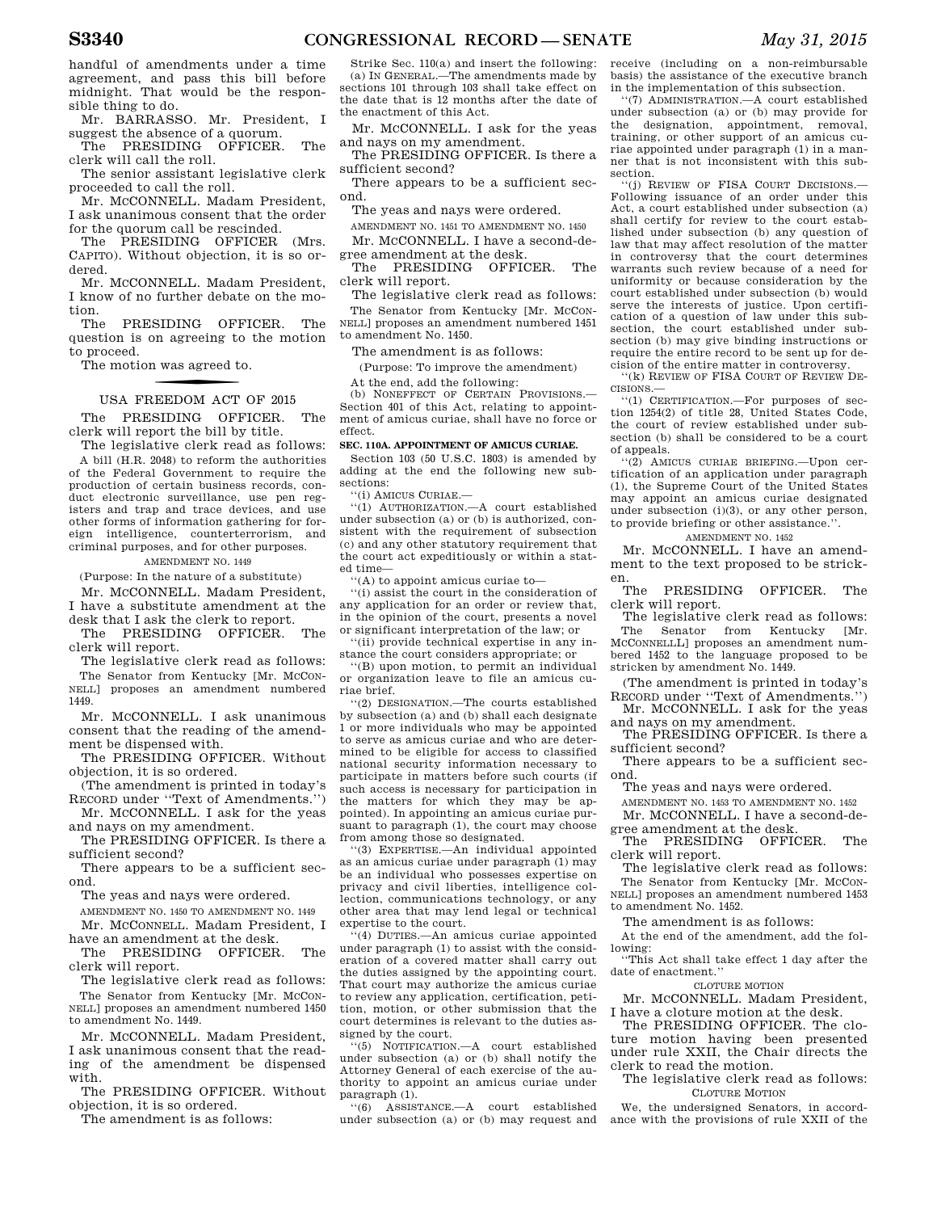handful of amendments under a time agreement, and pass this bill before midnight. That would be the responsible thing to do.

Mr. BARRASSO. Mr. President, I suggest the absence of a quorum.

The PRESIDING OFFICER. The clerk will call the roll.

The senior assistant legislative clerk proceeded to call the roll.

Mr. McCONNELL. Madam President, I ask unanimous consent that the order for the quorum call be rescinded.

The PRESIDING OFFICER (Mrs. CAPITO). Without objection, it is so ordered.

Mr. McCONNELL. Madam President, I know of no further debate on the motion.

The PRESIDING OFFICER. The question is on agreeing to the motion to proceed.

The motion was agreed to.

## USA FREEDOM ACT OF 2015

The PRESIDING OFFICER. The clerk will report the bill by title.

The legislative clerk read as follows:

A bill (H.R. 2048) to reform the authorities of the Federal Government to require the production of certain business records, conduct electronic surveillance, use pen registers and trap and trace devices, and use other forms of information gathering for foreign intelligence, counterterrorism, and criminal purposes, and for other purposes.

AMENDMENT NO. 1449

(Purpose: In the nature of a substitute)

Mr. McCONNELL. Madam President, I have a substitute amendment at the desk that I ask the clerk to report.

The PRESIDING OFFICER. The clerk will report.

The legislative clerk read as follows:

The Senator from Kentucky [Mr. McCONNELL] proposes an amendment numbered 1449.

Mr. McCONNELL. I ask unanimous consent that the reading of the amendment be dispensed with.

The PRESIDING OFFICER. Without objection, it is so ordered.

(The amendment is printed in today's RECORD under "Text of Amendments.")

Mr. McCONNELL. I ask for the yeas and nays on my amendment.

The PRESIDING OFFICER. Is there a sufficient second?

There appears to be a sufficient second.

The yeas and nays were ordered.

AMENDMENT NO. 1450 TO AMENDMENT NO. 1449

Mr. McCONNELL. Madam President, I have an amendment at the desk.

The PRESIDING OFFICER. The clerk will report.

The legislative clerk read as follows:

The Senator from Kentucky [Mr. McCONNELL] proposes an amendment numbered 1450 to amendment No. 1449.

Mr. McCONNELL. Madam President, I ask unanimous consent that the reading of the amendment be dispensed with.

The PRESIDING OFFICER. Without objection, it is so ordered.

The amendment is as follows:

Strike Sec. 110(a) and insert the following:

(a) IN GENERAL.—The amendments made by sections 101 through 103 shall take effect on the date that is 12 months after the date of the enactment of this Act.

Mr. McCONNELL. I ask for the yeas and nays on my amendment.

The PRESIDING OFFICER. Is there a sufficient second?

There appears to be a sufficient second.

The yeas and nays were ordered.

AMENDMENT NO. 1451 TO AMENDMENT NO. 1450

Mr. McCONNELL. I have a second-degree amendment at the desk.

The PRESIDING OFFICER. The clerk will report.

The legislative clerk read as follows:

The Senator from Kentucky [Mr. McCONNELL] proposes an amendment numbered 1451 to amendment No. 1450.

The amendment is as follows:

(Purpose: To improve the amendment)

At the end, add the following:

(b) NONEFFECT OF CERTAIN PROVISIONS.—Section 401 of this Act, relating to appointment of amicus curiae, shall have no force or effect.

**SEC. 110A. APPOINTMENT OF AMICUS CURIAE.**

Section 103 (50 U.S.C. 1803) is amended by adding at the end the following new subsections:

"(i) AMICUS CURIAE.—

"(1) AUTHORIZATION.—A court established under subsection (a) or (b) is authorized, consistent with the requirement of subsection (c) and any other statutory requirement that the court act expeditiously or within a stated time—

"(A) to appoint amicus curiae to—

"(i) assist the court in the consideration of any application for an order or review that, in the opinion of the court, presents a novel or significant interpretation of the law; or

"(ii) provide technical expertise in any instance the court considers appropriate; or

"(B) upon motion, to permit an individual or organization leave to file an amicus curiae brief.

"(2) DESIGNATION.—The courts established by subsection (a) and (b) shall each designate 1 or more individuals who may be appointed to serve as amicus curiae and who are determined to be eligible for access to classified national security information necessary to participate in matters before such courts (if such access is necessary for participation in the matters for which they may be appointed). In appointing an amicus curiae pursuant to paragraph (1), the court may choose from among those so designated.

"(3) EXPERTISE.—An individual appointed as an amicus curiae under paragraph (1) may be an individual who possesses expertise on privacy and civil liberties, intelligence collection, communications technology, or any other area that may lend legal or technical expertise to the court.

"(4) DUTIES.—An amicus curiae appointed under paragraph (1) to assist with the consideration of a covered matter shall carry out the duties assigned by the appointing court. That court may authorize the amicus curiae to review any application, certification, petition, motion, or other submission that the court determines is relevant to the duties assigned by the court.

"(5) NOTIFICATION.—A court established under subsection (a) or (b) shall notify the Attorney General of each exercise of the authority to appoint an amicus curiae under paragraph (1).

"(6) ASSISTANCE.—A court established under subsection (a) or (b) may request and receive (including on a non-reimbursable basis) the assistance of the executive branch in the implementation of this subsection.

"(7) ADMINISTRATION.—A court established under subsection (a) or (b) may provide for the designation, appointment, removal, training, or other support of an amicus curiae appointed under paragraph (1) in a manner that is not inconsistent with this subsection.

"(j) REVIEW OF FISA COURT DECISIONS.—Following issuance of an order under this Act, a court established under subsection (a) shall certify for review to the court established under subsection (b) any question of law that may affect resolution of the matter in controversy that the court determines warrants such review because of a need for uniformity or because consideration by the court established under subsection (b) would serve the interests of justice. Upon certification of a question of law under this subsection, the court established under subsection (b) may give binding instructions or require the entire record to be sent up for decision of the entire matter in controversy.

"(k) REVIEW OF FISA COURT OF REVIEW DECISIONS.—

"(1) CERTIFICATION.—For purposes of section 1254(2) of title 28, United States Code, the court of review established under subsection (b) shall be considered to be a court of appeals.

"(2) AMICUS CURIAE BRIEFING.—Upon certification of an application under paragraph (1), the Supreme Court of the United States may appoint an amicus curiae designated under subsection (i)(3), or any other person, to provide briefing or other assistance.".

AMENDMENT NO. 1452

Mr. McCONNELL. I have an amendment to the text proposed to be stricken.

The PRESIDING OFFICER. The clerk will report.

The legislative clerk read as follows:

The Senator from Kentucky [Mr. McCONNELLL] proposes an amendment numbered 1452 to the language proposed to be stricken by amendment No. 1449.

(The amendment is printed in today's RECORD under "Text of Amendments.")

Mr. McCONNELL. I ask for the yeas and nays on my amendment.

The PRESIDING OFFICER. Is there a sufficient second?

There appears to be a sufficient second.

The yeas and nays were ordered.

AMENDMENT NO. 1453 TO AMENDMENT NO. 1452

Mr. McCONNELL. I have a second-degree amendment at the desk.

The PRESIDING OFFICER. The clerk will report.

The legislative clerk read as follows:

The Senator from Kentucky [Mr. McCONNELL] proposes an amendment numbered 1453 to amendment No. 1452.

The amendment is as follows:

At the end of the amendment, add the following:

"This Act shall take effect 1 day after the date of enactment."

CLOTURE MOTION

Mr. McCONNELL. Madam President, I have a cloture motion at the desk.

The PRESIDING OFFICER. The cloture motion having been presented under rule XXII, the Chair directs the clerk to read the motion.

The legislative clerk read as follows:

CLOTURE MOTION

We, the undersigned Senators, in accordance with the provisions of rule XXII of the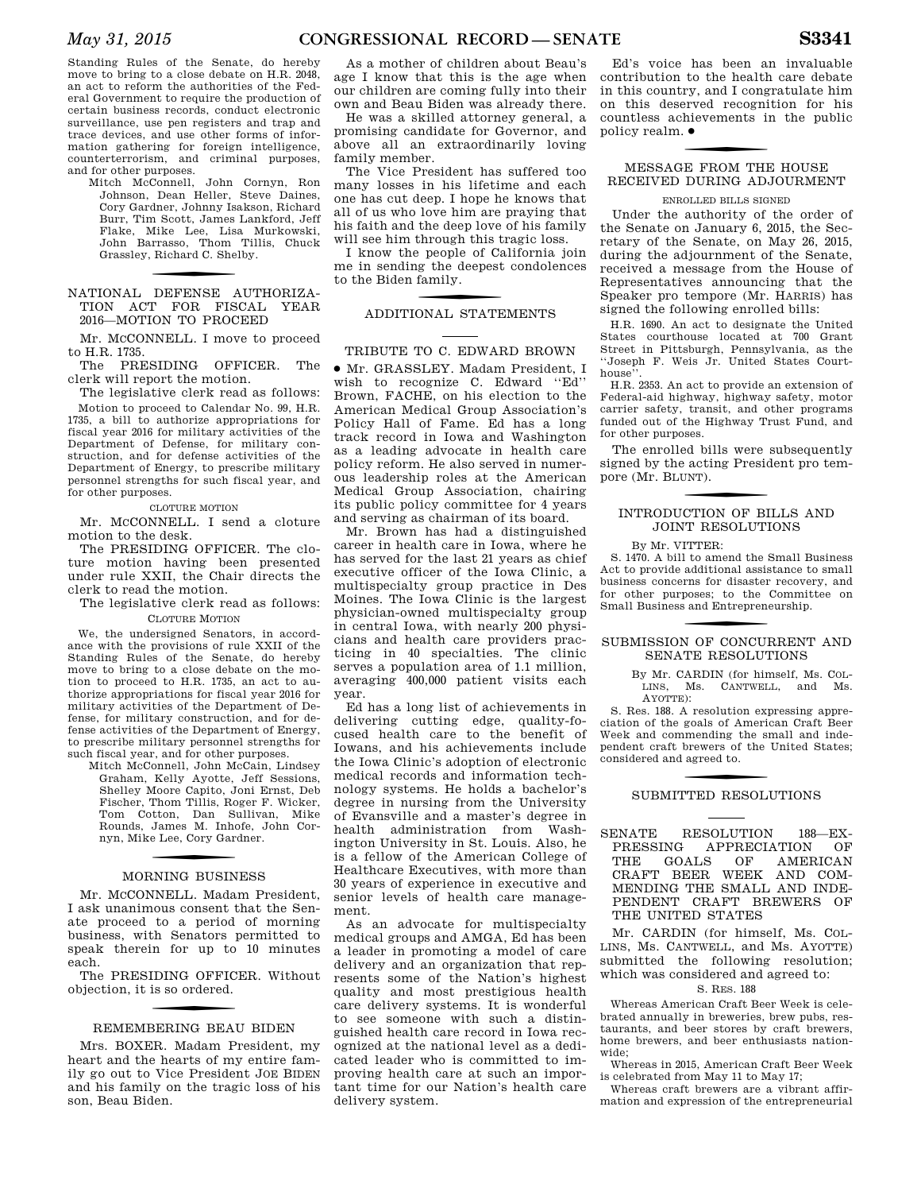Standing Rules of the Senate, do hereby move to bring to a close debate on H.R. 2048, an act to reform the authorities of the Federal Government to require the production of certain business records, conduct electronic surveillance, use pen registers and trap and trace devices, and use other forms of information gathering for foreign intelligence, counterterrorism, and criminal purposes, and for other purposes.

Mitch McConnell, John Cornyn, Ron Johnson, Dean Heller, Steve Daines, Cory Gardner, Johnny Isakson, Richard Burr, Tim Scott, James Lankford, Jeff Flake, Mike Lee, Lisa Murkowski, John Barrasso, Thom Tillis, Chuck Grassley, Richard C. Shelby.

## NATIONAL DEFENSE AUTHORIZATION ACT FOR FISCAL YEAR 2016—MOTION TO PROCEED

Mr. MCCONNELL. I move to proceed to H.R. 1735.

The PRESIDING OFFICER. The clerk will report the motion.

The legislative clerk read as follows:

Motion to proceed to Calendar No. 99, H.R. 1735, a bill to authorize appropriations for fiscal year 2016 for military activities of the Department of Defense, for military construction, and for defense activities of the Department of Energy, to prescribe military personnel strengths for such fiscal year, and for other purposes.

CLOTURE MOTION

Mr. MCCONNELL. I send a cloture motion to the desk.

The PRESIDING OFFICER. The cloture motion having been presented under rule XXII, the Chair directs the clerk to read the motion.

The legislative clerk read as follows:

CLOTURE MOTION

We, the undersigned Senators, in accordance with the provisions of rule XXII of the Standing Rules of the Senate, do hereby move to bring to a close debate on the motion to proceed to H.R. 1735, an act to authorize appropriations for fiscal year 2016 for military activities of the Department of Defense, for military construction, and for defense activities of the Department of Energy, to prescribe military personnel strengths for such fiscal year, and for other purposes.

Mitch McConnell, John McCain, Lindsey Graham, Kelly Ayotte, Jeff Sessions, Shelley Moore Capito, Joni Ernst, Deb Fischer, Thom Tillis, Roger F. Wicker, Tom Cotton, Dan Sullivan, Mike Rounds, James M. Inhofe, John Cornyn, Mike Lee, Cory Gardner.

## MORNING BUSINESS

Mr. MCCONNELL. Madam President, I ask unanimous consent that the Senate proceed to a period of morning business, with Senators permitted to speak therein for up to 10 minutes each.

The PRESIDING OFFICER. Without objection, it is so ordered.

## REMEMBERING BEAU BIDEN

Mrs. BOXER. Madam President, my heart and the hearts of my entire family go out to Vice President JOE BIDEN and his family on the tragic loss of his son, Beau Biden.

As a mother of children about Beau's age I know that this is the age when our children are coming fully into their own and Beau Biden was already there.

He was a skilled attorney general, a promising candidate for Governor, and above all an extraordinarily loving family member.

The Vice President has suffered too many losses in his lifetime and each one has cut deep. I hope he knows that all of us who love him are praying that his faith and the deep love of his family will see him through this tragic loss.

I know the people of California join me in sending the deepest condolences to the Biden family.

## ADDITIONAL STATEMENTS

### TRIBUTE TO C. EDWARD BROWN

● Mr. GRASSLEY. Madam President, I wish to recognize C. Edward ''Ed'' Brown, FACHE, on his election to the American Medical Group Association's Policy Hall of Fame. Ed has a long track record in Iowa and Washington as a leading advocate in health care policy reform. He also served in numerous leadership roles at the American Medical Group Association, chairing its public policy committee for 4 years and serving as chairman of its board.

Mr. Brown has had a distinguished career in health care in Iowa, where he has served for the last 21 years as chief executive officer of the Iowa Clinic, a multispecialty group practice in Des Moines. The Iowa Clinic is the largest physician-owned multispecialty group in central Iowa, with nearly 200 physicians and health care providers practicing in 40 specialties. The clinic serves a population area of 1.1 million, averaging 400,000 patient visits each year.

Ed has a long list of achievements in delivering cutting edge, quality-focused health care to the benefit of Iowans, and his achievements include the Iowa Clinic's adoption of electronic medical records and information technology systems. He holds a bachelor's degree in nursing from the University of Evansville and a master's degree in health administration from Washington University in St. Louis. Also, he is a fellow of the American College of Healthcare Executives, with more than 30 years of experience in executive and senior levels of health care management.

As an advocate for multispecialty medical groups and AMGA, Ed has been a leader in promoting a model of care delivery and an organization that represents some of the Nation's highest quality and most prestigious health care delivery systems. It is wonderful to see someone with such a distinguished health care record in Iowa recognized at the national level as a dedicated leader who is committed to improving health care at such an important time for our Nation's health care delivery system.

Ed's voice has been an invaluable contribution to the health care debate in this country, and I congratulate him on this deserved recognition for his countless achievements in the public policy realm. ●

## MESSAGE FROM THE HOUSE RECEIVED DURING ADJOURNMENT

ENROLLED BILLS SIGNED

Under the authority of the order of the Senate on January 6, 2015, the Secretary of the Senate, on May 26, 2015, during the adjournment of the Senate, received a message from the House of Representatives announcing that the Speaker pro tempore (Mr. HARRIS) has signed the following enrolled bills:

H.R. 1690. An act to designate the United States courthouse located at 700 Grant Street in Pittsburgh, Pennsylvania, as the ''Joseph F. Weis Jr. United States Courthouse''.

H.R. 2353. An act to provide an extension of Federal-aid highway, highway safety, motor carrier safety, transit, and other programs funded out of the Highway Trust Fund, and for other purposes.

The enrolled bills were subsequently signed by the acting President pro tempore (Mr. BLUNT).

## INTRODUCTION OF BILLS AND JOINT RESOLUTIONS

By Mr. VITTER:

S. 1470. A bill to amend the Small Business Act to provide additional assistance to small business concerns for disaster recovery, and for other purposes; to the Committee on Small Business and Entrepreneurship.

## SUBMISSION OF CONCURRENT AND SENATE RESOLUTIONS

By Mr. CARDIN (for himself, Ms. COLLINS, Ms. CANTWELL, and Ms. AYOTTE):

S. Res. 188. A resolution expressing appreciation of the goals of American Craft Beer Week and commending the small and independent craft brewers of the United States; considered and agreed to.

## SUBMITTED RESOLUTIONS

### SENATE RESOLUTION 188—EXPRESSING APPRECIATION OF THE GOALS OF AMERICAN CRAFT BEER WEEK AND COMMENDING THE SMALL AND INDEPENDENT CRAFT BREWERS OF THE UNITED STATES

Mr. CARDIN (for himself, Ms. COLLINS, Ms. CANTWELL, and Ms. AYOTTE) submitted the following resolution; which was considered and agreed to:

S. RES. 188

Whereas American Craft Beer Week is celebrated annually in breweries, brew pubs, restaurants, and beer stores by craft brewers, home brewers, and beer enthusiasts nationwide;

Whereas in 2015, American Craft Beer Week is celebrated from May 11 to May 17;

Whereas craft brewers are a vibrant affirmation and expression of the entrepreneurial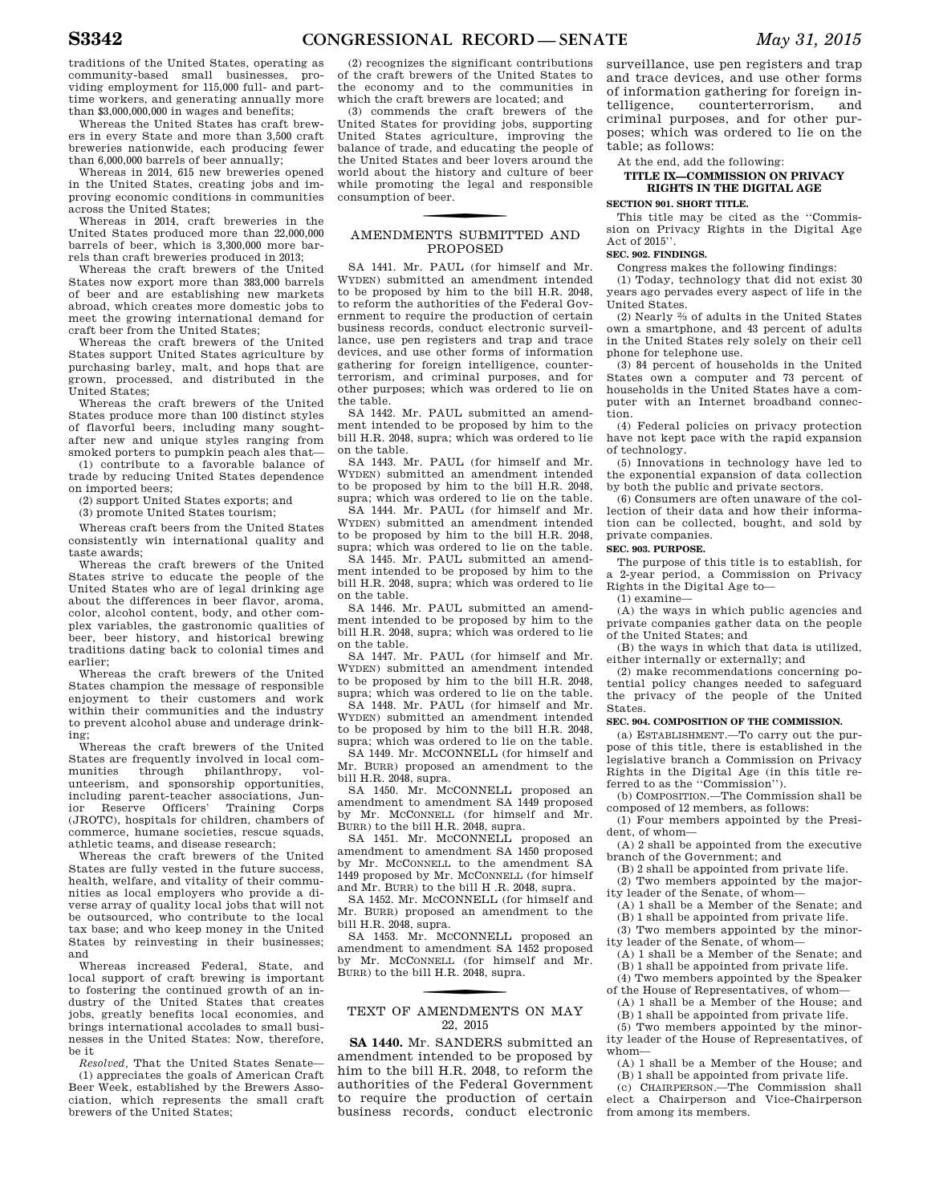traditions of the United States, operating as community-based small businesses, providing employment for 115,000 full- and part-time workers, and generating annually more than $3,000,000,000 in wages and benefits;

Whereas the United States has craft brewers in every State and more than 3,500 craft breweries nationwide, each producing fewer than 6,000,000 barrels of beer annually;

Whereas in 2014, 615 new breweries opened in the United States, creating jobs and improving economic conditions in communities across the United States;

Whereas in 2014, craft breweries in the United States produced more than 22,000,000 barrels of beer, which is 3,300,000 more barrels than craft breweries produced in 2013;

Whereas the craft brewers of the United States now export more than 383,000 barrels of beer and are establishing new markets abroad, which creates more domestic jobs to meet the growing international demand for craft beer from the United States;

Whereas the craft brewers of the United States support United States agriculture by purchasing barley, malt, and hops that are grown, processed, and distributed in the United States;

Whereas the craft brewers of the United States produce more than 100 distinct styles of flavorful beers, including many sought-after new and unique styles ranging from smoked porters to pumpkin peach ales that—

(1) contribute to a favorable balance of trade by reducing United States dependence on imported beers;

(2) support United States exports; and

(3) promote United States tourism;

Whereas craft beers from the United States consistently win international quality and taste awards;

Whereas the craft brewers of the United States strive to educate the people of the United States who are of legal drinking age about the differences in beer flavor, aroma, color, alcohol content, body, and other complex variables, the gastronomic qualities of beer, beer history, and historical brewing traditions dating back to colonial times and earlier;

Whereas the craft brewers of the United States champion the message of responsible enjoyment to their customers and work within their communities and the industry to prevent alcohol abuse and underage drinking;

Whereas the craft brewers of the United States are frequently involved in local communities through philanthropy, volunteerism, and sponsorship opportunities, including parent-teacher associations, Junior Reserve Officers' Training Corps (JROTC), hospitals for children, chambers of commerce, humane societies, rescue squads, athletic teams, and disease research;

Whereas the craft brewers of the United States are fully vested in the future success, health, welfare, and vitality of their communities as local employers who provide a diverse array of quality local jobs that will not be outsourced, who contribute to the local tax base; and who keep money in the United States by reinvesting in their businesses; and

Whereas increased Federal, State, and local support of craft brewing is important to fostering the continued growth of an industry of the United States that creates jobs, greatly benefits local economies, and brings international accolades to small businesses in the United States: Now, therefore, be it

*Resolved*, That the United States Senate—

(1) appreciates the goals of American Craft Beer Week, established by the Brewers Association, which represents the small craft brewers of the United States;

(2) recognizes the significant contributions of the craft brewers of the United States to the economy and to the communities in which the craft brewers are located; and

(3) commends the craft brewers of the United States for providing jobs, supporting United States agriculture, improving the balance of trade, and educating the people of the United States and beer lovers around the world about the history and culture of beer while promoting the legal and responsible consumption of beer.

## AMENDMENTS SUBMITTED AND PROPOSED

SA 1441. Mr. PAUL (for himself and Mr. WYDEN) submitted an amendment intended to be proposed by him to the bill H.R. 2048, to reform the authorities of the Federal Government to require the production of certain business records, conduct electronic surveillance, use pen registers and trap and trace devices, and use other forms of information gathering for foreign intelligence, counterterrorism, and criminal purposes, and for other purposes; which was ordered to lie on the table.

SA 1442. Mr. PAUL submitted an amendment intended to be proposed by him to the bill H.R. 2048, supra; which was ordered to lie on the table.

SA 1443. Mr. PAUL (for himself and Mr. WYDEN) submitted an amendment intended to be proposed by him to the bill H.R. 2048, supra; which was ordered to lie on the table.

SA 1444. Mr. PAUL (for himself and Mr. WYDEN) submitted an amendment intended to be proposed by him to the bill H.R. 2048, supra; which was ordered to lie on the table.

SA 1445. Mr. PAUL submitted an amendment intended to be proposed by him to the bill H.R. 2048, supra; which was ordered to lie on the table.

SA 1446. Mr. PAUL submitted an amendment intended to be proposed by him to the bill H.R. 2048, supra; which was ordered to lie on the table.

SA 1447. Mr. PAUL (for himself and Mr. WYDEN) submitted an amendment intended to be proposed by him to the bill H.R. 2048, supra; which was ordered to lie on the table.

SA 1448. Mr. PAUL (for himself and Mr. WYDEN) submitted an amendment intended to be proposed by him to the bill H.R. 2048, supra; which was ordered to lie on the table.

SA 1449. Mr. MCCONNELL (for himself and Mr. BURR) proposed an amendment to the bill H.R. 2048, supra.

SA 1450. Mr. MCCONNELL proposed an amendment to amendment SA 1449 proposed by Mr. MCCONNELL (for himself and Mr. BURR) to the bill H.R. 2048, supra.

SA 1451. Mr. MCCONNELL proposed an amendment to amendment SA 1450 proposed by Mr. MCCONNELL to the amendment SA 1449 proposed by Mr. MCCONNELL (for himself and Mr. BURR) to the bill H .R. 2048, supra.

SA 1452. Mr. MCCONNELL (for himself and Mr. BURR) proposed an amendment to the bill H.R. 2048, supra.

SA 1453. Mr. MCCONNELL proposed an amendment to amendment SA 1452 proposed by Mr. MCCONNELL (for himself and Mr. BURR) to the bill H.R. 2048, supra.

## TEXT OF AMENDMENTS ON MAY 22, 2015

**SA 1440.** Mr. SANDERS submitted an amendment intended to be proposed by him to the bill H.R. 2048, to reform the authorities of the Federal Government to require the production of certain business records, conduct electronic surveillance, use pen registers and trap and trace devices, and use other forms of information gathering for foreign intelligence, counterterrorism, and criminal purposes, and for other purposes; which was ordered to lie on the table; as follows:

At the end, add the following:

### TITLE IX—COMMISSION ON PRIVACY RIGHTS IN THE DIGITAL AGE

**SECTION 901. SHORT TITLE.**

This title may be cited as the "Commission on Privacy Rights in the Digital Age Act of 2015".

**SEC. 902. FINDINGS.**

Congress makes the following findings:

(1) Today, technology that did not exist 30 years ago pervades every aspect of life in the United States.

(2) Nearly ⅔ of adults in the United States own a smartphone, and 43 percent of adults in the United States rely solely on their cell phone for telephone use.

(3) 84 percent of households in the United States own a computer and 73 percent of households in the United States have a computer with an Internet broadband connection.

(4) Federal policies on privacy protection have not kept pace with the rapid expansion of technology.

(5) Innovations in technology have led to the exponential expansion of data collection by both the public and private sectors.

(6) Consumers are often unaware of the collection of their data and how their information can be collected, bought, and sold by private companies.

**SEC. 903. PURPOSE.**

The purpose of this title is to establish, for a 2-year period, a Commission on Privacy Rights in the Digital Age to—

(1) examine—

(A) the ways in which public agencies and private companies gather data on the people of the United States; and

(B) the ways in which that data is utilized, either internally or externally; and

(2) make recommendations concerning potential policy changes needed to safeguard the privacy of the people of the United States.

**SEC. 904. COMPOSITION OF THE COMMISSION.**

(a) ESTABLISHMENT.—To carry out the purpose of this title, there is established in the legislative branch a Commission on Privacy Rights in the Digital Age (in this title referred to as the "Commission").

(b) COMPOSITION.—The Commission shall be composed of 12 members, as follows:

(1) Four members appointed by the President, of whom—

(A) 2 shall be appointed from the executive branch of the Government; and

(B) 2 shall be appointed from private life.

(2) Two members appointed by the majority leader of the Senate, of whom—

(A) 1 shall be a Member of the Senate; and

(B) 1 shall be appointed from private life.

(3) Two members appointed by the minority leader of the Senate, of whom—

(A) 1 shall be a Member of the Senate; and

(B) 1 shall be appointed from private life.

(4) Two members appointed by the Speaker of the House of Representatives, of whom—

(A) 1 shall be a Member of the House; and

(B) 1 shall be appointed from private life.

(5) Two members appointed by the minority leader of the House of Representatives, of whom—

(A) 1 shall be a Member of the House; and

(B) 1 shall be appointed from private life.

(c) CHAIRPERSON.—The Commission shall elect a Chairperson and Vice-Chairperson from among its members.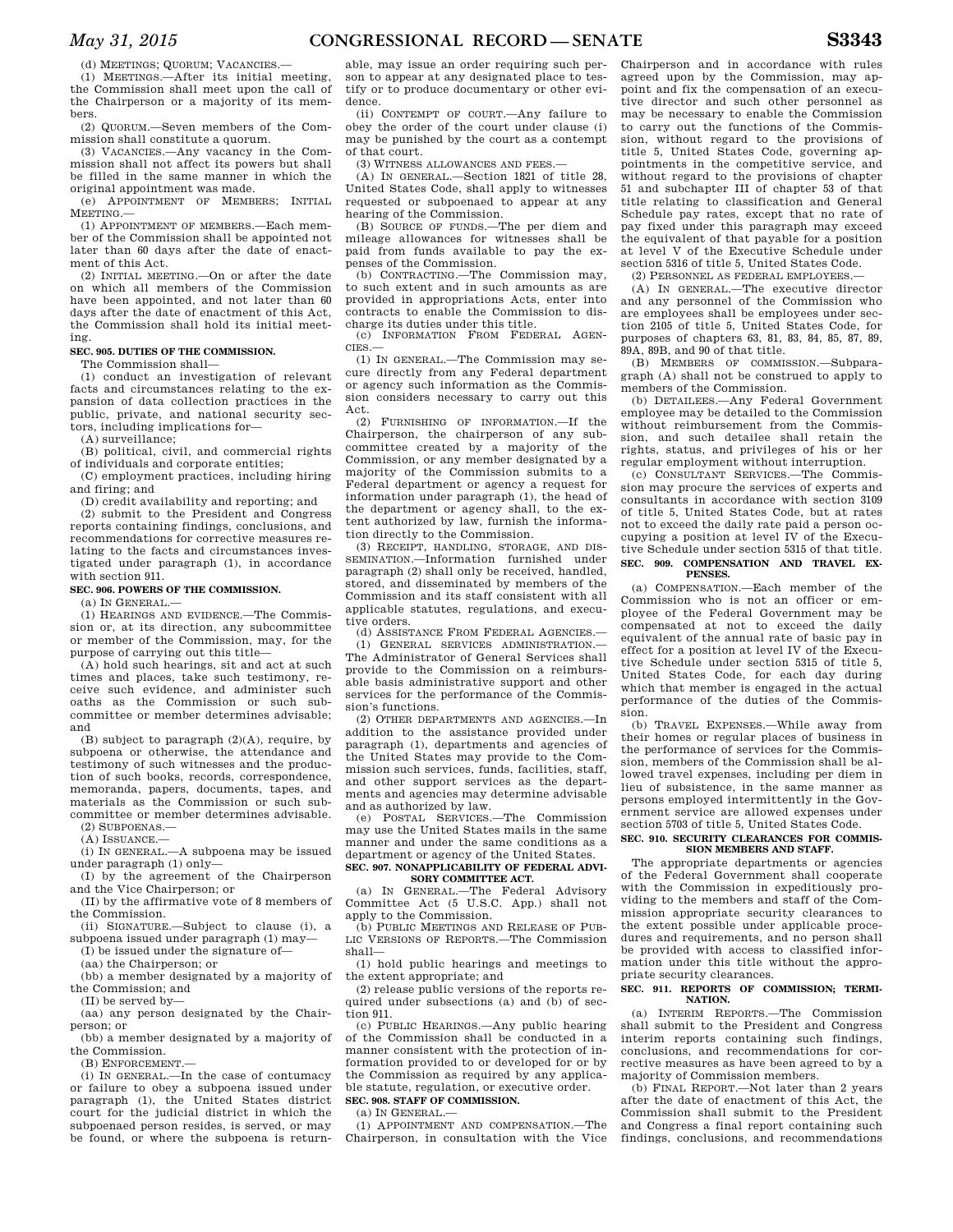(d) MEETINGS; QUORUM; VACANCIES.—

(1) MEETINGS.—After its initial meeting, the Commission shall meet upon the call of the Chairperson or a majority of its members.

(2) QUORUM.—Seven members of the Commission shall constitute a quorum.

(3) VACANCIES.—Any vacancy in the Commission shall not affect its powers but shall be filled in the same manner in which the original appointment was made.

(e) APPOINTMENT OF MEMBERS; INITIAL MEETING.—

(1) APPOINTMENT OF MEMBERS.—Each member of the Commission shall be appointed not later than 60 days after the date of enactment of this Act.

(2) INITIAL MEETING.—On or after the date on which all members of the Commission have been appointed, and not later than 60 days after the date of enactment of this Act, the Commission shall hold its initial meeting.

**SEC. 905. DUTIES OF THE COMMISSION.**

The Commission shall—

(1) conduct an investigation of relevant facts and circumstances relating to the expansion of data collection practices in the public, private, and national security sectors, including implications for—

(A) surveillance;

(B) political, civil, and commercial rights of individuals and corporate entities;

(C) employment practices, including hiring and firing; and

(D) credit availability and reporting; and

(2) submit to the President and Congress reports containing findings, conclusions, and recommendations for corrective measures relating to the facts and circumstances investigated under paragraph (1), in accordance with section 911.

**SEC. 906. POWERS OF THE COMMISSION.**

(a) IN GENERAL.—

(1) HEARINGS AND EVIDENCE.—The Commission or, at its direction, any subcommittee or member of the Commission, may, for the purpose of carrying out this title—

(A) hold such hearings, sit and act at such times and places, take such testimony, receive such evidence, and administer such oaths as the Commission or such subcommittee or member determines advisable; and

(B) subject to paragraph (2)(A), require, by subpoena or otherwise, the attendance and testimony of such witnesses and the production of such books, records, correspondence, memoranda, papers, documents, tapes, and materials as the Commission or such subcommittee or member determines advisable.

(2) SUBPOENAS.—

(A) ISSUANCE.—

(i) IN GENERAL.—A subpoena may be issued under paragraph (1) only—

(I) by the agreement of the Chairperson and the Vice Chairperson; or

(II) by the affirmative vote of 8 members of the Commission.

(ii) SIGNATURE.—Subject to clause (i), a subpoena issued under paragraph (1) may—

(I) be issued under the signature of—

(aa) the Chairperson; or

(bb) a member designated by a majority of the Commission; and

(II) be served by—

(aa) any person designated by the Chairperson; or

(bb) a member designated by a majority of the Commission.

(B) ENFORCEMENT.—

(i) IN GENERAL.—In the case of contumacy or failure to obey a subpoena issued under paragraph (1), the United States district court for the judicial district in which the subpoenaed person resides, is served, or may be found, or where the subpoena is returnable, may issue an order requiring such person to appear at any designated place to testify or to produce documentary or other evidence.

(ii) CONTEMPT OF COURT.—Any failure to obey the order of the court under clause (i) may be punished by the court as a contempt of that court.

(3) WITNESS ALLOWANCES AND FEES.—

(A) IN GENERAL.—Section 1821 of title 28, United States Code, shall apply to witnesses requested or subpoenaed to appear at any hearing of the Commission.

(B) SOURCE OF FUNDS.—The per diem and mileage allowances for witnesses shall be paid from funds available to pay the expenses of the Commission.

(b) CONTRACTING.—The Commission may, to such extent and in such amounts as are provided in appropriations Acts, enter into contracts to enable the Commission to discharge its duties under this title.

(c) INFORMATION FROM FEDERAL AGENCIES.—

(1) IN GENERAL.—The Commission may secure directly from any Federal department or agency such information as the Commission considers necessary to carry out this Act.

(2) FURNISHING OF INFORMATION.—If the Chairperson, the chairperson of any subcommittee created by a majority of the Commission, or any member designated by a majority of the Commission submits to a Federal department or agency a request for information under paragraph (1), the head of the department or agency shall, to the extent authorized by law, furnish the information directly to the Commission.

(3) RECEIPT, HANDLING, STORAGE, AND DISSEMINATION.—Information furnished under paragraph (2) shall only be received, handled, stored, and disseminated by members of the Commission and its staff consistent with all applicable statutes, regulations, and executive orders.

(d) ASSISTANCE FROM FEDERAL AGENCIES.—

(1) GENERAL SERVICES ADMINISTRATION.—The Administrator of General Services shall provide to the Commission on a reimbursable basis administrative support and other services for the performance of the Commission's functions.

(2) OTHER DEPARTMENTS AND AGENCIES.—In addition to the assistance provided under paragraph (1), departments and agencies of the United States may provide to the Commission such services, funds, facilities, staff, and other support services as the departments and agencies may determine advisable and as authorized by law.

(e) POSTAL SERVICES.—The Commission may use the United States mails in the same manner and under the same conditions as a department or agency of the United States.

**SEC. 907. NONAPPLICABILITY OF FEDERAL ADVISORY COMMITTEE ACT.**

(a) IN GENERAL.—The Federal Advisory Committee Act (5 U.S.C. App.) shall not apply to the Commission.

(b) PUBLIC MEETINGS AND RELEASE OF PUBLIC VERSIONS OF REPORTS.—The Commission shall—

(1) hold public hearings and meetings to the extent appropriate; and

(2) release public versions of the reports required under subsections (a) and (b) of section 911.

(c) PUBLIC HEARINGS.—Any public hearing of the Commission shall be conducted in a manner consistent with the protection of information provided to or developed for or by the Commission as required by any applicable statute, regulation, or executive order.

**SEC. 908. STAFF OF COMMISSION.**

(a) IN GENERAL.—

(1) APPOINTMENT AND COMPENSATION.—The Chairperson, in consultation with the Vice Chairperson and in accordance with rules agreed upon by the Commission, may appoint and fix the compensation of an executive director and such other personnel as may be necessary to enable the Commission to carry out the functions of the Commission, without regard to the provisions of title 5, United States Code, governing appointments in the competitive service, and without regard to the provisions of chapter 51 and subchapter III of chapter 53 of that title relating to classification and General Schedule pay rates, except that no rate of pay fixed under this paragraph may exceed the equivalent of that payable for a position at level V of the Executive Schedule under section 5316 of title 5, United States Code.

(2) PERSONNEL AS FEDERAL EMPLOYEES.—

(A) IN GENERAL.—The executive director and any personnel of the Commission who are employees shall be employees under section 2105 of title 5, United States Code, for purposes of chapters 63, 81, 83, 84, 85, 87, 89, 89A, 89B, and 90 of that title.

(B) MEMBERS OF COMMISSION.—Subparagraph (A) shall not be construed to apply to members of the Commission.

(b) DETAILEES.—Any Federal Government employee may be detailed to the Commission without reimbursement from the Commission, and such detailee shall retain the rights, status, and privileges of his or her regular employment without interruption.

(c) CONSULTANT SERVICES.—The Commission may procure the services of experts and consultants in accordance with section 3109 of title 5, United States Code, but at rates not to exceed the daily rate paid a person occupying a position at level IV of the Executive Schedule under section 5315 of that title.

**SEC. 909. COMPENSATION AND TRAVEL EXPENSES.**

(a) COMPENSATION.—Each member of the Commission who is not an officer or employee of the Federal Government may be compensated at not to exceed the daily equivalent of the annual rate of basic pay in effect for a position at level IV of the Executive Schedule under section 5315 of title 5, United States Code, for each day during which that member is engaged in the actual performance of the duties of the Commission.

(b) TRAVEL EXPENSES.—While away from their homes or regular places of business in the performance of services for the Commission, members of the Commission shall be allowed travel expenses, including per diem in lieu of subsistence, in the same manner as persons employed intermittently in the Government service are allowed expenses under section 5703 of title 5, United States Code.

**SEC. 910. SECURITY CLEARANCES FOR COMMISSION MEMBERS AND STAFF.**

The appropriate departments or agencies of the Federal Government shall cooperate with the Commission in expeditiously providing to the members and staff of the Commission appropriate security clearances to the extent possible under applicable procedures and requirements, and no person shall be provided with access to classified information under this title without the appropriate security clearances.

**SEC. 911. REPORTS OF COMMISSION; TERMINATION.**

(a) INTERIM REPORTS.—The Commission shall submit to the President and Congress interim reports containing such findings, conclusions, and recommendations for corrective measures as have been agreed to by a majority of Commission members.

(b) FINAL REPORT.—Not later than 2 years after the date of enactment of this Act, the Commission shall submit to the President and Congress a final report containing such findings, conclusions, and recommendations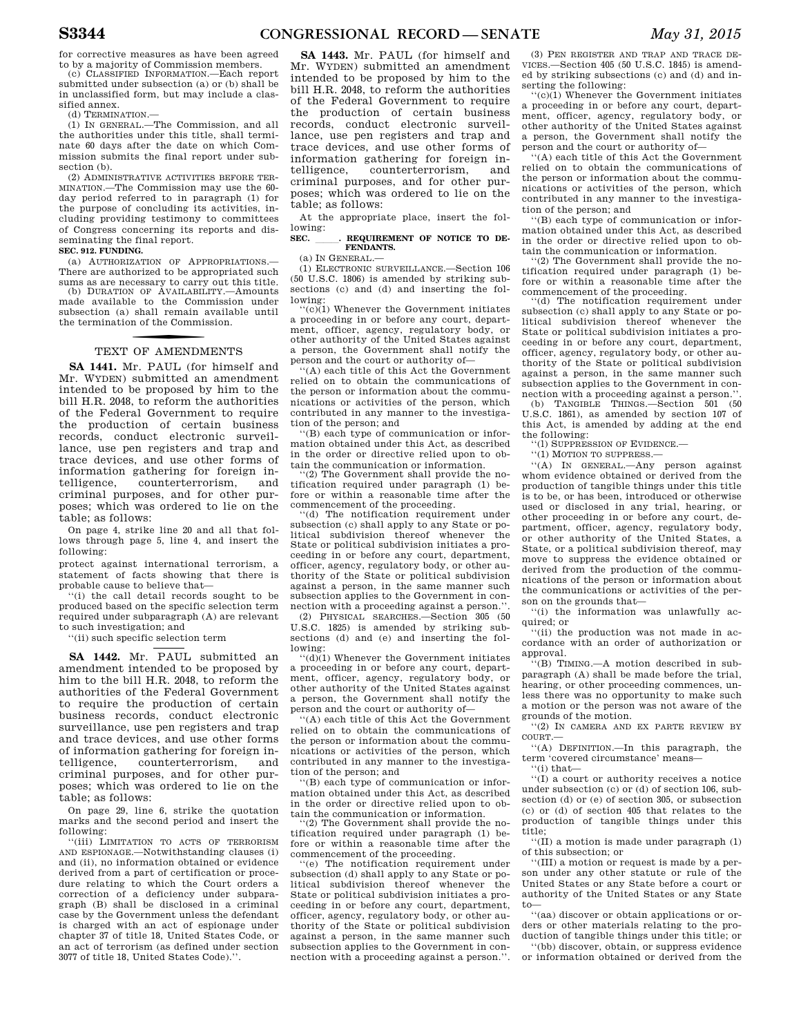for corrective measures as have been agreed to by a majority of Commission members.

(c) CLASSIFIED INFORMATION.—Each report submitted under subsection (a) or (b) shall be in unclassified form, but may include a classified annex.

(d) TERMINATION.—

(1) IN GENERAL.—The Commission, and all the authorities under this title, shall terminate 60 days after the date on which Commission submits the final report under subsection (b).

(2) ADMINISTRATIVE ACTIVITIES BEFORE TERMINATION.—The Commission may use the 60-day period referred to in paragraph (1) for the purpose of concluding its activities, including providing testimony to committees of Congress concerning its reports and disseminating the final report.

**SEC. 912. FUNDING.**

(a) AUTHORIZATION OF APPROPRIATIONS.—There are authorized to be appropriated such sums as are necessary to carry out this title.

(b) DURATION OF AVAILABILITY.—Amounts made available to the Commission under subsection (a) shall remain available until the termination of the Commission.

## TEXT OF AMENDMENTS

**SA 1441.** Mr. PAUL (for himself and Mr. WYDEN) submitted an amendment intended to be proposed by him to the bill H.R. 2048, to reform the authorities of the Federal Government to require the production of certain business records, conduct electronic surveillance, use pen registers and trap and trace devices, and use other forms of information gathering for foreign intelligence, counterterrorism, and criminal purposes, and for other purposes; which was ordered to lie on the table; as follows:

On page 4, strike line 20 and all that follows through page 5, line 4, and insert the following:

protect against international terrorism, a statement of facts showing that there is probable cause to believe that—

''(i) the call detail records sought to be produced based on the specific selection term required under subparagraph (A) are relevant to such investigation; and

''(ii) such specific selection term

**SA 1442.** Mr. PAUL submitted an amendment intended to be proposed by him to the bill H.R. 2048, to reform the authorities of the Federal Government to require the production of certain business records, conduct electronic surveillance, use pen registers and trap and trace devices, and use other forms of information gathering for foreign intelligence, counterterrorism, and criminal purposes, and for other purposes; which was ordered to lie on the table; as follows:

On page 29, line 6, strike the quotation marks and the second period and insert the following:

''(iii) LIMITATION TO ACTS OF TERRORISM AND ESPIONAGE.—Notwithstanding clauses (i) and (ii), no information obtained or evidence derived from a part of certification or procedure relating to which the Court orders a correction of a deficiency under subparagraph (B) shall be disclosed in a criminal case by the Government unless the defendant is charged with an act of espionage under chapter 37 of title 18, United States Code, or an act of terrorism (as defined under section 3077 of title 18, United States Code).''.

**SA 1443.** Mr. PAUL (for himself and Mr. WYDEN) submitted an amendment intended to be proposed by him to the bill H.R. 2048, to reform the authorities of the Federal Government to require the production of certain business records, conduct electronic surveillance, use pen registers and trap and trace devices, and use other forms of information gathering for foreign intelligence, counterterrorism, and criminal purposes, and for other purposes; which was ordered to lie on the table; as follows:

At the appropriate place, insert the following:

**SEC. \_\_\_\_. REQUIREMENT OF NOTICE TO DEFENDANTS.**

(a) IN GENERAL.—

(1) ELECTRONIC SURVEILLANCE.—Section 106 (50 U.S.C. 1806) is amended by striking subsections (c) and (d) and inserting the following:

''(c)(1) Whenever the Government initiates a proceeding in or before any court, department, officer, agency, regulatory body, or other authority of the United States against a person, the Government shall notify the person and the court or authority of—

''(A) each title of this Act the Government relied on to obtain the communications of the person or information about the communications or activities of the person, which contributed in any manner to the investigation of the person; and

''(B) each type of communication or information obtained under this Act, as described in the order or directive relied upon to obtain the communication or information.

''(2) The Government shall provide the notification required under paragraph (1) before or within a reasonable time after the commencement of the proceeding.

''(d) The notification requirement under subsection (c) shall apply to any State or political subdivision thereof whenever the State or political subdivision initiates a proceeding in or before any court, department, officer, agency, regulatory body, or other authority of the State or political subdivision against a person, in the same manner such subsection applies to the Government in connection with a proceeding against a person.''.

(2) PHYSICAL SEARCHES.—Section 305 (50 U.S.C. 1825) is amended by striking subsections (d) and (e) and inserting the following:

''(d)(1) Whenever the Government initiates a proceeding in or before any court, department, officer, agency, regulatory body, or other authority of the United States against a person, the Government shall notify the person and the court or authority of—

''(A) each title of this Act the Government relied on to obtain the communications of the person or information about the communications or activities of the person, which contributed in any manner to the investigation of the person; and

''(B) each type of communication or information obtained under this Act, as described in the order or directive relied upon to obtain the communication or information.

''(2) The Government shall provide the notification required under paragraph (1) before or within a reasonable time after the commencement of the proceeding.

''(e) The notification requirement under subsection (d) shall apply to any State or political subdivision thereof whenever the State or political subdivision initiates a proceeding in or before any court, department, officer, agency, regulatory body, or other authority of the State or political subdivision against a person, in the same manner such subsection applies to the Government in connection with a proceeding against a person.''.

(3) PEN REGISTER AND TRAP AND TRACE DEVICES.—Section 405 (50 U.S.C. 1845) is amended by striking subsections (c) and (d) and inserting the following:

''(c)(1) Whenever the Government initiates a proceeding in or before any court, department, officer, agency, regulatory body, or other authority of the United States against a person, the Government shall notify the person and the court or authority of—

''(A) each title of this Act the Government relied on to obtain the communications of the person or information about the communications or activities of the person, which contributed in any manner to the investigation of the person; and

''(B) each type of communication or information obtained under this Act, as described in the order or directive relied upon to obtain the communication or information.

''(2) The Government shall provide the notification required under paragraph (1) before or within a reasonable time after the commencement of the proceeding.

''(d) The notification requirement under subsection (c) shall apply to any State or political subdivision thereof whenever the State or political subdivision initiates a proceeding in or before any court, department, officer, agency, regulatory body, or other authority of the State or political subdivision against a person, in the same manner such subsection applies to the Government in connection with a proceeding against a person.''.

(b) TANGIBLE THINGS.—Section 501 (50 U.S.C. 1861), as amended by section 107 of this Act, is amended by adding at the end the following:

''(l) SUPPRESSION OF EVIDENCE.—

''(1) MOTION TO SUPPRESS.—

''(A) IN GENERAL.—Any person against whom evidence obtained or derived from the production of tangible things under this title is to be, or has been, introduced or otherwise used or disclosed in any trial, hearing, or other proceeding in or before any court, department, officer, agency, regulatory body, or other authority of the United States, a State, or a political subdivision thereof, may move to suppress the evidence obtained or derived from the production of the communications of the person or information about the communications or activities of the person on the grounds that—

''(i) the information was unlawfully acquired; or

''(ii) the production was not made in accordance with an order of authorization or approval.

''(B) TIMING.—A motion described in subparagraph (A) shall be made before the trial, hearing, or other proceeding commences, unless there was no opportunity to make such a motion or the person was not aware of the grounds of the motion.

''(2) IN CAMERA AND EX PARTE REVIEW BY COURT.—

''(A) DEFINITION.—In this paragraph, the term 'covered circumstance' means—

''(i) that—

''(I) a court or authority receives a notice under subsection (c) or (d) of section 106, subsection (d) or (e) of section 305, or subsection (c) or (d) of section 405 that relates to the production of tangible things under this title;

''(II) a motion is made under paragraph (1) of this subsection; or

''(III) a motion or request is made by a person under any other statute or rule of the United States or any State before a court or authority of the United States or any State to—

''(aa) discover or obtain applications or orders or other materials relating to the production of tangible things under this title; or

''(bb) discover, obtain, or suppress evidence or information obtained or derived from the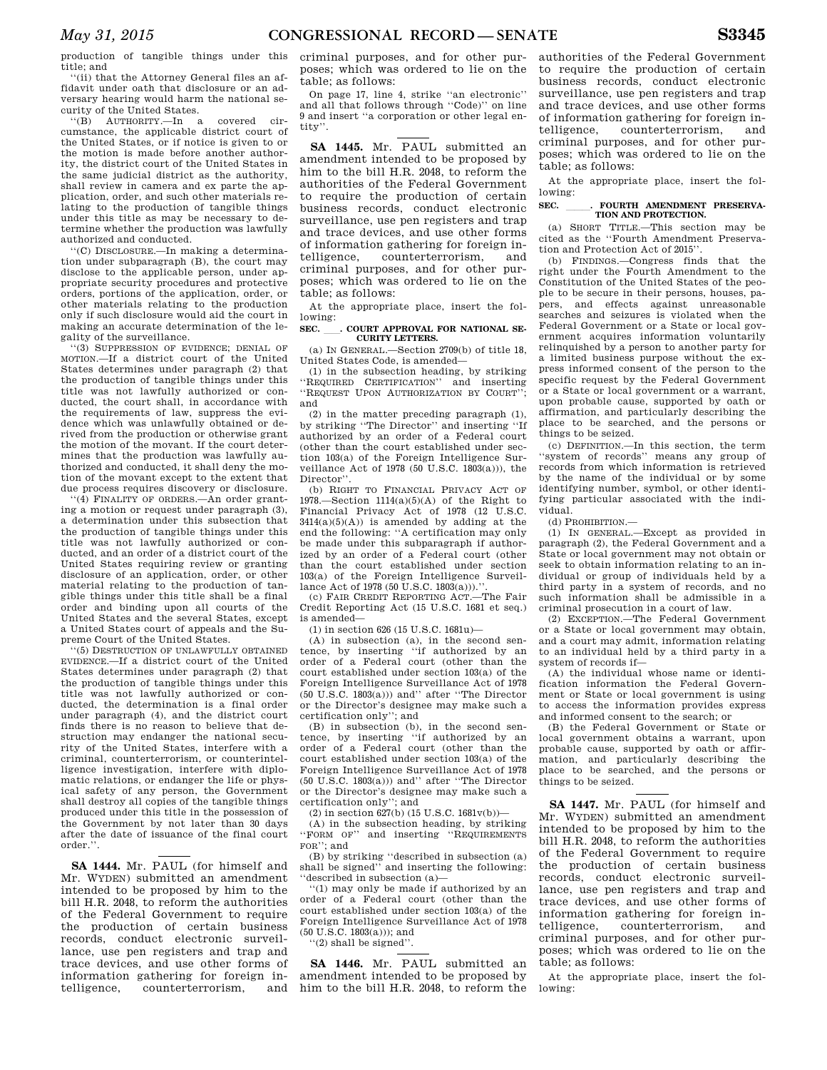production of tangible things under this title; and

''(ii) that the Attorney General files an affidavit under oath that disclosure or an adversary hearing would harm the national security of the United States.

''(B) AUTHORITY.—In a covered circumstance, the applicable district court of the United States, or if notice is given to or the motion is made before another authority, the district court of the United States in the same judicial district as the authority, shall review in camera and ex parte the application, order, and such other materials relating to the production of tangible things under this title as may be necessary to determine whether the production was lawfully authorized and conducted.

''(C) DISCLOSURE.—In making a determination under subparagraph (B), the court may disclose to the applicable person, under appropriate security procedures and protective orders, portions of the application, order, or other materials relating to the production only if such disclosure would aid the court in making an accurate determination of the legality of the surveillance.

''(3) SUPPRESSION OF EVIDENCE; DENIAL OF MOTION.—If a district court of the United States determines under paragraph (2) that the production of tangible things under this title was not lawfully authorized or conducted, the court shall, in accordance with the requirements of law, suppress the evidence which was unlawfully obtained or derived from the production or otherwise grant the motion of the movant. If the court determines that the production was lawfully authorized and conducted, it shall deny the motion of the movant except to the extent that due process requires discovery or disclosure.

''(4) FINALITY OF ORDERS.—An order granting a motion or request under paragraph (3), a determination under this subsection that the production of tangible things under this title was not lawfully authorized or conducted, and an order of a district court of the United States requiring review or granting disclosure of an application, order, or other material relating to the production of tangible things under this title shall be a final order and binding upon all courts of the United States and the several States, except a United States court of appeals and the Supreme Court of the United States.

''(5) DESTRUCTION OF UNLAWFULLY OBTAINED EVIDENCE.—If a district court of the United States determines under paragraph (2) that the production of tangible things under this title was not lawfully authorized or conducted, the determination is a final order under paragraph (4), and the district court finds there is no reason to believe that destruction may endanger the national security of the United States, interfere with a criminal, counterterrorism, or counterintelligence investigation, interfere with diplomatic relations, or endanger the life or physical safety of any person, the Government shall destroy all copies of the tangible things produced under this title in the possession of the Government by not later than 30 days after the date of issuance of the final court order.''.

**SA 1444.** Mr. PAUL (for himself and Mr. WYDEN) submitted an amendment intended to be proposed by him to the bill H.R. 2048, to reform the authorities of the Federal Government to require the production of certain business records, conduct electronic surveillance, use pen registers and trap and trace devices, and use other forms of information gathering for foreign intelligence, counterterrorism, and criminal purposes, and for other purposes; which was ordered to lie on the table; as follows:

On page 17, line 4, strike ''an electronic'' and all that follows through ''Code)'' on line 9 and insert ''a corporation or other legal entity''.

**SA 1445.** Mr. PAUL submitted an amendment intended to be proposed by him to the bill H.R. 2048, to reform the authorities of the Federal Government to require the production of certain business records, conduct electronic surveillance, use pen registers and trap and trace devices, and use other forms of information gathering for foreign intelligence, counterterrorism, and criminal purposes, and for other purposes; which was ordered to lie on the table; as follows:

At the appropriate place, insert the following:

**SEC. \_\_\_. COURT APPROVAL FOR NATIONAL SECURITY LETTERS.**

(a) IN GENERAL.—Section 2709(b) of title 18, United States Code, is amended—

(1) in the subsection heading, by striking ''REQUIRED CERTIFICATION'' and inserting ''REQUEST UPON AUTHORIZATION BY COURT''; and

(2) in the matter preceding paragraph (1), by striking ''The Director'' and inserting ''If authorized by an order of a Federal court (other than the court established under section 103(a) of the Foreign Intelligence Surveillance Act of 1978 (50 U.S.C. 1803(a))), the Director''.

(b) RIGHT TO FINANCIAL PRIVACY ACT OF 1978.—Section 1114(a)(5)(A) of the Right to Financial Privacy Act of 1978 (12 U.S.C. 3414(a)(5)(A)) is amended by adding at the end the following: ''A certification may only be made under this subparagraph if authorized by an order of a Federal court (other than the court established under section 103(a) of the Foreign Intelligence Surveillance Act of 1978 (50 U.S.C. 1803(a))).''.

(c) FAIR CREDIT REPORTING ACT.—The Fair Credit Reporting Act (15 U.S.C. 1681 et seq.) is amended—

(1) in section 626 (15 U.S.C. 1681u)—

(A) in subsection (a), in the second sentence, by inserting ''if authorized by an order of a Federal court (other than the court established under section 103(a) of the Foreign Intelligence Surveillance Act of 1978 (50 U.S.C. 1803(a))) and'' after ''The Director or the Director's designee may make such a certification only''; and

(B) in subsection (b), in the second sentence, by inserting ''if authorized by an order of a Federal court (other than the court established under section 103(a) of the Foreign Intelligence Surveillance Act of 1978 (50 U.S.C. 1803(a))) and'' after ''The Director or the Director's designee may make such a certification only''; and

(2) in section 627(b) (15 U.S.C. 1681v(b))—

(A) in the subsection heading, by striking ''FORM OF'' and inserting ''REQUIREMENTS FOR''; and

(B) by striking ''described in subsection (a) shall be signed'' and inserting the following: ''described in subsection (a)—

''(1) may only be made if authorized by an order of a Federal court (other than the court established under section 103(a) of the Foreign Intelligence Surveillance Act of 1978 (50 U.S.C. 1803(a))); and

''(2) shall be signed''.

**SA 1446.** Mr. PAUL submitted an amendment intended to be proposed by him to the bill H.R. 2048, to reform the authorities of the Federal Government to require the production of certain business records, conduct electronic surveillance, use pen registers and trap and trace devices, and use other forms of information gathering for foreign intelligence, counterterrorism, and criminal purposes, and for other purposes; which was ordered to lie on the table; as follows:

At the appropriate place, insert the following:

**SEC. \_\_\_\_. FOURTH AMENDMENT PRESERVATION AND PROTECTION.**

(a) SHORT TITLE.—This section may be cited as the ''Fourth Amendment Preservation and Protection Act of 2015''.

(b) FINDINGS.—Congress finds that the right under the Fourth Amendment to the Constitution of the United States of the people to be secure in their persons, houses, papers, and effects against unreasonable searches and seizures is violated when the Federal Government or a State or local government acquires information voluntarily relinquished by a person to another party for a limited business purpose without the express informed consent of the person to the specific request by the Federal Government or a State or local government or a warrant, upon probable cause, supported by oath or affirmation, and particularly describing the place to be searched, and the persons or things to be seized.

(c) DEFINITION.—In this section, the term ''system of records'' means any group of records from which information is retrieved by the name of the individual or by some identifying number, symbol, or other identifying particular associated with the individual.

(d) PROHIBITION.—

(1) IN GENERAL.—Except as provided in paragraph (2), the Federal Government and a State or local government may not obtain or seek to obtain information relating to an individual or group of individuals held by a third party in a system of records, and no such information shall be admissible in a criminal prosecution in a court of law.

(2) EXCEPTION.—The Federal Government or a State or local government may obtain, and a court may admit, information relating to an individual held by a third party in a system of records if—

(A) the individual whose name or identification information the Federal Government or State or local government is using to access the information provides express and informed consent to the search; or

(B) the Federal Government or State or local government obtains a warrant, upon probable cause, supported by oath or affirmation, and particularly describing the place to be searched, and the persons or things to be seized.

**SA 1447.** Mr. PAUL (for himself and Mr. WYDEN) submitted an amendment intended to be proposed by him to the bill H.R. 2048, to reform the authorities of the Federal Government to require the production of certain business records, conduct electronic surveillance, use pen registers and trap and trace devices, and use other forms of information gathering for foreign intelligence, counterterrorism, and criminal purposes, and for other purposes; which was ordered to lie on the table; as follows:

At the appropriate place, insert the following: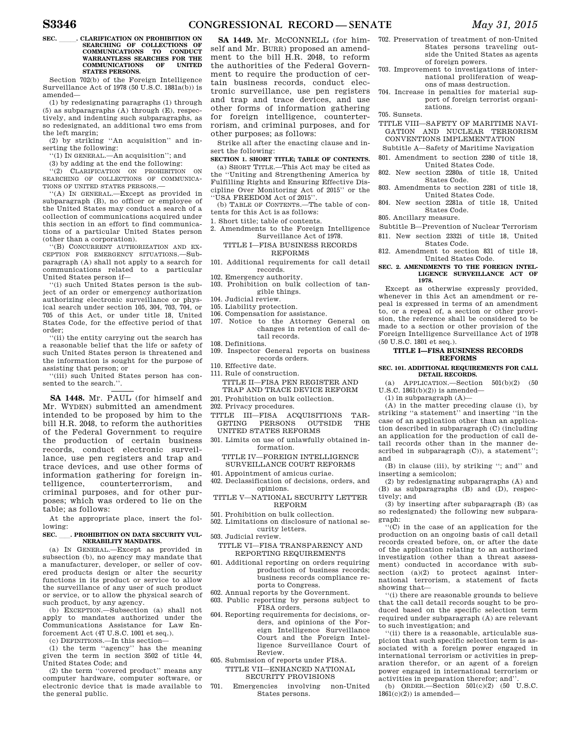**SEC. \_\_\_\_\_. CLARIFICATION ON PROHIBITION ON SEARCHING OF COLLECTIONS OF COMMUNICATIONS TO CONDUCT WARRANTLESS SEARCHES FOR THE COMMUNICATIONS OF UNITED STATES PERSONS.**

Section 702(b) of the Foreign Intelligence Surveillance Act of 1978 (50 U.S.C. 1881a(b)) is amended—

(1) by redesignating paragraphs (1) through (5) as subparagraphs (A) through (E), respectively, and indenting such subparagraphs, as so redesignated, an additional two ems from the left margin;

(2) by striking "An acquisition" and inserting the following:

"(1) IN GENERAL.—An acquisition"; and

(3) by adding at the end the following:

"(2) CLARIFICATION ON PROHIBITION ON SEARCHING OF COLLECTIONS OF COMMUNICATIONS OF UNITED STATES PERSONS.—

"(A) IN GENERAL.—Except as provided in subparagraph (B), no officer or employee of the United States may conduct a search of a collection of communications acquired under this section in an effort to find communications of a particular United States person (other than a corporation).

"(B) CONCURRENT AUTHORIZATION AND EXCEPTION FOR EMERGENCY SITUATIONS.—Subparagraph (A) shall not apply to a search for communications related to a particular United States person if—

"(i) such United States person is the subject of an order or emergency authorization authorizing electronic surveillance or physical search under section 105, 304, 703, 704, or 705 of this Act, or under title 18, United States Code, for the effective period of that order;

"(ii) the entity carrying out the search has a reasonable belief that the life or safety of such United States person is threatened and the information is sought for the purpose of assisting that person; or

"(iii) such United States person has consented to the search.".

---

**SA 1448.** Mr. PAUL (for himself and Mr. WYDEN) submitted an amendment intended to be proposed by him to the bill H.R. 2048, to reform the authorities of the Federal Government to require the production of certain business records, conduct electronic surveillance, use pen registers and trap and trace devices, and use other forms of information gathering for foreign intelligence, counterterrorism, and criminal purposes, and for other purposes; which was ordered to lie on the table; as follows:

At the appropriate place, insert the following:

**SEC. \_\_\_. PROHIBITION ON DATA SECURITY VULNERABILITY MANDATES.**

(a) IN GENERAL.—Except as provided in subsection (b), no agency may mandate that a manufacturer, developer, or seller of covered products design or alter the security functions in its product or service to allow the surveillance of any user of such product or service, or to allow the physical search of such product, by any agency.

(b) EXCEPTION.—Subsection (a) shall not apply to mandates authorized under the Communications Assistance for Law Enforcement Act (47 U.S.C. 1001 et seq.).

(c) DEFINITIONS.—In this section—

(1) the term "agency" has the meaning given the term in section 3502 of title 44, United States Code; and

(2) the term "covered product" means any computer hardware, computer software, or electronic device that is made available to the general public.

---

**SA 1449.** Mr. MCCONNELL (for himself and Mr. BURR) proposed an amendment to the bill H.R. 2048, to reform the authorities of the Federal Government to require the production of certain business records, conduct electronic surveillance, use pen registers and trap and trace devices, and use other forms of information gathering for foreign intelligence, counterterrorism, and criminal purposes, and for other purposes; as follows:

Strike all after the enacting clause and insert the following:

**SECTION 1. SHORT TITLE; TABLE OF CONTENTS.**

(a) SHORT TITLE.—This Act may be cited as the "Uniting and Strengthening America by Fulfilling Rights and Ensuring Effective Discipline Over Monitoring Act of 2015" or the "USA FREEDOM Act of 2015".

(b) TABLE OF CONTENTS.—The table of contents for this Act is as follows:

1. Short title; table of contents.
2. Amendments to the Foreign Intelligence Surveillance Act of 1978.

TITLE I—FISA BUSINESS RECORDS REFORMS

101. Additional requirements for call detail records.
102. Emergency authority.
103. Prohibition on bulk collection of tangible things.
104. Judicial review.
105. Liability protection.
106. Compensation for assistance.
107. Notice to the Attorney General on changes in retention of call detail records.
108. Definitions.
109. Inspector General reports on business records orders.
110. Effective date.
111. Rule of construction.

TITLE II—FISA PEN REGISTER AND TRAP AND TRACE DEVICE REFORM

201. Prohibition on bulk collection.
202. Privacy procedures.

TITLE III—FISA ACQUISITIONS TARGETING PERSONS OUTSIDE THE UNITED STATES REFORMS

301. Limits on use of unlawfully obtained information.

TITLE IV—FOREIGN INTELLIGENCE SURVEILLANCE COURT REFORMS

401. Appointment of amicus curiae.
402. Declassification of decisions, orders, and opinions.

TITLE V—NATIONAL SECURITY LETTER REFORM

501. Prohibition on bulk collection.
502. Limitations on disclosure of national security letters.
503. Judicial review.

TITLE VI—FISA TRANSPARENCY AND REPORTING REQUIREMENTS

601. Additional reporting on orders requiring production of business records; business records compliance reports to Congress.
602. Annual reports by the Government.
603. Public reporting by persons subject to FISA orders.
604. Reporting requirements for decisions, orders, and opinions of the Foreign Intelligence Surveillance Court and the Foreign Intelligence Surveillance Court of Review.
605. Submission of reports under FISA.

TITLE VII—ENHANCED NATIONAL SECURITY PROVISIONS

701. Emergencies involving non-United States persons.
702. Preservation of treatment of non-United States persons traveling outside the United States as agents of foreign powers.
703. Improvement to investigations of international proliferation of weapons of mass destruction.
704. Increase in penalties for material support of foreign terrorist organizations.
705. Sunsets.

TITLE VIII—SAFETY OF MARITIME NAVIGATION AND NUCLEAR TERRORISM CONVENTIONS IMPLEMENTATION

Subtitle A—Safety of Maritime Navigation

801. Amendment to section 2280 of title 18, United States Code.
802. New section 2280a of title 18, United States Code.
803. Amendments to section 2281 of title 18, United States Code.
804. New section 2281a of title 18, United States Code.
805. Ancillary measure.

Subtitle B—Prevention of Nuclear Terrorism

811. New section 2332i of title 18, United States Code.
812. Amendment to section 831 of title 18, United States Code.

**SEC. 2. AMENDMENTS TO THE FOREIGN INTELLIGENCE SURVEILLANCE ACT OF 1978.**

Except as otherwise expressly provided, whenever in this Act an amendment or repeal is expressed in terms of an amendment to, or a repeal of, a section or other provision, the reference shall be considered to be made to a section or other provision of the Foreign Intelligence Surveillance Act of 1978 (50 U.S.C. 1801 et seq.).

**TITLE I—FISA BUSINESS RECORDS REFORMS**

**SEC. 101. ADDITIONAL REQUIREMENTS FOR CALL DETAIL RECORDS.**

(a) APPLICATION.—Section 501(b)(2) (50 U.S.C. 1861(b)(2)) is amended—

(1) in subparagraph (A)—

(A) in the matter preceding clause (i), by striking "a statement" and inserting "in the case of an application other than an application described in subparagraph (C) (including an application for the production of call detail records other than in the manner described in subparagraph (C)), a statement"; and

(B) in clause (iii), by striking "; and" and inserting a semicolon;

(2) by redesignating subparagraphs (A) and (B) as subparagraphs (B) and (D), respectively; and

(3) by inserting after subparagraph (B) (as so redesignated) the following new subparagraph:

"(C) in the case of an application for the production on an ongoing basis of call detail records created before, on, or after the date of the application relating to an authorized investigation (other than a threat assessment) conducted in accordance with subsection (a)(2) to protect against international terrorism, a statement of facts showing that—

"(i) there are reasonable grounds to believe that the call detail records sought to be produced based on the specific selection term required under subparagraph (A) are relevant to such investigation; and

"(ii) there is a reasonable, articulable suspicion that such specific selection term is associated with a foreign power engaged in international terrorism or activities in preparation therefor, or an agent of a foreign power engaged in international terrorism or activities in preparation therefor; and".

(b) ORDER.—Section 501(c)(2) (50 U.S.C. 1861(c)(2)) is amended—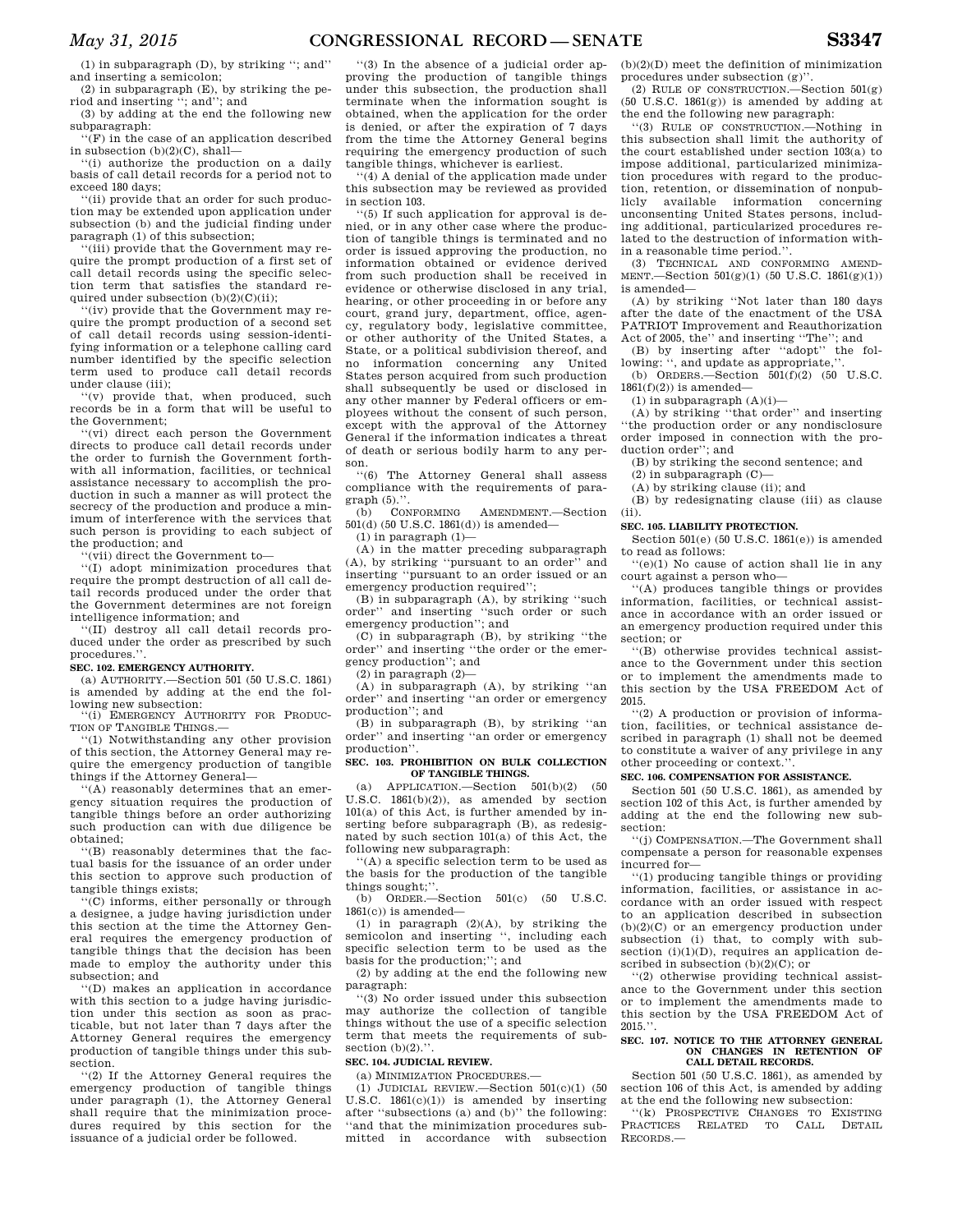(1) in subparagraph (D), by striking ''; and'' and inserting a semicolon;

(2) in subparagraph (E), by striking the period and inserting ''; and''; and

(3) by adding at the end the following new subparagraph:

''(F) in the case of an application described in subsection (b)(2)(C), shall—

''(i) authorize the production on a daily basis of call detail records for a period not to exceed 180 days;

''(ii) provide that an order for such production may be extended upon application under subsection (b) and the judicial finding under paragraph (1) of this subsection;

''(iii) provide that the Government may require the prompt production of a first set of call detail records using the specific selection term that satisfies the standard required under subsection (b)(2)(C)(ii);

''(iv) provide that the Government may require the prompt production of a second set of call detail records using session-identifying information or a telephone calling card number identified by the specific selection term used to produce call detail records under clause (iii);

''(v) provide that, when produced, such records be in a form that will be useful to the Government;

''(vi) direct each person the Government directs to produce call detail records under the order to furnish the Government forthwith all information, facilities, or technical assistance necessary to accomplish the production in such a manner as will protect the secrecy of the production and produce a minimum of interference with the services that such person is providing to each subject of the production; and

''(vii) direct the Government to—

''(I) adopt minimization procedures that require the prompt destruction of all call detail records produced under the order that the Government determines are not foreign intelligence information; and

''(II) destroy all call detail records produced under the order as prescribed by such procedures.''.

**SEC. 102. EMERGENCY AUTHORITY.**

(a) AUTHORITY.—Section 501 (50 U.S.C. 1861) is amended by adding at the end the following new subsection:

''(i) EMERGENCY AUTHORITY FOR PRODUCTION OF TANGIBLE THINGS.—

''(1) Notwithstanding any other provision of this section, the Attorney General may require the emergency production of tangible things if the Attorney General—

''(A) reasonably determines that an emergency situation requires the production of tangible things before an order authorizing such production can with due diligence be obtained;

''(B) reasonably determines that the factual basis for the issuance of an order under this section to approve such production of tangible things exists;

''(C) informs, either personally or through a designee, a judge having jurisdiction under this section at the time the Attorney General requires the emergency production of tangible things that the decision has been made to employ the authority under this subsection; and

''(D) makes an application in accordance with this section to a judge having jurisdiction under this section as soon as practicable, but not later than 7 days after the Attorney General requires the emergency production of tangible things under this subsection.

''(2) If the Attorney General requires the emergency production of tangible things under paragraph (1), the Attorney General shall require that the minimization procedures required by this section for the issuance of a judicial order be followed.

''(3) In the absence of a judicial order approving the production of tangible things under this subsection, the production shall terminate when the information sought is obtained, when the application for the order is denied, or after the expiration of 7 days from the time the Attorney General begins requiring the emergency production of such tangible things, whichever is earliest.

''(4) A denial of the application made under this subsection may be reviewed as provided in section 103.

''(5) If such application for approval is denied, or in any other case where the production of tangible things is terminated and no order is issued approving the production, no information obtained or evidence derived from such production shall be received in evidence or otherwise disclosed in any trial, hearing, or other proceeding in or before any court, grand jury, department, office, agency, regulatory body, legislative committee, or other authority of the United States, a State, or a political subdivision thereof, and no information concerning any United States person acquired from such production shall subsequently be used or disclosed in any other manner by Federal officers or employees without the consent of such person, except with the approval of the Attorney General if the information indicates a threat of death or serious bodily harm to any person.

''(6) The Attorney General shall assess compliance with the requirements of paragraph (5).''.

(b) CONFORMING AMENDMENT.—Section 501(d) (50 U.S.C. 1861(d)) is amended—

(1) in paragraph (1)—

(A) in the matter preceding subparagraph (A), by striking ''pursuant to an order'' and inserting ''pursuant to an order issued or an emergency production required'';

(B) in subparagraph (A), by striking ''such order'' and inserting ''such order or such emergency production''; and

(C) in subparagraph (B), by striking ''the order'' and inserting ''the order or the emergency production''; and

(2) in paragraph (2)—

(A) in subparagraph (A), by striking ''an order'' and inserting ''an order or emergency production''; and

(B) in subparagraph (B), by striking ''an order'' and inserting ''an order or emergency production''.

**SEC. 103. PROHIBITION ON BULK COLLECTION OF TANGIBLE THINGS.**

(a) APPLICATION.—Section 501(b)(2) (50 U.S.C. 1861(b)(2)), as amended by section 101(a) of this Act, is further amended by inserting before subparagraph (B), as redesignated by such section 101(a) of this Act, the following new subparagraph:

''(A) a specific selection term to be used as the basis for the production of the tangible things sought;''.

(b) ORDER.—Section 501(c) (50 U.S.C. 1861(c)) is amended—

(1) in paragraph (2)(A), by striking the semicolon and inserting '', including each specific selection term to be used as the basis for the production;''; and

(2) by adding at the end the following new paragraph:

''(3) No order issued under this subsection may authorize the collection of tangible things without the use of a specific selection term that meets the requirements of subsection (b)(2).''.

**SEC. 104. JUDICIAL REVIEW.**

(a) MINIMIZATION PROCEDURES.—

(1) JUDICIAL REVIEW.—Section 501(c)(1) (50 U.S.C. 1861(c)(1)) is amended by inserting after ''subsections (a) and (b)'' the following: ''and that the minimization procedures submitted in accordance with subsection (b)(2)(D) meet the definition of minimization procedures under subsection (g)''.

(2) RULE OF CONSTRUCTION.—Section 501(g) (50 U.S.C. 1861(g)) is amended by adding at the end the following new paragraph:

''(3) RULE OF CONSTRUCTION.—Nothing in this subsection shall limit the authority of the court established under section 103(a) to impose additional, particularized minimization procedures with regard to the production, retention, or dissemination of nonpublicly available information concerning unconsenting United States persons, including additional, particularized procedures related to the destruction of information within a reasonable time period.''.

(3) TECHNICAL AND CONFORMING AMENDMENT.—Section 501(g)(1) (50 U.S.C. 1861(g)(1)) is amended—

(A) by striking ''Not later than 180 days after the date of the enactment of the USA PATRIOT Improvement and Reauthorization Act of 2005, the'' and inserting ''The''; and

(B) by inserting after ''adopt'' the following: '', and update as appropriate,''.

(b) ORDERS.—Section 501(f)(2) (50 U.S.C. 1861(f)(2)) is amended—

(1) in subparagraph (A)(i)—

(A) by striking ''that order'' and inserting ''the production order or any nondisclosure order imposed in connection with the production order''; and

(B) by striking the second sentence; and

(2) in subparagraph (C)—

(A) by striking clause (ii); and

(B) by redesignating clause (iii) as clause (ii).

**SEC. 105. LIABILITY PROTECTION.**

Section 501(e) (50 U.S.C. 1861(e)) is amended to read as follows:

''(e)(1) No cause of action shall lie in any court against a person who—

''(A) produces tangible things or provides information, facilities, or technical assistance in accordance with an order issued or an emergency production required under this section; or

''(B) otherwise provides technical assistance to the Government under this section or to implement the amendments made to this section by the USA FREEDOM Act of 2015.

''(2) A production or provision of information, facilities, or technical assistance described in paragraph (1) shall not be deemed to constitute a waiver of any privilege in any other proceeding or context.''.

**SEC. 106. COMPENSATION FOR ASSISTANCE.**

Section 501 (50 U.S.C. 1861), as amended by section 102 of this Act, is further amended by adding at the end the following new subsection:

''(j) COMPENSATION.—The Government shall compensate a person for reasonable expenses incurred for—

''(1) producing tangible things or providing information, facilities, or assistance in accordance with an order issued with respect to an application described in subsection (b)(2)(C) or an emergency production under subsection (i) that, to comply with subsection (i)(1)(D), requires an application described in subsection (b)(2)(C); or

''(2) otherwise providing technical assistance to the Government under this section or to implement the amendments made to this section by the USA FREEDOM Act of 2015.''.

**SEC. 107. NOTICE TO THE ATTORNEY GENERAL ON CHANGES IN RETENTION OF CALL DETAIL RECORDS.**

Section 501 (50 U.S.C. 1861), as amended by section 106 of this Act, is amended by adding at the end the following new subsection:

''(k) PROSPECTIVE CHANGES TO EXISTING PRACTICES RELATED TO CALL DETAIL RECORDS.—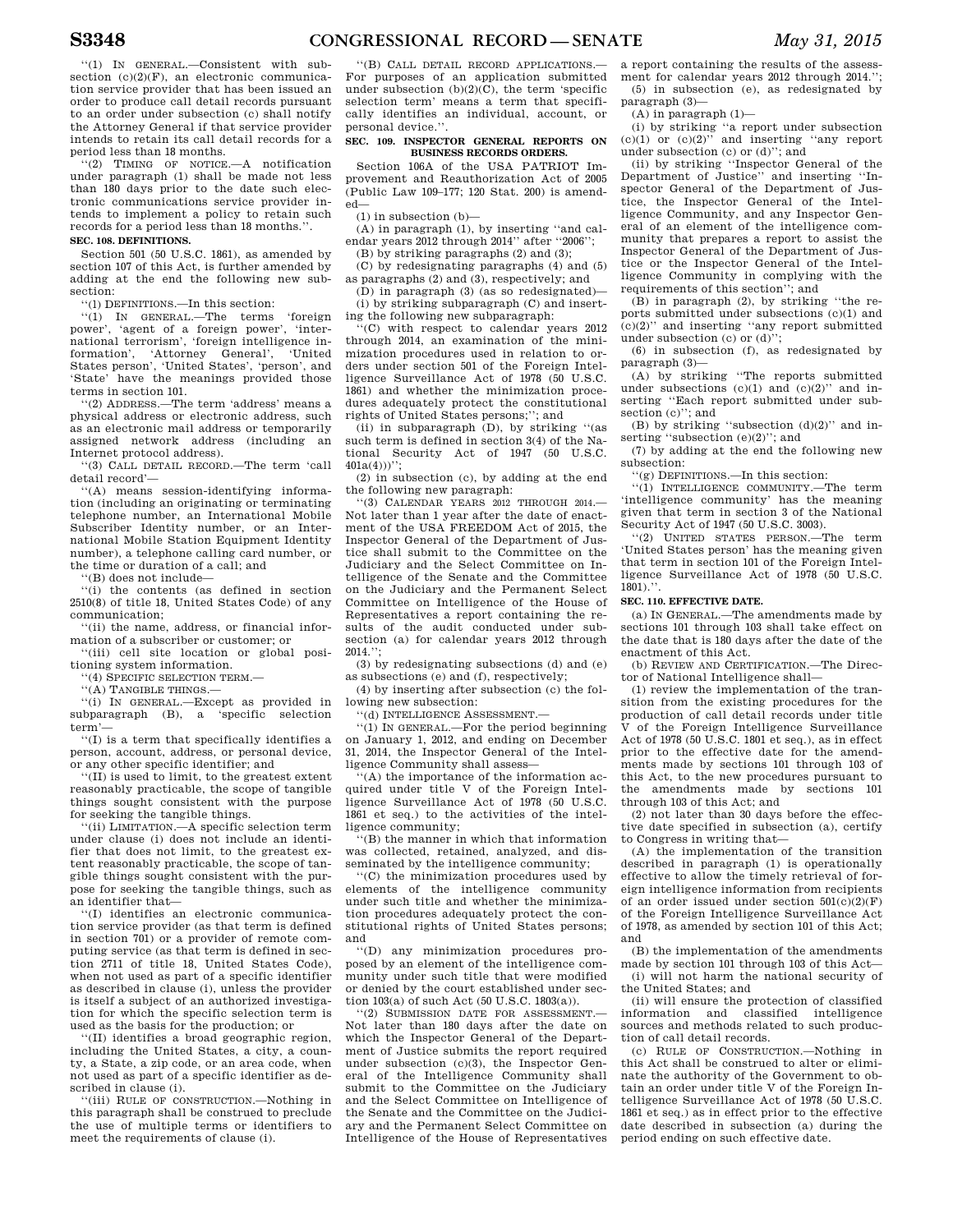"(1) IN GENERAL.—Consistent with subsection (c)(2)(F), an electronic communication service provider that has been issued an order to produce call detail records pursuant to an order under subsection (c) shall notify the Attorney General if that service provider intends to retain its call detail records for a period less than 18 months.

"(2) TIMING OF NOTICE.—A notification under paragraph (1) shall be made not less than 180 days prior to the date such electronic communications service provider intends to implement a policy to retain such records for a period less than 18 months.".

**SEC. 108. DEFINITIONS.**

Section 501 (50 U.S.C. 1861), as amended by section 107 of this Act, is further amended by adding at the end the following new subsection:

"(l) DEFINITIONS.—In this section:

"(1) IN GENERAL.—The terms 'foreign power', 'agent of a foreign power', 'international terrorism', 'foreign intelligence information', 'Attorney General', 'United States person', 'United States', 'person', and 'State' have the meanings provided those terms in section 101.

"(2) ADDRESS.—The term 'address' means a physical address or electronic address, such as an electronic mail address or temporarily assigned network address (including an Internet protocol address).

"(3) CALL DETAIL RECORD.—The term 'call detail record'—

"(A) means session-identifying information (including an originating or terminating telephone number, an International Mobile Subscriber Identity number, or an International Mobile Station Equipment Identity number), a telephone calling card number, or the time or duration of a call; and

"(B) does not include—

"(i) the contents (as defined in section 2510(8) of title 18, United States Code) of any communication;

"(ii) the name, address, or financial information of a subscriber or customer; or

"(iii) cell site location or global positioning system information.

"(4) SPECIFIC SELECTION TERM.—

"(A) TANGIBLE THINGS.—

"(i) IN GENERAL.—Except as provided in subparagraph (B), a 'specific selection term'—

"(I) is a term that specifically identifies a person, account, address, or personal device, or any other specific identifier; and

"(II) is used to limit, to the greatest extent reasonably practicable, the scope of tangible things sought consistent with the purpose for seeking the tangible things.

"(ii) LIMITATION.—A specific selection term under clause (i) does not include an identifier that does not limit, to the greatest extent reasonably practicable, the scope of tangible things sought consistent with the purpose for seeking the tangible things, such as an identifier that—

"(I) identifies an electronic communication service provider (as that term is defined in section 701) or a provider of remote computing service (as that term is defined in section 2711 of title 18, United States Code), when not used as part of a specific identifier as described in clause (i), unless the provider is itself a subject of an authorized investigation for which the specific selection term is used as the basis for the production; or

"(II) identifies a broad geographic region, including the United States, a city, a county, a State, a zip code, or an area code, when not used as part of a specific identifier as described in clause (i).

"(iii) RULE OF CONSTRUCTION.—Nothing in this paragraph shall be construed to preclude the use of multiple terms or identifiers to meet the requirements of clause (i).

"(B) CALL DETAIL RECORD APPLICATIONS.—For purposes of an application submitted under subsection (b)(2)(C), the term 'specific selection term' means a term that specifically identifies an individual, account, or personal device.".

**SEC. 109. INSPECTOR GENERAL REPORTS ON BUSINESS RECORDS ORDERS.**

Section 106A of the USA PATRIOT Improvement and Reauthorization Act of 2005 (Public Law 109–177; 120 Stat. 200) is amended—

(1) in subsection (b)—

(A) in paragraph (1), by inserting "and calendar years 2012 through 2014" after "2006";

(B) by striking paragraphs (2) and (3);

(C) by redesignating paragraphs (4) and (5) as paragraphs (2) and (3), respectively; and

(D) in paragraph (3) (as so redesignated)—

(i) by striking subparagraph (C) and inserting the following new subparagraph:

"(C) with respect to calendar years 2012 through 2014, an examination of the minimization procedures used in relation to orders under section 501 of the Foreign Intelligence Surveillance Act of 1978 (50 U.S.C. 1861) and whether the minimization procedures adequately protect the constitutional rights of United States persons;"; and

(ii) in subparagraph (D), by striking "(as such term is defined in section 3(4) of the National Security Act of 1947 (50 U.S.C. 401a(4)))";

(2) in subsection (c), by adding at the end the following new paragraph:

"(3) CALENDAR YEARS 2012 THROUGH 2014.—Not later than 1 year after the date of enactment of the USA FREEDOM Act of 2015, the Inspector General of the Department of Justice shall submit to the Committee on the Judiciary and the Select Committee on Intelligence of the Senate and the Committee on the Judiciary and the Permanent Select Committee on Intelligence of the House of Representatives a report containing the results of the audit conducted under subsection (a) for calendar years 2012 through 2014.";

(3) by redesignating subsections (d) and (e) as subsections (e) and (f), respectively;

(4) by inserting after subsection (c) the following new subsection:

"(d) INTELLIGENCE ASSESSMENT.—

"(1) IN GENERAL.—For the period beginning on January 1, 2012, and ending on December 31, 2014, the Inspector General of the Intelligence Community shall assess—

"(A) the importance of the information acquired under title V of the Foreign Intelligence Surveillance Act of 1978 (50 U.S.C. 1861 et seq.) to the activities of the intelligence community;

"(B) the manner in which that information was collected, retained, analyzed, and disseminated by the intelligence community;

"(C) the minimization procedures used by elements of the intelligence community under such title and whether the minimization procedures adequately protect the constitutional rights of United States persons; and

"(D) any minimization procedures proposed by an element of the intelligence community under such title that were modified or denied by the court established under section 103(a) of such Act (50 U.S.C. 1803(a)).

"(2) SUBMISSION DATE FOR ASSESSMENT.—Not later than 180 days after the date on which the Inspector General of the Department of Justice submits the report required under subsection (c)(3), the Inspector General of the Intelligence Community shall submit to the Committee on the Judiciary and the Select Committee on Intelligence of the Senate and the Committee on the Judiciary and the Permanent Select Committee on Intelligence of the House of Representatives a report containing the results of the assessment for calendar years 2012 through 2014.";

(5) in subsection (e), as redesignated by paragraph (3)—

(A) in paragraph (1)—

(i) by striking "a report under subsection (c)(1) or (c)(2)" and inserting "any report under subsection (c) or (d)"; and

(ii) by striking "Inspector General of the Department of Justice" and inserting "Inspector General of the Department of Justice, the Inspector General of the Intelligence Community, and any Inspector General of an element of the intelligence community that prepares a report to assist the Inspector General of the Department of Justice or the Inspector General of the Intelligence Community in complying with the requirements of this section"; and

(B) in paragraph (2), by striking "the reports submitted under subsections (c)(1) and (c)(2)" and inserting "any report submitted under subsection (c) or (d)";

(6) in subsection (f), as redesignated by paragraph (3)—

(A) by striking "The reports submitted under subsections (c)(1) and (c)(2)" and inserting "Each report submitted under subsection (c)"; and

(B) by striking "subsection (d)(2)" and inserting "subsection (e)(2)"; and

(7) by adding at the end the following new subsection:

"(g) DEFINITIONS.—In this section:

"(1) INTELLIGENCE COMMUNITY.—The term 'intelligence community' has the meaning given that term in section 3 of the National Security Act of 1947 (50 U.S.C. 3003).

"(2) UNITED STATES PERSON.—The term 'United States person' has the meaning given that term in section 101 of the Foreign Intelligence Surveillance Act of 1978 (50 U.S.C. 1801).".

**SEC. 110. EFFECTIVE DATE.**

(a) IN GENERAL.—The amendments made by sections 101 through 103 shall take effect on the date that is 180 days after the date of the enactment of this Act.

(b) REVIEW AND CERTIFICATION.—The Director of National Intelligence shall—

(1) review the implementation of the transition from the existing procedures for the production of call detail records under title V of the Foreign Intelligence Surveillance Act of 1978 (50 U.S.C. 1801 et seq.), as in effect prior to the effective date for the amendments made by sections 101 through 103 of this Act, to the new procedures pursuant to the amendments made by sections 101 through 103 of this Act; and

(2) not later than 30 days before the effective date specified in subsection (a), certify to Congress in writing that—

(A) the implementation of the transition described in paragraph (1) is operationally effective to allow the timely retrieval of foreign intelligence information from recipients of an order issued under section 501(c)(2)(F) of the Foreign Intelligence Surveillance Act of 1978, as amended by section 101 of this Act; and

(B) the implementation of the amendments made by section 101 through 103 of this Act—

(i) will not harm the national security of the United States; and

(ii) will ensure the protection of classified information and classified intelligence sources and methods related to such production of call detail records.

(c) RULE OF CONSTRUCTION.—Nothing in this Act shall be construed to alter or eliminate the authority of the Government to obtain an order under title V of the Foreign Intelligence Surveillance Act of 1978 (50 U.S.C. 1861 et seq.) as in effect prior to the effective date described in subsection (a) during the period ending on such effective date.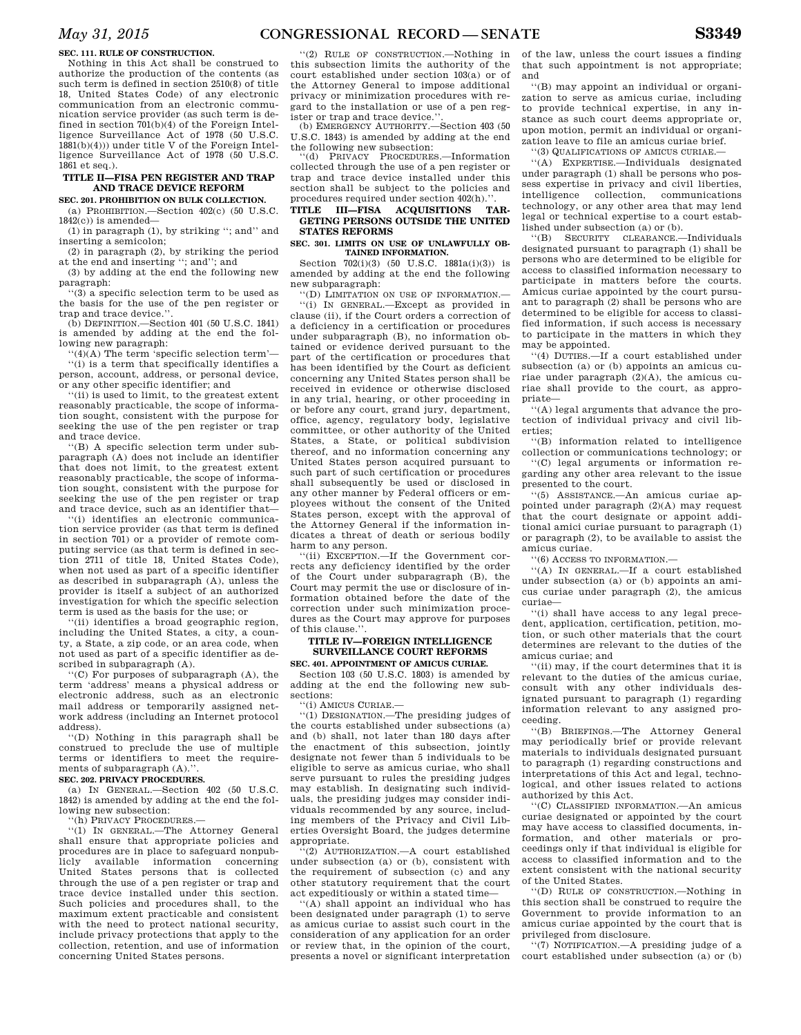**SEC. 111. RULE OF CONSTRUCTION.**

Nothing in this Act shall be construed to authorize the production of the contents (as such term is defined in section 2510(8) of title 18, United States Code) of any electronic communication from an electronic communication service provider (as such term is defined in section 701(b)(4) of the Foreign Intelligence Surveillance Act of 1978 (50 U.S.C. 1881(b)(4))) under title V of the Foreign Intelligence Surveillance Act of 1978 (50 U.S.C. 1861 et seq.).

## TITLE II—FISA PEN REGISTER AND TRAP AND TRACE DEVICE REFORM

**SEC. 201. PROHIBITION ON BULK COLLECTION.**

(a) PROHIBITION.—Section 402(c) (50 U.S.C. 1842(c)) is amended—

(1) in paragraph (1), by striking ''; and'' and inserting a semicolon;

(2) in paragraph (2), by striking the period at the end and inserting ''; and''; and

(3) by adding at the end the following new paragraph:

''(3) a specific selection term to be used as the basis for the use of the pen register or trap and trace device.''.

(b) DEFINITION.—Section 401 (50 U.S.C. 1841) is amended by adding at the end the following new paragraph:

''(4)(A) The term 'specific selection term'—

''(i) is a term that specifically identifies a person, account, address, or personal device, or any other specific identifier; and

''(ii) is used to limit, to the greatest extent reasonably practicable, the scope of information sought, consistent with the purpose for seeking the use of the pen register or trap and trace device.

''(B) A specific selection term under subparagraph (A) does not include an identifier that does not limit, to the greatest extent reasonably practicable, the scope of information sought, consistent with the purpose for seeking the use of the pen register or trap and trace device, such as an identifier that—

''(i) identifies an electronic communication service provider (as that term is defined in section 701) or a provider of remote computing service (as that term is defined in section 2711 of title 18, United States Code), when not used as part of a specific identifier as described in subparagraph (A), unless the provider is itself a subject of an authorized investigation for which the specific selection term is used as the basis for the use; or

''(ii) identifies a broad geographic region, including the United States, a city, a county, a State, a zip code, or an area code, when not used as part of a specific identifier as described in subparagraph (A).

''(C) For purposes of subparagraph (A), the term 'address' means a physical address or electronic address, such as an electronic mail address or temporarily assigned network address (including an Internet protocol address).

''(D) Nothing in this paragraph shall be construed to preclude the use of multiple terms or identifiers to meet the requirements of subparagraph (A).''.

**SEC. 202. PRIVACY PROCEDURES.**

(a) IN GENERAL.—Section 402 (50 U.S.C. 1842) is amended by adding at the end the following new subsection:

''(h) PRIVACY PROCEDURES.—

''(1) IN GENERAL.—The Attorney General shall ensure that appropriate policies and procedures are in place to safeguard nonpublicly available information concerning United States persons that is collected through the use of a pen register or trap and trace device installed under this section. Such policies and procedures shall, to the maximum extent practicable and consistent with the need to protect national security, include privacy protections that apply to the collection, retention, and use of information concerning United States persons.

''(2) RULE OF CONSTRUCTION.—Nothing in this subsection limits the authority of the court established under section 103(a) or of the Attorney General to impose additional privacy or minimization procedures with regard to the installation or use of a pen register or trap and trace device.''.

(b) EMERGENCY AUTHORITY.—Section 403 (50 U.S.C. 1843) is amended by adding at the end the following new subsection:

''(d) PRIVACY PROCEDURES.—Information collected through the use of a pen register or trap and trace device installed under this section shall be subject to the policies and procedures required under section 402(h).''.

## TITLE III—FISA ACQUISITIONS TARGETING PERSONS OUTSIDE THE UNITED STATES REFORMS

**SEC. 301. LIMITS ON USE OF UNLAWFULLY OBTAINED INFORMATION.**

Section 702(i)(3) (50 U.S.C. 1881a(i)(3)) is amended by adding at the end the following new subparagraph:

''(D) LIMITATION ON USE OF INFORMATION.—

''(i) IN GENERAL.—Except as provided in clause (ii), if the Court orders a correction of a deficiency in a certification or procedures under subparagraph (B), no information obtained or evidence derived pursuant to the part of the certification or procedures that has been identified by the Court as deficient concerning any United States person shall be received in evidence or otherwise disclosed in any trial, hearing, or other proceeding in or before any court, grand jury, department, office, agency, regulatory body, legislative committee, or other authority of the United States, a State, or political subdivision thereof, and no information concerning any United States person acquired pursuant to such part of such certification or procedures shall subsequently be used or disclosed in any other manner by Federal officers or employees without the consent of the United States person, except with the approval of the Attorney General if the information indicates a threat of death or serious bodily harm to any person.

''(ii) EXCEPTION.—If the Government corrects any deficiency identified by the order of the Court under subparagraph (B), the Court may permit the use or disclosure of information obtained before the date of the correction under such minimization procedures as the Court may approve for purposes of this clause.''.

## TITLE IV—FOREIGN INTELLIGENCE SURVEILLANCE COURT REFORMS

**SEC. 401. APPOINTMENT OF AMICUS CURIAE.**

Section 103 (50 U.S.C. 1803) is amended by adding at the end the following new subsections:

''(i) AMICUS CURIAE.—

''(1) DESIGNATION.—The presiding judges of the courts established under subsections (a) and (b) shall, not later than 180 days after the enactment of this subsection, jointly designate not fewer than 5 individuals to be eligible to serve as amicus curiae, who shall serve pursuant to rules the presiding judges may establish. In designating such individuals, the presiding judges may consider individuals recommended by any source, including members of the Privacy and Civil Liberties Oversight Board, the judges determine appropriate.

''(2) AUTHORIZATION.—A court established under subsection (a) or (b), consistent with the requirement of subsection (c) and any other statutory requirement that the court act expeditiously or within a stated time—

''(A) shall appoint an individual who has been designated under paragraph (1) to serve as amicus curiae to assist such court in the consideration of any application for an order or review that, in the opinion of the court, presents a novel or significant interpretation of the law, unless the court issues a finding that such appointment is not appropriate; and

''(B) may appoint an individual or organization to serve as amicus curiae, including to provide technical expertise, in any instance as such court deems appropriate or, upon motion, permit an individual or organization leave to file an amicus curiae brief.

''(3) QUALIFICATIONS OF AMICUS CURIAE.—

''(A) EXPERTISE.—Individuals designated under paragraph (1) shall be persons who possess expertise in privacy and civil liberties, intelligence collection, communications technology, or any other area that may lend legal or technical expertise to a court established under subsection (a) or (b).

''(B) SECURITY CLEARANCE.—Individuals designated pursuant to paragraph (1) shall be persons who are determined to be eligible for access to classified information necessary to participate in matters before the courts. Amicus curiae appointed by the court pursuant to paragraph (2) shall be persons who are determined to be eligible for access to classified information, if such access is necessary to participate in the matters in which they may be appointed.

''(4) DUTIES.—If a court established under subsection (a) or (b) appoints an amicus curiae under paragraph (2)(A), the amicus curiae shall provide to the court, as appropriate—

''(A) legal arguments that advance the protection of individual privacy and civil liberties;

''(B) information related to intelligence collection or communications technology; or

''(C) legal arguments or information regarding any other area relevant to the issue presented to the court.

''(5) ASSISTANCE.—An amicus curiae appointed under paragraph (2)(A) may request that the court designate or appoint additional amici curiae pursuant to paragraph (1) or paragraph (2), to be available to assist the amicus curiae.

''(6) ACCESS TO INFORMATION.—

''(A) IN GENERAL.—If a court established under subsection (a) or (b) appoints an amicus curiae under paragraph (2), the amicus curiae—

''(i) shall have access to any legal precedent, application, certification, petition, motion, or such other materials that the court determines are relevant to the duties of the amicus curiae; and

''(ii) may, if the court determines that it is relevant to the duties of the amicus curiae, consult with any other individuals designated pursuant to paragraph (1) regarding information relevant to any assigned proceeding.

''(B) BRIEFINGS.—The Attorney General may periodically brief or provide relevant materials to individuals designated pursuant to paragraph (1) regarding constructions and interpretations of this Act and legal, technological, and other issues related to actions authorized by this Act.

''(C) CLASSIFIED INFORMATION.—An amicus curiae designated or appointed by the court may have access to classified documents, information, and other materials or proceedings only if that individual is eligible for access to classified information and to the extent consistent with the national security of the United States.

''(D) RULE OF CONSTRUCTION.—Nothing in this section shall be construed to require the Government to provide information to an amicus curiae appointed by the court that is privileged from disclosure.

''(7) NOTIFICATION.—A presiding judge of a court established under subsection (a) or (b)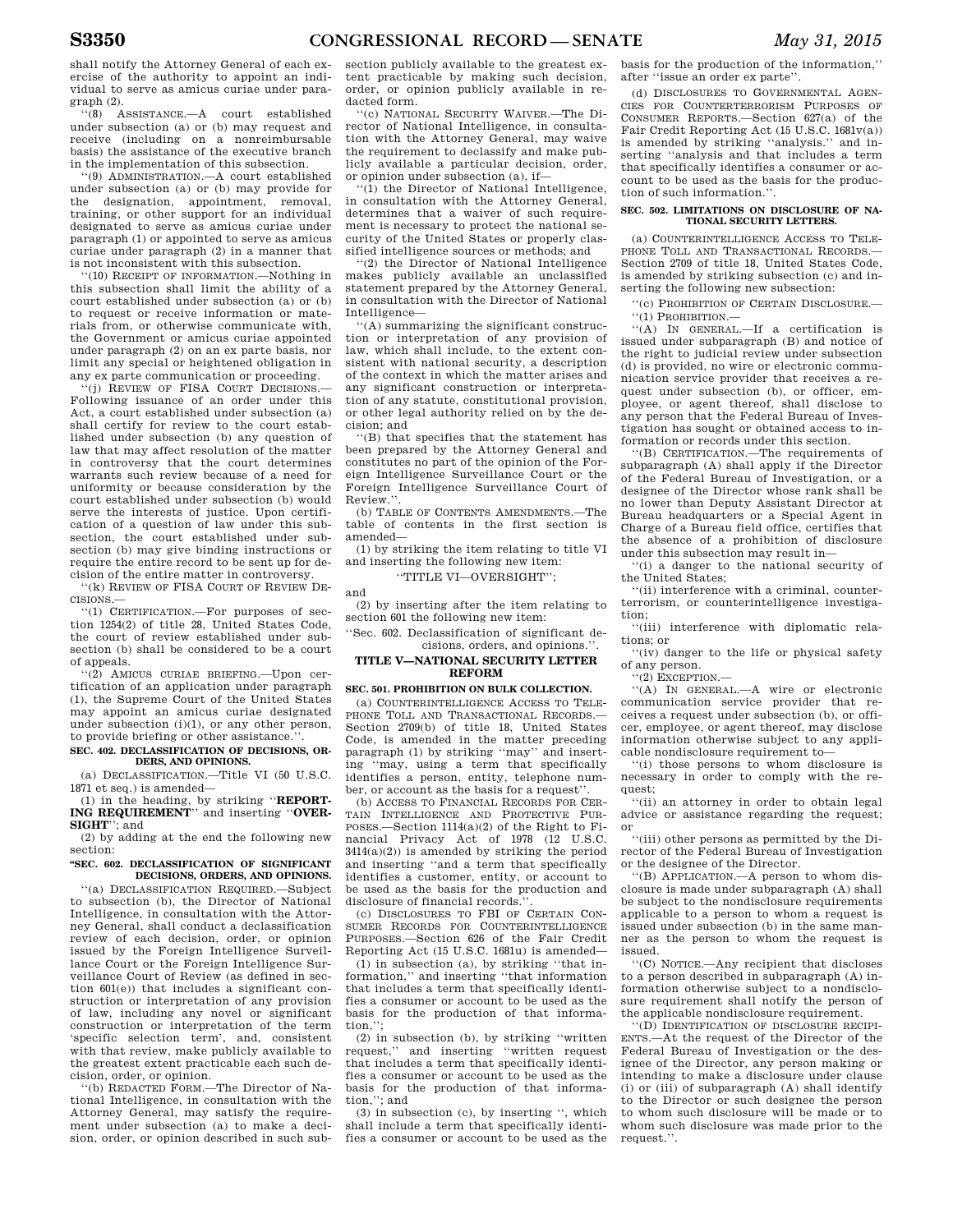shall notify the Attorney General of each exercise of the authority to appoint an individual to serve as amicus curiae under paragraph (2).

"(8) ASSISTANCE.—A court established under subsection (a) or (b) may request and receive (including on a nonreimbursable basis) the assistance of the executive branch in the implementation of this subsection.

"(9) ADMINISTRATION.—A court established under subsection (a) or (b) may provide for the designation, appointment, removal, training, or other support for an individual designated to serve as amicus curiae under paragraph (1) or appointed to serve as amicus curiae under paragraph (2) in a manner that is not inconsistent with this subsection.

"(10) RECEIPT OF INFORMATION.—Nothing in this subsection shall limit the ability of a court established under subsection (a) or (b) to request or receive information or materials from, or otherwise communicate with, the Government or amicus curiae appointed under paragraph (2) on an ex parte basis, nor limit any special or heightened obligation in any ex parte communication or proceeding.

"(j) REVIEW OF FISA COURT DECISIONS.—Following issuance of an order under this Act, a court established under subsection (a) shall certify for review to the court established under subsection (b) any question of law that may affect resolution of the matter in controversy that the court determines warrants such review because of a need for uniformity or because consideration by the court established under subsection (b) would serve the interests of justice. Upon certification of a question of law under this subsection, the court established under subsection (b) may give binding instructions or require the entire record to be sent up for decision of the entire matter in controversy.

"(k) REVIEW OF FISA COURT OF REVIEW DECISIONS.—

"(1) CERTIFICATION.—For purposes of section 1254(2) of title 28, United States Code, the court of review established under subsection (b) shall be considered to be a court of appeals.

"(2) AMICUS CURIAE BRIEFING.—Upon certification of an application under paragraph (1), the Supreme Court of the United States may appoint an amicus curiae designated under subsection (i)(1), or any other person, to provide briefing or other assistance.".

**SEC. 402. DECLASSIFICATION OF DECISIONS, ORDERS, AND OPINIONS.**

(a) DECLASSIFICATION.—Title VI (50 U.S.C. 1871 et seq.) is amended—

(1) in the heading, by striking "**REPORTING REQUIREMENT**" and inserting "**OVERSIGHT**"; and

(2) by adding at the end the following new section:

**"SEC. 602. DECLASSIFICATION OF SIGNIFICANT DECISIONS, ORDERS, AND OPINIONS.**

"(a) DECLASSIFICATION REQUIRED.—Subject to subsection (b), the Director of National Intelligence, in consultation with the Attorney General, shall conduct a declassification review of each decision, order, or opinion issued by the Foreign Intelligence Surveillance Court or the Foreign Intelligence Surveillance Court of Review (as defined in section 601(e)) that includes a significant construction or interpretation of any provision of law, including any novel or significant construction or interpretation of the term 'specific selection term', and, consistent with that review, make publicly available to the greatest extent practicable each such decision, order, or opinion.

"(b) REDACTED FORM.—The Director of National Intelligence, in consultation with the Attorney General, may satisfy the requirement under subsection (a) to make a decision, order, or opinion described in such subsection publicly available to the greatest extent practicable by making such decision, order, or opinion publicly available in redacted form.

"(c) NATIONAL SECURITY WAIVER.—The Director of National Intelligence, in consultation with the Attorney General, may waive the requirement to declassify and make publicly available a particular decision, order, or opinion under subsection (a), if—

"(1) the Director of National Intelligence, in consultation with the Attorney General, determines that a waiver of such requirement is necessary to protect the national security of the United States or properly classified intelligence sources or methods; and

"(2) the Director of National Intelligence makes publicly available an unclassified statement prepared by the Attorney General, in consultation with the Director of National Intelligence—

"(A) summarizing the significant construction or interpretation of any provision of law, which shall include, to the extent consistent with national security, a description of the context in which the matter arises and any significant construction or interpretation of any statute, constitutional provision, or other legal authority relied on by the decision; and

"(B) that specifies that the statement has been prepared by the Attorney General and constitutes no part of the opinion of the Foreign Intelligence Surveillance Court or the Foreign Intelligence Surveillance Court of Review.".

(b) TABLE OF CONTENTS AMENDMENTS.—The table of contents in the first section is amended—

(1) by striking the item relating to title VI and inserting the following new item:

"TITLE VI—OVERSIGHT";

and

(2) by inserting after the item relating to section 601 the following new item:

"Sec. 602. Declassification of significant decisions, orders, and opinions.".

## TITLE V—NATIONAL SECURITY LETTER REFORM

**SEC. 501. PROHIBITION ON BULK COLLECTION.**

(a) COUNTERINTELLIGENCE ACCESS TO TELEPHONE TOLL AND TRANSACTIONAL RECORDS.—Section 2709(b) of title 18, United States Code, is amended in the matter preceding paragraph (1) by striking "may" and inserting "may, using a term that specifically identifies a person, entity, telephone number, or account as the basis for a request".

(b) ACCESS TO FINANCIAL RECORDS FOR CERTAIN INTELLIGENCE AND PROTECTIVE PURPOSES.—Section 1114(a)(2) of the Right to Financial Privacy Act of 1978 (12 U.S.C. 3414(a)(2)) is amended by striking the period and inserting "and a term that specifically identifies a customer, entity, or account to be used as the basis for the production and disclosure of financial records.".

(c) DISCLOSURES TO FBI OF CERTAIN CONSUMER RECORDS FOR COUNTERINTELLIGENCE PURPOSES.—Section 626 of the Fair Credit Reporting Act (15 U.S.C. 1681u) is amended—

(1) in subsection (a), by striking "that information," and inserting "that information that includes a term that specifically identifies a consumer or account to be used as the basis for the production of that information,";

(2) in subsection (b), by striking "written request," and inserting "written request that includes a term that specifically identifies a consumer or account to be used as the basis for the production of that information,"; and

(3) in subsection (c), by inserting ", which shall include a term that specifically identifies a consumer or account to be used as the basis for the production of the information," after "issue an order ex parte".

(d) DISCLOSURES TO GOVERNMENTAL AGENCIES FOR COUNTERTERRORISM PURPOSES OF CONSUMER REPORTS.—Section 627(a) of the Fair Credit Reporting Act (15 U.S.C. 1681v(a)) is amended by striking "analysis." and inserting "analysis and that includes a term that specifically identifies a consumer or account to be used as the basis for the production of such information.".

**SEC. 502. LIMITATIONS ON DISCLOSURE OF NATIONAL SECURITY LETTERS.**

(a) COUNTERINTELLIGENCE ACCESS TO TELEPHONE TOLL AND TRANSACTIONAL RECORDS.—Section 2709 of title 18, United States Code, is amended by striking subsection (c) and inserting the following new subsection:

"(c) PROHIBITION OF CERTAIN DISCLOSURE.—

"(1) PROHIBITION.—

"(A) IN GENERAL.—If a certification is issued under subparagraph (B) and notice of the right to judicial review under subsection (d) is provided, no wire or electronic communication service provider that receives a request under subsection (b), or officer, employee, or agent thereof, shall disclose to any person that the Federal Bureau of Investigation has sought or obtained access to information or records under this section.

"(B) CERTIFICATION.—The requirements of subparagraph (A) shall apply if the Director of the Federal Bureau of Investigation, or a designee of the Director whose rank shall be no lower than Deputy Assistant Director at Bureau headquarters or a Special Agent in Charge of a Bureau field office, certifies that the absence of a prohibition of disclosure under this subsection may result in—

"(i) a danger to the national security of the United States;

"(ii) interference with a criminal, counterterrorism, or counterintelligence investigation;

"(iii) interference with diplomatic relations; or

"(iv) danger to the life or physical safety of any person.

"(2) EXCEPTION.—

"(A) IN GENERAL.—A wire or electronic communication service provider that receives a request under subsection (b), or officer, employee, or agent thereof, may disclose information otherwise subject to any applicable nondisclosure requirement to—

"(i) those persons to whom disclosure is necessary in order to comply with the request;

"(ii) an attorney in order to obtain legal advice or assistance regarding the request; or

"(iii) other persons as permitted by the Director of the Federal Bureau of Investigation or the designee of the Director.

"(B) APPLICATION.—A person to whom disclosure is made under subparagraph (A) shall be subject to the nondisclosure requirements applicable to a person to whom a request is issued under subsection (b) in the same manner as the person to whom the request is issued.

"(C) NOTICE.—Any recipient that discloses to a person described in subparagraph (A) information otherwise subject to a nondisclosure requirement shall notify the person of the applicable nondisclosure requirement.

"(D) IDENTIFICATION OF DISCLOSURE RECIPIENTS.—At the request of the Director of the Federal Bureau of Investigation or the designee of the Director, any person making or intending to make a disclosure under clause (i) or (iii) of subparagraph (A) shall identify to the Director or such designee the person to whom such disclosure will be made or to whom such disclosure was made prior to the request.".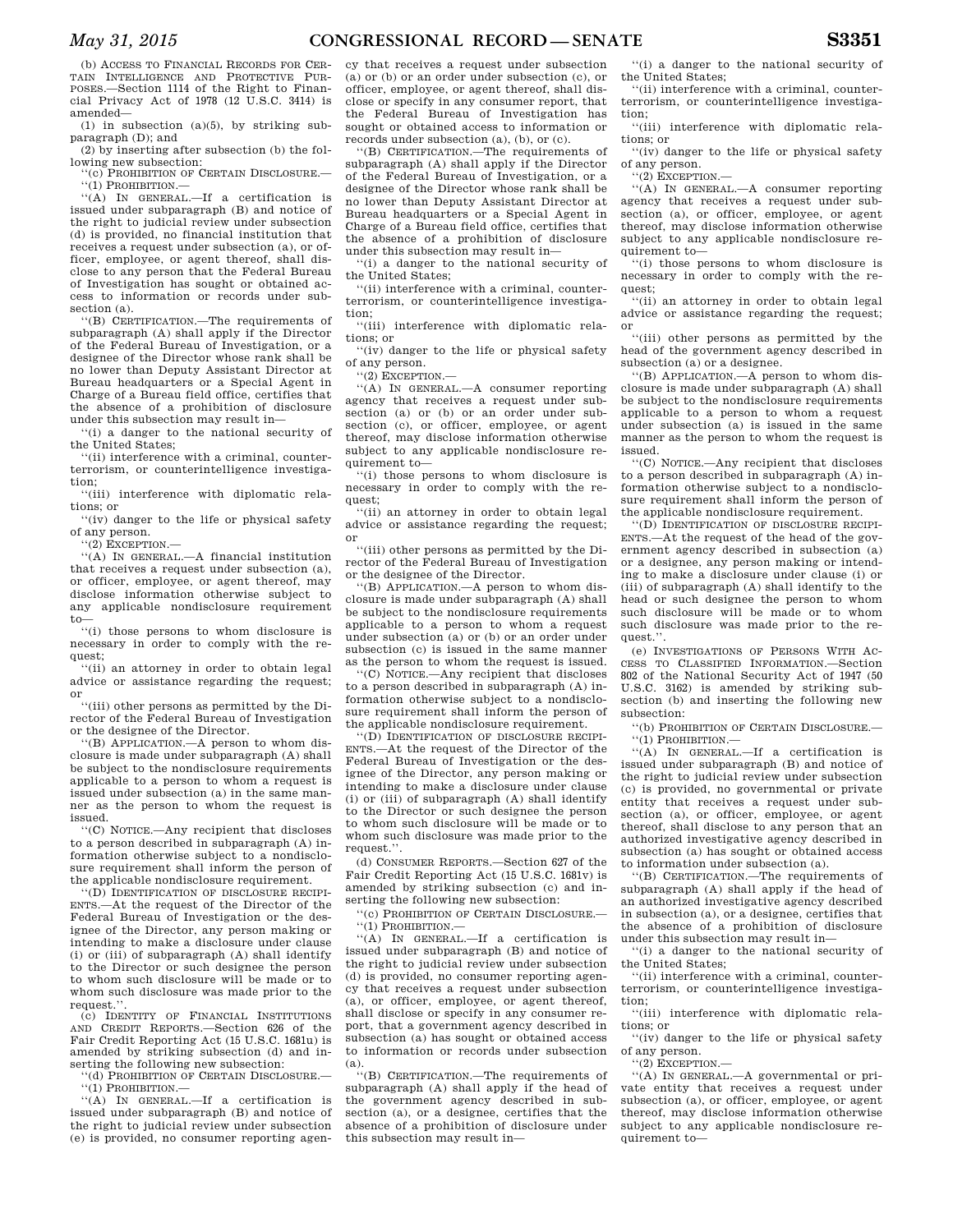(b) ACCESS TO FINANCIAL RECORDS FOR CERTAIN INTELLIGENCE AND PROTECTIVE PURPOSES.—Section 1114 of the Right to Financial Privacy Act of 1978 (12 U.S.C. 3414) is amended—

(1) in subsection (a)(5), by striking subparagraph (D); and

(2) by inserting after subsection (b) the following new subsection:

''(c) PROHIBITION OF CERTAIN DISCLOSURE.—

''(1) PROHIBITION.—

''(A) IN GENERAL.—If a certification is issued under subparagraph (B) and notice of the right to judicial review under subsection (d) is provided, no financial institution that receives a request under subsection (a), or officer, employee, or agent thereof, shall disclose to any person that the Federal Bureau of Investigation has sought or obtained access to information or records under subsection (a).

''(B) CERTIFICATION.—The requirements of subparagraph (A) shall apply if the Director of the Federal Bureau of Investigation, or a designee of the Director whose rank shall be no lower than Deputy Assistant Director at Bureau headquarters or a Special Agent in Charge of a Bureau field office, certifies that the absence of a prohibition of disclosure under this subsection may result in—

''(i) a danger to the national security of the United States;

''(ii) interference with a criminal, counterterrorism, or counterintelligence investigation;

''(iii) interference with diplomatic relations; or

''(iv) danger to the life or physical safety of any person.

''(2) EXCEPTION.—

''(A) IN GENERAL.—A financial institution that receives a request under subsection (a), or officer, employee, or agent thereof, may disclose information otherwise subject to any applicable nondisclosure requirement to—

''(i) those persons to whom disclosure is necessary in order to comply with the request;

''(ii) an attorney in order to obtain legal advice or assistance regarding the request; or

''(iii) other persons as permitted by the Director of the Federal Bureau of Investigation or the designee of the Director.

''(B) APPLICATION.—A person to whom disclosure is made under subparagraph (A) shall be subject to the nondisclosure requirements applicable to a person to whom a request is issued under subsection (a) in the same manner as the person to whom the request is issued.

''(C) NOTICE.—Any recipient that discloses to a person described in subparagraph (A) information otherwise subject to a nondisclosure requirement shall inform the person of the applicable nondisclosure requirement.

''(D) IDENTIFICATION OF DISCLOSURE RECIPIENTS.—At the request of the Director of the Federal Bureau of Investigation or the designee of the Director, any person making or intending to make a disclosure under clause (i) or (iii) of subparagraph (A) shall identify to the Director or such designee the person to whom such disclosure will be made or to whom such disclosure was made prior to the request.''.

(c) IDENTITY OF FINANCIAL INSTITUTIONS AND CREDIT REPORTS.—Section 626 of the Fair Credit Reporting Act (15 U.S.C. 1681u) is amended by striking subsection (d) and inserting the following new subsection:

''(d) PROHIBITION OF CERTAIN DISCLOSURE.—

''(1) PROHIBITION.—

''(A) IN GENERAL.—If a certification is issued under subparagraph (B) and notice of the right to judicial review under subsection (e) is provided, no consumer reporting agency that receives a request under subsection (a) or (b) or an order under subsection (c), or officer, employee, or agent thereof, shall disclose or specify in any consumer report, that the Federal Bureau of Investigation has sought or obtained access to information or records under subsection (a), (b), or (c).

''(B) CERTIFICATION.—The requirements of subparagraph (A) shall apply if the Director of the Federal Bureau of Investigation, or a designee of the Director whose rank shall be no lower than Deputy Assistant Director at Bureau headquarters or a Special Agent in Charge of a Bureau field office, certifies that the absence of a prohibition of disclosure under this subsection may result in—

''(i) a danger to the national security of the United States;

''(ii) interference with a criminal, counterterrorism, or counterintelligence investigation;

''(iii) interference with diplomatic relations; or

''(iv) danger to the life or physical safety of any person.

''(2) EXCEPTION.—

''(A) IN GENERAL.—A consumer reporting agency that receives a request under subsection (a) or (b) or an order under subsection (c), or officer, employee, or agent thereof, may disclose information otherwise subject to any applicable nondisclosure requirement to—

''(i) those persons to whom disclosure is necessary in order to comply with the request;

''(ii) an attorney in order to obtain legal advice or assistance regarding the request; or

''(iii) other persons as permitted by the Director of the Federal Bureau of Investigation or the designee of the Director.

''(B) APPLICATION.—A person to whom disclosure is made under subparagraph (A) shall be subject to the nondisclosure requirements applicable to a person to whom a request under subsection (a) or (b) or an order under subsection (c) is issued in the same manner as the person to whom the request is issued.

''(C) NOTICE.—Any recipient that discloses to a person described in subparagraph (A) information otherwise subject to a nondisclosure requirement shall inform the person of the applicable nondisclosure requirement.

''(D) IDENTIFICATION OF DISCLOSURE RECIPIENTS.—At the request of the Director of the Federal Bureau of Investigation or the designee of the Director, any person making or intending to make a disclosure under clause (i) or (iii) of subparagraph (A) shall identify to the Director or such designee the person to whom such disclosure will be made or to whom such disclosure was made prior to the request.''.

(d) CONSUMER REPORTS.—Section 627 of the Fair Credit Reporting Act (15 U.S.C. 1681v) is amended by striking subsection (c) and inserting the following new subsection:

''(c) PROHIBITION OF CERTAIN DISCLOSURE.—

''(1) PROHIBITION.—

''(A) IN GENERAL.—If a certification is issued under subparagraph (B) and notice of the right to judicial review under subsection (d) is provided, no consumer reporting agency that receives a request under subsection (a), or officer, employee, or agent thereof, shall disclose or specify in any consumer report, that a government agency described in subsection (a) has sought or obtained access to information or records under subsection (a).

''(B) CERTIFICATION.—The requirements of subparagraph (A) shall apply if the head of the government agency described in subsection (a), or a designee, certifies that the absence of a prohibition of disclosure under this subsection may result in—

''(i) a danger to the national security of the United States;

''(ii) interference with a criminal, counterterrorism, or counterintelligence investigation;

''(iii) interference with diplomatic relations; or

''(iv) danger to the life or physical safety of any person.

''(2) EXCEPTION.—

''(A) IN GENERAL.—A consumer reporting agency that receives a request under subsection (a), or officer, employee, or agent thereof, may disclose information otherwise subject to any applicable nondisclosure requirement to—

''(i) those persons to whom disclosure is necessary in order to comply with the request;

''(ii) an attorney in order to obtain legal advice or assistance regarding the request; or

''(iii) other persons as permitted by the head of the government agency described in subsection (a) or a designee.

''(B) APPLICATION.—A person to whom disclosure is made under subparagraph (A) shall be subject to the nondisclosure requirements applicable to a person to whom a request under subsection (a) is issued in the same manner as the person to whom the request is issued.

''(C) NOTICE.—Any recipient that discloses to a person described in subparagraph (A) information otherwise subject to a nondisclosure requirement shall inform the person of the applicable nondisclosure requirement.

''(D) IDENTIFICATION OF DISCLOSURE RECIPIENTS.—At the request of the head of the government agency described in subsection (a) or a designee, any person making or intending to make a disclosure under clause (i) or (iii) of subparagraph (A) shall identify to the head or such designee the person to whom such disclosure will be made or to whom such disclosure was made prior to the request.''.

(e) INVESTIGATIONS OF PERSONS WITH ACCESS TO CLASSIFIED INFORMATION.—Section 802 of the National Security Act of 1947 (50 U.S.C. 3162) is amended by striking subsection (b) and inserting the following new subsection:

''(b) PROHIBITION OF CERTAIN DISCLOSURE.—

''(1) PROHIBITION.—

''(A) IN GENERAL.—If a certification is issued under subparagraph (B) and notice of the right to judicial review under subsection (c) is provided, no governmental or private entity that receives a request under subsection (a), or officer, employee, or agent thereof, shall disclose to any person that an authorized investigative agency described in subsection (a) has sought or obtained access to information under subsection (a).

''(B) CERTIFICATION.—The requirements of subparagraph (A) shall apply if the head of an authorized investigative agency described in subsection (a), or a designee, certifies that the absence of a prohibition of disclosure under this subsection may result in—

''(i) a danger to the national security of the United States;

''(ii) interference with a criminal, counterterrorism, or counterintelligence investigation;

''(iii) interference with diplomatic relations; or

''(iv) danger to the life or physical safety of any person.

''(2) EXCEPTION.—

''(A) IN GENERAL.—A governmental or private entity that receives a request under subsection (a), or officer, employee, or agent thereof, may disclose information otherwise subject to any applicable nondisclosure requirement to—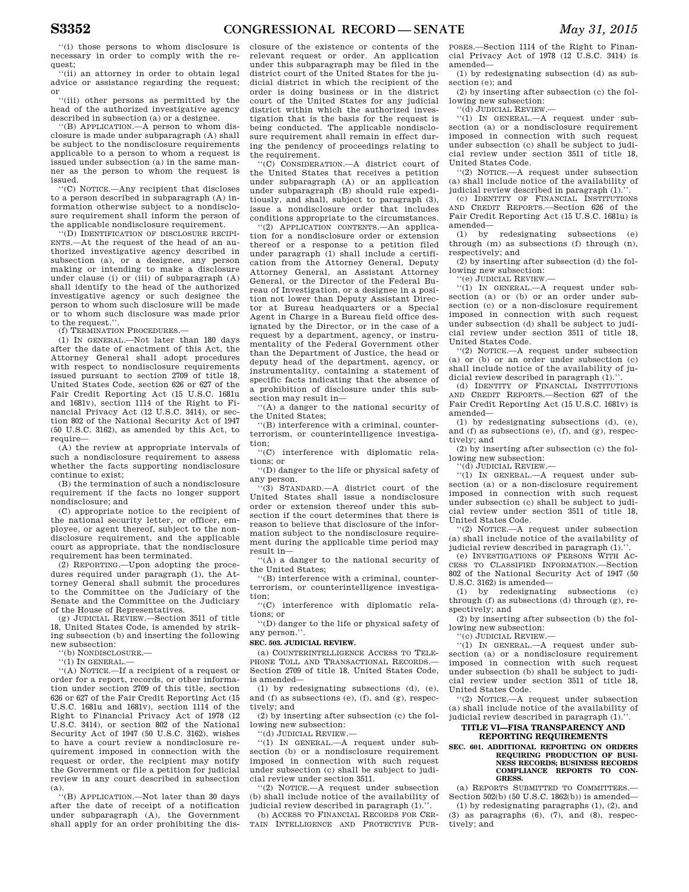"(i) those persons to whom disclosure is necessary in order to comply with the request;

"(ii) an attorney in order to obtain legal advice or assistance regarding the request; or

"(iii) other persons as permitted by the head of the authorized investigative agency described in subsection (a) or a designee.

"(B) APPLICATION.—A person to whom disclosure is made under subparagraph (A) shall be subject to the nondisclosure requirements applicable to a person to whom a request is issued under subsection (a) in the same manner as the person to whom the request is issued.

"(C) NOTICE.—Any recipient that discloses to a person described in subparagraph (A) information otherwise subject to a nondisclosure requirement shall inform the person of the applicable nondisclosure requirement.

"(D) IDENTIFICATION OF DISCLOSURE RECIPIENTS.—At the request of the head of an authorized investigative agency described in subsection (a), or a designee, any person making or intending to make a disclosure under clause (i) or (iii) of subparagraph (A) shall identify to the head of the authorized investigative agency or such designee the person to whom such disclosure will be made or to whom such disclosure was made prior to the request.".

(f) TERMINATION PROCEDURES.—

(1) IN GENERAL.—Not later than 180 days after the date of enactment of this Act, the Attorney General shall adopt procedures with respect to nondisclosure requirements issued pursuant to section 2709 of title 18, United States Code, section 626 or 627 of the Fair Credit Reporting Act (15 U.S.C. 1681u and 1681v), section 1114 of the Right to Financial Privacy Act (12 U.S.C. 3414), or section 802 of the National Security Act of 1947 (50 U.S.C. 3162), as amended by this Act, to require—

(A) the review at appropriate intervals of such a nondisclosure requirement to assess whether the facts supporting nondisclosure continue to exist;

(B) the termination of such a nondisclosure requirement if the facts no longer support nondisclosure; and

(C) appropriate notice to the recipient of the national security letter, or officer, employee, or agent thereof, subject to the nondisclosure requirement, and the applicable court as appropriate, that the nondisclosure requirement has been terminated.

(2) REPORTING.—Upon adopting the procedures required under paragraph (1), the Attorney General shall submit the procedures to the Committee on the Judiciary of the Senate and the Committee on the Judiciary of the House of Representatives.

(g) JUDICIAL REVIEW.—Section 3511 of title 18, United States Code, is amended by striking subsection (b) and inserting the following new subsection:

"(b) NONDISCLOSURE.—

"(1) IN GENERAL.—

"(A) NOTICE.—If a recipient of a request or order for a report, records, or other information under section 2709 of this title, section 626 or 627 of the Fair Credit Reporting Act (15 U.S.C. 1681u and 1681v), section 1114 of the Right to Financial Privacy Act of 1978 (12 U.S.C. 3414), or section 802 of the National Security Act of 1947 (50 U.S.C. 3162), wishes to have a court review a nondisclosure requirement imposed in connection with the request or order, the recipient may notify the Government or file a petition for judicial review in any court described in subsection (a).

"(B) APPLICATION.—Not later than 30 days after the date of receipt of a notification under subparagraph (A), the Government shall apply for an order prohibiting the disclosure of the existence or contents of the relevant request or order. An application under this subparagraph may be filed in the district court of the United States for the judicial district in which the recipient of the order is doing business or in the district court of the United States for any judicial district within which the authorized investigation that is the basis for the request is being conducted. The applicable nondisclosure requirement shall remain in effect during the pendency of proceedings relating to the requirement.

"(C) CONSIDERATION.—A district court of the United States that receives a petition under subparagraph (A) or an application under subparagraph (B) should rule expeditiously, and shall, subject to paragraph (3), issue a nondisclosure order that includes conditions appropriate to the circumstances.

"(2) APPLICATION CONTENTS.—An application for a nondisclosure order or extension thereof or a response to a petition filed under paragraph (1) shall include a certification from the Attorney General, Deputy Attorney General, an Assistant Attorney General, or the Director of the Federal Bureau of Investigation, or a designee in a position not lower than Deputy Assistant Director at Bureau headquarters or a Special Agent in Charge in a Bureau field office designated by the Director, or in the case of a request by a department, agency, or instrumentality of the Federal Government other than the Department of Justice, the head or deputy head of the department, agency, or instrumentality, containing a statement of specific facts indicating that the absence of a prohibition of disclosure under this subsection may result in—

"(A) a danger to the national security of the United States;

"(B) interference with a criminal, counterterrorism, or counterintelligence investigation;

"(C) interference with diplomatic relations; or

"(D) danger to the life or physical safety of any person.

"(3) STANDARD.—A district court of the United States shall issue a nondisclosure order or extension thereof under this subsection if the court determines that there is reason to believe that disclosure of the information subject to the nondisclosure requirement during the applicable time period may result in—

"(A) a danger to the national security of the United States;

"(B) interference with a criminal, counterterrorism, or counterintelligence investigation;

"(C) interference with diplomatic relations; or

"(D) danger to the life or physical safety of any person.".

**SEC. 503. JUDICIAL REVIEW.**

(a) COUNTERINTELLIGENCE ACCESS TO TELEPHONE TOLL AND TRANSACTIONAL RECORDS.—Section 2709 of title 18, United States Code, is amended—

(1) by redesignating subsections (d), (e), and (f) as subsections (e), (f), and (g), respectively; and

(2) by inserting after subsection (c) the following new subsection:

"(d) JUDICIAL REVIEW.—

"(1) IN GENERAL.—A request under subsection (b) or a nondisclosure requirement imposed in connection with such request under subsection (c) shall be subject to judicial review under section 3511.

"(2) NOTICE.—A request under subsection (b) shall include notice of the availability of judicial review described in paragraph (1).".

(b) ACCESS TO FINANCIAL RECORDS FOR CERTAIN INTELLIGENCE AND PROTECTIVE PURPOSES.—Section 1114 of the Right to Financial Privacy Act of 1978 (12 U.S.C. 3414) is amended—

(1) by redesignating subsection (d) as subsection (e); and

(2) by inserting after subsection (c) the following new subsection:

"(d) JUDICIAL REVIEW.—

"(1) IN GENERAL.—A request under subsection (a) or a nondisclosure requirement imposed in connection with such request under subsection (c) shall be subject to judicial review under section 3511 of title 18, United States Code.

"(2) NOTICE.—A request under subsection (a) shall include notice of the availability of judicial review described in paragraph (1).".

(c) IDENTITY OF FINANCIAL INSTITUTIONS AND CREDIT REPORTS.—Section 626 of the Fair Credit Reporting Act (15 U.S.C. 1681u) is amended—

(1) by redesignating subsections (e) through (m) as subsections (f) through (n), respectively; and

(2) by inserting after subsection (d) the following new subsection:

"(e) JUDICIAL REVIEW.—

"(1) IN GENERAL.—A request under subsection (a) or (b) or an order under subsection (c) or a non-disclosure requirement imposed in connection with such request under subsection (d) shall be subject to judicial review under section 3511 of title 18, United States Code.

"(2) NOTICE.—A request under subsection (a) or (b) or an order under subsection (c) shall include notice of the availability of judicial review described in paragraph (1).".

(d) IDENTITY OF FINANCIAL INSTITUTIONS AND CREDIT REPORTS.—Section 627 of the Fair Credit Reporting Act (15 U.S.C. 1681v) is amended—

(1) by redesignating subsections (d), (e), and (f) as subsections (e), (f), and (g), respectively; and

(2) by inserting after subsection (c) the following new subsection:

"(d) JUDICIAL REVIEW.—

"(1) IN GENERAL.—A request under subsection (a) or a non-disclosure requirement imposed in connection with such request under subsection (c) shall be subject to judicial review under section 3511 of title 18, United States Code.

"(2) NOTICE.—A request under subsection (a) shall include notice of the availability of judicial review described in paragraph (1).".

(e) INVESTIGATIONS OF PERSONS WITH ACCESS TO CLASSIFIED INFORMATION.—Section 802 of the National Security Act of 1947 (50 U.S.C. 3162) is amended—

(1) by redesignating subsections (c) through (f) as subsections (d) through (g), respectively; and

(2) by inserting after subsection (b) the following new subsection:

"(c) JUDICIAL REVIEW.—

"(1) IN GENERAL.—A request under subsection (a) or a nondisclosure requirement imposed in connection with such request under subsection (b) shall be subject to judicial review under section 3511 of title 18, United States Code.

"(2) NOTICE.—A request under subsection (a) shall include notice of the availability of judicial review described in paragraph (1).".

## TITLE VI—FISA TRANSPARENCY AND REPORTING REQUIREMENTS

**SEC. 601. ADDITIONAL REPORTING ON ORDERS REQUIRING PRODUCTION OF BUSINESS RECORDS; BUSINESS RECORDS COMPLIANCE REPORTS TO CONGRESS.**

(a) REPORTS SUBMITTED TO COMMITTEES.—Section 502(b) (50 U.S.C. 1862(b)) is amended—

(1) by redesignating paragraphs (1), (2), and (3) as paragraphs (6), (7), and (8), respectively; and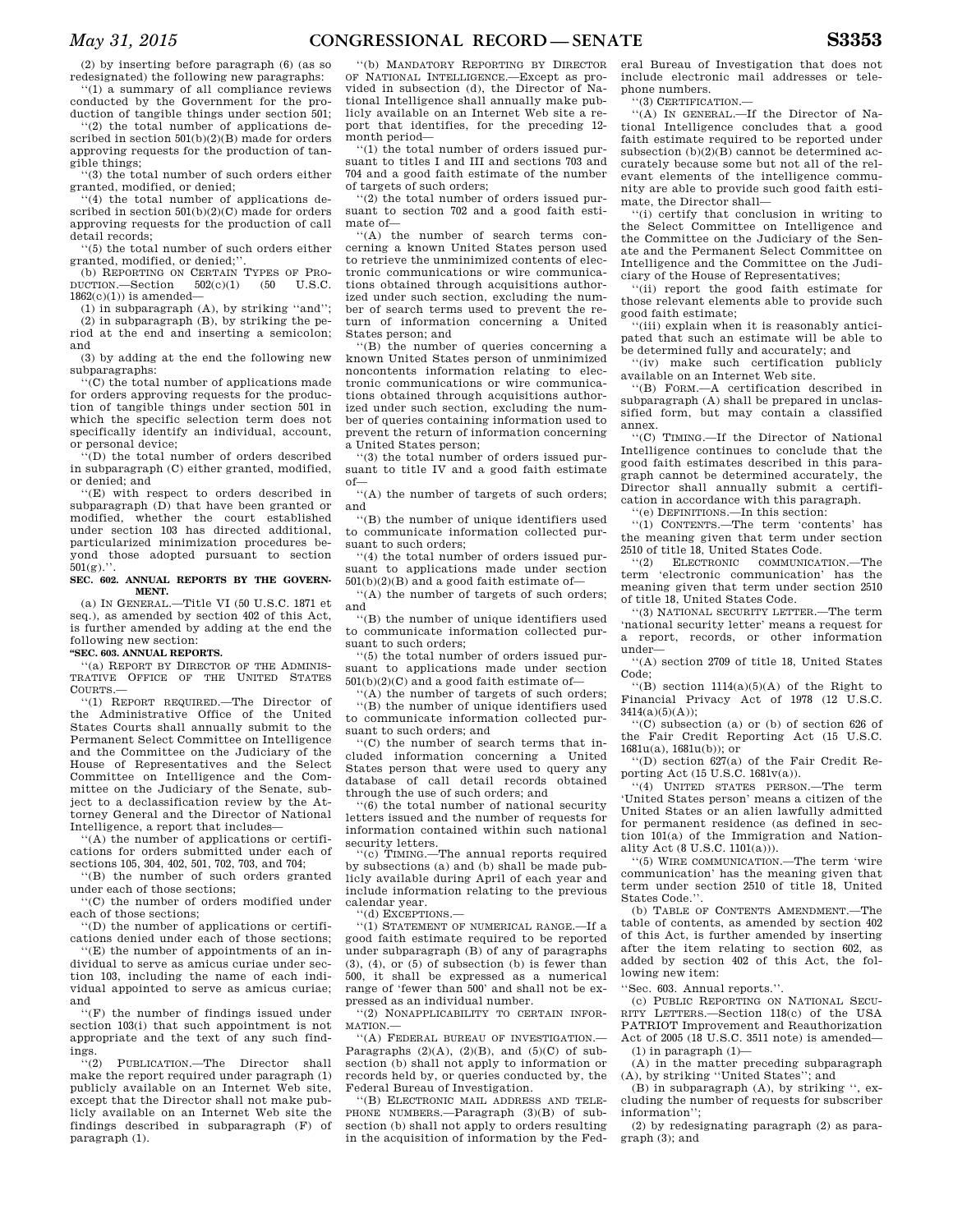(2) by inserting before paragraph (6) (as so redesignated) the following new paragraphs:

''(1) a summary of all compliance reviews conducted by the Government for the production of tangible things under section 501;

''(2) the total number of applications described in section 501(b)(2)(B) made for orders approving requests for the production of tangible things;

''(3) the total number of such orders either granted, modified, or denied;

''(4) the total number of applications described in section 501(b)(2)(C) made for orders approving requests for the production of call detail records;

''(5) the total number of such orders either granted, modified, or denied;''.

(b) REPORTING ON CERTAIN TYPES OF PRODUCTION.—Section 502(c)(1) (50 U.S.C. 1862(c)(1)) is amended—

(1) in subparagraph (A), by striking ''and'';

(2) in subparagraph (B), by striking the period at the end and inserting a semicolon; and

(3) by adding at the end the following new subparagraphs:

''(C) the total number of applications made for orders approving requests for the production of tangible things under section 501 in which the specific selection term does not specifically identify an individual, account, or personal device;

''(D) the total number of orders described in subparagraph (C) either granted, modified, or denied; and

''(E) with respect to orders described in subparagraph (D) that have been granted or modified, whether the court established under section 103 has directed additional, particularized minimization procedures beyond those adopted pursuant to section 501(g).''.

**SEC. 602. ANNUAL REPORTS BY THE GOVERNMENT.**

(a) IN GENERAL.—Title VI (50 U.S.C. 1871 et seq.), as amended by section 402 of this Act, is further amended by adding at the end the following new section:

**''SEC. 603. ANNUAL REPORTS.**

''(a) REPORT BY DIRECTOR OF THE ADMINISTRATIVE OFFICE OF THE UNITED STATES COURTS.—

''(1) REPORT REQUIRED.—The Director of the Administrative Office of the United States Courts shall annually submit to the Permanent Select Committee on Intelligence and the Committee on the Judiciary of the House of Representatives and the Select Committee on Intelligence and the Committee on the Judiciary of the Senate, subject to a declassification review by the Attorney General and the Director of National Intelligence, a report that includes—

''(A) the number of applications or certifications for orders submitted under each of sections 105, 304, 402, 501, 702, 703, and 704;

''(B) the number of such orders granted under each of those sections;

''(C) the number of orders modified under each of those sections;

''(D) the number of applications or certifications denied under each of those sections;

''(E) the number of appointments of an individual to serve as amicus curiae under section 103, including the name of each individual appointed to serve as amicus curiae; and

''(F) the number of findings issued under section 103(i) that such appointment is not appropriate and the text of any such findings.

''(2) PUBLICATION.—The Director shall make the report required under paragraph (1) publicly available on an Internet Web site, except that the Director shall not make publicly available on an Internet Web site the findings described in subparagraph (F) of paragraph (1).

''(b) MANDATORY REPORTING BY DIRECTOR OF NATIONAL INTELLIGENCE.—Except as provided in subsection (d), the Director of National Intelligence shall annually make publicly available on an Internet Web site a report that identifies, for the preceding 12-month period—

''(1) the total number of orders issued pursuant to titles I and III and sections 703 and 704 and a good faith estimate of the number of targets of such orders;

''(2) the total number of orders issued pursuant to section 702 and a good faith estimate of—

''(A) the number of search terms concerning a known United States person used to retrieve the unminimized contents of electronic communications or wire communications obtained through acquisitions authorized under such section, excluding the number of search terms used to prevent the return of information concerning a United States person; and

''(B) the number of queries concerning a known United States person of unminimized noncontents information relating to electronic communications or wire communications obtained through acquisitions authorized under such section, excluding the number of queries containing information used to prevent the return of information concerning a United States person;

''(3) the total number of orders issued pursuant to title IV and a good faith estimate of—

''(A) the number of targets of such orders; and

''(B) the number of unique identifiers used to communicate information collected pursuant to such orders;

''(4) the total number of orders issued pursuant to applications made under section 501(b)(2)(B) and a good faith estimate of—

''(A) the number of targets of such orders; and

''(B) the number of unique identifiers used to communicate information collected pursuant to such orders;

''(5) the total number of orders issued pursuant to applications made under section 501(b)(2)(C) and a good faith estimate of—

''(A) the number of targets of such orders;

''(B) the number of unique identifiers used to communicate information collected pursuant to such orders; and

''(C) the number of search terms that included information concerning a United States person that were used to query any database of call detail records obtained through the use of such orders; and

''(6) the total number of national security letters issued and the number of requests for information contained within such national security letters.

''(c) TIMING.—The annual reports required by subsections (a) and (b) shall be made publicly available during April of each year and include information relating to the previous calendar year.

''(d) EXCEPTIONS.—

''(1) STATEMENT OF NUMERICAL RANGE.—If a good faith estimate required to be reported under subparagraph (B) of any of paragraphs (3), (4), or (5) of subsection (b) is fewer than 500, it shall be expressed as a numerical range of 'fewer than 500' and shall not be expressed as an individual number.

''(2) NONAPPLICABILITY TO CERTAIN INFORMATION.—

''(A) FEDERAL BUREAU OF INVESTIGATION.—Paragraphs (2)(A), (2)(B), and (5)(C) of subsection (b) shall not apply to information or records held by, or queries conducted by, the Federal Bureau of Investigation.

''(B) ELECTRONIC MAIL ADDRESS AND TELEPHONE NUMBERS.—Paragraph (3)(B) of subsection (b) shall not apply to orders resulting in the acquisition of information by the Federal Bureau of Investigation that does not include electronic mail addresses or telephone numbers.

''(3) CERTIFICATION.—

''(A) IN GENERAL.—If the Director of National Intelligence concludes that a good faith estimate required to be reported under subsection (b)(2)(B) cannot be determined accurately because some but not all of the relevant elements of the intelligence community are able to provide such good faith estimate, the Director shall—

''(i) certify that conclusion in writing to the Select Committee on Intelligence and the Committee on the Judiciary of the Senate and the Permanent Select Committee on Intelligence and the Committee on the Judiciary of the House of Representatives;

''(ii) report the good faith estimate for those relevant elements able to provide such good faith estimate;

''(iii) explain when it is reasonably anticipated that such an estimate will be able to be determined fully and accurately; and

''(iv) make such certification publicly available on an Internet Web site.

''(B) FORM.—A certification described in subparagraph (A) shall be prepared in unclassified form, but may contain a classified annex.

''(C) TIMING.—If the Director of National Intelligence continues to conclude that the good faith estimates described in this paragraph cannot be determined accurately, the Director shall annually submit a certification in accordance with this paragraph.

''(e) DEFINITIONS.—In this section:

''(1) CONTENTS.—The term 'contents' has the meaning given that term under section 2510 of title 18, United States Code.

''(2) ELECTRONIC COMMUNICATION.—The term 'electronic communication' has the meaning given that term under section 2510 of title 18, United States Code.

''(3) NATIONAL SECURITY LETTER.—The term 'national security letter' means a request for a report, records, or other information under—

''(A) section 2709 of title 18, United States Code;

''(B) section 1114(a)(5)(A) of the Right to Financial Privacy Act of 1978 (12 U.S.C. 3414(a)(5)(A));

''(C) subsection (a) or (b) of section 626 of the Fair Credit Reporting Act (15 U.S.C. 1681u(a), 1681u(b)); or

''(D) section 627(a) of the Fair Credit Reporting Act (15 U.S.C. 1681v(a)).

''(4) UNITED STATES PERSON.—The term 'United States person' means a citizen of the United States or an alien lawfully admitted for permanent residence (as defined in section 101(a) of the Immigration and Nationality Act (8 U.S.C. 1101(a))).

''(5) WIRE COMMUNICATION.—The term 'wire communication' has the meaning given that term under section 2510 of title 18, United States Code.''.

(b) TABLE OF CONTENTS AMENDMENT.—The table of contents, as amended by section 402 of this Act, is further amended by inserting after the item relating to section 602, as added by section 402 of this Act, the following new item:

''Sec. 603. Annual reports.''.

(c) PUBLIC REPORTING ON NATIONAL SECURITY LETTERS.—Section 118(c) of the USA PATRIOT Improvement and Reauthorization Act of 2005 (18 U.S.C. 3511 note) is amended—

(1) in paragraph (1)—

(A) in the matter preceding subparagraph (A), by striking ''United States''; and

(B) in subparagraph (A), by striking '', excluding the number of requests for subscriber information'';

(2) by redesignating paragraph (2) as paragraph (3); and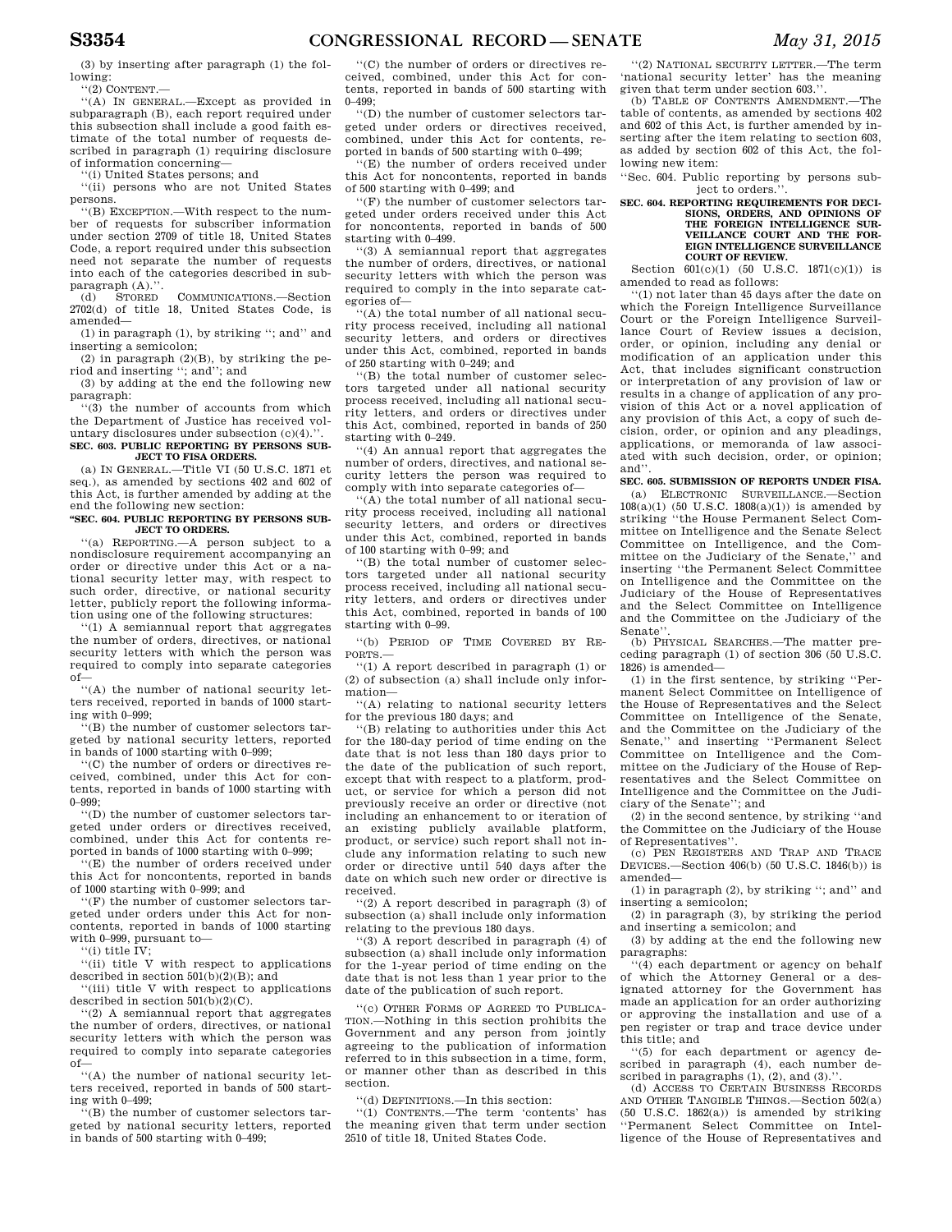(3) by inserting after paragraph (1) the following:

''(2) CONTENT.—

''(A) IN GENERAL.—Except as provided in subparagraph (B), each report required under this subsection shall include a good faith estimate of the total number of requests described in paragraph (1) requiring disclosure of information concerning—

''(i) United States persons; and

''(ii) persons who are not United States persons.

''(B) EXCEPTION.—With respect to the number of requests for subscriber information under section 2709 of title 18, United States Code, a report required under this subsection need not separate the number of requests into each of the categories described in subparagraph (A).''.

(d) STORED COMMUNICATIONS.—Section 2702(d) of title 18, United States Code, is amended—

(1) in paragraph (1), by striking ''; and'' and inserting a semicolon;

(2) in paragraph (2)(B), by striking the period and inserting ''; and''; and

(3) by adding at the end the following new paragraph:

''(3) the number of accounts from which the Department of Justice has received voluntary disclosures under subsection (c)(4).''.

**SEC. 603. PUBLIC REPORTING BY PERSONS SUBJECT TO FISA ORDERS.**

(a) IN GENERAL.—Title VI (50 U.S.C. 1871 et seq.), as amended by sections 402 and 602 of this Act, is further amended by adding at the end the following new section:

**''SEC. 604. PUBLIC REPORTING BY PERSONS SUBJECT TO ORDERS.**

''(a) REPORTING.—A person subject to a nondisclosure requirement accompanying an order or directive under this Act or a national security letter may, with respect to such order, directive, or national security letter, publicly report the following information using one of the following structures:

''(1) A semiannual report that aggregates the number of orders, directives, or national security letters with which the person was required to comply into separate categories of—

''(A) the number of national security letters received, reported in bands of 1000 starting with 0–999;

''(B) the number of customer selectors targeted by national security letters, reported in bands of 1000 starting with 0–999;

''(C) the number of orders or directives received, combined, under this Act for contents, reported in bands of 1000 starting with 0–999;

''(D) the number of customer selectors targeted under orders or directives received, combined, under this Act for contents reported in bands of 1000 starting with 0–999;

''(E) the number of orders received under this Act for noncontents, reported in bands of 1000 starting with 0–999; and

''(F) the number of customer selectors targeted under orders under this Act for noncontents, reported in bands of 1000 starting with 0–999, pursuant to—

''(i) title IV;

''(ii) title V with respect to applications described in section 501(b)(2)(B); and

''(iii) title V with respect to applications described in section 501(b)(2)(C).

''(2) A semiannual report that aggregates the number of orders, directives, or national security letters with which the person was required to comply into separate categories of—

''(A) the number of national security letters received, reported in bands of 500 starting with 0–499;

''(B) the number of customer selectors targeted by national security letters, reported in bands of 500 starting with 0–499;

''(C) the number of orders or directives received, combined, under this Act for contents, reported in bands of 500 starting with 0–499;

''(D) the number of customer selectors targeted under orders or directives received, combined, under this Act for contents, reported in bands of 500 starting with 0–499;

''(E) the number of orders received under this Act for noncontents, reported in bands of 500 starting with 0–499; and

''(F) the number of customer selectors targeted under orders received under this Act for noncontents, reported in bands of 500 starting with 0–499.

''(3) A semiannual report that aggregates the number of orders, directives, or national security letters with which the person was required to comply in the into separate categories of—

''(A) the total number of all national security process received, including all national security letters, and orders or directives under this Act, combined, reported in bands of 250 starting with 0–249; and

''(B) the total number of customer selectors targeted under all national security process received, including all national security letters, and orders or directives under this Act, combined, reported in bands of 250 starting with 0–249.

''(4) An annual report that aggregates the number of orders, directives, and national security letters the person was required to comply with into separate categories of—

''(A) the total number of all national security process received, including all national security letters, and orders or directives under this Act, combined, reported in bands of 100 starting with 0–99; and

''(B) the total number of customer selectors targeted under all national security process received, including all national security letters, and orders or directives under this Act, combined, reported in bands of 100 starting with 0–99.

''(b) PERIOD OF TIME COVERED BY REPORTS.—

''(1) A report described in paragraph (1) or (2) of subsection (a) shall include only information—

''(A) relating to national security letters for the previous 180 days; and

''(B) relating to authorities under this Act for the 180-day period of time ending on the date that is not less than 180 days prior to the date of the publication of such report, except that with respect to a platform, product, or service for which a person did not previously receive an order or directive (not including an enhancement to or iteration of an existing publicly available platform, product, or service) such report shall not include any information relating to such new order or directive until 540 days after the date on which such new order or directive is received.

''(2) A report described in paragraph (3) of subsection (a) shall include only information relating to the previous 180 days.

''(3) A report described in paragraph (4) of subsection (a) shall include only information for the 1-year period of time ending on the date that is not less than 1 year prior to the date of the publication of such report.

''(c) OTHER FORMS OF AGREED TO PUBLICATION.—Nothing in this section prohibits the Government and any person from jointly agreeing to the publication of information referred to in this subsection in a time, form, or manner other than as described in this section.

''(d) DEFINITIONS.—In this section:

''(1) CONTENTS.—The term 'contents' has the meaning given that term under section 2510 of title 18, United States Code.

''(2) NATIONAL SECURITY LETTER.—The term 'national security letter' has the meaning given that term under section 603.''.

(b) TABLE OF CONTENTS AMENDMENT.—The table of contents, as amended by sections 402 and 602 of this Act, is further amended by inserting after the item relating to section 603, as added by section 602 of this Act, the following new item:

''Sec. 604. Public reporting by persons subject to orders.''.

**SEC. 604. REPORTING REQUIREMENTS FOR DECISIONS, ORDERS, AND OPINIONS OF THE FOREIGN INTELLIGENCE SURVEILLANCE COURT AND THE FOREIGN INTELLIGENCE SURVEILLANCE COURT OF REVIEW.**

Section 601(c)(1) (50 U.S.C. 1871(c)(1)) is amended to read as follows:

''(1) not later than 45 days after the date on which the Foreign Intelligence Surveillance Court or the Foreign Intelligence Surveillance Court of Review issues a decision, order, or opinion, including any denial or modification of an application under this Act, that includes significant construction or interpretation of any provision of law or results in a change of application of any provision of this Act or a novel application of any provision of this Act, a copy of such decision, order, or opinion and any pleadings, applications, or memoranda of law associated with such decision, order, or opinion; and''.

**SEC. 605. SUBMISSION OF REPORTS UNDER FISA.**

(a) ELECTRONIC SURVEILLANCE.—Section 108(a)(1) (50 U.S.C. 1808(a)(1)) is amended by striking ''the House Permanent Select Committee on Intelligence and the Senate Select Committee on Intelligence, and the Committee on the Judiciary of the Senate,'' and inserting ''the Permanent Select Committee on Intelligence and the Committee on the Judiciary of the House of Representatives and the Select Committee on Intelligence and the Committee on the Judiciary of the Senate''.

(b) PHYSICAL SEARCHES.—The matter preceding paragraph (1) of section 306 (50 U.S.C. 1826) is amended—

(1) in the first sentence, by striking ''Permanent Select Committee on Intelligence of the House of Representatives and the Select Committee on Intelligence of the Senate, and the Committee on the Judiciary of the Senate,'' and inserting ''Permanent Select Committee on Intelligence and the Committee on the Judiciary of the House of Representatives and the Select Committee on Intelligence and the Committee on the Judiciary of the Senate''; and

(2) in the second sentence, by striking ''and the Committee on the Judiciary of the House of Representatives''.

(c) PEN REGISTERS AND TRAP AND TRACE DEVICES.—Section 406(b) (50 U.S.C. 1846(b)) is amended—

(1) in paragraph (2), by striking ''; and'' and inserting a semicolon;

(2) in paragraph (3), by striking the period and inserting a semicolon; and

(3) by adding at the end the following new paragraphs:

''(4) each department or agency on behalf of which the Attorney General or a designated attorney for the Government has made an application for an order authorizing or approving the installation and use of a pen register or trap and trace device under this title; and

''(5) for each department or agency described in paragraph (4), each number described in paragraphs (1), (2), and (3).''.

(d) ACCESS TO CERTAIN BUSINESS RECORDS AND OTHER TANGIBLE THINGS.—Section 502(a) (50 U.S.C. 1862(a)) is amended by striking ''Permanent Select Committee on Intelligence of the House of Representatives and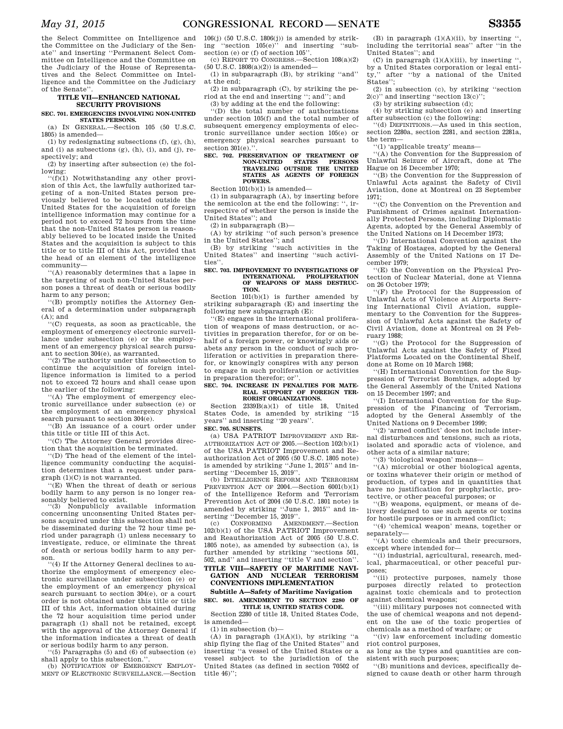the Select Committee on Intelligence and the Committee on the Judiciary of the Senate'' and inserting ''Permanent Select Committee on Intelligence and the Committee on the Judiciary of the House of Representatives and the Select Committee on Intelligence and the Committee on the Judiciary of the Senate''.

## TITLE VII—ENHANCED NATIONAL SECURITY PROVISIONS

### SEC. 701. EMERGENCIES INVOLVING NON-UNITED STATES PERSONS.

(a) IN GENERAL.—Section 105 (50 U.S.C. 1805) is amended—

(1) by redesignating subsections (f), (g), (h), and (i) as subsections (g), (h), (i), and (j), respectively; and

(2) by inserting after subsection (e) the following:

''(f)(1) Notwithstanding any other provision of this Act, the lawfully authorized targeting of a non-United States person previously believed to be located outside the United States for the acquisition of foreign intelligence information may continue for a period not to exceed 72 hours from the time that the non-United States person is reasonably believed to be located inside the United States and the acquisition is subject to this title or to title III of this Act, provided that the head of an element of the intelligence community—

''(A) reasonably determines that a lapse in the targeting of such non-United States person poses a threat of death or serious bodily harm to any person;

''(B) promptly notifies the Attorney General of a determination under subparagraph (A); and

''(C) requests, as soon as practicable, the employment of emergency electronic surveillance under subsection (e) or the employment of an emergency physical search pursuant to section 304(e), as warranted.

''(2) The authority under this subsection to continue the acquisition of foreign intelligence information is limited to a period not to exceed 72 hours and shall cease upon the earlier of the following:

''(A) The employment of emergency electronic surveillance under subsection (e) or the employment of an emergency physical search pursuant to section 304(e).

''(B) An issuance of a court order under this title or title III of this Act.

''(C) The Attorney General provides direction that the acquisition be terminated.

''(D) The head of the element of the intelligence community conducting the acquisition determines that a request under paragraph (1)(C) is not warranted.

''(E) When the threat of death or serious bodily harm to any person is no longer reasonably believed to exist.

''(3) Nonpublicly available information concerning unconsenting United States persons acquired under this subsection shall not be disseminated during the 72 hour time period under paragraph (1) unless necessary to investigate, reduce, or eliminate the threat of death or serious bodily harm to any person.

''(4) If the Attorney General declines to authorize the employment of emergency electronic surveillance under subsection (e) or the employment of an emergency physical search pursuant to section 304(e), or a court order is not obtained under this title or title III of this Act, information obtained during the 72 hour acquisition time period under paragraph (1) shall not be retained, except with the approval of the Attorney General if the information indicates a threat of death or serious bodily harm to any person.

''(5) Paragraphs (5) and (6) of subsection (e) shall apply to this subsection.''.

(b) NOTIFICATION OF EMERGENCY EMPLOYMENT OF ELECTRONIC SURVEILLANCE.—Section 106(j) (50 U.S.C. 1806(j)) is amended by striking ''section 105(e)'' and inserting ''subsection (e) or (f) of section 105''.

(c) REPORT TO CONGRESS.—Section 108(a)(2) (50 U.S.C. 1808(a)(2)) is amended—

(1) in subparagraph (B), by striking ''and'' at the end;

(2) in subparagraph (C), by striking the period at the end and inserting ''; and''; and

(3) by adding at the end the following:

''(D) the total number of authorizations under section 105(f) and the total number of subsequent emergency employments of electronic surveillance under section 105(e) or emergency physical searches pursuant to section 301(e).''.

### SEC. 702. PRESERVATION OF TREATMENT OF NON-UNITED STATES PERSONS TRAVELING OUTSIDE THE UNITED STATES AS AGENTS OF FOREIGN POWERS.

Section 101(b)(1) is amended—

(1) in subparagraph (A), by inserting before the semicolon at the end the following: '', irrespective of whether the person is inside the United States''; and

(2) in subparagraph (B)—

(A) by striking ''of such person's presence in the United States''; and

(B) by striking ''such activities in the United States'' and inserting ''such activities''.

### SEC. 703. IMPROVEMENT TO INVESTIGATIONS OF INTERNATIONAL PROLIFERATION OF WEAPONS OF MASS DESTRUCTION.

Section 101(b)(1) is further amended by striking subparagraph (E) and inserting the following new subparagraph (E):

''(E) engages in the international proliferation of weapons of mass destruction, or activities in preparation therefor, for or on behalf of a foreign power, or knowingly aids or abets any person in the conduct of such proliferation or activities in preparation therefor, or knowingly conspires with any person to engage in such proliferation or activities in preparation therefor; or''.

### SEC. 704. INCREASE IN PENALTIES FOR MATERIAL SUPPORT OF FOREIGN TERRORIST ORGANIZATIONS.

Section 2339B(a)(1) of title 18, United States Code, is amended by striking ''15 years'' and inserting ''20 years''.

### SEC. 705. SUNSETS.

(a) USA PATRIOT IMPROVEMENT AND REAUTHORIZATION ACT OF 2005.—Section 102(b)(1) of the USA PATRIOT Improvement and Reauthorization Act of 2005 (50 U.S.C. 1805 note) is amended by striking ''June 1, 2015'' and inserting ''December 15, 2019''.

(b) INTELLIGENCE REFORM AND TERRORISM PREVENTION ACT OF 2004.—Section 6001(b)(1) of the Intelligence Reform and Terrorism Prevention Act of 2004 (50 U.S.C. 1801 note) is amended by striking ''June 1, 2015'' and inserting ''December 15, 2019''.

(c) CONFORMING AMENDMENT.—Section 102(b)(1) of the USA PATRIOT Improvement and Reauthorization Act of 2005 (50 U.S.C. 1805 note), as amended by subsection (a), is further amended by striking ''sections 501, 502, and'' and inserting ''title V and section''.

## TITLE VIII—SAFETY OF MARITIME NAVIGATION AND NUCLEAR TERRORISM CONVENTIONS IMPLEMENTATION

### Subtitle A—Safety of Maritime Navigation

### SEC. 801. AMENDMENT TO SECTION 2280 OF TITLE 18, UNITED STATES CODE.

Section 2280 of title 18, United States Code, is amended—

(1) in subsection (b)—

(A) in paragraph (1)(A)(i), by striking ''a ship flying the flag of the United States'' and inserting ''a vessel of the United States or a vessel subject to the jurisdiction of the United States (as defined in section 70502 of title 46)'';

(B) in paragraph (1)(A)(ii), by inserting '', including the territorial seas'' after ''in the United States''; and

(C) in paragraph (1)(A)(iii), by inserting '', by a United States corporation or legal entity,'' after ''by a national of the United States'';

(2) in subsection (c), by striking ''section 2(c)'' and inserting ''section 13(c)'';

(3) by striking subsection (d);

(4) by striking subsection (e) and inserting after subsection (c) the following:

''(d) DEFINITIONS.—As used in this section, section 2280a, section 2281, and section 2281a, the term—

''(1) 'applicable treaty' means—

''(A) the Convention for the Suppression of Unlawful Seizure of Aircraft, done at The Hague on 16 December 1970;

''(B) the Convention for the Suppression of Unlawful Acts against the Safety of Civil Aviation, done at Montreal on 23 September 1971;

''(C) the Convention on the Prevention and Punishment of Crimes against Internationally Protected Persons, including Diplomatic Agents, adopted by the General Assembly of the United Nations on 14 December 1973;

''(D) International Convention against the Taking of Hostages, adopted by the General Assembly of the United Nations on 17 December 1979;

''(E) the Convention on the Physical Protection of Nuclear Material, done at Vienna on 26 October 1979;

''(F) the Protocol for the Suppression of Unlawful Acts of Violence at Airports Serving International Civil Aviation, supplementary to the Convention for the Suppression of Unlawful Acts against the Safety of Civil Aviation, done at Montreal on 24 February 1988;

''(G) the Protocol for the Suppression of Unlawful Acts against the Safety of Fixed Platforms Located on the Continental Shelf, done at Rome on 10 March 1988;

''(H) International Convention for the Suppression of Terrorist Bombings, adopted by the General Assembly of the United Nations on 15 December 1997; and

''(I) International Convention for the Suppression of the Financing of Terrorism, adopted by the General Assembly of the United Nations on 9 December 1999;

''(2) 'armed conflict' does not include internal disturbances and tensions, such as riots, isolated and sporadic acts of violence, and other acts of a similar nature;

''(3) 'biological weapon' means—

''(A) microbial or other biological agents, or toxins whatever their origin or method of production, of types and in quantities that have no justification for prophylactic, protective, or other peaceful purposes; or

''(B) weapons, equipment, or means of delivery designed to use such agents or toxins for hostile purposes or in armed conflict;

''(4) 'chemical weapon' means, together or separately—

''(A) toxic chemicals and their precursors, except where intended for—

''(i) industrial, agricultural, research, medical, pharmaceutical, or other peaceful purposes;

''(ii) protective purposes, namely those purposes directly related to protection against toxic chemicals and to protection against chemical weapons;

''(iii) military purposes not connected with the use of chemical weapons and not dependent on the use of the toxic properties of chemicals as a method of warfare; or

''(iv) law enforcement including domestic riot control purposes,

as long as the types and quantities are consistent with such purposes;

''(B) munitions and devices, specifically designed to cause death or other harm through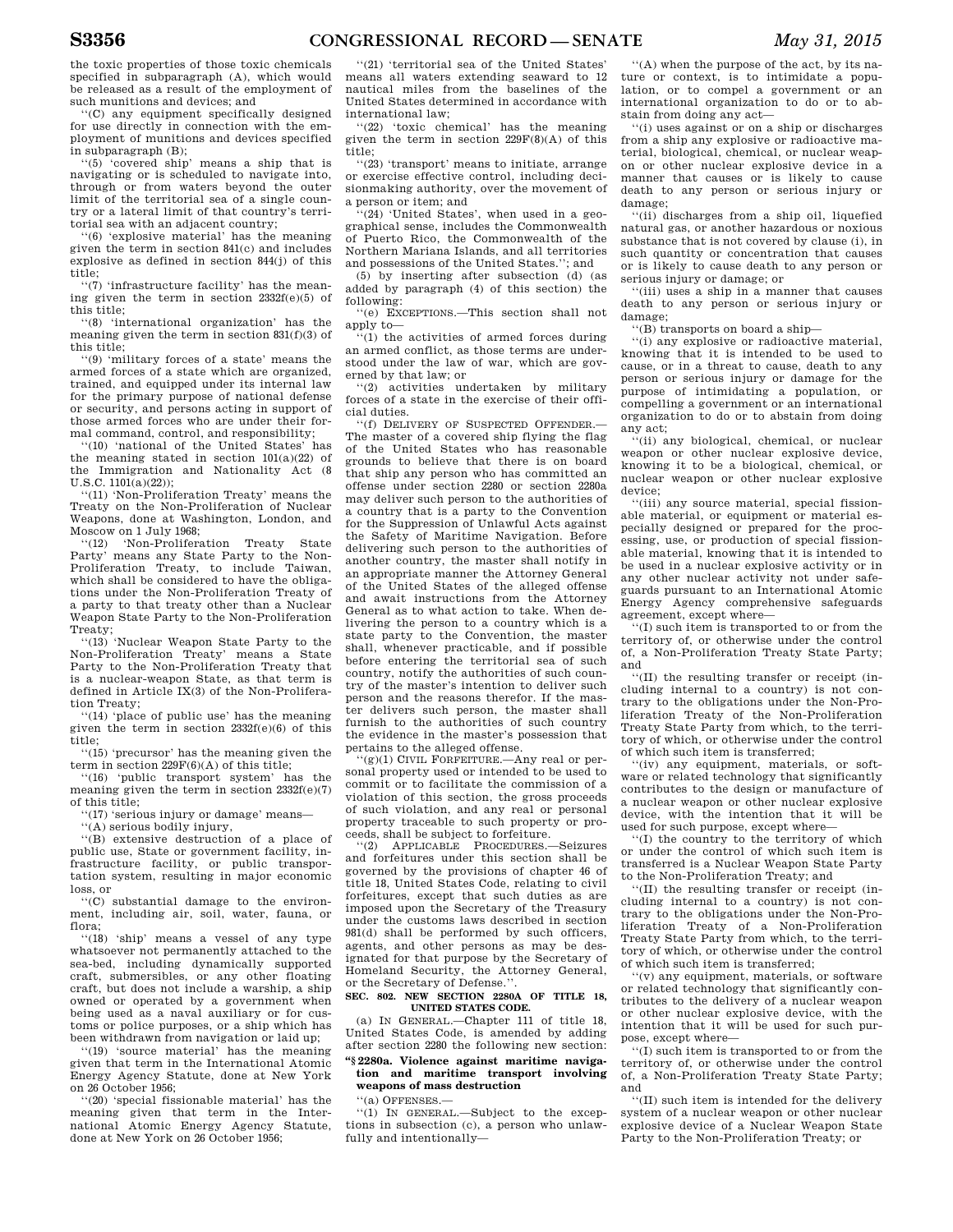the toxic properties of those toxic chemicals specified in subparagraph (A), which would be released as a result of the employment of such munitions and devices; and

"(C) any equipment specifically designed for use directly in connection with the employment of munitions and devices specified in subparagraph (B);

"(5) 'covered ship' means a ship that is navigating or is scheduled to navigate into, through or from waters beyond the outer limit of the territorial sea of a single country or a lateral limit of that country's territorial sea with an adjacent country;

"(6) 'explosive material' has the meaning given the term in section 841(c) and includes explosive as defined in section 844(j) of this title;

"(7) 'infrastructure facility' has the meaning given the term in section 2332f(e)(5) of this title;

"(8) 'international organization' has the meaning given the term in section 831(f)(3) of this title;

"(9) 'military forces of a state' means the armed forces of a state which are organized, trained, and equipped under its internal law for the primary purpose of national defense or security, and persons acting in support of those armed forces who are under their formal command, control, and responsibility;

"(10) 'national of the United States' has the meaning stated in section 101(a)(22) of the Immigration and Nationality Act (8 U.S.C. 1101(a)(22));

"(11) 'Non-Proliferation Treaty' means the Treaty on the Non-Proliferation of Nuclear Weapons, done at Washington, London, and Moscow on 1 July 1968;

"(12) 'Non-Proliferation Treaty State Party' means any State Party to the Non-Proliferation Treaty, to include Taiwan, which shall be considered to have the obligations under the Non-Proliferation Treaty of a party to that treaty other than a Nuclear Weapon State Party to the Non-Proliferation Treaty;

"(13) 'Nuclear Weapon State Party to the Non-Proliferation Treaty' means a State Party to the Non-Proliferation Treaty that is a nuclear-weapon State, as that term is defined in Article IX(3) of the Non-Proliferation Treaty;

"(14) 'place of public use' has the meaning given the term in section 2332f(e)(6) of this title;

"(15) 'precursor' has the meaning given the term in section 229F(6)(A) of this title;

"(16) 'public transport system' has the meaning given the term in section 2332f(e)(7) of this title;

"(17) 'serious injury or damage' means—

"(A) serious bodily injury,

"(B) extensive destruction of a place of public use, State or government facility, infrastructure facility, or public transportation system, resulting in major economic loss, or

"(C) substantial damage to the environment, including air, soil, water, fauna, or flora;

"(18) 'ship' means a vessel of any type whatsoever not permanently attached to the sea-bed, including dynamically supported craft, submersibles, or any other floating craft, but does not include a warship, a ship owned or operated by a government when being used as a naval auxiliary or for customs or police purposes, or a ship which has been withdrawn from navigation or laid up;

"(19) 'source material' has the meaning given that term in the International Atomic Energy Agency Statute, done at New York on 26 October 1956;

"(20) 'special fissionable material' has the meaning given that term in the International Atomic Energy Agency Statute, done at New York on 26 October 1956;

"(21) 'territorial sea of the United States' means all waters extending seaward to 12 nautical miles from the baselines of the United States determined in accordance with international law;

"(22) 'toxic chemical' has the meaning given the term in section 229F(8)(A) of this title;

"(23) 'transport' means to initiate, arrange or exercise effective control, including decisionmaking authority, over the movement of a person or item; and

"(24) 'United States', when used in a geographical sense, includes the Commonwealth of Puerto Rico, the Commonwealth of the Northern Mariana Islands, and all territories and possessions of the United States."; and

(5) by inserting after subsection (d) (as added by paragraph (4) of this section) the following:

"(e) EXCEPTIONS.—This section shall not apply to—

"(1) the activities of armed forces during an armed conflict, as those terms are understood under the law of war, which are governed by that law; or

"(2) activities undertaken by military forces of a state in the exercise of their official duties.

"(f) DELIVERY OF SUSPECTED OFFENDER.—The master of a covered ship flying the flag of the United States who has reasonable grounds to believe that there is on board that ship any person who has committed an offense under section 2280 or section 2280a may deliver such person to the authorities of a country that is a party to the Convention for the Suppression of Unlawful Acts against the Safety of Maritime Navigation. Before delivering such person to the authorities of another country, the master shall notify in an appropriate manner the Attorney General of the United States of the alleged offense and await instructions from the Attorney General as to what action to take. When delivering the person to a country which is a state party to the Convention, the master shall, whenever practicable, and if possible before entering the territorial sea of such country, notify the authorities of such country of the master's intention to deliver such person and the reasons therefor. If the master delivers such person, the master shall furnish to the authorities of such country the evidence in the master's possession that pertains to the alleged offense.

"(g)(1) CIVIL FORFEITURE.—Any real or personal property used or intended to be used to commit or to facilitate the commission of a violation of this section, the gross proceeds of such violation, and any real or personal property traceable to such property or proceeds, shall be subject to forfeiture.

"(2) APPLICABLE PROCEDURES.—Seizures and forfeitures under this section shall be governed by the provisions of chapter 46 of title 18, United States Code, relating to civil forfeitures, except that such duties as are imposed upon the Secretary of the Treasury under the customs laws described in section 981(d) shall be performed by such officers, agents, and other persons as may be designated for that purpose by the Secretary of Homeland Security, the Attorney General, or the Secretary of Defense.".

**SEC. 802. NEW SECTION 2280A OF TITLE 18, UNITED STATES CODE.**

(a) IN GENERAL.—Chapter 111 of title 18, United States Code, is amended by adding after section 2280 the following new section:

**"§ 2280a. Violence against maritime navigation and maritime transport involving weapons of mass destruction**

"(a) OFFENSES.—

"(1) IN GENERAL.—Subject to the exceptions in subsection (c), a person who unlawfully and intentionally—

"(A) when the purpose of the act, by its nature or context, is to intimidate a population, or to compel a government or an international organization to do or to abstain from doing any act—

"(i) uses against or on a ship or discharges from a ship any explosive or radioactive material, biological, chemical, or nuclear weapon or other nuclear explosive device in a manner that causes or is likely to cause death to any person or serious injury or damage;

"(ii) discharges from a ship oil, liquefied natural gas, or another hazardous or noxious substance that is not covered by clause (i), in such quantity or concentration that causes or is likely to cause death to any person or serious injury or damage; or

"(iii) uses a ship in a manner that causes death to any person or serious injury or damage;

"(B) transports on board a ship—

"(i) any explosive or radioactive material, knowing that it is intended to be used to cause, or in a threat to cause, death to any person or serious injury or damage for the purpose of intimidating a population, or compelling a government or an international organization to do or to abstain from doing any act;

"(ii) any biological, chemical, or nuclear weapon or other nuclear explosive device, knowing it to be a biological, chemical, or nuclear weapon or other nuclear explosive device;

"(iii) any source material, special fissionable material, or equipment or material especially designed or prepared for the processing, use, or production of special fissionable material, knowing that it is intended to be used in a nuclear explosive activity or in any other nuclear activity not under safeguards pursuant to an International Atomic Energy Agency comprehensive safeguards agreement, except where—

"(I) such item is transported to or from the territory of, or otherwise under the control of, a Non-Proliferation Treaty State Party; and

"(II) the resulting transfer or receipt (including internal to a country) is not contrary to the obligations under the Non-Proliferation Treaty of the Non-Proliferation Treaty State Party from which, to the territory of which, or otherwise under the control of which such item is transferred;

"(iv) any equipment, materials, or software or related technology that significantly contributes to the design or manufacture of a nuclear weapon or other nuclear explosive device, with the intention that it will be used for such purpose, except where—

"(I) the country to the territory of which or under the control of which such item is transferred is a Nuclear Weapon State Party to the Non-Proliferation Treaty; and

"(II) the resulting transfer or receipt (including internal to a country) is not contrary to the obligations under the Non-Proliferation Treaty of a Non-Proliferation Treaty State Party from which, to the territory of which, or otherwise under the control of which such item is transferred;

"(v) any equipment, materials, or software or related technology that significantly contributes to the delivery of a nuclear weapon or other nuclear explosive device, with the intention that it will be used for such purpose, except where—

"(I) such item is transported to or from the territory of, or otherwise under the control of, a Non-Proliferation Treaty State Party; and

"(II) such item is intended for the delivery system of a nuclear weapon or other nuclear explosive device of a Nuclear Weapon State Party to the Non-Proliferation Treaty; or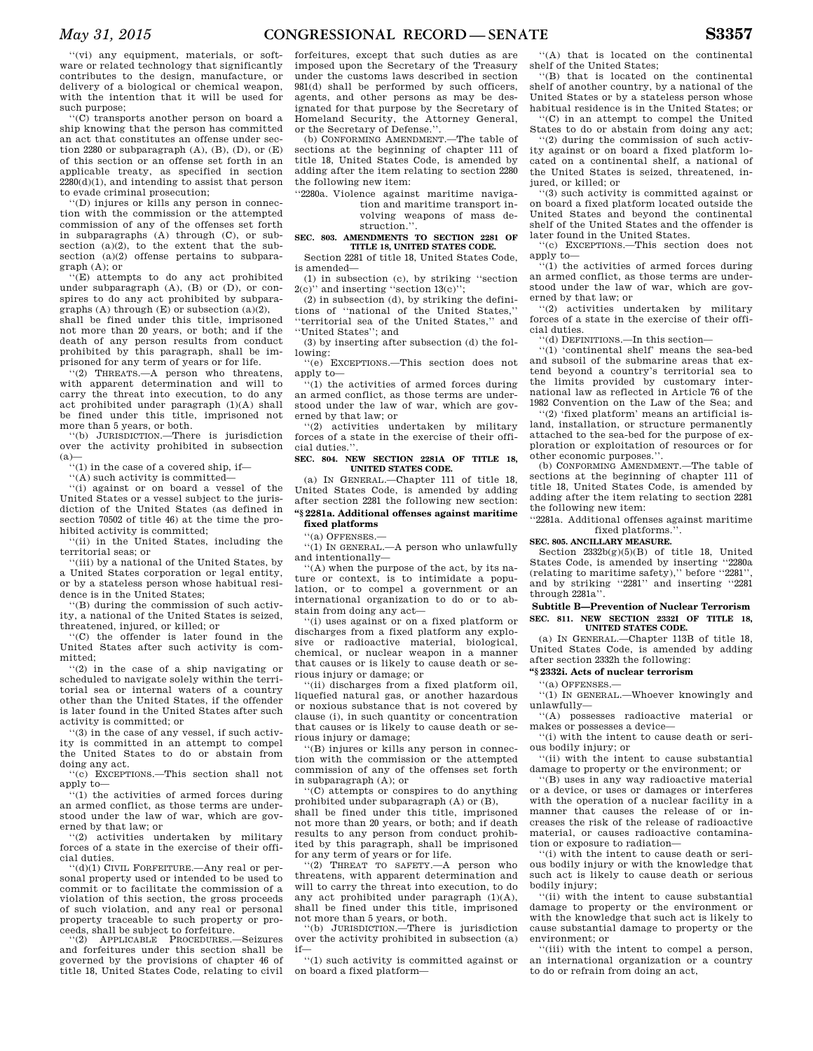"(vi) any equipment, materials, or software or related technology that significantly contributes to the design, manufacture, or delivery of a biological or chemical weapon, with the intention that it will be used for such purpose;

"(C) transports another person on board a ship knowing that the person has committed an act that constitutes an offense under section 2280 or subparagraph (A), (B), (D), or (E) of this section or an offense set forth in an applicable treaty, as specified in section 2280(d)(1), and intending to assist that person to evade criminal prosecution;

"(D) injures or kills any person in connection with the commission or the attempted commission of any of the offenses set forth in subparagraphs (A) through (C), or subsection (a)(2), to the extent that the subsection (a)(2) offense pertains to subparagraph (A); or

"(E) attempts to do any act prohibited under subparagraph (A), (B) or (D), or conspires to do any act prohibited by subparagraphs (A) through (E) or subsection (a)(2),

shall be fined under this title, imprisoned not more than 20 years, or both; and if the death of any person results from conduct prohibited by this paragraph, shall be imprisoned for any term of years or for life.

"(2) THREATS.—A person who threatens, with apparent determination and will to carry the threat into execution, to do any act prohibited under paragraph (1)(A) shall be fined under this title, imprisoned not more than 5 years, or both.

"(b) JURISDICTION.—There is jurisdiction over the activity prohibited in subsection (a)—

"(1) in the case of a covered ship, if—

"(A) such activity is committed—

"(i) against or on board a vessel of the United States or a vessel subject to the jurisdiction of the United States (as defined in section 70502 of title 46) at the time the prohibited activity is committed;

"(ii) in the United States, including the territorial seas; or

"(iii) by a national of the United States, by a United States corporation or legal entity, or by a stateless person whose habitual residence is in the United States;

"(B) during the commission of such activity, a national of the United States is seized, threatened, injured, or killed; or

"(C) the offender is later found in the United States after such activity is committed;

"(2) in the case of a ship navigating or scheduled to navigate solely within the territorial sea or internal waters of a country other than the United States, if the offender is later found in the United States after such activity is committed; or

"(3) in the case of any vessel, if such activity is committed in an attempt to compel the United States to do or abstain from doing any act.

"(c) EXCEPTIONS.—This section shall not apply to—

"(1) the activities of armed forces during an armed conflict, as those terms are understood under the law of war, which are governed by that law; or

"(2) activities undertaken by military forces of a state in the exercise of their official duties.

"(d)(1) CIVIL FORFEITURE.—Any real or personal property used or intended to be used to commit or to facilitate the commission of a violation of this section, the gross proceeds of such violation, and any real or personal property traceable to such property or proceeds, shall be subject to forfeiture.

"(2) APPLICABLE PROCEDURES.—Seizures and forfeitures under this section shall be governed by the provisions of chapter 46 of title 18, United States Code, relating to civil forfeitures, except that such duties as are imposed upon the Secretary of the Treasury under the customs laws described in section 981(d) shall be performed by such officers, agents, and other persons as may be designated for that purpose by the Secretary of Homeland Security, the Attorney General, or the Secretary of Defense.".

(b) CONFORMING AMENDMENT.—The table of sections at the beginning of chapter 111 of title 18, United States Code, is amended by adding after the item relating to section 2280 the following new item:

"2280a. Violence against maritime navigation and maritime transport involving weapons of mass destruction.".

**SEC. 803. AMENDMENTS TO SECTION 2281 OF TITLE 18, UNITED STATES CODE.**

Section 2281 of title 18, United States Code, is amended—

(1) in subsection (c), by striking "section 2(c)" and inserting "section 13(c)";

(2) in subsection (d), by striking the definitions of "national of the United States," "territorial sea of the United States," and "United States"; and

(3) by inserting after subsection (d) the following:

"(e) EXCEPTIONS.—This section does not apply to—

"(1) the activities of armed forces during an armed conflict, as those terms are understood under the law of war, which are governed by that law; or

"(2) activities undertaken by military forces of a state in the exercise of their official duties.".

**SEC. 804. NEW SECTION 2281A OF TITLE 18, UNITED STATES CODE.**

(a) IN GENERAL.—Chapter 111 of title 18, United States Code, is amended by adding after section 2281 the following new section:

**"§ 2281a. Additional offenses against maritime fixed platforms**

"(a) OFFENSES.—

"(1) IN GENERAL.—A person who unlawfully and intentionally—

"(A) when the purpose of the act, by its nature or context, is to intimidate a population, or to compel a government or an international organization to do or to abstain from doing any act—

"(i) uses against or on a fixed platform or discharges from a fixed platform any explosive or radioactive material, biological, chemical, or nuclear weapon in a manner that causes or is likely to cause death or serious injury or damage; or

"(ii) discharges from a fixed platform oil, liquefied natural gas, or another hazardous or noxious substance that is not covered by clause (i), in such quantity or concentration that causes or is likely to cause death or serious injury or damage;

"(B) injures or kills any person in connection with the commission or the attempted commission of any of the offenses set forth in subparagraph (A); or

"(C) attempts or conspires to do anything prohibited under subparagraph (A) or (B),

shall be fined under this title, imprisoned not more than 20 years, or both; and if death results to any person from conduct prohibited by this paragraph, shall be imprisoned for any term of years or for life.

"(2) THREAT TO SAFETY.—A person who threatens, with apparent determination and will to carry the threat into execution, to do any act prohibited under paragraph (1)(A), shall be fined under this title, imprisoned not more than 5 years, or both.

"(b) JURISDICTION.—There is jurisdiction over the activity prohibited in subsection (a) if—

"(1) such activity is committed against or on board a fixed platform—

"(A) that is located on the continental shelf of the United States;

"(B) that is located on the continental shelf of another country, by a national of the United States or by a stateless person whose habitual residence is in the United States; or

"(C) in an attempt to compel the United States to do or abstain from doing any act;

"(2) during the commission of such activity against or on board a fixed platform located on a continental shelf, a national of the United States is seized, threatened, injured, or killed; or

"(3) such activity is committed against or on board a fixed platform located outside the United States and beyond the continental shelf of the United States and the offender is later found in the United States.

"(c) EXCEPTIONS.—This section does not apply to—

"(1) the activities of armed forces during an armed conflict, as those terms are understood under the law of war, which are governed by that law; or

"(2) activities undertaken by military forces of a state in the exercise of their official duties.

"(d) DEFINITIONS.—In this section—

"(1) 'continental shelf' means the sea-bed and subsoil of the submarine areas that extend beyond a country's territorial sea to the limits provided by customary international law as reflected in Article 76 of the 1982 Convention on the Law of the Sea; and

"(2) 'fixed platform' means an artificial island, installation, or structure permanently attached to the sea-bed for the purpose of exploration or exploitation of resources or for other economic purposes.".

(b) CONFORMING AMENDMENT.—The table of sections at the beginning of chapter 111 of title 18, United States Code, is amended by adding after the item relating to section 2281 the following new item:

"2281a. Additional offenses against maritime fixed platforms.".

**SEC. 805. ANCILLARY MEASURE.**

Section 2332b(g)(5)(B) of title 18, United States Code, is amended by inserting "2280a (relating to maritime safety)," before "2281", and by striking "2281" and inserting "2281 through 2281a".

**Subtitle B—Prevention of Nuclear Terrorism**

**SEC. 811. NEW SECTION 2332I OF TITLE 18, UNITED STATES CODE.**

(a) IN GENERAL.—Chapter 113B of title 18, United States Code, is amended by adding after section 2332h the following:

**"§ 2332i. Acts of nuclear terrorism**

"(a) OFFENSES.—

"(1) IN GENERAL.—Whoever knowingly and unlawfully—

"(A) possesses radioactive material or makes or possesses a device—

"(i) with the intent to cause death or serious bodily injury; or

"(ii) with the intent to cause substantial damage to property or the environment; or

"(B) uses in any way radioactive material or a device, or uses or damages or interferes with the operation of a nuclear facility in a manner that causes the release of or increases the risk of the release of radioactive material, or causes radioactive contamination or exposure to radiation—

"(i) with the intent to cause death or serious bodily injury or with the knowledge that such act is likely to cause death or serious bodily injury;

"(ii) with the intent to cause substantial damage to property or the environment or with the knowledge that such act is likely to cause substantial damage to property or the environment; or

"(iii) with the intent to compel a person, an international organization or a country to do or refrain from doing an act,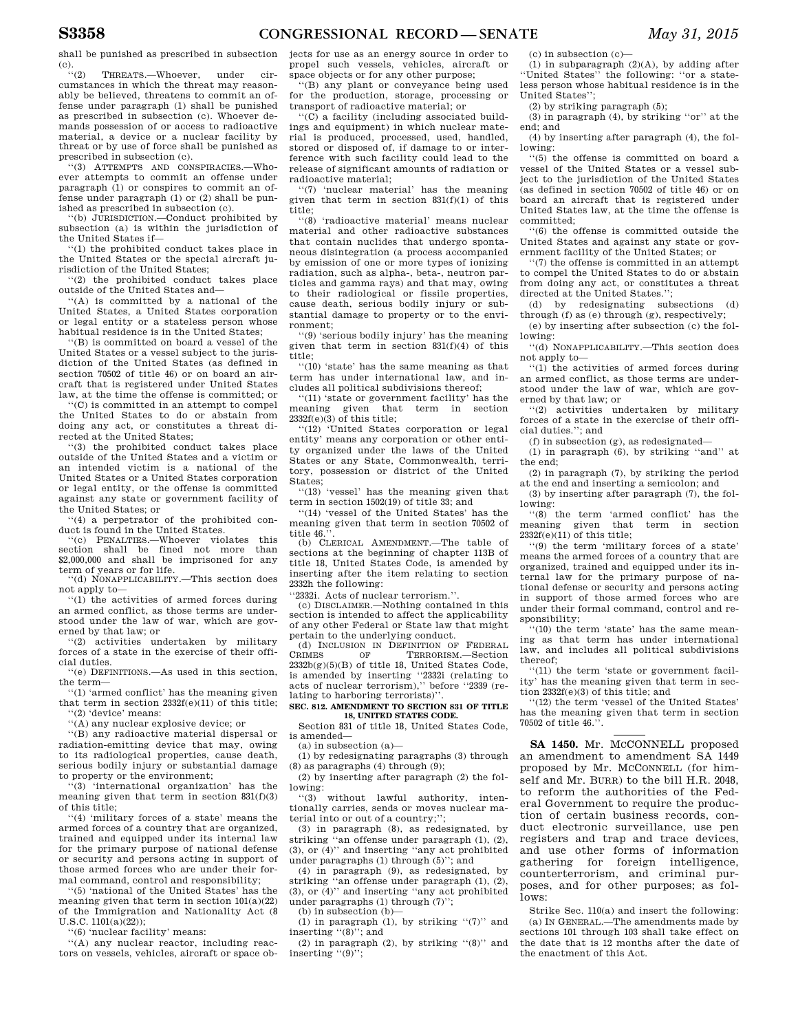shall be punished as prescribed in subsection (c).

''(2) THREATS.—Whoever, under circumstances in which the threat may reasonably be believed, threatens to commit an offense under paragraph (1) shall be punished as prescribed in subsection (c). Whoever demands possession of or access to radioactive material, a device or a nuclear facility by threat or by use of force shall be punished as prescribed in subsection (c).

''(3) ATTEMPTS AND CONSPIRACIES.—Whoever attempts to commit an offense under paragraph (1) or conspires to commit an offense under paragraph (1) or (2) shall be punished as prescribed in subsection (c).

''(b) JURISDICTION.—Conduct prohibited by subsection (a) is within the jurisdiction of the United States if—

''(1) the prohibited conduct takes place in the United States or the special aircraft jurisdiction of the United States;

''(2) the prohibited conduct takes place outside of the United States and—

''(A) is committed by a national of the United States, a United States corporation or legal entity or a stateless person whose habitual residence is in the United States;

''(B) is committed on board a vessel of the United States or a vessel subject to the jurisdiction of the United States (as defined in section 70502 of title 46) or on board an aircraft that is registered under United States law, at the time the offense is committed; or

''(C) is committed in an attempt to compel the United States to do or abstain from doing any act, or constitutes a threat directed at the United States;

''(3) the prohibited conduct takes place outside of the United States and a victim or an intended victim is a national of the United States or a United States corporation or legal entity, or the offense is committed against any state or government facility of the United States; or

''(4) a perpetrator of the prohibited conduct is found in the United States.

''(c) PENALTIES.—Whoever violates this section shall be fined not more than $2,000,000 and shall be imprisoned for any term of years or for life.

''(d) NONAPPLICABILITY.—This section does not apply to—

''(1) the activities of armed forces during an armed conflict, as those terms are understood under the law of war, which are governed by that law; or

''(2) activities undertaken by military forces of a state in the exercise of their official duties.

''(e) DEFINITIONS.—As used in this section, the term—

''(1) 'armed conflict' has the meaning given that term in section 2332f(e)(11) of this title;

''(2) 'device' means:

''(A) any nuclear explosive device; or

''(B) any radioactive material dispersal or radiation-emitting device that may, owing to its radiological properties, cause death, serious bodily injury or substantial damage to property or the environment;

''(3) 'international organization' has the meaning given that term in section 831(f)(3) of this title;

''(4) 'military forces of a state' means the armed forces of a country that are organized, trained and equipped under its internal law for the primary purpose of national defense or security and persons acting in support of those armed forces who are under their formal command, control and responsibility;

''(5) 'national of the United States' has the meaning given that term in section 101(a)(22) of the Immigration and Nationality Act (8 U.S.C. 1101(a)(22));

''(6) 'nuclear facility' means:

''(A) any nuclear reactor, including reactors on vessels, vehicles, aircraft or space objects for use as an energy source in order to propel such vessels, vehicles, aircraft or space objects or for any other purpose;

''(B) any plant or conveyance being used for the production, storage, processing or transport of radioactive material; or

''(C) a facility (including associated buildings and equipment) in which nuclear material is produced, processed, used, handled, stored or disposed of, if damage to or interference with such facility could lead to the release of significant amounts of radiation or radioactive material;

''(7) 'nuclear material' has the meaning given that term in section 831(f)(1) of this title;

''(8) 'radioactive material' means nuclear material and other radioactive substances that contain nuclides that undergo spontaneous disintegration (a process accompanied by emission of one or more types of ionizing radiation, such as alpha-, beta-, neutron particles and gamma rays) and that may, owing to their radiological or fissile properties, cause death, serious bodily injury or substantial damage to property or to the environment;

''(9) 'serious bodily injury' has the meaning given that term in section 831(f)(4) of this title;

''(10) 'state' has the same meaning as that term has under international law, and includes all political subdivisions thereof;

''(11) 'state or government facility' has the meaning given that term in section 2332f(e)(3) of this title;

''(12) 'United States corporation or legal entity' means any corporation or other entity organized under the laws of the United States or any State, Commonwealth, territory, possession or district of the United States;

''(13) 'vessel' has the meaning given that term in section 1502(19) of title 33; and

''(14) 'vessel of the United States' has the meaning given that term in section 70502 of title 46.''.

(b) CLERICAL AMENDMENT.—The table of sections at the beginning of chapter 113B of title 18, United States Code, is amended by inserting after the item relating to section 2332h the following:

''2332i. Acts of nuclear terrorism.''.

(c) DISCLAIMER.—Nothing contained in this section is intended to affect the applicability of any other Federal or State law that might pertain to the underlying conduct.

(d) INCLUSION IN DEFINITION OF FEDERAL CRIMES OF TERRORISM.—Section 2332b(g)(5)(B) of title 18, United States Code, is amended by inserting ''2332i (relating to acts of nuclear terrorism),'' before ''2339 (relating to harboring terrorists)''.

**SEC. 812. AMENDMENT TO SECTION 831 OF TITLE 18, UNITED STATES CODE.**

Section 831 of title 18, United States Code, is amended—

(a) in subsection (a)—

(1) by redesignating paragraphs (3) through (8) as paragraphs (4) through (9);

(2) by inserting after paragraph (2) the following:

''(3) without lawful authority, intentionally carries, sends or moves nuclear material into or out of a country;'';

(3) in paragraph (8), as redesignated, by striking ''an offense under paragraph (1), (2), (3), or (4)'' and inserting ''any act prohibited under paragraphs (1) through (5)''; and

(4) in paragraph (9), as redesignated, by striking ''an offense under paragraph (1), (2), (3), or (4)'' and inserting ''any act prohibited under paragraphs (1) through (7)'';

(b) in subsection (b)—

(1) in paragraph (1), by striking ''(7)'' and inserting ''(8)''; and

(2) in paragraph (2), by striking ''(8)'' and inserting ''(9)'';

(c) in subsection (c)—

(1) in subparagraph (2)(A), by adding after ''United States'' the following: ''or a stateless person whose habitual residence is in the United States'';

(2) by striking paragraph (5);

(3) in paragraph (4), by striking ''or'' at the end; and

(4) by inserting after paragraph (4), the following:

''(5) the offense is committed on board a vessel of the United States or a vessel subject to the jurisdiction of the United States (as defined in section 70502 of title 46) or on board an aircraft that is registered under United States law, at the time the offense is committed;

''(6) the offense is committed outside the United States and against any state or government facility of the United States; or

''(7) the offense is committed in an attempt to compel the United States to do or abstain from doing any act, or constitutes a threat directed at the United States.'';

(d) by redesignating subsections (d) through (f) as (e) through (g), respectively;

(e) by inserting after subsection (c) the following:

''(d) NONAPPLICABILITY.—This section does not apply to—

''(1) the activities of armed forces during an armed conflict, as those terms are understood under the law of war, which are governed by that law; or

''(2) activities undertaken by military forces of a state in the exercise of their official duties.''; and

(f) in subsection (g), as redesignated—

(1) in paragraph (6), by striking ''and'' at the end;

(2) in paragraph (7), by striking the period at the end and inserting a semicolon; and

(3) by inserting after paragraph (7), the following:

''(8) the term 'armed conflict' has the meaning given that term in section 2332f(e)(11) of this title;

''(9) the term 'military forces of a state' means the armed forces of a country that are organized, trained and equipped under its internal law for the primary purpose of national defense or security and persons acting in support of those armed forces who are under their formal command, control and responsibility;

''(10) the term 'state' has the same meaning as that term has under international law, and includes all political subdivisions thereof;

''(11) the term 'state or government facility' has the meaning given that term in section 2332f(e)(3) of this title; and

''(12) the term 'vessel of the United States' has the meaning given that term in section 70502 of title 46.''.

---

**SA 1450.** Mr. MCCONNELL proposed an amendment to amendment SA 1449 proposed by Mr. MCCONNELL (for himself and Mr. BURR) to the bill H.R. 2048, to reform the authorities of the Federal Government to require the production of certain business records, conduct electronic surveillance, use pen registers and trap and trace devices, and use other forms of information gathering for foreign intelligence, counterterrorism, and criminal purposes, and for other purposes; as follows:

Strike Sec. 110(a) and insert the following:

(a) IN GENERAL.—The amendments made by sections 101 through 103 shall take effect on the date that is 12 months after the date of the enactment of this Act.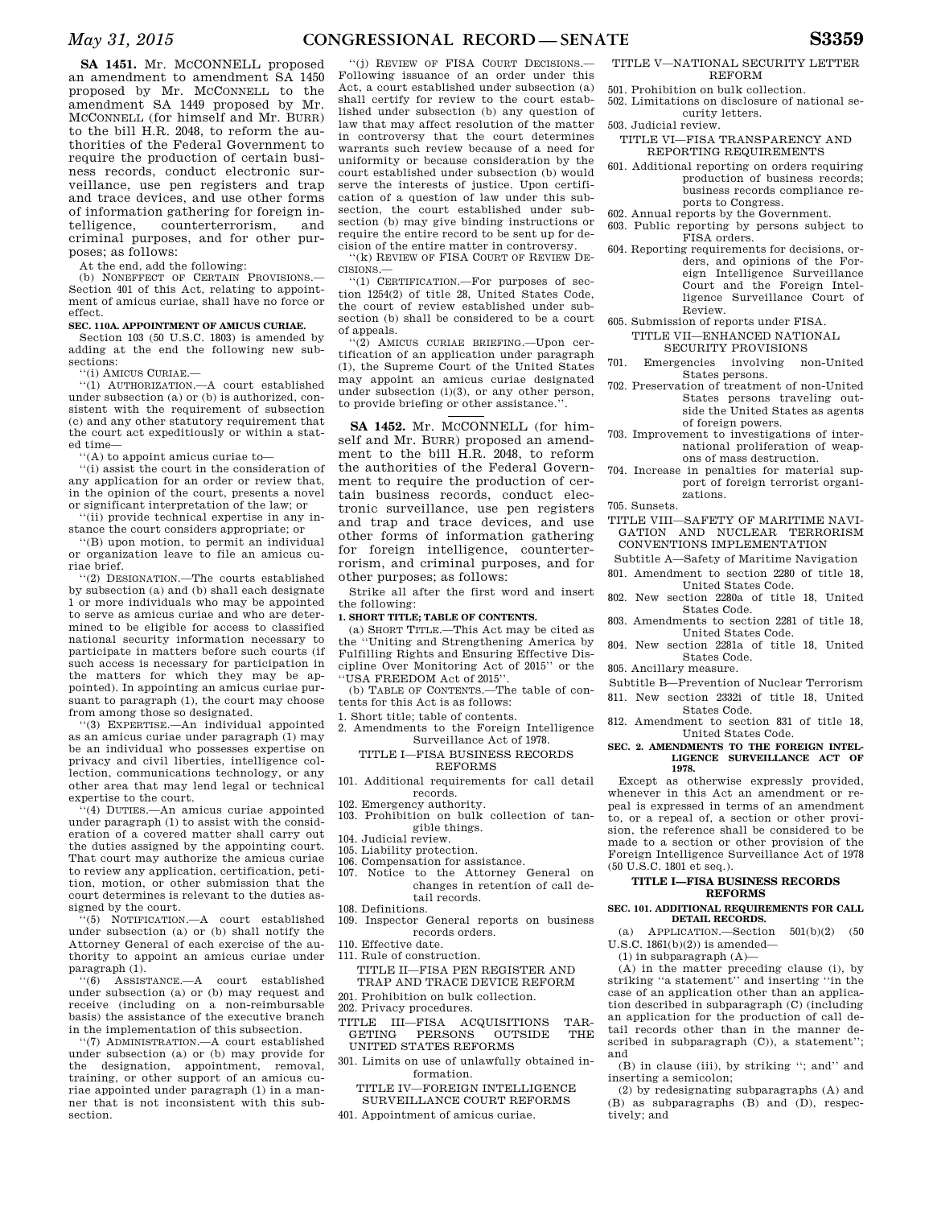**SA 1451.** Mr. MCCONNELL proposed an amendment to amendment SA 1450 proposed by Mr. MCCONNELL to the amendment SA 1449 proposed by Mr. MCCONNELL (for himself and Mr. BURR) to the bill H.R. 2048, to reform the authorities of the Federal Government to require the production of certain business records, conduct electronic surveillance, use pen registers and trap and trace devices, and use other forms of information gathering for foreign intelligence, counterterrorism, and criminal purposes, and for other purposes; as follows:

At the end, add the following:

(b) NONEFFECT OF CERTAIN PROVISIONS.—Section 401 of this Act, relating to appointment of amicus curiae, shall have no force or effect.

**SEC. 110A. APPOINTMENT OF AMICUS CURIAE.**

Section 103 (50 U.S.C. 1803) is amended by adding at the end the following new subsections:

''(i) AMICUS CURIAE.—

''(1) AUTHORIZATION.—A court established under subsection (a) or (b) is authorized, consistent with the requirement of subsection (c) and any other statutory requirement that the court act expeditiously or within a stated time—

''(A) to appoint amicus curiae to—

''(i) assist the court in the consideration of any application for an order or review that, in the opinion of the court, presents a novel or significant interpretation of the law; or

''(ii) provide technical expertise in any instance the court considers appropriate; or

''(B) upon motion, to permit an individual or organization leave to file an amicus curiae brief.

''(2) DESIGNATION.—The courts established by subsection (a) and (b) shall each designate 1 or more individuals who may be appointed to serve as amicus curiae and who are determined to be eligible for access to classified national security information necessary to participate in matters before such courts (if such access is necessary for participation in the matters for which they may be appointed). In appointing an amicus curiae pursuant to paragraph (1), the court may choose from among those so designated.

''(3) EXPERTISE.—An individual appointed as an amicus curiae under paragraph (1) may be an individual who possesses expertise on privacy and civil liberties, intelligence collection, communications technology, or any other area that may lend legal or technical expertise to the court.

''(4) DUTIES.—An amicus curiae appointed under paragraph (1) to assist with the consideration of a covered matter shall carry out the duties assigned by the appointing court. That court may authorize the amicus curiae to review any application, certification, petition, motion, or other submission that the court determines is relevant to the duties assigned by the court.

''(5) NOTIFICATION.—A court established under subsection (a) or (b) shall notify the Attorney General of each exercise of the authority to appoint an amicus curiae under paragraph (1).

''(6) ASSISTANCE.—A court established under subsection (a) or (b) may request and receive (including on a non-reimbursable basis) the assistance of the executive branch in the implementation of this subsection.

''(7) ADMINISTRATION.—A court established under subsection (a) or (b) may provide for the designation, appointment, removal, training, or other support of an amicus curiae appointed under paragraph (1) in a manner that is not inconsistent with this subsection.

''(j) REVIEW OF FISA COURT DECISIONS.—Following issuance of an order under this Act, a court established under subsection (a) shall certify for review to the court established under subsection (b) any question of law that may affect resolution of the matter in controversy that the court determines warrants such review because of a need for uniformity or because consideration by the court established under subsection (b) would serve the interests of justice. Upon certification of a question of law under this subsection, the court established under subsection (b) may give binding instructions or require the entire record to be sent up for decision of the entire matter in controversy.

''(k) REVIEW OF FISA COURT OF REVIEW DECISIONS.—

''(1) CERTIFICATION.—For purposes of section 1254(2) of title 28, United States Code, the court of review established under subsection (b) shall be considered to be a court of appeals.

''(2) AMICUS CURIAE BRIEFING.—Upon certification of an application under paragraph (1), the Supreme Court of the United States may appoint an amicus curiae designated under subsection (i)(3), or any other person, to provide briefing or other assistance.''.

---

**SA 1452.** Mr. MCCONNELL (for himself and Mr. BURR) proposed an amendment to the bill H.R. 2048, to reform the authorities of the Federal Government to require the production of certain business records, conduct electronic surveillance, use pen registers and trap and trace devices, and use other forms of information gathering for foreign intelligence, counterterrorism, and criminal purposes, and for other purposes; as follows:

Strike all after the first word and insert the following:

**1. SHORT TITLE; TABLE OF CONTENTS.**

(a) SHORT TITLE.—This Act may be cited as the ''Uniting and Strengthening America by Fulfilling Rights and Ensuring Effective Discipline Over Monitoring Act of 2015'' or the ''USA FREEDOM Act of 2015''.

(b) TABLE OF CONTENTS.—The table of contents for this Act is as follows:

1. Short title; table of contents.
2. Amendments to the Foreign Intelligence Surveillance Act of 1978.

TITLE I—FISA BUSINESS RECORDS REFORMS

101. Additional requirements for call detail records.
102. Emergency authority.
103. Prohibition on bulk collection of tangible things.
104. Judicial review.
105. Liability protection.
106. Compensation for assistance.
107. Notice to the Attorney General on changes in retention of call detail records.
108. Definitions.
109. Inspector General reports on business records orders.
110. Effective date.
111. Rule of construction.

TITLE II—FISA PEN REGISTER AND TRAP AND TRACE DEVICE REFORM

201. Prohibition on bulk collection.
202. Privacy procedures.

TITLE III—FISA ACQUISITIONS TARGETING PERSONS OUTSIDE THE UNITED STATES REFORMS

301. Limits on use of unlawfully obtained information.

TITLE IV—FOREIGN INTELLIGENCE SURVEILLANCE COURT REFORMS

401. Appointment of amicus curiae.

TITLE V—NATIONAL SECURITY LETTER REFORM

501. Prohibition on bulk collection.
502. Limitations on disclosure of national security letters.
503. Judicial review.

TITLE VI—FISA TRANSPARENCY AND REPORTING REQUIREMENTS

601. Additional reporting on orders requiring production of business records; business records compliance reports to Congress.
602. Annual reports by the Government.
603. Public reporting by persons subject to FISA orders.
604. Reporting requirements for decisions, orders, and opinions of the Foreign Intelligence Surveillance Court and the Foreign Intelligence Surveillance Court of Review.
605. Submission of reports under FISA.

TITLE VII—ENHANCED NATIONAL SECURITY PROVISIONS

701. Emergencies involving non-United States persons.
702. Preservation of treatment of non-United States persons traveling outside the United States as agents of foreign powers.
703. Improvement to investigations of international proliferation of weapons of mass destruction.
704. Increase in penalties for material support of foreign terrorist organizations.
705. Sunsets.

TITLE VIII—SAFETY OF MARITIME NAVIGATION AND NUCLEAR TERRORISM CONVENTIONS IMPLEMENTATION

Subtitle A—Safety of Maritime Navigation

801. Amendment to section 2280 of title 18, United States Code.
802. New section 2280a of title 18, United States Code.
803. Amendments to section 2281 of title 18, United States Code.
804. New section 2281a of title 18, United States Code.
805. Ancillary measure.

Subtitle B—Prevention of Nuclear Terrorism

811. New section 2332i of title 18, United States Code.
812. Amendment to section 831 of title 18, United States Code.

**SEC. 2. AMENDMENTS TO THE FOREIGN INTELLIGENCE SURVEILLANCE ACT OF 1978.**

Except as otherwise expressly provided, whenever in this Act an amendment or repeal is expressed in terms of an amendment to, or a repeal of, a section or other provision, the reference shall be considered to be made to a section or other provision of the Foreign Intelligence Surveillance Act of 1978 (50 U.S.C. 1801 et seq.).

**TITLE I—FISA BUSINESS RECORDS REFORMS**

**SEC. 101. ADDITIONAL REQUIREMENTS FOR CALL DETAIL RECORDS.**

(a) APPLICATION.—Section 501(b)(2) (50 U.S.C. 1861(b)(2)) is amended—

(1) in subparagraph (A)—

(A) in the matter preceding clause (i), by striking ''a statement'' and inserting ''in the case of an application other than an application described in subparagraph (C) (including an application for the production of call detail records other than in the manner described in subparagraph (C)), a statement''; and

(B) in clause (iii), by striking ''; and'' and inserting a semicolon;

(2) by redesignating subparagraphs (A) and (B) as subparagraphs (B) and (D), respectively; and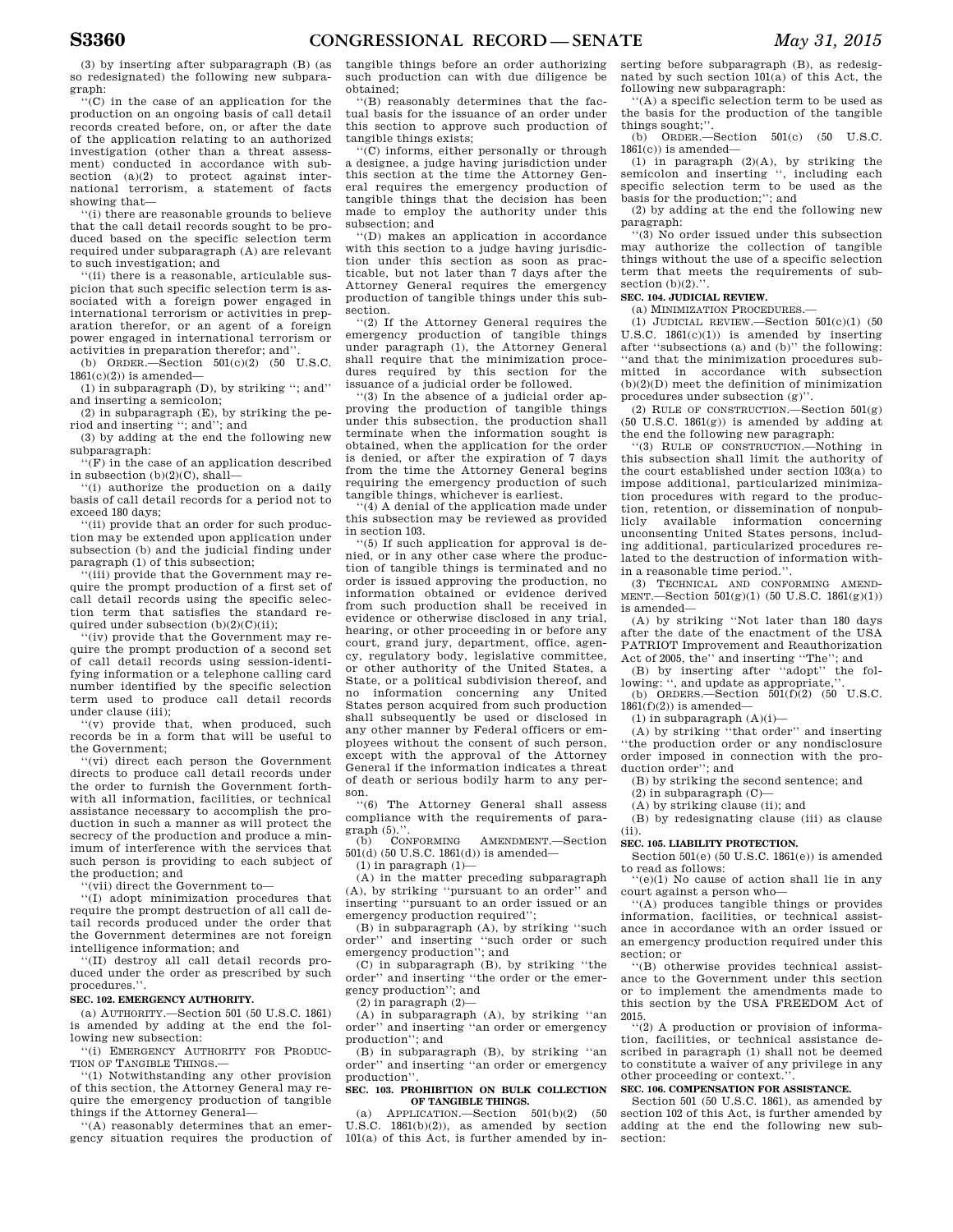(3) by inserting after subparagraph (B) (as so redesignated) the following new subparagraph:

''(C) in the case of an application for the production on an ongoing basis of call detail records created before, on, or after the date of the application relating to an authorized investigation (other than a threat assessment) conducted in accordance with subsection (a)(2) to protect against international terrorism, a statement of facts showing that—

''(i) there are reasonable grounds to believe that the call detail records sought to be produced based on the specific selection term required under subparagraph (A) are relevant to such investigation; and

''(ii) there is a reasonable, articulable suspicion that such specific selection term is associated with a foreign power engaged in international terrorism or activities in preparation therefor, or an agent of a foreign power engaged in international terrorism or activities in preparation therefor; and''.

(b) ORDER.—Section 501(c)(2) (50 U.S.C. 1861(c)(2)) is amended—

(1) in subparagraph (D), by striking ''; and'' and inserting a semicolon;

(2) in subparagraph (E), by striking the period and inserting ''; and''; and

(3) by adding at the end the following new subparagraph:

''(F) in the case of an application described in subsection (b)(2)(C), shall—

''(i) authorize the production on a daily basis of call detail records for a period not to exceed 180 days;

''(ii) provide that an order for such production may be extended upon application under subsection (b) and the judicial finding under paragraph (1) of this subsection;

''(iii) provide that the Government may require the prompt production of a first set of call detail records using the specific selection term that satisfies the standard required under subsection (b)(2)(C)(ii);

''(iv) provide that the Government may require the prompt production of a second set of call detail records using session-identifying information or a telephone calling card number identified by the specific selection term used to produce call detail records under clause (iii);

''(v) provide that, when produced, such records be in a form that will be useful to the Government;

''(vi) direct each person the Government directs to produce call detail records under the order to furnish the Government forthwith all information, facilities, or technical assistance necessary to accomplish the production in such a manner as will protect the secrecy of the production and produce a minimum of interference with the services that such person is providing to each subject of the production; and

''(vii) direct the Government to—

''(I) adopt minimization procedures that require the prompt destruction of all call detail records produced under the order that the Government determines are not foreign intelligence information; and

''(II) destroy all call detail records produced under the order as prescribed by such procedures.''.

**SEC. 102. EMERGENCY AUTHORITY.**

(a) AUTHORITY.—Section 501 (50 U.S.C. 1861) is amended by adding at the end the following new subsection:

''(i) EMERGENCY AUTHORITY FOR PRODUCTION OF TANGIBLE THINGS.—

''(1) Notwithstanding any other provision of this section, the Attorney General may require the emergency production of tangible things if the Attorney General—

''(A) reasonably determines that an emergency situation requires the production of tangible things before an order authorizing such production can with due diligence be obtained;

''(B) reasonably determines that the factual basis for the issuance of an order under this section to approve such production of tangible things exists;

''(C) informs, either personally or through a designee, a judge having jurisdiction under this section at the time the Attorney General requires the emergency production of tangible things that the decision has been made to employ the authority under this subsection; and

''(D) makes an application in accordance with this section to a judge having jurisdiction under this section as soon as practicable, but not later than 7 days after the Attorney General requires the emergency production of tangible things under this subsection.

''(2) If the Attorney General requires the emergency production of tangible things under paragraph (1), the Attorney General shall require that the minimization procedures required by this section for the issuance of a judicial order be followed.

''(3) In the absence of a judicial order approving the production of tangible things under this subsection, the production shall terminate when the information sought is obtained, when the application for the order is denied, or after the expiration of 7 days from the time the Attorney General begins requiring the emergency production of such tangible things, whichever is earliest.

''(4) A denial of the application made under this subsection may be reviewed as provided in section 103.

''(5) If such application for approval is denied, or in any other case where the production of tangible things is terminated and no order is issued approving the production, no information obtained or evidence derived from such production shall be received in evidence or otherwise disclosed in any trial, hearing, or other proceeding in or before any court, grand jury, department, office, agency, regulatory body, legislative committee, or other authority of the United States, a State, or a political subdivision thereof, and no information concerning any United States person acquired from such production shall subsequently be used or disclosed in any other manner by Federal officers or employees without the consent of such person, except with the approval of the Attorney General if the information indicates a threat of death or serious bodily harm to any person.

''(6) The Attorney General shall assess compliance with the requirements of paragraph (5).''.

(b) CONFORMING AMENDMENT.—Section 501(d) (50 U.S.C. 1861(d)) is amended—

(1) in paragraph (1)—

(A) in the matter preceding subparagraph (A), by striking ''pursuant to an order'' and inserting ''pursuant to an order issued or an emergency production required'';

(B) in subparagraph (A), by striking ''such order'' and inserting ''such order or such emergency production''; and

(C) in subparagraph (B), by striking ''the order'' and inserting ''the order or the emergency production''; and

(2) in paragraph (2)—

(A) in subparagraph (A), by striking ''an order'' and inserting ''an order or emergency production''; and

(B) in subparagraph (B), by striking ''an order'' and inserting ''an order or emergency production''.

**SEC. 103. PROHIBITION ON BULK COLLECTION OF TANGIBLE THINGS.**

(a) APPLICATION.—Section 501(b)(2) (50 U.S.C. 1861(b)(2)), as amended by section 101(a) of this Act, is further amended by inserting before subparagraph (B), as redesignated by such section 101(a) of this Act, the following new subparagraph:

''(A) a specific selection term to be used as the basis for the production of the tangible things sought;''.

(b) ORDER.—Section 501(c) (50 U.S.C. 1861(c)) is amended—

(1) in paragraph (2)(A), by striking the semicolon and inserting '', including each specific selection term to be used as the basis for the production;''; and

(2) by adding at the end the following new paragraph:

''(3) No order issued under this subsection may authorize the collection of tangible things without the use of a specific selection term that meets the requirements of subsection (b)(2).''.

**SEC. 104. JUDICIAL REVIEW.**

(a) MINIMIZATION PROCEDURES.—

(1) JUDICIAL REVIEW.—Section 501(c)(1) (50 U.S.C. 1861(c)(1)) is amended by inserting after ''subsections (a) and (b)'' the following: ''and that the minimization procedures submitted in accordance with subsection (b)(2)(D) meet the definition of minimization procedures under subsection (g)''.

(2) RULE OF CONSTRUCTION.—Section 501(g) (50 U.S.C. 1861(g)) is amended by adding at the end the following new paragraph:

''(3) RULE OF CONSTRUCTION.—Nothing in this subsection shall limit the authority of the court established under section 103(a) to impose additional, particularized minimization procedures with regard to the production, retention, or dissemination of nonpublicly available information concerning unconsenting United States persons, including additional, particularized procedures related to the destruction of information within a reasonable time period.''.

(3) TECHNICAL AND CONFORMING AMENDMENT.—Section 501(g)(1) (50 U.S.C. 1861(g)(1)) is amended—

(A) by striking ''Not later than 180 days after the date of the enactment of the USA PATRIOT Improvement and Reauthorization Act of 2005, the'' and inserting ''The''; and

(B) by inserting after ''adopt'' the following: '', and update as appropriate,''.

(b) ORDERS.—Section 501(f)(2) (50 U.S.C. 1861(f)(2)) is amended—

(1) in subparagraph (A)(i)—

(A) by striking ''that order'' and inserting ''the production order or any nondisclosure order imposed in connection with the production order''; and

(B) by striking the second sentence; and

(2) in subparagraph (C)—

(A) by striking clause (ii); and

(B) by redesignating clause (iii) as clause (ii).

**SEC. 105. LIABILITY PROTECTION.**

Section 501(e) (50 U.S.C. 1861(e)) is amended to read as follows:

''(e)(1) No cause of action shall lie in any court against a person who—

''(A) produces tangible things or provides information, facilities, or technical assistance in accordance with an order issued or an emergency production required under this section; or

''(B) otherwise provides technical assistance to the Government under this section or to implement the amendments made to this section by the USA FREEDOM Act of 2015.

''(2) A production or provision of information, facilities, or technical assistance described in paragraph (1) shall not be deemed to constitute a waiver of any privilege in any other proceeding or context.''.

**SEC. 106. COMPENSATION FOR ASSISTANCE.**

Section 501 (50 U.S.C. 1861), as amended by section 102 of this Act, is further amended by adding at the end the following new subsection: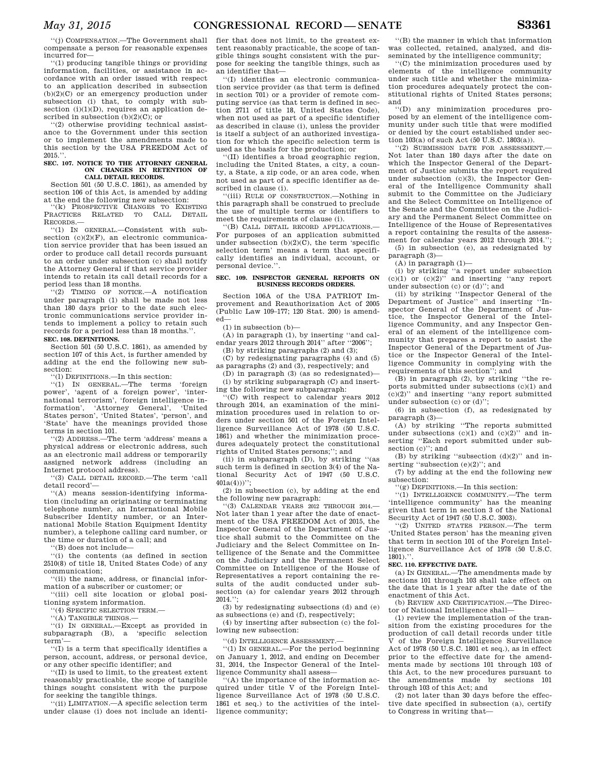''(j) COMPENSATION.—The Government shall compensate a person for reasonable expenses incurred for—

''(1) producing tangible things or providing information, facilities, or assistance in accordance with an order issued with respect to an application described in subsection (b)(2)(C) or an emergency production under subsection (i) that, to comply with subsection (i)(1)(D), requires an application described in subsection (b)(2)(C); or

''(2) otherwise providing technical assistance to the Government under this section or to implement the amendments made to this section by the USA FREEDOM Act of 2015.''.

**SEC. 107. NOTICE TO THE ATTORNEY GENERAL ON CHANGES IN RETENTION OF CALL DETAIL RECORDS.**

Section 501 (50 U.S.C. 1861), as amended by section 106 of this Act, is amended by adding at the end the following new subsection:

''(k) PROSPECTIVE CHANGES TO EXISTING PRACTICES RELATED TO CALL DETAIL RECORDS.—

''(1) IN GENERAL.—Consistent with subsection (c)(2)(F), an electronic communication service provider that has been issued an order to produce call detail records pursuant to an order under subsection (c) shall notify the Attorney General if that service provider intends to retain its call detail records for a period less than 18 months.

''(2) TIMING OF NOTICE.—A notification under paragraph (1) shall be made not less than 180 days prior to the date such electronic communications service provider intends to implement a policy to retain such records for a period less than 18 months.''.

**SEC. 108. DEFINITIONS.**

Section 501 (50 U.S.C. 1861), as amended by section 107 of this Act, is further amended by adding at the end the following new subsection:

''(l) DEFINITIONS.—In this section:

''(1) IN GENERAL.—The terms 'foreign power', 'agent of a foreign power', 'international terrorism', 'foreign intelligence information', 'Attorney General', 'United States person', 'United States', 'person', and 'State' have the meanings provided those terms in section 101.

''(2) ADDRESS.—The term 'address' means a physical address or electronic address, such as an electronic mail address or temporarily assigned network address (including an Internet protocol address).

''(3) CALL DETAIL RECORD.—The term 'call detail record'—

''(A) means session-identifying information (including an originating or terminating telephone number, an International Mobile Subscriber Identity number, or an International Mobile Station Equipment Identity number), a telephone calling card number, or the time or duration of a call; and

''(B) does not include—

''(i) the contents (as defined in section 2510(8) of title 18, United States Code) of any communication;

''(ii) the name, address, or financial information of a subscriber or customer; or

''(iii) cell site location or global positioning system information.

''(4) SPECIFIC SELECTION TERM.—

''(A) TANGIBLE THINGS.—

''(i) IN GENERAL.—Except as provided in subparagraph (B), a 'specific selection term'—

''(I) is a term that specifically identifies a person, account, address, or personal device, or any other specific identifier; and

''(II) is used to limit, to the greatest extent reasonably practicable, the scope of tangible things sought consistent with the purpose for seeking the tangible things.

''(ii) LIMITATION.—A specific selection term under clause (i) does not include an identifier that does not limit, to the greatest extent reasonably practicable, the scope of tangible things sought consistent with the purpose for seeking the tangible things, such as an identifier that—

''(I) identifies an electronic communication service provider (as that term is defined in section 701) or a provider of remote computing service (as that term is defined in section 2711 of title 18, United States Code), when not used as part of a specific identifier as described in clause (i), unless the provider is itself a subject of an authorized investigation for which the specific selection term is used as the basis for the production; or

''(II) identifies a broad geographic region, including the United States, a city, a county, a State, a zip code, or an area code, when not used as part of a specific identifier as described in clause (i).

''(iii) RULE OF CONSTRUCTION.—Nothing in this paragraph shall be construed to preclude the use of multiple terms or identifiers to meet the requirements of clause (i).

''(B) CALL DETAIL RECORD APPLICATIONS.—For purposes of an application submitted under subsection (b)(2)(C), the term 'specific selection term' means a term that specifically identifies an individual, account, or personal device.''.

**SEC. 109. INSPECTOR GENERAL REPORTS ON BUSINESS RECORDS ORDERS.**

Section 106A of the USA PATRIOT Improvement and Reauthorization Act of 2005 (Public Law 109–177; 120 Stat. 200) is amended—

(1) in subsection (b)—

(A) in paragraph (1), by inserting ''and calendar years 2012 through 2014'' after ''2006'';

(B) by striking paragraphs (2) and (3);

(C) by redesignating paragraphs (4) and (5) as paragraphs (2) and (3), respectively; and

(D) in paragraph (3) (as so redesignated)—

(i) by striking subparagraph (C) and inserting the following new subparagraph:

''(C) with respect to calendar years 2012 through 2014, an examination of the minimization procedures used in relation to orders under section 501 of the Foreign Intelligence Surveillance Act of 1978 (50 U.S.C. 1861) and whether the minimization procedures adequately protect the constitutional rights of United States persons;''; and

(ii) in subparagraph (D), by striking ''(as such term is defined in section 3(4) of the National Security Act of 1947 (50 U.S.C. 401a(4)))'';

(2) in subsection (c), by adding at the end the following new paragraph:

''(3) CALENDAR YEARS 2012 THROUGH 2014.—Not later than 1 year after the date of enactment of the USA FREEDOM Act of 2015, the Inspector General of the Department of Justice shall submit to the Committee on the Judiciary and the Select Committee on Intelligence of the Senate and the Committee on the Judiciary and the Permanent Select Committee on Intelligence of the House of Representatives a report containing the results of the audit conducted under subsection (a) for calendar years 2012 through 2014.'';

(3) by redesignating subsections (d) and (e) as subsections (e) and (f), respectively;

(4) by inserting after subsection (c) the following new subsection:

''(d) INTELLIGENCE ASSESSMENT.—

''(1) IN GENERAL.—For the period beginning on January 1, 2012, and ending on December 31, 2014, the Inspector General of the Intelligence Community shall assess—

''(A) the importance of the information acquired under title V of the Foreign Intelligence Surveillance Act of 1978 (50 U.S.C. 1861 et seq.) to the activities of the intelligence community;

''(B) the manner in which that information was collected, retained, analyzed, and disseminated by the intelligence community;

''(C) the minimization procedures used by elements of the intelligence community under such title and whether the minimization procedures adequately protect the constitutional rights of United States persons; and

''(D) any minimization procedures proposed by an element of the intelligence community under such title that were modified or denied by the court established under section 103(a) of such Act (50 U.S.C. 1803(a)).

''(2) SUBMISSION DATE FOR ASSESSMENT.—Not later than 180 days after the date on which the Inspector General of the Department of Justice submits the report required under subsection (c)(3), the Inspector General of the Intelligence Community shall submit to the Committee on the Judiciary and the Select Committee on Intelligence of the Senate and the Committee on the Judiciary and the Permanent Select Committee on Intelligence of the House of Representatives a report containing the results of the assessment for calendar years 2012 through 2014.'';

(5) in subsection (e), as redesignated by paragraph (3)—

(A) in paragraph (1)—

(i) by striking ''a report under subsection (c)(1) or (c)(2)'' and inserting ''any report under subsection (c) or (d)''; and

(ii) by striking ''Inspector General of the Department of Justice'' and inserting ''Inspector General of the Department of Justice, the Inspector General of the Intelligence Community, and any Inspector General of an element of the intelligence community that prepares a report to assist the Inspector General of the Department of Justice or the Inspector General of the Intelligence Community in complying with the requirements of this section''; and

(B) in paragraph (2), by striking ''the reports submitted under subsections (c)(1) and (c)(2)'' and inserting ''any report submitted under subsection (c) or (d)'';

(6) in subsection (f), as redesignated by paragraph (3)—

(A) by striking ''The reports submitted under subsections (c)(1) and (c)(2)'' and inserting ''Each report submitted under subsection (c)''; and

(B) by striking ''subsection (d)(2)'' and inserting ''subsection (e)(2)''; and

(7) by adding at the end the following new subsection:

''(g) DEFINITIONS.—In this section:

''(1) INTELLIGENCE COMMUNITY.—The term 'intelligence community' has the meaning given that term in section 3 of the National Security Act of 1947 (50 U.S.C. 3003).

''(2) UNITED STATES PERSON.—The term 'United States person' has the meaning given that term in section 101 of the Foreign Intelligence Surveillance Act of 1978 (50 U.S.C. 1801).''.

**SEC. 110. EFFECTIVE DATE.**

(a) IN GENERAL.—The amendments made by sections 101 through 103 shall take effect on the date that is 1 year after the date of the enactment of this Act.

(b) REVIEW AND CERTIFICATION.—The Director of National Intelligence shall—

(1) review the implementation of the transition from the existing procedures for the production of call detail records under title V of the Foreign Intelligence Surveillance Act of 1978 (50 U.S.C. 1801 et seq.), as in effect prior to the effective date for the amendments made by sections 101 through 103 of this Act, to the new procedures pursuant to the amendments made by sections 101 through 103 of this Act; and

(2) not later than 30 days before the effective date specified in subsection (a), certify to Congress in writing that—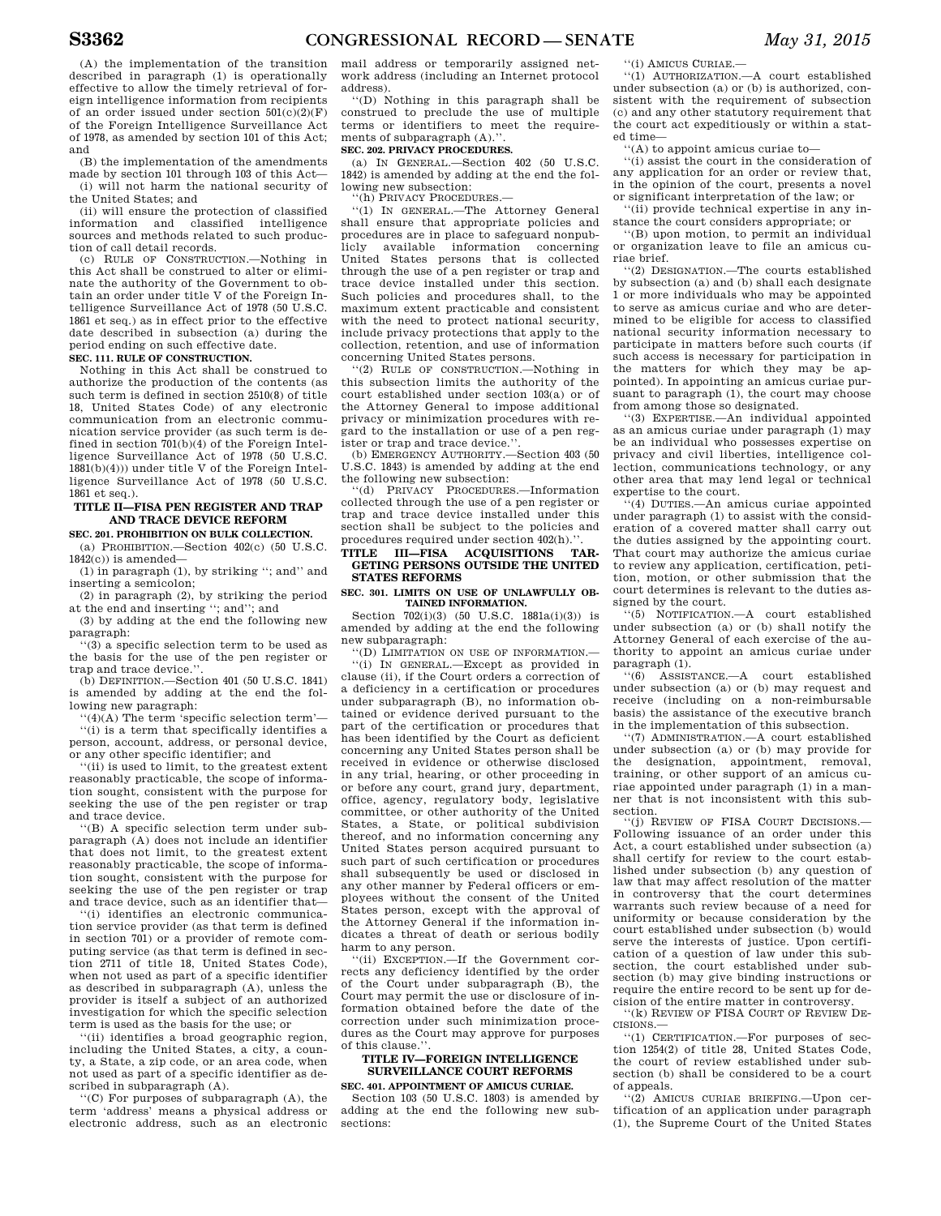(A) the implementation of the transition described in paragraph (1) is operationally effective to allow the timely retrieval of foreign intelligence information from recipients of an order issued under section 501(c)(2)(F) of the Foreign Intelligence Surveillance Act of 1978, as amended by section 101 of this Act; and

(B) the implementation of the amendments made by section 101 through 103 of this Act—

(i) will not harm the national security of the United States; and

(ii) will ensure the protection of classified information and classified intelligence sources and methods related to such production of call detail records.

(c) RULE OF CONSTRUCTION.—Nothing in this Act shall be construed to alter or eliminate the authority of the Government to obtain an order under title V of the Foreign Intelligence Surveillance Act of 1978 (50 U.S.C. 1861 et seq.) as in effect prior to the effective date described in subsection (a) during the period ending on such effective date.

**SEC. 111. RULE OF CONSTRUCTION.**

Nothing in this Act shall be construed to authorize the production of the contents (as such term is defined in section 2510(8) of title 18, United States Code) of any electronic communication from an electronic communication service provider (as such term is defined in section 701(b)(4) of the Foreign Intelligence Surveillance Act of 1978 (50 U.S.C. 1881(b)(4))) under title V of the Foreign Intelligence Surveillance Act of 1978 (50 U.S.C. 1861 et seq.).

## TITLE II—FISA PEN REGISTER AND TRAP AND TRACE DEVICE REFORM

**SEC. 201. PROHIBITION ON BULK COLLECTION.**

(a) PROHIBITION.—Section 402(c) (50 U.S.C. 1842(c)) is amended—

(1) in paragraph (1), by striking "; and" and inserting a semicolon;

(2) in paragraph (2), by striking the period at the end and inserting "; and"; and

(3) by adding at the end the following new paragraph:

"(3) a specific selection term to be used as the basis for the use of the pen register or trap and trace device.".

(b) DEFINITION.—Section 401 (50 U.S.C. 1841) is amended by adding at the end the following new paragraph:

"(4)(A) The term 'specific selection term'—

"(i) is a term that specifically identifies a person, account, address, or personal device, or any other specific identifier; and

"(ii) is used to limit, to the greatest extent reasonably practicable, the scope of information sought, consistent with the purpose for seeking the use of the pen register or trap and trace device.

"(B) A specific selection term under subparagraph (A) does not include an identifier that does not limit, to the greatest extent reasonably practicable, the scope of information sought, consistent with the purpose for seeking the use of the pen register or trap and trace device, such as an identifier that—

"(i) identifies an electronic communication service provider (as that term is defined in section 701) or a provider of remote computing service (as that term is defined in section 2711 of title 18, United States Code), when not used as part of a specific identifier as described in subparagraph (A), unless the provider is itself a subject of an authorized investigation for which the specific selection term is used as the basis for the use; or

"(ii) identifies a broad geographic region, including the United States, a city, a county, a State, a zip code, or an area code, when not used as part of a specific identifier as described in subparagraph (A).

"(C) For purposes of subparagraph (A), the term 'address' means a physical address or electronic address, such as an electronic mail address or temporarily assigned network address (including an Internet protocol address).

"(D) Nothing in this paragraph shall be construed to preclude the use of multiple terms or identifiers to meet the requirements of subparagraph (A).".

**SEC. 202. PRIVACY PROCEDURES.**

(a) IN GENERAL.—Section 402 (50 U.S.C. 1842) is amended by adding at the end the following new subsection:

"(h) PRIVACY PROCEDURES.—

"(1) IN GENERAL.—The Attorney General shall ensure that appropriate policies and procedures are in place to safeguard nonpublicly available information concerning United States persons that is collected through the use of a pen register or trap and trace device installed under this section. Such policies and procedures shall, to the maximum extent practicable and consistent with the need to protect national security, include privacy protections that apply to the collection, retention, and use of information concerning United States persons.

"(2) RULE OF CONSTRUCTION.—Nothing in this subsection limits the authority of the court established under section 103(a) or of the Attorney General to impose additional privacy or minimization procedures with regard to the installation or use of a pen register or trap and trace device.".

(b) EMERGENCY AUTHORITY.—Section 403 (50 U.S.C. 1843) is amended by adding at the end the following new subsection:

"(d) PRIVACY PROCEDURES.—Information collected through the use of a pen register or trap and trace device installed under this section shall be subject to the policies and procedures required under section 402(h).".

## TITLE III—FISA ACQUISITIONS TARGETING PERSONS OUTSIDE THE UNITED STATES REFORMS

**SEC. 301. LIMITS ON USE OF UNLAWFULLY OBTAINED INFORMATION.**

Section 702(i)(3) (50 U.S.C. 1881a(i)(3)) is amended by adding at the end the following new subparagraph:

"(D) LIMITATION ON USE OF INFORMATION.—

"(i) IN GENERAL.—Except as provided in clause (ii), if the Court orders a correction of a deficiency in a certification or procedures under subparagraph (B), no information obtained or evidence derived pursuant to the part of the certification or procedures that has been identified by the Court as deficient concerning any United States person shall be received in evidence or otherwise disclosed in any trial, hearing, or other proceeding in or before any court, grand jury, department, office, agency, regulatory body, legislative committee, or other authority of the United States, a State, or political subdivision thereof, and no information concerning any United States person acquired pursuant to such part of such certification or procedures shall subsequently be used or disclosed in any other manner by Federal officers or employees without the consent of the United States person, except with the approval of the Attorney General if the information indicates a threat of death or serious bodily harm to any person.

"(ii) EXCEPTION.—If the Government corrects any deficiency identified by the order of the Court under subparagraph (B), the Court may permit the use or disclosure of information obtained before the date of the correction under such minimization procedures as the Court may approve for purposes of this clause.".

## TITLE IV—FOREIGN INTELLIGENCE SURVEILLANCE COURT REFORMS

**SEC. 401. APPOINTMENT OF AMICUS CURIAE.**

Section 103 (50 U.S.C. 1803) is amended by adding at the end the following new subsections:

"(i) AMICUS CURIAE.—

"(1) AUTHORIZATION.—A court established under subsection (a) or (b) is authorized, consistent with the requirement of subsection (c) and any other statutory requirement that the court act expeditiously or within a stated time—

"(A) to appoint amicus curiae to—

"(i) assist the court in the consideration of any application for an order or review that, in the opinion of the court, presents a novel or significant interpretation of the law; or

"(ii) provide technical expertise in any instance the court considers appropriate; or

"(B) upon motion, to permit an individual or organization leave to file an amicus curiae brief.

"(2) DESIGNATION.—The courts established by subsection (a) and (b) shall each designate 1 or more individuals who may be appointed to serve as amicus curiae and who are determined to be eligible for access to classified national security information necessary to participate in matters before such courts (if such access is necessary for participation in the matters for which they may be appointed). In appointing an amicus curiae pursuant to paragraph (1), the court may choose from among those so designated.

"(3) EXPERTISE.—An individual appointed as an amicus curiae under paragraph (1) may be an individual who possesses expertise on privacy and civil liberties, intelligence collection, communications technology, or any other area that may lend legal or technical expertise to the court.

"(4) DUTIES.—An amicus curiae appointed under paragraph (1) to assist with the consideration of a covered matter shall carry out the duties assigned by the appointing court. That court may authorize the amicus curiae to review any application, certification, petition, motion, or other submission that the court determines is relevant to the duties assigned by the court.

"(5) NOTIFICATION.—A court established under subsection (a) or (b) shall notify the Attorney General of each exercise of the authority to appoint an amicus curiae under paragraph (1).

"(6) ASSISTANCE.—A court established under subsection (a) or (b) may request and receive (including on a non-reimbursable basis) the assistance of the executive branch in the implementation of this subsection.

"(7) ADMINISTRATION.—A court established under subsection (a) or (b) may provide for the designation, appointment, removal, training, or other support of an amicus curiae appointed under paragraph (1) in a manner that is not inconsistent with this subsection.

"(j) REVIEW OF FISA COURT DECISIONS.—Following issuance of an order under this Act, a court established under subsection (a) shall certify for review to the court established under subsection (b) any question of law that may affect resolution of the matter in controversy that the court determines warrants such review because of a need for uniformity or because consideration by the court established under subsection (b) would serve the interests of justice. Upon certification of a question of law under this subsection, the court established under subsection (b) may give binding instructions or require the entire record to be sent up for decision of the entire matter in controversy.

"(k) REVIEW OF FISA COURT OF REVIEW DECISIONS.—

"(1) CERTIFICATION.—For purposes of section 1254(2) of title 28, United States Code, the court of review established under subsection (b) shall be considered to be a court of appeals.

"(2) AMICUS CURIAE BRIEFING.—Upon certification of an application under paragraph (1), the Supreme Court of the United States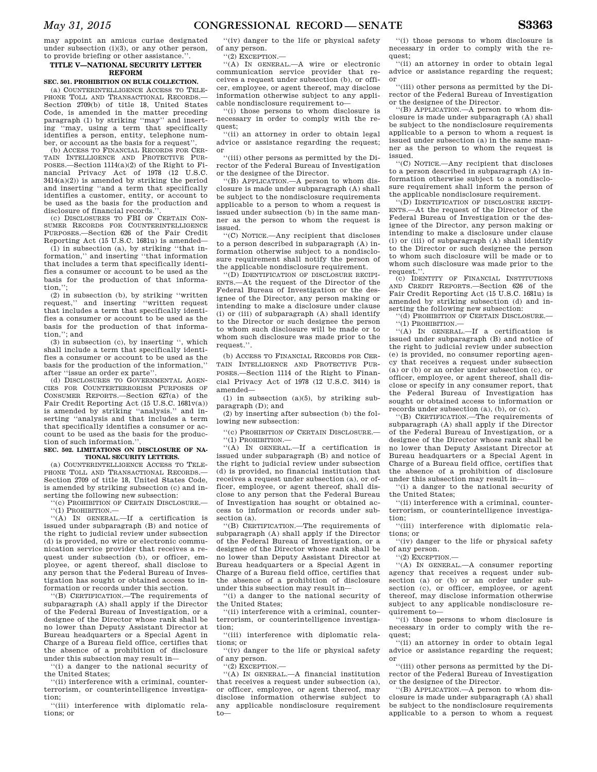may appoint an amicus curiae designated under subsection (i)(3), or any other person, to provide briefing or other assistance.''.

### TITLE V—NATIONAL SECURITY LETTER REFORM

#### SEC. 501. PROHIBITION ON BULK COLLECTION.

(a) COUNTERINTELLIGENCE ACCESS TO TELEPHONE TOLL AND TRANSACTIONAL RECORDS.—Section 2709(b) of title 18, United States Code, is amended in the matter preceding paragraph (1) by striking ''may'' and inserting ''may, using a term that specifically identifies a person, entity, telephone number, or account as the basis for a request''.

(b) ACCESS TO FINANCIAL RECORDS FOR CERTAIN INTELLIGENCE AND PROTECTIVE PURPOSES.—Section 1114(a)(2) of the Right to Financial Privacy Act of 1978 (12 U.S.C. 3414(a)(2)) is amended by striking the period and inserting ''and a term that specifically identifies a customer, entity, or account to be used as the basis for the production and disclosure of financial records.''.

(c) DISCLOSURES TO FBI OF CERTAIN CONSUMER RECORDS FOR COUNTERINTELLIGENCE PURPOSES.—Section 626 of the Fair Credit Reporting Act (15 U.S.C. 1681u) is amended—

(1) in subsection (a), by striking ''that information,'' and inserting ''that information that includes a term that specifically identifies a consumer or account to be used as the basis for the production of that information,'';

(2) in subsection (b), by striking ''written request,'' and inserting ''written request that includes a term that specifically identifies a consumer or account to be used as the basis for the production of that information,''; and

(3) in subsection (c), by inserting '', which shall include a term that specifically identifies a consumer or account to be used as the basis for the production of the information,'' after ''issue an order ex parte''.

(d) DISCLOSURES TO GOVERNMENTAL AGENCIES FOR COUNTERTERRORISM PURPOSES OF CONSUMER REPORTS.—Section 627(a) of the Fair Credit Reporting Act (15 U.S.C. 1681v(a)) is amended by striking ''analysis.'' and inserting ''analysis and that includes a term that specifically identifies a consumer or account to be used as the basis for the production of such information.''.

#### SEC. 502. LIMITATIONS ON DISCLOSURE OF NATIONAL SECURITY LETTERS.

(a) COUNTERINTELLIGENCE ACCESS TO TELEPHONE TOLL AND TRANSACTIONAL RECORDS.—Section 2709 of title 18, United States Code, is amended by striking subsection (c) and inserting the following new subsection:

''(c) PROHIBITION OF CERTAIN DISCLOSURE.—

''(1) PROHIBITION.—

''(A) IN GENERAL.—If a certification is issued under subparagraph (B) and notice of the right to judicial review under subsection (d) is provided, no wire or electronic communication service provider that receives a request under subsection (b), or officer, employee, or agent thereof, shall disclose to any person that the Federal Bureau of Investigation has sought or obtained access to information or records under this section.

''(B) CERTIFICATION.—The requirements of subparagraph (A) shall apply if the Director of the Federal Bureau of Investigation, or a designee of the Director whose rank shall be no lower than Deputy Assistant Director at Bureau headquarters or a Special Agent in Charge of a Bureau field office, certifies that the absence of a prohibition of disclosure under this subsection may result in—

''(i) a danger to the national security of the United States;

''(ii) interference with a criminal, counterterrorism, or counterintelligence investigation;

''(iii) interference with diplomatic relations; or

''(iv) danger to the life or physical safety of any person.

''(2) EXCEPTION.—

''(A) IN GENERAL.—A wire or electronic communication service provider that receives a request under subsection (b), or officer, employee, or agent thereof, may disclose information otherwise subject to any applicable nondisclosure requirement to—

''(i) those persons to whom disclosure is necessary in order to comply with the request;

''(ii) an attorney in order to obtain legal advice or assistance regarding the request; or

''(iii) other persons as permitted by the Director of the Federal Bureau of Investigation or the designee of the Director.

''(B) APPLICATION.—A person to whom disclosure is made under subparagraph (A) shall be subject to the nondisclosure requirements applicable to a person to whom a request is issued under subsection (b) in the same manner as the person to whom the request is issued.

''(C) NOTICE.—Any recipient that discloses to a person described in subparagraph (A) information otherwise subject to a nondisclosure requirement shall notify the person of the applicable nondisclosure requirement.

''(D) IDENTIFICATION OF DISCLOSURE RECIPIENTS.—At the request of the Director of the Federal Bureau of Investigation or the designee of the Director, any person making or intending to make a disclosure under clause (i) or (iii) of subparagraph (A) shall identify to the Director or such designee the person to whom such disclosure will be made or to whom such disclosure was made prior to the request.''.

(b) ACCESS TO FINANCIAL RECORDS FOR CERTAIN INTELLIGENCE AND PROTECTIVE PURPOSES.—Section 1114 of the Right to Financial Privacy Act of 1978 (12 U.S.C. 3414) is amended—

(1) in subsection (a)(5), by striking subparagraph (D); and

(2) by inserting after subsection (b) the following new subsection:

''(c) PROHIBITION OF CERTAIN DISCLOSURE.—

''(1) PROHIBITION.—

''(A) IN GENERAL.—If a certification is issued under subparagraph (B) and notice of the right to judicial review under subsection (d) is provided, no financial institution that receives a request under subsection (a), or officer, employee, or agent thereof, shall disclose to any person that the Federal Bureau of Investigation has sought or obtained access to information or records under subsection (a).

''(B) CERTIFICATION.—The requirements of subparagraph (A) shall apply if the Director of the Federal Bureau of Investigation, or a designee of the Director whose rank shall be no lower than Deputy Assistant Director at Bureau headquarters or a Special Agent in Charge of a Bureau field office, certifies that the absence of a prohibition of disclosure under this subsection may result in—

''(i) a danger to the national security of the United States;

''(ii) interference with a criminal, counterterrorism, or counterintelligence investigation;

''(iii) interference with diplomatic relations; or

''(iv) danger to the life or physical safety of any person.

''(2) EXCEPTION.—

''(A) IN GENERAL.—A financial institution that receives a request under subsection (a), or officer, employee, or agent thereof, may disclose information otherwise subject to any applicable nondisclosure requirement to—

''(i) those persons to whom disclosure is necessary in order to comply with the request;

''(ii) an attorney in order to obtain legal advice or assistance regarding the request; or

''(iii) other persons as permitted by the Director of the Federal Bureau of Investigation or the designee of the Director.

''(B) APPLICATION.—A person to whom disclosure is made under subparagraph (A) shall be subject to the nondisclosure requirements applicable to a person to whom a request is issued under subsection (a) in the same manner as the person to whom the request is issued.

''(C) NOTICE.—Any recipient that discloses to a person described in subparagraph (A) information otherwise subject to a nondisclosure requirement shall inform the person of the applicable nondisclosure requirement.

''(D) IDENTIFICATION OF DISCLOSURE RECIPIENTS.—At the request of the Director of the Federal Bureau of Investigation or the designee of the Director, any person making or intending to make a disclosure under clause (i) or (iii) of subparagraph (A) shall identify to the Director or such designee the person to whom such disclosure will be made or to whom such disclosure was made prior to the request.''.

(c) IDENTITY OF FINANCIAL INSTITUTIONS AND CREDIT REPORTS.—Section 626 of the Fair Credit Reporting Act (15 U.S.C. 1681u) is amended by striking subsection (d) and inserting the following new subsection:

''(d) PROHIBITION OF CERTAIN DISCLOSURE.—

''(1) PROHIBITION.—

''(A) IN GENERAL.—If a certification is issued under subparagraph (B) and notice of the right to judicial review under subsection (e) is provided, no consumer reporting agency that receives a request under subsection (a) or (b) or an order under subsection (c), or officer, employee, or agent thereof, shall disclose or specify in any consumer report, that the Federal Bureau of Investigation has sought or obtained access to information or records under subsection (a), (b), or (c).

''(B) CERTIFICATION.—The requirements of subparagraph (A) shall apply if the Director of the Federal Bureau of Investigation, or a designee of the Director whose rank shall be no lower than Deputy Assistant Director at Bureau headquarters or a Special Agent in Charge of a Bureau field office, certifies that the absence of a prohibition of disclosure under this subsection may result in—

''(i) a danger to the national security of the United States;

''(ii) interference with a criminal, counterterrorism, or counterintelligence investigation;

''(iii) interference with diplomatic relations; or

''(iv) danger to the life or physical safety of any person.

''(2) EXCEPTION.—

''(A) IN GENERAL.—A consumer reporting agency that receives a request under subsection (a) or (b) or an order under subsection (c), or officer, employee, or agent thereof, may disclose information otherwise subject to any applicable nondisclosure requirement to—

''(i) those persons to whom disclosure is necessary in order to comply with the request;

''(ii) an attorney in order to obtain legal advice or assistance regarding the request; or

''(iii) other persons as permitted by the Director of the Federal Bureau of Investigation or the designee of the Director.

''(B) APPLICATION.—A person to whom disclosure is made under subparagraph (A) shall be subject to the nondisclosure requirements applicable to a person to whom a request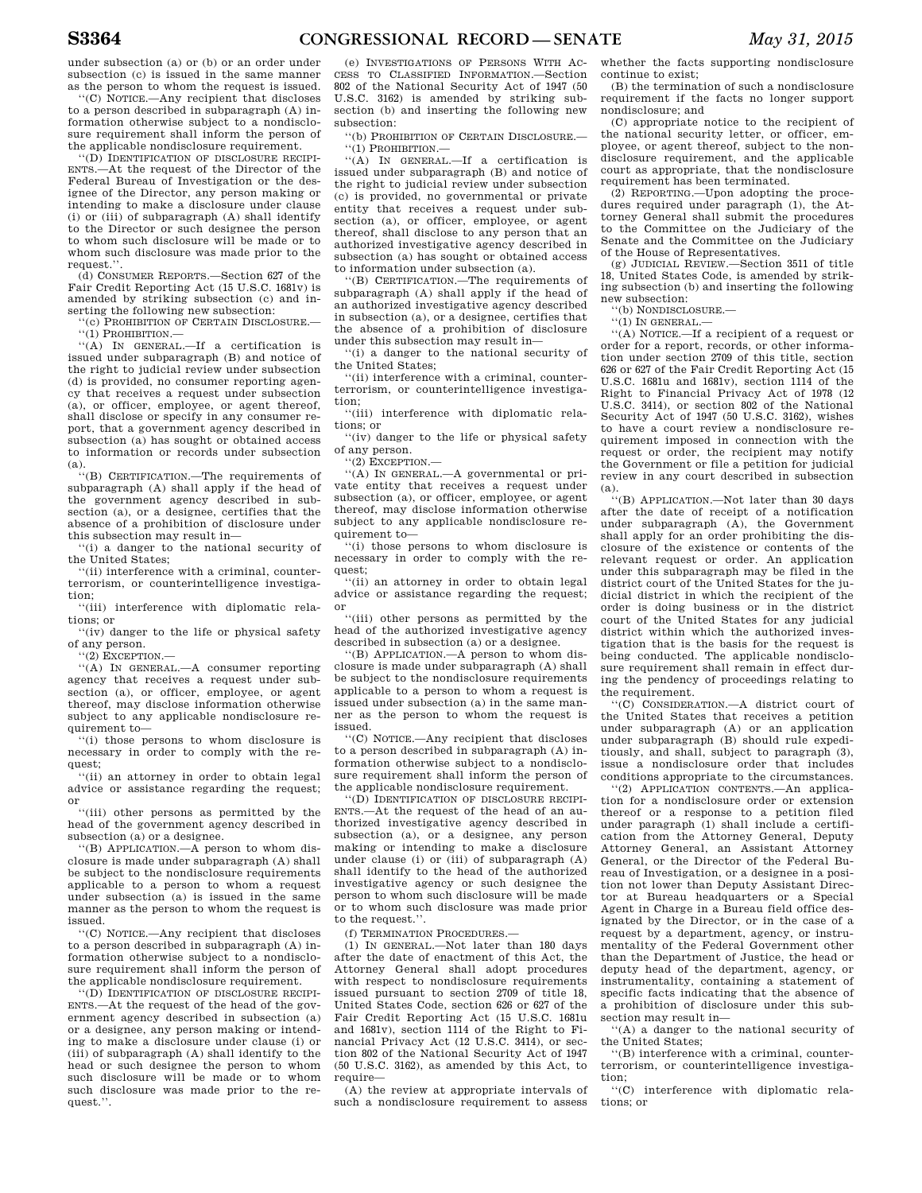under subsection (a) or (b) or an order under subsection (c) is issued in the same manner as the person to whom the request is issued.

''(C) NOTICE.—Any recipient that discloses to a person described in subparagraph (A) information otherwise subject to a nondisclosure requirement shall inform the person of the applicable nondisclosure requirement.

''(D) IDENTIFICATION OF DISCLOSURE RECIPIENTS.—At the request of the Director of the Federal Bureau of Investigation or the designee of the Director, any person making or intending to make a disclosure under clause (i) or (iii) of subparagraph (A) shall identify to the Director or such designee the person to whom such disclosure will be made or to whom such disclosure was made prior to the request.''.

(d) CONSUMER REPORTS.—Section 627 of the Fair Credit Reporting Act (15 U.S.C. 1681v) is amended by striking subsection (c) and inserting the following new subsection:

''(c) PROHIBITION OF CERTAIN DISCLOSURE.—

''(1) PROHIBITION.—

''(A) IN GENERAL.—If a certification is issued under subparagraph (B) and notice of the right to judicial review under subsection (d) is provided, no consumer reporting agency that receives a request under subsection (a), or officer, employee, or agent thereof, shall disclose or specify in any consumer report, that a government agency described in subsection (a) has sought or obtained access to information or records under subsection (a).

''(B) CERTIFICATION.—The requirements of subparagraph (A) shall apply if the head of the government agency described in subsection (a), or a designee, certifies that the absence of a prohibition of disclosure under this subsection may result in—

''(i) a danger to the national security of the United States;

''(ii) interference with a criminal, counterterrorism, or counterintelligence investigation;

''(iii) interference with diplomatic relations; or

''(iv) danger to the life or physical safety of any person.

''(2) EXCEPTION.—

''(A) IN GENERAL.—A consumer reporting agency that receives a request under subsection (a), or officer, employee, or agent thereof, may disclose information otherwise subject to any applicable nondisclosure requirement to—

''(i) those persons to whom disclosure is necessary in order to comply with the request;

''(ii) an attorney in order to obtain legal advice or assistance regarding the request; or

''(iii) other persons as permitted by the head of the government agency described in subsection (a) or a designee.

''(B) APPLICATION.—A person to whom disclosure is made under subparagraph (A) shall be subject to the nondisclosure requirements applicable to a person to whom a request under subsection (a) is issued in the same manner as the person to whom the request is issued.

''(C) NOTICE.—Any recipient that discloses to a person described in subparagraph (A) information otherwise subject to a nondisclosure requirement shall inform the person of the applicable nondisclosure requirement.

''(D) IDENTIFICATION OF DISCLOSURE RECIPIENTS.—At the request of the head of the government agency described in subsection (a) or a designee, any person making or intending to make a disclosure under clause (i) or (iii) of subparagraph (A) shall identify to the head or such designee the person to whom such disclosure will be made or to whom such disclosure was made prior to the request.''.

(e) INVESTIGATIONS OF PERSONS WITH ACCESS TO CLASSIFIED INFORMATION.—Section 802 of the National Security Act of 1947 (50 U.S.C. 3162) is amended by striking subsection (b) and inserting the following new subsection:

''(b) PROHIBITION OF CERTAIN DISCLOSURE.—

''(1) PROHIBITION.—

''(A) IN GENERAL.—If a certification is issued under subparagraph (B) and notice of the right to judicial review under subsection (c) is provided, no governmental or private entity that receives a request under subsection (a), or officer, employee, or agent thereof, shall disclose to any person that an authorized investigative agency described in subsection (a) has sought or obtained access to information under subsection (a).

''(B) CERTIFICATION.—The requirements of subparagraph (A) shall apply if the head of an authorized investigative agency described in subsection (a), or a designee, certifies that the absence of a prohibition of disclosure under this subsection may result in—

''(i) a danger to the national security of the United States;

''(ii) interference with a criminal, counterterrorism, or counterintelligence investigation;

''(iii) interference with diplomatic relations; or

''(iv) danger to the life or physical safety of any person.

''(2) EXCEPTION.—

''(A) IN GENERAL.—A governmental or private entity that receives a request under subsection (a), or officer, employee, or agent thereof, may disclose information otherwise subject to any applicable nondisclosure requirement to—

''(i) those persons to whom disclosure is necessary in order to comply with the request;

''(ii) an attorney in order to obtain legal advice or assistance regarding the request; or

''(iii) other persons as permitted by the head of the authorized investigative agency described in subsection (a) or a designee.

''(B) APPLICATION.—A person to whom disclosure is made under subparagraph (A) shall be subject to the nondisclosure requirements applicable to a person to whom a request is issued under subsection (a) in the same manner as the person to whom the request is issued.

''(C) NOTICE.—Any recipient that discloses to a person described in subparagraph (A) information otherwise subject to a nondisclosure requirement shall inform the person of the applicable nondisclosure requirement.

''(D) IDENTIFICATION OF DISCLOSURE RECIPIENTS.—At the request of the head of an authorized investigative agency described in subsection (a), or a designee, any person making or intending to make a disclosure under clause (i) or (iii) of subparagraph (A) shall identify to the head of the authorized investigative agency or such designee the person to whom such disclosure will be made or to whom such disclosure was made prior to the request.''.

(f) TERMINATION PROCEDURES.—

(1) IN GENERAL.—Not later than 180 days after the date of enactment of this Act, the Attorney General shall adopt procedures with respect to nondisclosure requirements issued pursuant to section 2709 of title 18, United States Code, section 626 or 627 of the Fair Credit Reporting Act (15 U.S.C. 1681u and 1681v), section 1114 of the Right to Financial Privacy Act (12 U.S.C. 3414), or section 802 of the National Security Act of 1947 (50 U.S.C. 3162), as amended by this Act, to require—

(A) the review at appropriate intervals of such a nondisclosure requirement to assess whether the facts supporting nondisclosure continue to exist;

(B) the termination of such a nondisclosure requirement if the facts no longer support nondisclosure; and

(C) appropriate notice to the recipient of the national security letter, or officer, employee, or agent thereof, subject to the nondisclosure requirement, and the applicable court as appropriate, that the nondisclosure requirement has been terminated.

(2) REPORTING.—Upon adopting the procedures required under paragraph (1), the Attorney General shall submit the procedures to the Committee on the Judiciary of the Senate and the Committee on the Judiciary of the House of Representatives.

(g) JUDICIAL REVIEW.—Section 3511 of title 18, United States Code, is amended by striking subsection (b) and inserting the following new subsection:

''(b) NONDISCLOSURE.—

''(1) IN GENERAL.—

''(A) NOTICE.—If a recipient of a request or order for a report, records, or other information under section 2709 of this title, section 626 or 627 of the Fair Credit Reporting Act (15 U.S.C. 1681u and 1681v), section 1114 of the Right to Financial Privacy Act of 1978 (12 U.S.C. 3414), or section 802 of the National Security Act of 1947 (50 U.S.C. 3162), wishes to have a court review a nondisclosure requirement imposed in connection with the request or order, the recipient may notify the Government or file a petition for judicial review in any court described in subsection (a).

''(B) APPLICATION.—Not later than 30 days after the date of receipt of a notification under subparagraph (A), the Government shall apply for an order prohibiting the disclosure of the existence or contents of the relevant request or order. An application under this subparagraph may be filed in the district court of the United States for the judicial district in which the recipient of the order is doing business or in the district court of the United States for any judicial district within which the authorized investigation that is the basis for the request is being conducted. The applicable nondisclosure requirement shall remain in effect during the pendency of proceedings relating to the requirement.

''(C) CONSIDERATION.—A district court of the United States that receives a petition under subparagraph (A) or an application under subparagraph (B) should rule expeditiously, and shall, subject to paragraph (3), issue a nondisclosure order that includes conditions appropriate to the circumstances.

''(2) APPLICATION CONTENTS.—An application for a nondisclosure order or extension thereof or a response to a petition filed under paragraph (1) shall include a certification from the Attorney General, Deputy Attorney General, an Assistant Attorney General, or the Director of the Federal Bureau of Investigation, or a designee in a position not lower than Deputy Assistant Director at Bureau headquarters or a Special Agent in Charge in a Bureau field office designated by the Director, or in the case of a request by a department, agency, or instrumentality of the Federal Government other than the Department of Justice, the head or deputy head of the department, agency, or instrumentality, containing a statement of specific facts indicating that the absence of a prohibition of disclosure under this subsection may result in—

''(A) a danger to the national security of the United States;

''(B) interference with a criminal, counterterrorism, or counterintelligence investigation;

''(C) interference with diplomatic relations; or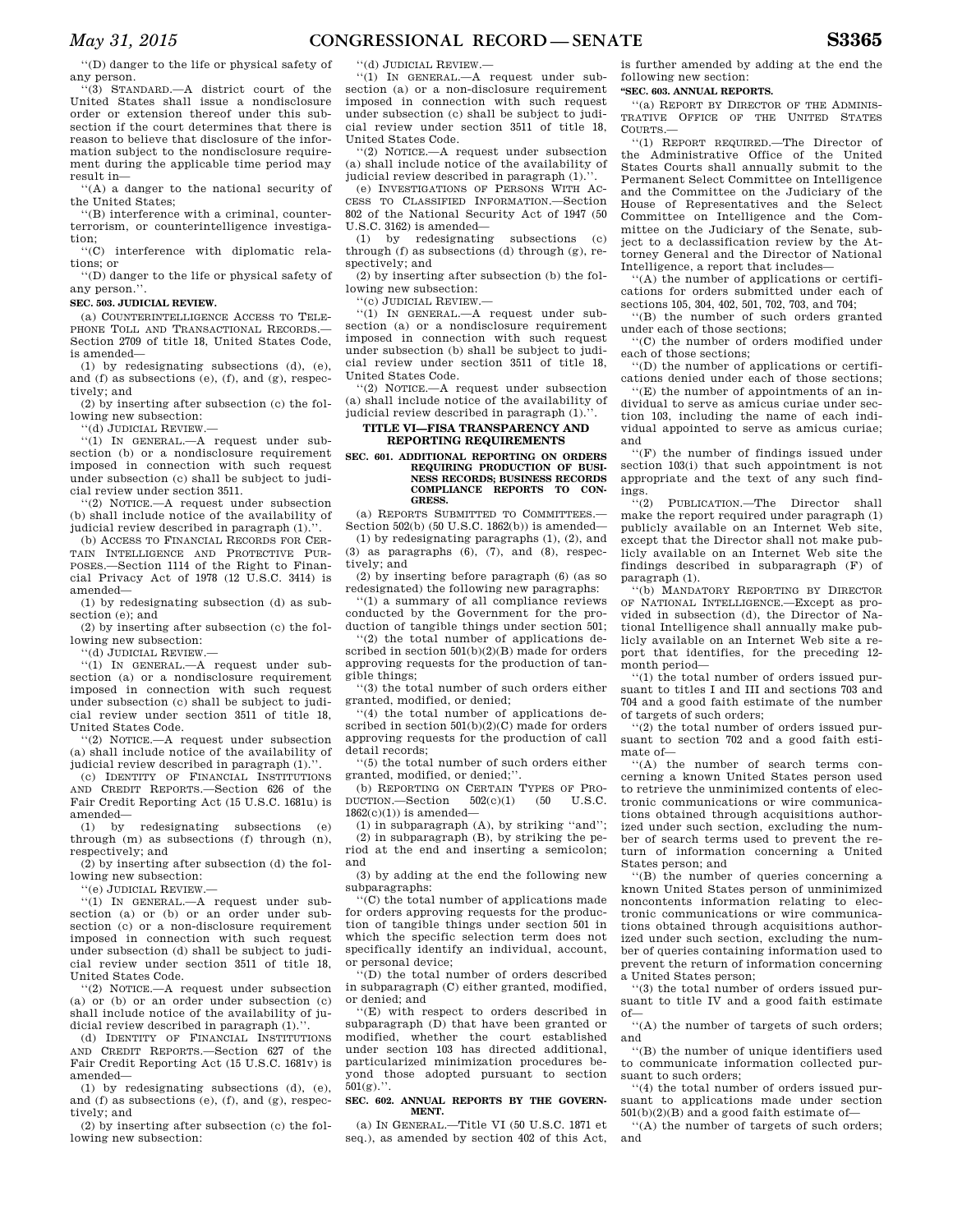''(D) danger to the life or physical safety of any person.

''(3) STANDARD.—A district court of the United States shall issue a nondisclosure order or extension thereof under this subsection if the court determines that there is reason to believe that disclosure of the information subject to the nondisclosure requirement during the applicable time period may result in—

''(A) a danger to the national security of the United States;

''(B) interference with a criminal, counterterrorism, or counterintelligence investigation;

''(C) interference with diplomatic relations; or

''(D) danger to the life or physical safety of any person.''.

**SEC. 503. JUDICIAL REVIEW.**

(a) COUNTERINTELLIGENCE ACCESS TO TELEPHONE TOLL AND TRANSACTIONAL RECORDS.—Section 2709 of title 18, United States Code, is amended—

(1) by redesignating subsections (d), (e), and (f) as subsections (e), (f), and (g), respectively; and

(2) by inserting after subsection (c) the following new subsection:

''(d) JUDICIAL REVIEW.—

''(1) IN GENERAL.—A request under subsection (b) or a nondisclosure requirement imposed in connection with such request under subsection (c) shall be subject to judicial review under section 3511.

''(2) NOTICE.—A request under subsection (b) shall include notice of the availability of judicial review described in paragraph (1).''.

(b) ACCESS TO FINANCIAL RECORDS FOR CERTAIN INTELLIGENCE AND PROTECTIVE PURPOSES.—Section 1114 of the Right to Financial Privacy Act of 1978 (12 U.S.C. 3414) is amended—

(1) by redesignating subsection (d) as subsection (e); and

(2) by inserting after subsection (c) the following new subsection:

''(d) JUDICIAL REVIEW.—

''(1) IN GENERAL.—A request under subsection (a) or a nondisclosure requirement imposed in connection with such request under subsection (c) shall be subject to judicial review under section 3511 of title 18, United States Code.

''(2) NOTICE.—A request under subsection (a) shall include notice of the availability of judicial review described in paragraph (1).''.

(c) IDENTITY OF FINANCIAL INSTITUTIONS AND CREDIT REPORTS.—Section 626 of the Fair Credit Reporting Act (15 U.S.C. 1681u) is amended—

(1) by redesignating subsections (e) through (m) as subsections (f) through (n), respectively; and

(2) by inserting after subsection (d) the following new subsection:

''(e) JUDICIAL REVIEW.—

''(1) IN GENERAL.—A request under subsection (a) or (b) or an order under subsection (c) or a non-disclosure requirement imposed in connection with such request under subsection (d) shall be subject to judicial review under section 3511 of title 18, United States Code.

''(2) NOTICE.—A request under subsection (a) or (b) or an order under subsection (c) shall include notice of the availability of judicial review described in paragraph (1).''.

(d) IDENTITY OF FINANCIAL INSTITUTIONS AND CREDIT REPORTS.—Section 627 of the Fair Credit Reporting Act (15 U.S.C. 1681v) is amended—

(1) by redesignating subsections (d), (e), and (f) as subsections (e), (f), and (g), respectively; and

(2) by inserting after subsection (c) the following new subsection:

''(d) JUDICIAL REVIEW.—

''(1) IN GENERAL.—A request under subsection (a) or a non-disclosure requirement imposed in connection with such request under subsection (c) shall be subject to judicial review under section 3511 of title 18, United States Code.

''(2) NOTICE.—A request under subsection (a) shall include notice of the availability of judicial review described in paragraph (1).''.

(e) INVESTIGATIONS OF PERSONS WITH ACCESS TO CLASSIFIED INFORMATION.—Section 802 of the National Security Act of 1947 (50 U.S.C. 3162) is amended—

(1) by redesignating subsections (c) through (f) as subsections (d) through (g), respectively; and

(2) by inserting after subsection (b) the following new subsection:

''(c) JUDICIAL REVIEW.—

''(1) IN GENERAL.—A request under subsection (a) or a nondisclosure requirement imposed in connection with such request under subsection (b) shall be subject to judicial review under section 3511 of title 18, United States Code.

''(2) NOTICE.—A request under subsection (a) shall include notice of the availability of judicial review described in paragraph (1).''.

## TITLE VI—FISA TRANSPARENCY AND REPORTING REQUIREMENTS

**SEC. 601. ADDITIONAL REPORTING ON ORDERS REQUIRING PRODUCTION OF BUSINESS RECORDS; BUSINESS RECORDS COMPLIANCE REPORTS TO CONGRESS.**

(a) REPORTS SUBMITTED TO COMMITTEES.—Section 502(b) (50 U.S.C. 1862(b)) is amended—

(1) by redesignating paragraphs (1), (2), and (3) as paragraphs (6), (7), and (8), respectively; and

(2) by inserting before paragraph (6) (as so redesignated) the following new paragraphs:

''(1) a summary of all compliance reviews conducted by the Government for the production of tangible things under section 501;

''(2) the total number of applications described in section 501(b)(2)(B) made for orders approving requests for the production of tangible things;

''(3) the total number of such orders either granted, modified, or denied;

''(4) the total number of applications described in section 501(b)(2)(C) made for orders approving requests for the production of call detail records;

''(5) the total number of such orders either granted, modified, or denied;''.

(b) REPORTING ON CERTAIN TYPES OF PRODUCTION.—Section 502(c)(1) (50 U.S.C. 1862(c)(1)) is amended—

(1) in subparagraph (A), by striking ''and'';

(2) in subparagraph (B), by striking the period at the end and inserting a semicolon; and

(3) by adding at the end the following new subparagraphs:

''(C) the total number of applications made for orders approving requests for the production of tangible things under section 501 in which the specific selection term does not specifically identify an individual, account, or personal device;

''(D) the total number of orders described in subparagraph (C) either granted, modified, or denied; and

''(E) with respect to orders described in subparagraph (D) that have been granted or modified, whether the court established under section 103 has directed additional, particularized minimization procedures beyond those adopted pursuant to section 501(g).''.

**SEC. 602. ANNUAL REPORTS BY THE GOVERNMENT.**

(a) IN GENERAL.—Title VI (50 U.S.C. 1871 et seq.), as amended by section 402 of this Act, is further amended by adding at the end the following new section:

**''SEC. 603. ANNUAL REPORTS.**

''(a) REPORT BY DIRECTOR OF THE ADMINISTRATIVE OFFICE OF THE UNITED STATES COURTS.—

''(1) REPORT REQUIRED.—The Director of the Administrative Office of the United States Courts shall annually submit to the Permanent Select Committee on Intelligence and the Committee on the Judiciary of the House of Representatives and the Select Committee on Intelligence and the Committee on the Judiciary of the Senate, subject to a declassification review by the Attorney General and the Director of National Intelligence, a report that includes—

''(A) the number of applications or certifications for orders submitted under each of sections 105, 304, 402, 501, 702, 703, and 704;

''(B) the number of such orders granted under each of those sections;

''(C) the number of orders modified under each of those sections;

''(D) the number of applications or certifications denied under each of those sections;

''(E) the number of appointments of an individual to serve as amicus curiae under section 103, including the name of each individual appointed to serve as amicus curiae; and

''(F) the number of findings issued under section 103(i) that such appointment is not appropriate and the text of any such findings.

''(2) PUBLICATION.—The Director shall make the report required under paragraph (1) publicly available on an Internet Web site, except that the Director shall not make publicly available on an Internet Web site the findings described in subparagraph (F) of paragraph (1).

''(b) MANDATORY REPORTING BY DIRECTOR OF NATIONAL INTELLIGENCE.—Except as provided in subsection (d), the Director of National Intelligence shall annually make publicly available on an Internet Web site a report that identifies, for the preceding 12-month period—

''(1) the total number of orders issued pursuant to titles I and III and sections 703 and 704 and a good faith estimate of the number of targets of such orders;

''(2) the total number of orders issued pursuant to section 702 and a good faith estimate of—

''(A) the number of search terms concerning a known United States person used to retrieve the unminimized contents of electronic communications or wire communications obtained through acquisitions authorized under such section, excluding the number of search terms used to prevent the return of information concerning a United States person; and

''(B) the number of queries concerning a known United States person of unminimized noncontents information relating to electronic communications or wire communications obtained through acquisitions authorized under such section, excluding the number of queries containing information used to prevent the return of information concerning a United States person;

''(3) the total number of orders issued pursuant to title IV and a good faith estimate of—

''(A) the number of targets of such orders; and

''(B) the number of unique identifiers used to communicate information collected pursuant to such orders;

''(4) the total number of orders issued pursuant to applications made under section 501(b)(2)(B) and a good faith estimate of—

''(A) the number of targets of such orders; and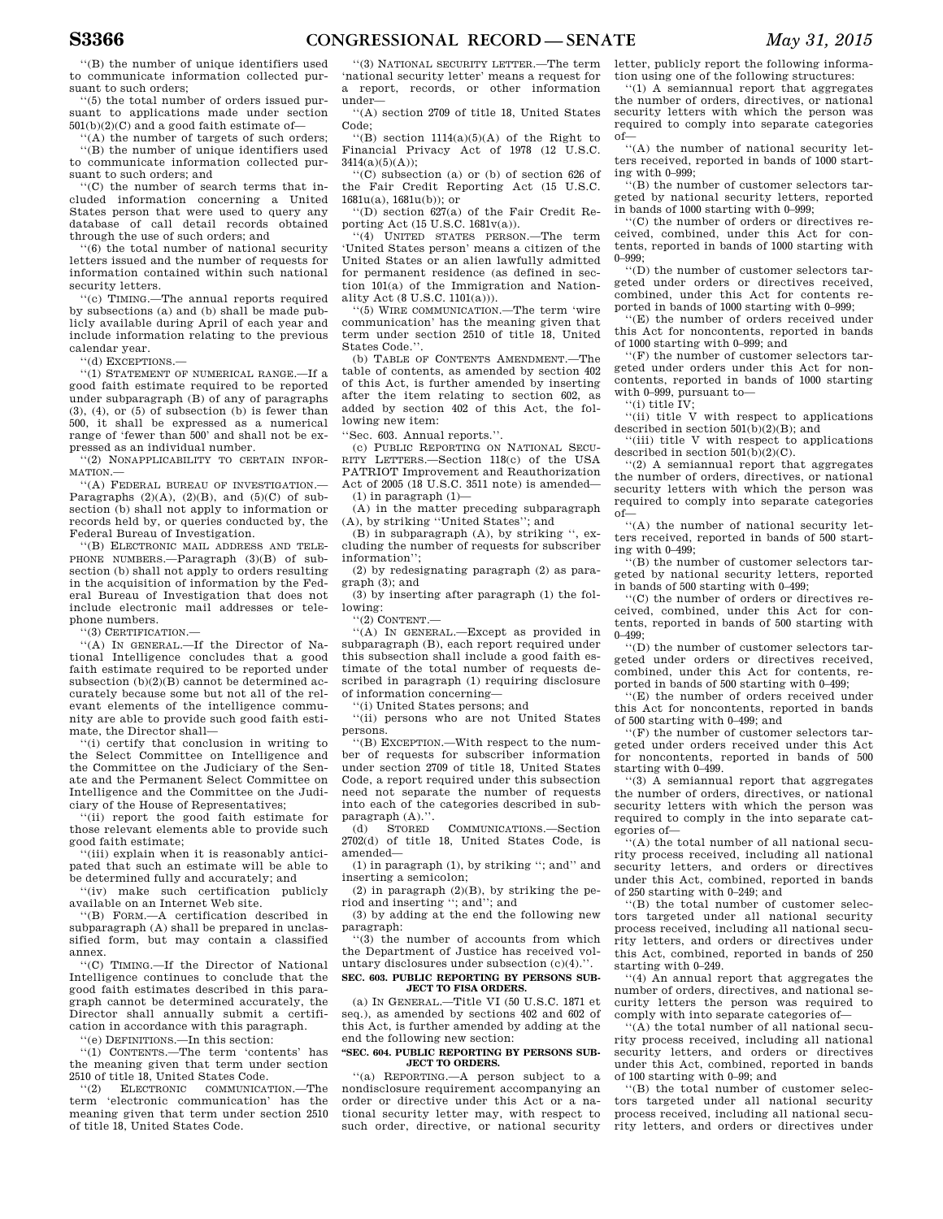''(B) the number of unique identifiers used to communicate information collected pursuant to such orders;

''(5) the total number of orders issued pursuant to applications made under section 501(b)(2)(C) and a good faith estimate of—

''(A) the number of targets of such orders;

''(B) the number of unique identifiers used to communicate information collected pursuant to such orders; and

''(C) the number of search terms that included information concerning a United States person that were used to query any database of call detail records obtained through the use of such orders; and

''(6) the total number of national security letters issued and the number of requests for information contained within such national security letters.

''(c) TIMING.—The annual reports required by subsections (a) and (b) shall be made publicly available during April of each year and include information relating to the previous calendar year.

''(d) EXCEPTIONS.—

''(1) STATEMENT OF NUMERICAL RANGE.—If a good faith estimate required to be reported under subparagraph (B) of any of paragraphs (3), (4), or (5) of subsection (b) is fewer than 500, it shall be expressed as a numerical range of 'fewer than 500' and shall not be expressed as an individual number.

''(2) NONAPPLICABILITY TO CERTAIN INFORMATION.—

''(A) FEDERAL BUREAU OF INVESTIGATION.—Paragraphs (2)(A), (2)(B), and (5)(C) of subsection (b) shall not apply to information or records held by, or queries conducted by, the Federal Bureau of Investigation.

''(B) ELECTRONIC MAIL ADDRESS AND TELEPHONE NUMBERS.—Paragraph (3)(B) of subsection (b) shall not apply to orders resulting in the acquisition of information by the Federal Bureau of Investigation that does not include electronic mail addresses or telephone numbers.

''(3) CERTIFICATION.—

''(A) IN GENERAL.—If the Director of National Intelligence concludes that a good faith estimate required to be reported under subsection (b)(2)(B) cannot be determined accurately because some but not all of the relevant elements of the intelligence community are able to provide such good faith estimate, the Director shall—

''(i) certify that conclusion in writing to the Select Committee on Intelligence and the Committee on the Judiciary of the Senate and the Permanent Select Committee on Intelligence and the Committee on the Judiciary of the House of Representatives;

''(ii) report the good faith estimate for those relevant elements able to provide such good faith estimate;

''(iii) explain when it is reasonably anticipated that such an estimate will be able to be determined fully and accurately; and

''(iv) make such certification publicly available on an Internet Web site.

''(B) FORM.—A certification described in subparagraph (A) shall be prepared in unclassified form, but may contain a classified annex.

''(C) TIMING.—If the Director of National Intelligence continues to conclude that the good faith estimates described in this paragraph cannot be determined accurately, the Director shall annually submit a certification in accordance with this paragraph.

''(e) DEFINITIONS.—In this section:

''(1) CONTENTS.—The term 'contents' has the meaning given that term under section 2510 of title 18, United States Code.

''(2) ELECTRONIC COMMUNICATION.—The term 'electronic communication' has the meaning given that term under section 2510 of title 18, United States Code.

''(3) NATIONAL SECURITY LETTER.—The term 'national security letter' means a request for a report, records, or other information under—

''(A) section 2709 of title 18, United States Code;

''(B) section 1114(a)(5)(A) of the Right to Financial Privacy Act of 1978 (12 U.S.C. 3414(a)(5)(A));

''(C) subsection (a) or (b) of section 626 of the Fair Credit Reporting Act (15 U.S.C. 1681u(a), 1681u(b)); or

''(D) section 627(a) of the Fair Credit Reporting Act (15 U.S.C. 1681v(a)).

''(4) UNITED STATES PERSON.—The term 'United States person' means a citizen of the United States or an alien lawfully admitted for permanent residence (as defined in section 101(a) of the Immigration and Nationality Act (8 U.S.C. 1101(a))).

''(5) WIRE COMMUNICATION.—The term 'wire communication' has the meaning given that term under section 2510 of title 18, United States Code.''.

(b) TABLE OF CONTENTS AMENDMENT.—The table of contents, as amended by section 402 of this Act, is further amended by inserting after the item relating to section 602, as added by section 402 of this Act, the following new item:

''Sec. 603. Annual reports.''.

(c) PUBLIC REPORTING ON NATIONAL SECURITY LETTERS.—Section 118(c) of the USA PATRIOT Improvement and Reauthorization Act of 2005 (18 U.S.C. 3511 note) is amended—

(1) in paragraph (1)—

(A) in the matter preceding subparagraph (A), by striking ''United States''; and

(B) in subparagraph (A), by striking '', excluding the number of requests for subscriber information'';

(2) by redesignating paragraph (2) as paragraph (3); and

(3) by inserting after paragraph (1) the following:

''(2) CONTENT.—

''(A) IN GENERAL.—Except as provided in subparagraph (B), each report required under this subsection shall include a good faith estimate of the total number of requests described in paragraph (1) requiring disclosure of information concerning—

''(i) United States persons; and

''(ii) persons who are not United States persons.

''(B) EXCEPTION.—With respect to the number of requests for subscriber information under section 2709 of title 18, United States Code, a report required under this subsection need not separate the number of requests into each of the categories described in subparagraph (A).''.

(d) STORED COMMUNICATIONS.—Section 2702(d) of title 18, United States Code, is amended—

(1) in paragraph (1), by striking ''; and'' and inserting a semicolon;

(2) in paragraph (2)(B), by striking the period and inserting ''; and''; and

(3) by adding at the end the following new paragraph:

''(3) the number of accounts from which the Department of Justice has received voluntary disclosures under subsection (c)(4).''.

### SEC. 603. PUBLIC REPORTING BY PERSONS SUBJECT TO FISA ORDERS.

(a) IN GENERAL.—Title VI (50 U.S.C. 1871 et seq.), as amended by sections 402 and 602 of this Act, is further amended by adding at the end the following new section:

### ''SEC. 604. PUBLIC REPORTING BY PERSONS SUBJECT TO ORDERS.

''(a) REPORTING.—A person subject to a nondisclosure requirement accompanying an order or directive under this Act or a national security letter may, with respect to such order, directive, or national security letter, publicly report the following information using one of the following structures:

''(1) A semiannual report that aggregates the number of orders, directives, or national security letters with which the person was required to comply into separate categories of—

''(A) the number of national security letters received, reported in bands of 1000 starting with 0–999;

''(B) the number of customer selectors targeted by national security letters, reported in bands of 1000 starting with 0–999;

''(C) the number of orders or directives received, combined, under this Act for contents, reported in bands of 1000 starting with 0–999;

''(D) the number of customer selectors targeted under orders or directives received, combined, under this Act for contents reported in bands of 1000 starting with 0–999;

''(E) the number of orders received under this Act for noncontents, reported in bands of 1000 starting with 0–999; and

''(F) the number of customer selectors targeted under orders under this Act for noncontents, reported in bands of 1000 starting with 0–999, pursuant to—

''(i) title IV;

''(ii) title V with respect to applications described in section 501(b)(2)(B); and

''(iii) title V with respect to applications described in section 501(b)(2)(C).

''(2) A semiannual report that aggregates the number of orders, directives, or national security letters with which the person was required to comply into separate categories of—

''(A) the number of national security letters received, reported in bands of 500 starting with 0–499;

''(B) the number of customer selectors targeted by national security letters, reported in bands of 500 starting with 0–499;

''(C) the number of orders or directives received, combined, under this Act for contents, reported in bands of 500 starting with 0–499;

''(D) the number of customer selectors targeted under orders or directives received, combined, under this Act for contents, reported in bands of 500 starting with 0–499;

''(E) the number of orders received under this Act for noncontents, reported in bands of 500 starting with 0–499; and

''(F) the number of customer selectors targeted under orders received under this Act for noncontents, reported in bands of 500 starting with 0–499.

''(3) A semiannual report that aggregates the number of orders, directives, or national security letters with which the person was required to comply in the into separate categories of—

''(A) the total number of all national security process received, including all national security letters, and orders or directives under this Act, combined, reported in bands of 250 starting with 0–249; and

''(B) the total number of customer selectors targeted under all national security process received, including all national security letters, and orders or directives under this Act, combined, reported in bands of 250 starting with 0–249.

''(4) An annual report that aggregates the number of orders, directives, and national security letters the person was required to comply with into separate categories of—

''(A) the total number of all national security process received, including all national security letters, and orders or directives under this Act, combined, reported in bands of 100 starting with 0–99; and

''(B) the total number of customer selectors targeted under all national security process received, including all national security letters, and orders or directives under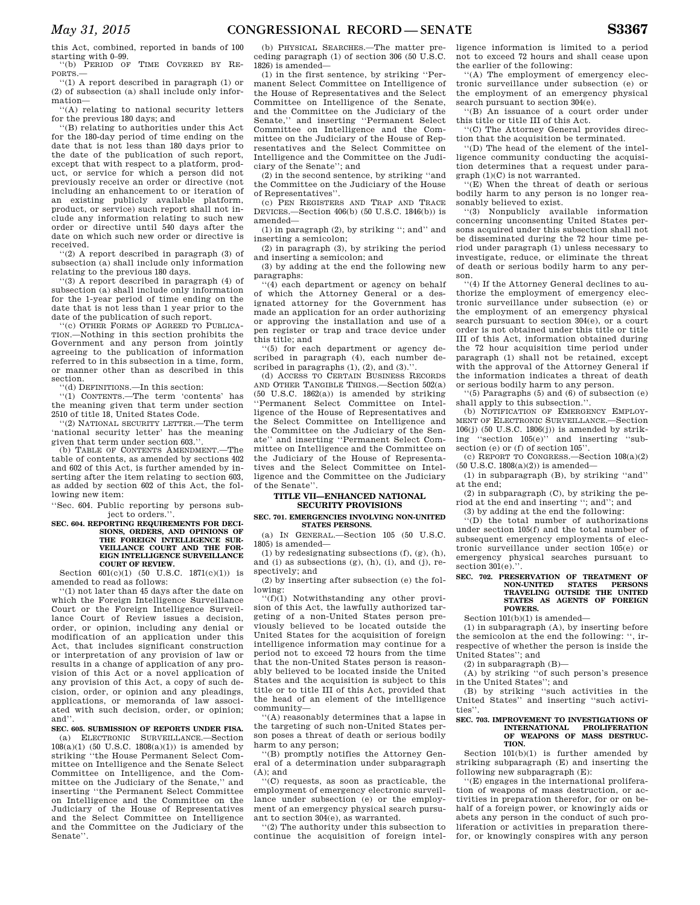this Act, combined, reported in bands of 100 starting with 0–99.

''(b) PERIOD OF TIME COVERED BY REPORTS.—

''(1) A report described in paragraph (1) or (2) of subsection (a) shall include only information—

''(A) relating to national security letters for the previous 180 days; and

''(B) relating to authorities under this Act for the 180-day period of time ending on the date that is not less than 180 days prior to the date of the publication of such report, except that with respect to a platform, product, or service for which a person did not previously receive an order or directive (not including an enhancement to or iteration of an existing publicly available platform, product, or service) such report shall not include any information relating to such new order or directive until 540 days after the date on which such new order or directive is received.

''(2) A report described in paragraph (3) of subsection (a) shall include only information relating to the previous 180 days.

''(3) A report described in paragraph (4) of subsection (a) shall include only information for the 1-year period of time ending on the date that is not less than 1 year prior to the date of the publication of such report.

''(c) OTHER FORMS OF AGREED TO PUBLICATION.—Nothing in this section prohibits the Government and any person from jointly agreeing to the publication of information referred to in this subsection in a time, form, or manner other than as described in this section.

''(d) DEFINITIONS.—In this section:

''(1) CONTENTS.—The term 'contents' has the meaning given that term under section 2510 of title 18, United States Code.

''(2) NATIONAL SECURITY LETTER.—The term 'national security letter' has the meaning given that term under section 603.''.

(b) TABLE OF CONTENTS AMENDMENT.—The table of contents, as amended by sections 402 and 602 of this Act, is further amended by inserting after the item relating to section 603, as added by section 602 of this Act, the following new item:

''Sec. 604. Public reporting by persons subject to orders.''.

**SEC. 604. REPORTING REQUIREMENTS FOR DECISIONS, ORDERS, AND OPINIONS OF THE FOREIGN INTELLIGENCE SURVEILLANCE COURT AND THE FOREIGN INTELLIGENCE SURVEILLANCE COURT OF REVIEW.**

Section 601(c)(1) (50 U.S.C. 1871(c)(1)) is amended to read as follows:

''(1) not later than 45 days after the date on which the Foreign Intelligence Surveillance Court or the Foreign Intelligence Surveillance Court of Review issues a decision, order, or opinion, including any denial or modification of an application under this Act, that includes significant construction or interpretation of any provision of law or results in a change of application of any provision of this Act or a novel application of any provision of this Act, a copy of such decision, order, or opinion and any pleadings, applications, or memoranda of law associated with such decision, order, or opinion; and''.

**SEC. 605. SUBMISSION OF REPORTS UNDER FISA.**

(a) ELECTRONIC SURVEILLANCE.—Section 108(a)(1) (50 U.S.C. 1808(a)(1)) is amended by striking ''the House Permanent Select Committee on Intelligence and the Senate Select Committee on Intelligence, and the Committee on the Judiciary of the Senate,'' and inserting ''the Permanent Select Committee on Intelligence and the Committee on the Judiciary of the House of Representatives and the Select Committee on Intelligence and the Committee on the Judiciary of the Senate''.

(b) PHYSICAL SEARCHES.—The matter preceding paragraph (1) of section 306 (50 U.S.C. 1826) is amended—

(1) in the first sentence, by striking ''Permanent Select Committee on Intelligence of the House of Representatives and the Select Committee on Intelligence of the Senate, and the Committee on the Judiciary of the Senate,'' and inserting ''Permanent Select Committee on Intelligence and the Committee on the Judiciary of the House of Representatives and the Select Committee on Intelligence and the Committee on the Judiciary of the Senate''; and

(2) in the second sentence, by striking ''and the Committee on the Judiciary of the House of Representatives''.

(c) PEN REGISTERS AND TRAP AND TRACE DEVICES.—Section 406(b) (50 U.S.C. 1846(b)) is amended—

(1) in paragraph (2), by striking ''; and'' and inserting a semicolon;

(2) in paragraph (3), by striking the period and inserting a semicolon; and

(3) by adding at the end the following new paragraphs:

''(4) each department or agency on behalf of which the Attorney General or a designated attorney for the Government has made an application for an order authorizing or approving the installation and use of a pen register or trap and trace device under this title; and

''(5) for each department or agency described in paragraph (4), each number described in paragraphs (1), (2), and (3).''.

(d) ACCESS TO CERTAIN BUSINESS RECORDS AND OTHER TANGIBLE THINGS.—Section 502(a) (50 U.S.C. 1862(a)) is amended by striking ''Permanent Select Committee on Intelligence of the House of Representatives and the Select Committee on Intelligence and the Committee on the Judiciary of the Senate'' and inserting ''Permanent Select Committee on Intelligence and the Committee on the Judiciary of the House of Representatives and the Select Committee on Intelligence and the Committee on the Judiciary of the Senate''.

## TITLE VII—ENHANCED NATIONAL SECURITY PROVISIONS

**SEC. 701. EMERGENCIES INVOLVING NON-UNITED STATES PERSONS.**

(a) IN GENERAL.—Section 105 (50 U.S.C. 1805) is amended—

(1) by redesignating subsections (f), (g), (h), and (i) as subsections (g), (h), (i), and (j), respectively; and

(2) by inserting after subsection (e) the following:

''(f)(1) Notwithstanding any other provision of this Act, the lawfully authorized targeting of a non-United States person previously believed to be located outside the United States for the acquisition of foreign intelligence information may continue for a period not to exceed 72 hours from the time that the non-United States person is reasonably believed to be located inside the United States and the acquisition is subject to this title or to title III of this Act, provided that the head of an element of the intelligence community—

''(A) reasonably determines that a lapse in the targeting of such non-United States person poses a threat of death or serious bodily harm to any person;

''(B) promptly notifies the Attorney General of a determination under subparagraph (A); and

''(C) requests, as soon as practicable, the employment of emergency electronic surveillance under subsection (e) or the employment of an emergency physical search pursuant to section 304(e), as warranted.

''(2) The authority under this subsection to continue the acquisition of foreign intelligence information is limited to a period not to exceed 72 hours and shall cease upon the earlier of the following:

''(A) The employment of emergency electronic surveillance under subsection (e) or the employment of an emergency physical search pursuant to section 304(e).

''(B) An issuance of a court order under this title or title III of this Act.

''(C) The Attorney General provides direction that the acquisition be terminated.

''(D) The head of the element of the intelligence community conducting the acquisition determines that a request under paragraph (1)(C) is not warranted.

''(E) When the threat of death or serious bodily harm to any person is no longer reasonably believed to exist.

''(3) Nonpublicly available information concerning unconsenting United States persons acquired under this subsection shall not be disseminated during the 72 hour time period under paragraph (1) unless necessary to investigate, reduce, or eliminate the threat of death or serious bodily harm to any person.

''(4) If the Attorney General declines to authorize the employment of emergency electronic surveillance under subsection (e) or the employment of an emergency physical search pursuant to section 304(e), or a court order is not obtained under this title or title III of this Act, information obtained during the 72 hour acquisition time period under paragraph (1) shall not be retained, except with the approval of the Attorney General if the information indicates a threat of death or serious bodily harm to any person.

''(5) Paragraphs (5) and (6) of subsection (e) shall apply to this subsection.''.

(b) NOTIFICATION OF EMERGENCY EMPLOYMENT OF ELECTRONIC SURVEILLANCE.—Section 106(j) (50 U.S.C. 1806(j)) is amended by striking ''section 105(e)'' and inserting ''subsection (e) or (f) of section 105''.

(c) REPORT TO CONGRESS.—Section 108(a)(2) (50 U.S.C. 1808(a)(2)) is amended—

(1) in subparagraph (B), by striking ''and'' at the end;

(2) in subparagraph (C), by striking the period at the end and inserting ''; and''; and

(3) by adding at the end the following:

''(D) the total number of authorizations under section 105(f) and the total number of subsequent emergency employments of electronic surveillance under section 105(e) or emergency physical searches pursuant to section 301(e).''.

**SEC. 702. PRESERVATION OF TREATMENT OF NON-UNITED STATES PERSONS TRAVELING OUTSIDE THE UNITED STATES AS AGENTS OF FOREIGN POWERS.**

Section 101(b)(1) is amended—

(1) in subparagraph (A), by inserting before the semicolon at the end the following: '', irrespective of whether the person is inside the United States''; and

(2) in subparagraph (B)—

(A) by striking ''of such person's presence in the United States''; and

(B) by striking ''such activities in the United States'' and inserting ''such activities''.

**SEC. 703. IMPROVEMENT TO INVESTIGATIONS OF INTERNATIONAL PROLIFERATION OF WEAPONS OF MASS DESTRUCTION.**

Section 101(b)(1) is further amended by striking subparagraph (E) and inserting the following new subparagraph (E):

''(E) engages in the international proliferation of weapons of mass destruction, or activities in preparation therefor, for or on behalf of a foreign power, or knowingly aids or abets any person in the conduct of such proliferation or activities in preparation therefor, or knowingly conspires with any person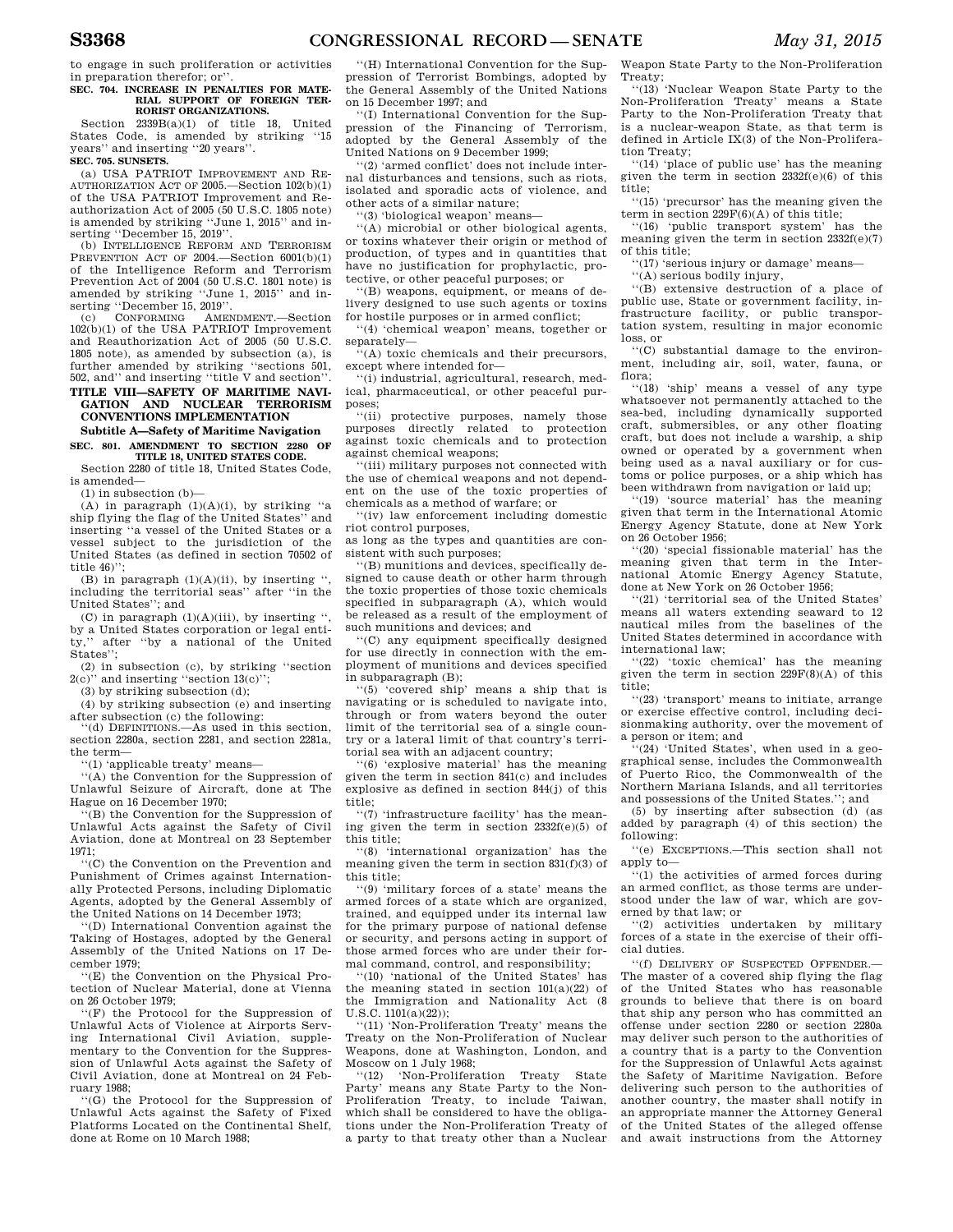to engage in such proliferation or activities in preparation therefor; or''.

**SEC. 704. INCREASE IN PENALTIES FOR MATERIAL SUPPORT OF FOREIGN TERRORIST ORGANIZATIONS.**

Section 2339B(a)(1) of title 18, United States Code, is amended by striking ''15 years'' and inserting ''20 years''.

**SEC. 705. SUNSETS.**

(a) USA PATRIOT IMPROVEMENT AND REAUTHORIZATION ACT OF 2005.—Section 102(b)(1) of the USA PATRIOT Improvement and Reauthorization Act of 2005 (50 U.S.C. 1805 note) is amended by striking ''June 1, 2015'' and inserting ''December 15, 2019''.

(b) INTELLIGENCE REFORM AND TERRORISM PREVENTION ACT OF 2004.—Section 6001(b)(1) of the Intelligence Reform and Terrorism Prevention Act of 2004 (50 U.S.C. 1801 note) is amended by striking ''June 1, 2015'' and inserting ''December 15, 2019''.

(c) CONFORMING AMENDMENT.—Section 102(b)(1) of the USA PATRIOT Improvement and Reauthorization Act of 2005 (50 U.S.C. 1805 note), as amended by subsection (a), is further amended by striking ''sections 501, 502, and'' and inserting ''title V and section''.

## TITLE VIII—SAFETY OF MARITIME NAVIGATION AND NUCLEAR TERRORISM CONVENTIONS IMPLEMENTATION

### Subtitle A—Safety of Maritime Navigation

**SEC. 801. AMENDMENT TO SECTION 2280 OF TITLE 18, UNITED STATES CODE.**

Section 2280 of title 18, United States Code, is amended—

(1) in subsection (b)—

(A) in paragraph (1)(A)(i), by striking ''a ship flying the flag of the United States'' and inserting ''a vessel of the United States or a vessel subject to the jurisdiction of the United States (as defined in section 70502 of title 46)'';

(B) in paragraph (1)(A)(ii), by inserting '', including the territorial seas'' after ''in the United States''; and

(C) in paragraph (1)(A)(iii), by inserting '', by a United States corporation or legal entity,'' after ''by a national of the United States'';

(2) in subsection (c), by striking ''section 2(c)'' and inserting ''section 13(c)'';

(3) by striking subsection (d);

(4) by striking subsection (e) and inserting after subsection (c) the following:

''(d) DEFINITIONS.—As used in this section, section 2280a, section 2281, and section 2281a, the term—

''(1) 'applicable treaty' means—

''(A) the Convention for the Suppression of Unlawful Seizure of Aircraft, done at The Hague on 16 December 1970;

''(B) the Convention for the Suppression of Unlawful Acts against the Safety of Civil Aviation, done at Montreal on 23 September 1971;

''(C) the Convention on the Prevention and Punishment of Crimes against Internationally Protected Persons, including Diplomatic Agents, adopted by the General Assembly of the United Nations on 14 December 1973;

''(D) International Convention against the Taking of Hostages, adopted by the General Assembly of the United Nations on 17 December 1979;

''(E) the Convention on the Physical Protection of Nuclear Material, done at Vienna on 26 October 1979;

''(F) the Protocol for the Suppression of Unlawful Acts of Violence at Airports Serving International Civil Aviation, supplementary to the Convention for the Suppression of Unlawful Acts against the Safety of Civil Aviation, done at Montreal on 24 February 1988;

''(G) the Protocol for the Suppression of Unlawful Acts against the Safety of Fixed Platforms Located on the Continental Shelf, done at Rome on 10 March 1988;

''(H) International Convention for the Suppression of Terrorist Bombings, adopted by the General Assembly of the United Nations on 15 December 1997; and

''(I) International Convention for the Suppression of the Financing of Terrorism, adopted by the General Assembly of the United Nations on 9 December 1999;

''(2) 'armed conflict' does not include internal disturbances and tensions, such as riots, isolated and sporadic acts of violence, and other acts of a similar nature;

''(3) 'biological weapon' means—

''(A) microbial or other biological agents, or toxins whatever their origin or method of production, of types and in quantities that have no justification for prophylactic, protective, or other peaceful purposes; or

''(B) weapons, equipment, or means of delivery designed to use such agents or toxins for hostile purposes or in armed conflict;

''(4) 'chemical weapon' means, together or separately—

''(A) toxic chemicals and their precursors, except where intended for—

''(i) industrial, agricultural, research, medical, pharmaceutical, or other peaceful purposes;

''(ii) protective purposes, namely those purposes directly related to protection against toxic chemicals and to protection against chemical weapons;

''(iii) military purposes not connected with the use of chemical weapons and not dependent on the use of the toxic properties of chemicals as a method of warfare; or

''(iv) law enforcement including domestic riot control purposes,

as long as the types and quantities are consistent with such purposes;

''(B) munitions and devices, specifically designed to cause death or other harm through the toxic properties of those toxic chemicals specified in subparagraph (A), which would be released as a result of the employment of such munitions and devices; and

''(C) any equipment specifically designed for use directly in connection with the employment of munitions and devices specified in subparagraph (B);

''(5) 'covered ship' means a ship that is navigating or is scheduled to navigate into, through or from waters beyond the outer limit of the territorial sea of a single country or a lateral limit of that country's territorial sea with an adjacent country;

''(6) 'explosive material' has the meaning given the term in section 841(c) and includes explosive as defined in section 844(j) of this title;

''(7) 'infrastructure facility' has the meaning given the term in section 2332f(e)(5) of this title;

''(8) 'international organization' has the meaning given the term in section 831(f)(3) of this title;

''(9) 'military forces of a state' means the armed forces of a state which are organized, trained, and equipped under its internal law for the primary purpose of national defense or security, and persons acting in support of those armed forces who are under their formal command, control, and responsibility;

''(10) 'national of the United States' has the meaning stated in section 101(a)(22) of the Immigration and Nationality Act (8 U.S.C. 1101(a)(22));

''(11) 'Non-Proliferation Treaty' means the Treaty on the Non-Proliferation of Nuclear Weapons, done at Washington, London, and Moscow on 1 July 1968;

''(12) 'Non-Proliferation Treaty State Party' means any State Party to the Non-Proliferation Treaty, to include Taiwan, which shall be considered to have the obligations under the Non-Proliferation Treaty of a party to that treaty other than a Nuclear Weapon State Party to the Non-Proliferation Treaty;

''(13) 'Nuclear Weapon State Party to the Non-Proliferation Treaty' means a State Party to the Non-Proliferation Treaty that is a nuclear-weapon State, as that term is defined in Article IX(3) of the Non-Proliferation Treaty;

''(14) 'place of public use' has the meaning given the term in section 2332f(e)(6) of this title;

''(15) 'precursor' has the meaning given the term in section 229F(6)(A) of this title;

''(16) 'public transport system' has the meaning given the term in section 2332f(e)(7) of this title;

''(17) 'serious injury or damage' means—

''(A) serious bodily injury,

''(B) extensive destruction of a place of public use, State or government facility, infrastructure facility, or public transportation system, resulting in major economic loss, or

''(C) substantial damage to the environment, including air, soil, water, fauna, or flora;

''(18) 'ship' means a vessel of any type whatsoever not permanently attached to the sea-bed, including dynamically supported craft, submersibles, or any other floating craft, but does not include a warship, a ship owned or operated by a government when being used as a naval auxiliary or for customs or police purposes, or a ship which has been withdrawn from navigation or laid up;

''(19) 'source material' has the meaning given that term in the International Atomic Energy Agency Statute, done at New York on 26 October 1956;

''(20) 'special fissionable material' has the meaning given that term in the International Atomic Energy Agency Statute, done at New York on 26 October 1956;

''(21) 'territorial sea of the United States' means all waters extending seaward to 12 nautical miles from the baselines of the United States determined in accordance with international law;

''(22) 'toxic chemical' has the meaning given the term in section 229F(8)(A) of this title;

''(23) 'transport' means to initiate, arrange or exercise effective control, including decisionmaking authority, over the movement of a person or item; and

''(24) 'United States', when used in a geographical sense, includes the Commonwealth of Puerto Rico, the Commonwealth of the Northern Mariana Islands, and all territories and possessions of the United States.''; and

(5) by inserting after subsection (d) (as added by paragraph (4) of this section) the following:

''(e) EXCEPTIONS.—This section shall not apply to—

''(1) the activities of armed forces during an armed conflict, as those terms are understood under the law of war, which are governed by that law; or

''(2) activities undertaken by military forces of a state in the exercise of their official duties.

''(f) DELIVERY OF SUSPECTED OFFENDER.—The master of a covered ship flying the flag of the United States who has reasonable grounds to believe that there is on board that ship any person who has committed an offense under section 2280 or section 2280a may deliver such person to the authorities of a country that is a party to the Convention for the Suppression of Unlawful Acts against the Safety of Maritime Navigation. Before delivering such person to the authorities of another country, the master shall notify in an appropriate manner the Attorney General of the United States of the alleged offense and await instructions from the Attorney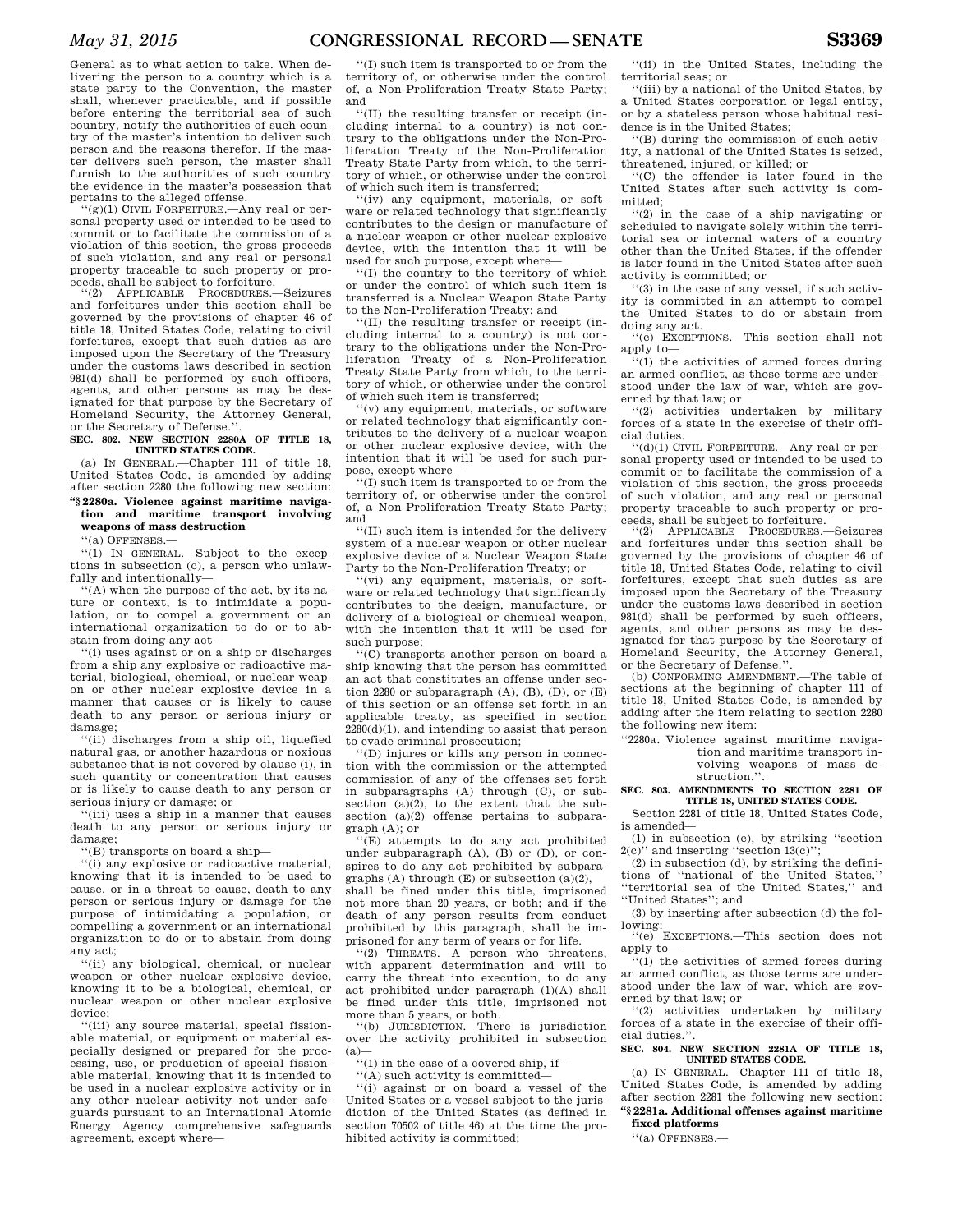General as to what action to take. When delivering the person to a country which is a state party to the Convention, the master shall, whenever practicable, and if possible before entering the territorial sea of such country, notify the authorities of such country of the master's intention to deliver such person and the reasons therefor. If the master delivers such person, the master shall furnish to the authorities of such country the evidence in the master's possession that pertains to the alleged offense.

''(g)(1) CIVIL FORFEITURE.—Any real or personal property used or intended to be used to commit or to facilitate the commission of a violation of this section, the gross proceeds of such violation, and any real or personal property traceable to such property or proceeds, shall be subject to forfeiture.

''(2) APPLICABLE PROCEDURES.—Seizures and forfeitures under this section shall be governed by the provisions of chapter 46 of title 18, United States Code, relating to civil forfeitures, except that such duties as are imposed upon the Secretary of the Treasury under the customs laws described in section 981(d) shall be performed by such officers, agents, and other persons as may be designated for that purpose by the Secretary of Homeland Security, the Attorney General, or the Secretary of Defense.''.

**SEC. 802. NEW SECTION 2280A OF TITLE 18, UNITED STATES CODE.**

(a) IN GENERAL.—Chapter 111 of title 18, United States Code, is amended by adding after section 2280 the following new section:

**''§ 2280a. Violence against maritime navigation and maritime transport involving weapons of mass destruction**

''(a) OFFENSES.—

''(1) IN GENERAL.—Subject to the exceptions in subsection (c), a person who unlawfully and intentionally—

''(A) when the purpose of the act, by its nature or context, is to intimidate a population, or to compel a government or an international organization to do or to abstain from doing any act—

''(i) uses against or on a ship or discharges from a ship any explosive or radioactive material, biological, chemical, or nuclear weapon or other nuclear explosive device in a manner that causes or is likely to cause death to any person or serious injury or damage;

''(ii) discharges from a ship oil, liquefied natural gas, or another hazardous or noxious substance that is not covered by clause (i), in such quantity or concentration that causes or is likely to cause death to any person or serious injury or damage; or

''(iii) uses a ship in a manner that causes death to any person or serious injury or damage;

''(B) transports on board a ship—

''(i) any explosive or radioactive material, knowing that it is intended to be used to cause, or in a threat to cause, death to any person or serious injury or damage for the purpose of intimidating a population, or compelling a government or an international organization to do or to abstain from doing any act;

''(ii) any biological, chemical, or nuclear weapon or other nuclear explosive device, knowing it to be a biological, chemical, or nuclear weapon or other nuclear explosive device;

''(iii) any source material, special fissionable material, or equipment or material especially designed or prepared for the processing, use, or production of special fissionable material, knowing that it is intended to be used in a nuclear explosive activity or in any other nuclear activity not under safeguards pursuant to an International Atomic Energy Agency comprehensive safeguards agreement, except where—

''(I) such item is transported to or from the territory of, or otherwise under the control of, a Non-Proliferation Treaty State Party; and

''(II) the resulting transfer or receipt (including internal to a country) is not contrary to the obligations under the Non-Proliferation Treaty of the Non-Proliferation Treaty State Party from which, to the territory of which, or otherwise under the control of which such item is transferred;

''(iv) any equipment, materials, or software or related technology that significantly contributes to the design or manufacture of a nuclear weapon or other nuclear explosive device, with the intention that it will be used for such purpose, except where—

''(I) the country to the territory of which or under the control of which such item is transferred is a Nuclear Weapon State Party to the Non-Proliferation Treaty; and

''(II) the resulting transfer or receipt (including internal to a country) is not contrary to the obligations under the Non-Proliferation Treaty of a Non-Proliferation Treaty State Party from which, to the territory of which, or otherwise under the control of which such item is transferred;

''(v) any equipment, materials, or software or related technology that significantly contributes to the delivery of a nuclear weapon or other nuclear explosive device, with the intention that it will be used for such purpose, except where—

''(I) such item is transported to or from the territory of, or otherwise under the control of, a Non-Proliferation Treaty State Party; and

''(II) such item is intended for the delivery system of a nuclear weapon or other nuclear explosive device of a Nuclear Weapon State Party to the Non-Proliferation Treaty; or

''(vi) any equipment, materials, or software or related technology that significantly contributes to the design, manufacture, or delivery of a biological or chemical weapon, with the intention that it will be used for such purpose;

''(C) transports another person on board a ship knowing that the person has committed an act that constitutes an offense under section 2280 or subparagraph (A), (B), (D), or (E) of this section or an offense set forth in an applicable treaty, as specified in section 2280(d)(1), and intending to assist that person to evade criminal prosecution;

''(D) injures or kills any person in connection with the commission or the attempted commission of any of the offenses set forth in subparagraphs (A) through (C), or subsection (a)(2), to the extent that the subsection (a)(2) offense pertains to subparagraph (A); or

''(E) attempts to do any act prohibited under subparagraph (A), (B) or (D), or conspires to do any act prohibited by subparagraphs (A) through (E) or subsection (a)(2),

shall be fined under this title, imprisoned not more than 20 years, or both; and if the death of any person results from conduct prohibited by this paragraph, shall be imprisoned for any term of years or for life.

''(2) THREATS.—A person who threatens, with apparent determination and will to carry the threat into execution, to do any act prohibited under paragraph (1)(A) shall be fined under this title, imprisoned not more than 5 years, or both.

''(b) JURISDICTION.—There is jurisdiction over the activity prohibited in subsection (a)—

''(1) in the case of a covered ship, if—

''(A) such activity is committed—

''(i) against or on board a vessel of the United States or a vessel subject to the jurisdiction of the United States (as defined in section 70502 of title 46) at the time the prohibited activity is committed;

''(ii) in the United States, including the territorial seas; or

''(iii) by a national of the United States, by a United States corporation or legal entity, or by a stateless person whose habitual residence is in the United States;

''(B) during the commission of such activity, a national of the United States is seized, threatened, injured, or killed; or

''(C) the offender is later found in the United States after such activity is committed;

''(2) in the case of a ship navigating or scheduled to navigate solely within the territorial sea or internal waters of a country other than the United States, if the offender is later found in the United States after such activity is committed; or

''(3) in the case of any vessel, if such activity is committed in an attempt to compel the United States to do or abstain from doing any act.

''(c) EXCEPTIONS.—This section shall not apply to—

''(1) the activities of armed forces during an armed conflict, as those terms are understood under the law of war, which are governed by that law; or

''(2) activities undertaken by military forces of a state in the exercise of their official duties.

''(d)(1) CIVIL FORFEITURE.—Any real or personal property used or intended to be used to commit or to facilitate the commission of a violation of this section, the gross proceeds of such violation, and any real or personal property traceable to such property or proceeds, shall be subject to forfeiture.

''(2) APPLICABLE PROCEDURES.—Seizures and forfeitures under this section shall be governed by the provisions of chapter 46 of title 18, United States Code, relating to civil forfeitures, except that such duties as are imposed upon the Secretary of the Treasury under the customs laws described in section 981(d) shall be performed by such officers, agents, and other persons as may be designated for that purpose by the Secretary of Homeland Security, the Attorney General, or the Secretary of Defense.''.

(b) CONFORMING AMENDMENT.—The table of sections at the beginning of chapter 111 of title 18, United States Code, is amended by adding after the item relating to section 2280 the following new item:

''2280a. Violence against maritime navigation and maritime transport involving weapons of mass destruction.''.

**SEC. 803. AMENDMENTS TO SECTION 2281 OF TITLE 18, UNITED STATES CODE.**

Section 2281 of title 18, United States Code, is amended—

(1) in subsection (c), by striking ''section 2(c)'' and inserting ''section 13(c)'';

(2) in subsection (d), by striking the definitions of ''national of the United States,'' ''territorial sea of the United States,'' and ''United States''; and

(3) by inserting after subsection (d) the following:

''(e) EXCEPTIONS.—This section does not apply to—

''(1) the activities of armed forces during an armed conflict, as those terms are understood under the law of war, which are governed by that law; or

''(2) activities undertaken by military forces of a state in the exercise of their official duties.''.

**SEC. 804. NEW SECTION 2281A OF TITLE 18, UNITED STATES CODE.**

(a) IN GENERAL.—Chapter 111 of title 18, United States Code, is amended by adding after section 2281 the following new section:

**''§ 2281a. Additional offenses against maritime fixed platforms**

''(a) OFFENSES.—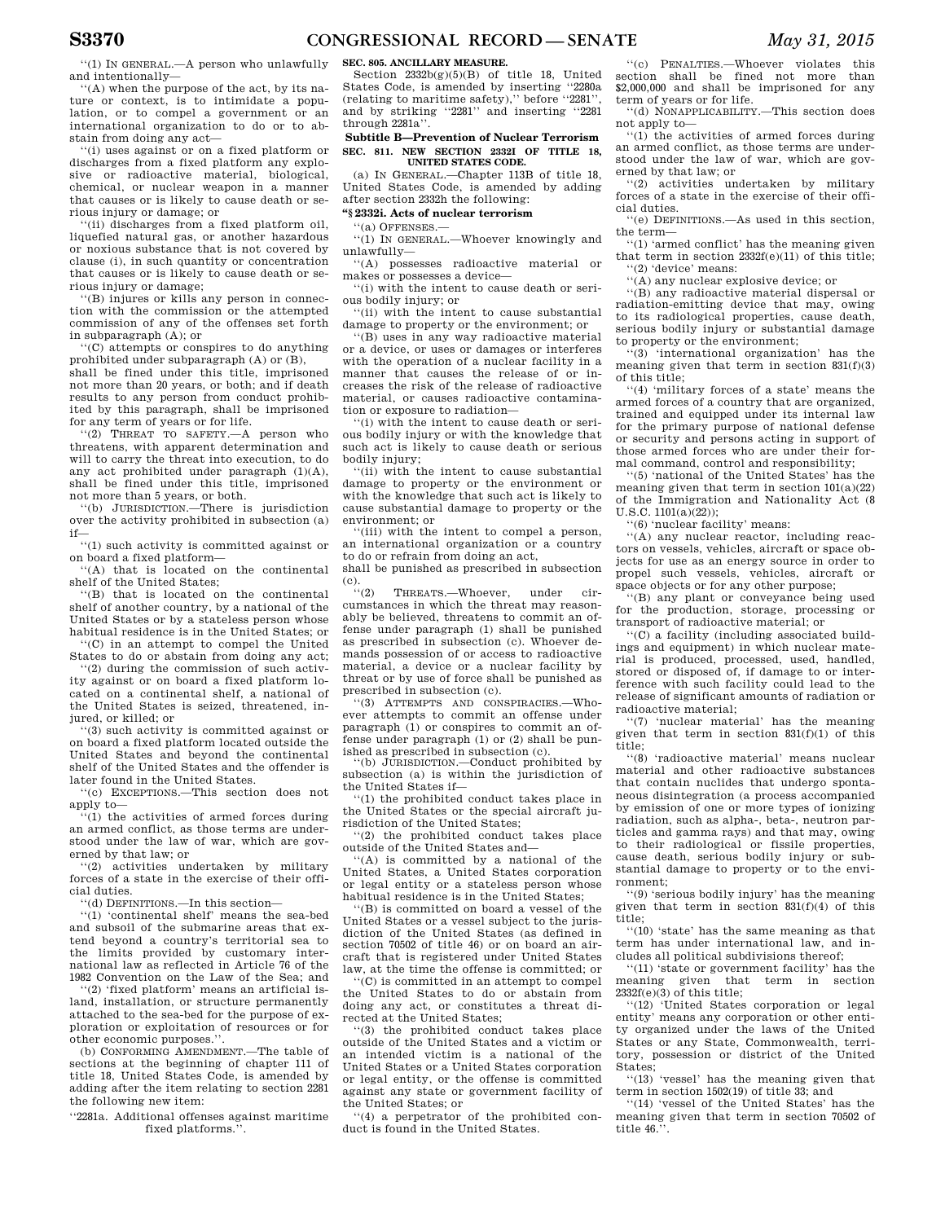''(1) IN GENERAL.—A person who unlawfully and intentionally—

''(A) when the purpose of the act, by its nature or context, is to intimidate a population, or to compel a government or an international organization to do or to abstain from doing any act—

''(i) uses against or on a fixed platform or discharges from a fixed platform any explosive or radioactive material, biological, chemical, or nuclear weapon in a manner that causes or is likely to cause death or serious injury or damage; or

''(ii) discharges from a fixed platform oil, liquefied natural gas, or another hazardous or noxious substance that is not covered by clause (i), in such quantity or concentration that causes or is likely to cause death or serious injury or damage;

''(B) injures or kills any person in connection with the commission or the attempted commission of any of the offenses set forth in subparagraph (A); or

''(C) attempts or conspires to do anything prohibited under subparagraph (A) or (B),

shall be fined under this title, imprisoned not more than 20 years, or both; and if death results to any person from conduct prohibited by this paragraph, shall be imprisoned for any term of years or for life.

''(2) THREAT TO SAFETY.—A person who threatens, with apparent determination and will to carry the threat into execution, to do any act prohibited under paragraph (1)(A), shall be fined under this title, imprisoned not more than 5 years, or both.

''(b) JURISDICTION.—There is jurisdiction over the activity prohibited in subsection (a) if—

''(1) such activity is committed against or on board a fixed platform—

''(A) that is located on the continental shelf of the United States;

''(B) that is located on the continental shelf of another country, by a national of the United States or by a stateless person whose habitual residence is in the United States; or

''(C) in an attempt to compel the United States to do or abstain from doing any act;

''(2) during the commission of such activity against or on board a fixed platform located on a continental shelf, a national of the United States is seized, threatened, injured, or killed; or

''(3) such activity is committed against or on board a fixed platform located outside the United States and beyond the continental shelf of the United States and the offender is later found in the United States.

''(c) EXCEPTIONS.—This section does not apply to—

''(1) the activities of armed forces during an armed conflict, as those terms are understood under the law of war, which are governed by that law; or

''(2) activities undertaken by military forces of a state in the exercise of their official duties.

''(d) DEFINITIONS.—In this section—

''(1) 'continental shelf' means the sea-bed and subsoil of the submarine areas that extend beyond a country's territorial sea to the limits provided by customary international law as reflected in Article 76 of the 1982 Convention on the Law of the Sea; and

''(2) 'fixed platform' means an artificial island, installation, or structure permanently attached to the sea-bed for the purpose of exploration or exploitation of resources or for other economic purposes.''.

(b) CONFORMING AMENDMENT.—The table of sections at the beginning of chapter 111 of title 18, United States Code, is amended by adding after the item relating to section 2281 the following new item:

''2281a. Additional offenses against maritime fixed platforms.''.

**SEC. 805. ANCILLARY MEASURE.**

Section 2332b(g)(5)(B) of title 18, United States Code, is amended by inserting ''2280a (relating to maritime safety),'' before ''2281'', and by striking ''2281'' and inserting ''2281 through 2281a''.

## Subtitle B—Prevention of Nuclear Terrorism

**SEC. 811. NEW SECTION 2332I OF TITLE 18, UNITED STATES CODE.**

(a) IN GENERAL.—Chapter 113B of title 18, United States Code, is amended by adding after section 2332h the following:

**''§ 2332i. Acts of nuclear terrorism**

''(a) OFFENSES.—

''(1) IN GENERAL.—Whoever knowingly and unlawfully—

''(A) possesses radioactive material or makes or possesses a device—

''(i) with the intent to cause death or serious bodily injury; or

''(ii) with the intent to cause substantial damage to property or the environment; or

''(B) uses in any way radioactive material or a device, or uses or damages or interferes with the operation of a nuclear facility in a manner that causes the release of or increases the risk of the release of radioactive material, or causes radioactive contamination or exposure to radiation—

''(i) with the intent to cause death or serious bodily injury or with the knowledge that such act is likely to cause death or serious bodily injury;

''(ii) with the intent to cause substantial damage to property or the environment or with the knowledge that such act is likely to cause substantial damage to property or the environment; or

''(iii) with the intent to compel a person, an international organization or a country to do or refrain from doing an act,

shall be punished as prescribed in subsection (c).

''(2) THREATS.—Whoever, under circumstances in which the threat may reasonably be believed, threatens to commit an offense under paragraph (1) shall be punished as prescribed in subsection (c). Whoever demands possession of or access to radioactive material, a device or a nuclear facility by threat or by use of force shall be punished as prescribed in subsection (c).

''(3) ATTEMPTS AND CONSPIRACIES.—Whoever attempts to commit an offense under paragraph (1) or conspires to commit an offense under paragraph (1) or (2) shall be punished as prescribed in subsection (c).

''(b) JURISDICTION.—Conduct prohibited by subsection (a) is within the jurisdiction of the United States if—

''(1) the prohibited conduct takes place in the United States or the special aircraft jurisdiction of the United States;

''(2) the prohibited conduct takes place outside of the United States and—

''(A) is committed by a national of the United States, a United States corporation or legal entity or a stateless person whose habitual residence is in the United States;

''(B) is committed on board a vessel of the United States or a vessel subject to the jurisdiction of the United States (as defined in section 70502 of title 46) or on board an aircraft that is registered under United States law, at the time the offense is committed; or

''(C) is committed in an attempt to compel the United States to do or abstain from doing any act, or constitutes a threat directed at the United States;

''(3) the prohibited conduct takes place outside of the United States and a victim or an intended victim is a national of the United States or a United States corporation or legal entity, or the offense is committed against any state or government facility of the United States; or

''(4) a perpetrator of the prohibited conduct is found in the United States.

''(c) PENALTIES.—Whoever violates this section shall be fined not more than $2,000,000 and shall be imprisoned for any term of years or for life.

''(d) NONAPPLICABILITY.—This section does not apply to—

''(1) the activities of armed forces during an armed conflict, as those terms are understood under the law of war, which are governed by that law; or

''(2) activities undertaken by military forces of a state in the exercise of their official duties.

''(e) DEFINITIONS.—As used in this section, the term—

''(1) 'armed conflict' has the meaning given that term in section 2332f(e)(11) of this title;

''(2) 'device' means:

''(A) any nuclear explosive device; or

''(B) any radioactive material dispersal or radiation-emitting device that may, owing to its radiological properties, cause death, serious bodily injury or substantial damage to property or the environment;

''(3) 'international organization' has the meaning given that term in section 831(f)(3) of this title;

''(4) 'military forces of a state' means the armed forces of a country that are organized, trained and equipped under its internal law for the primary purpose of national defense or security and persons acting in support of those armed forces who are under their formal command, control and responsibility;

''(5) 'national of the United States' has the meaning given that term in section 101(a)(22) of the Immigration and Nationality Act (8 U.S.C. 1101(a)(22));

''(6) 'nuclear facility' means:

''(A) any nuclear reactor, including reactors on vessels, vehicles, aircraft or space objects for use as an energy source in order to propel such vessels, vehicles, aircraft or space objects or for any other purpose;

''(B) any plant or conveyance being used for the production, storage, processing or transport of radioactive material; or

''(C) a facility (including associated buildings and equipment) in which nuclear material is produced, processed, used, handled, stored or disposed of, if damage to or interference with such facility could lead to the release of significant amounts of radiation or radioactive material;

''(7) 'nuclear material' has the meaning given that term in section 831(f)(1) of this title;

''(8) 'radioactive material' means nuclear material and other radioactive substances that contain nuclides that undergo spontaneous disintegration (a process accompanied by emission of one or more types of ionizing radiation, such as alpha-, beta-, neutron particles and gamma rays) and that may, owing to their radiological or fissile properties, cause death, serious bodily injury or substantial damage to property or to the environment;

''(9) 'serious bodily injury' has the meaning given that term in section 831(f)(4) of this title;

''(10) 'state' has the same meaning as that term has under international law, and includes all political subdivisions thereof;

''(11) 'state or government facility' has the meaning given that term in section 2332f(e)(3) of this title;

''(12) 'United States corporation or legal entity' means any corporation or other entity organized under the laws of the United States or any State, Commonwealth, territory, possession or district of the United States;

''(13) 'vessel' has the meaning given that term in section 1502(19) of title 33; and

''(14) 'vessel of the United States' has the meaning given that term in section 70502 of title 46.''.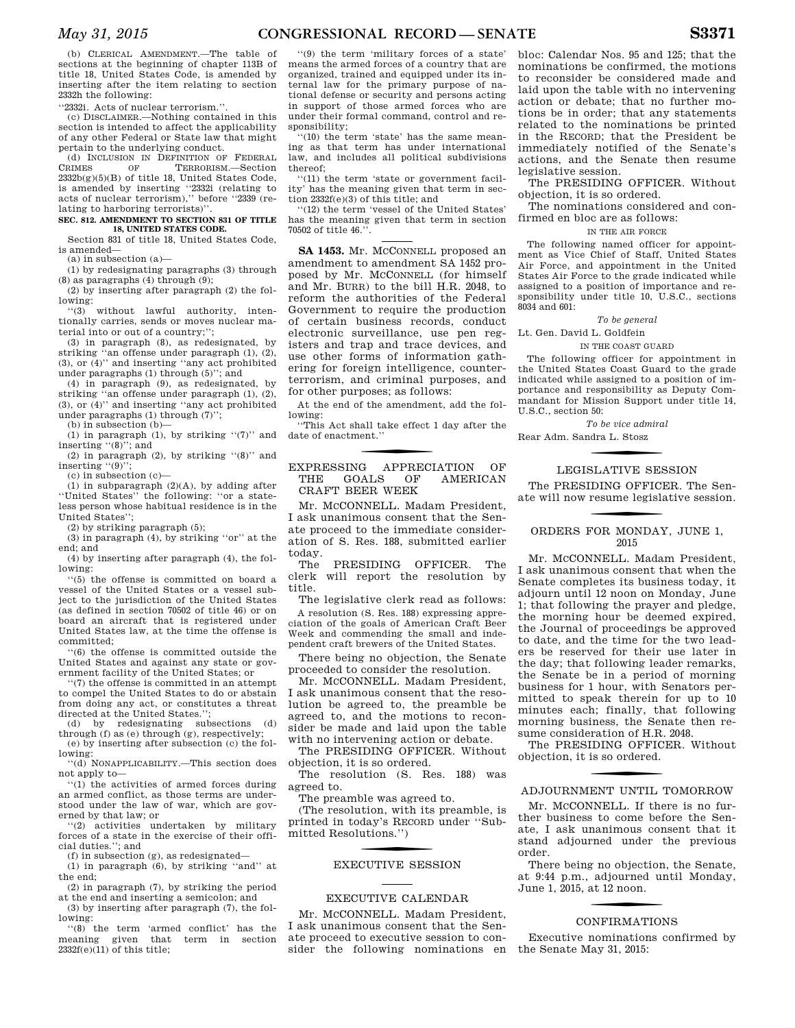(b) CLERICAL AMENDMENT.—The table of sections at the beginning of chapter 113B of title 18, United States Code, is amended by inserting after the item relating to section 2332h the following:

''2332i. Acts of nuclear terrorism.''.

(c) DISCLAIMER.—Nothing contained in this section is intended to affect the applicability of any other Federal or State law that might pertain to the underlying conduct.

(d) INCLUSION IN DEFINITION OF FEDERAL CRIMES OF TERRORISM.—Section 2332b(g)(5)(B) of title 18, United States Code, is amended by inserting ''2332i (relating to acts of nuclear terrorism),'' before ''2339 (relating to harboring terrorists)''.

**SEC. 812. AMENDMENT TO SECTION 831 OF TITLE 18, UNITED STATES CODE.**

Section 831 of title 18, United States Code, is amended—

(a) in subsection (a)—

(1) by redesignating paragraphs (3) through (8) as paragraphs (4) through (9);

(2) by inserting after paragraph (2) the following:

''(3) without lawful authority, intentionally carries, sends or moves nuclear material into or out of a country;'';

(3) in paragraph (8), as redesignated, by striking ''an offense under paragraph (1), (2), (3), or (4)'' and inserting ''any act prohibited under paragraphs (1) through (5)''; and

(4) in paragraph (9), as redesignated, by striking ''an offense under paragraph (1), (2), (3), or (4)'' and inserting ''any act prohibited under paragraphs (1) through (7)'';

(b) in subsection (b)—

(1) in paragraph (1), by striking ''(7)'' and inserting ''(8)''; and

(2) in paragraph (2), by striking ''(8)'' and inserting ''(9)'';

(c) in subsection (c)—

(1) in subparagraph (2)(A), by adding after ''United States'' the following: ''or a stateless person whose habitual residence is in the United States'';

(2) by striking paragraph (5);

(3) in paragraph (4), by striking ''or'' at the end; and

(4) by inserting after paragraph (4), the following:

''(5) the offense is committed on board a vessel of the United States or a vessel subject to the jurisdiction of the United States (as defined in section 70502 of title 46) or on board an aircraft that is registered under United States law, at the time the offense is committed;

''(6) the offense is committed outside the United States and against any state or government facility of the United States; or

''(7) the offense is committed in an attempt to compel the United States to do or abstain from doing any act, or constitutes a threat directed at the United States.'';

(d) by redesignating subsections (d) through (f) as (e) through (g), respectively;

(e) by inserting after subsection (c) the following:

''(d) NONAPPLICABILITY.—This section does not apply to—

''(1) the activities of armed forces during an armed conflict, as those terms are understood under the law of war, which are governed by that law; or

''(2) activities undertaken by military forces of a state in the exercise of their official duties.''; and

(f) in subsection (g), as redesignated—

(1) in paragraph (6), by striking ''and'' at the end;

(2) in paragraph (7), by striking the period at the end and inserting a semicolon; and

(3) by inserting after paragraph (7), the following:

''(8) the term 'armed conflict' has the meaning given that term in section 2332f(e)(11) of this title;

''(9) the term 'military forces of a state' means the armed forces of a country that are organized, trained and equipped under its internal law for the primary purpose of national defense or security and persons acting in support of those armed forces who are under their formal command, control and responsibility;

''(10) the term 'state' has the same meaning as that term has under international law, and includes all political subdivisions thereof;

''(11) the term 'state or government facility' has the meaning given that term in section 2332f(e)(3) of this title; and

''(12) the term 'vessel of the United States' has the meaning given that term in section 70502 of title 46.''.

---

**SA 1453.** Mr. MCCONNELL proposed an amendment to amendment SA 1452 proposed by Mr. MCCONNELL (for himself and Mr. BURR) to the bill H.R. 2048, to reform the authorities of the Federal Government to require the production of certain business records, conduct electronic surveillance, use pen registers and trap and trace devices, and use other forms of information gathering for foreign intelligence, counterterrorism, and criminal purposes, and for other purposes; as follows:

At the end of the amendment, add the following:

''This Act shall take effect 1 day after the date of enactment.''

---

## EXPRESSING APPRECIATION OF THE GOALS OF AMERICAN CRAFT BEER WEEK

Mr. MCCONNELL. Madam President, I ask unanimous consent that the Senate proceed to the immediate consideration of S. Res. 188, submitted earlier today.

The PRESIDING OFFICER. The clerk will report the resolution by title.

The legislative clerk read as follows:

A resolution (S. Res. 188) expressing appreciation of the goals of American Craft Beer Week and commending the small and independent craft brewers of the United States.

There being no objection, the Senate proceeded to consider the resolution.

Mr. MCCONNELL. Madam President, I ask unanimous consent that the resolution be agreed to, the preamble be agreed to, and the motions to reconsider be made and laid upon the table with no intervening action or debate.

The PRESIDING OFFICER. Without objection, it is so ordered.

The resolution (S. Res. 188) was agreed to.

The preamble was agreed to.

(The resolution, with its preamble, is printed in today's RECORD under ''Submitted Resolutions.'')

---

## EXECUTIVE SESSION

---

## EXECUTIVE CALENDAR

Mr. MCCONNELL. Madam President, I ask unanimous consent that the Senate proceed to executive session to consider the following nominations en bloc: Calendar Nos. 95 and 125; that the nominations be confirmed, the motions to reconsider be considered made and laid upon the table with no intervening action or debate; that no further motions be in order; that any statements related to the nominations be printed in the RECORD; that the President be immediately notified of the Senate's actions, and the Senate then resume legislative session.

The PRESIDING OFFICER. Without objection, it is so ordered.

The nominations considered and confirmed en bloc are as follows:

IN THE AIR FORCE

The following named officer for appointment as Vice Chief of Staff, United States Air Force, and appointment in the United States Air Force to the grade indicated while assigned to a position of importance and responsibility under title 10, U.S.C., sections 8034 and 601:

*To be general*

Lt. Gen. David L. Goldfein

IN THE COAST GUARD

The following officer for appointment in the United States Coast Guard to the grade indicated while assigned to a position of importance and responsibility as Deputy Commandant for Mission Support under title 14, U.S.C., section 50:

*To be vice admiral*

Rear Adm. Sandra L. Stosz

---

## LEGISLATIVE SESSION

The PRESIDING OFFICER. The Senate will now resume legislative session.

---

## ORDERS FOR MONDAY, JUNE 1, 2015

Mr. MCCONNELL. Madam President, I ask unanimous consent that when the Senate completes its business today, it adjourn until 12 noon on Monday, June 1; that following the prayer and pledge, the morning hour be deemed expired, the Journal of proceedings be approved to date, and the time for the two leaders be reserved for their use later in the day; that following leader remarks, the Senate be in a period of morning business for 1 hour, with Senators permitted to speak therein for up to 10 minutes each; finally, that following morning business, the Senate then resume consideration of H.R. 2048.

The PRESIDING OFFICER. Without objection, it is so ordered.

---

## ADJOURNMENT UNTIL TOMORROW

Mr. MCCONNELL. If there is no further business to come before the Senate, I ask unanimous consent that it stand adjourned under the previous order.

There being no objection, the Senate, at 9:44 p.m., adjourned until Monday, June 1, 2015, at 12 noon.

---

## CONFIRMATIONS

Executive nominations confirmed by the Senate May 31, 2015: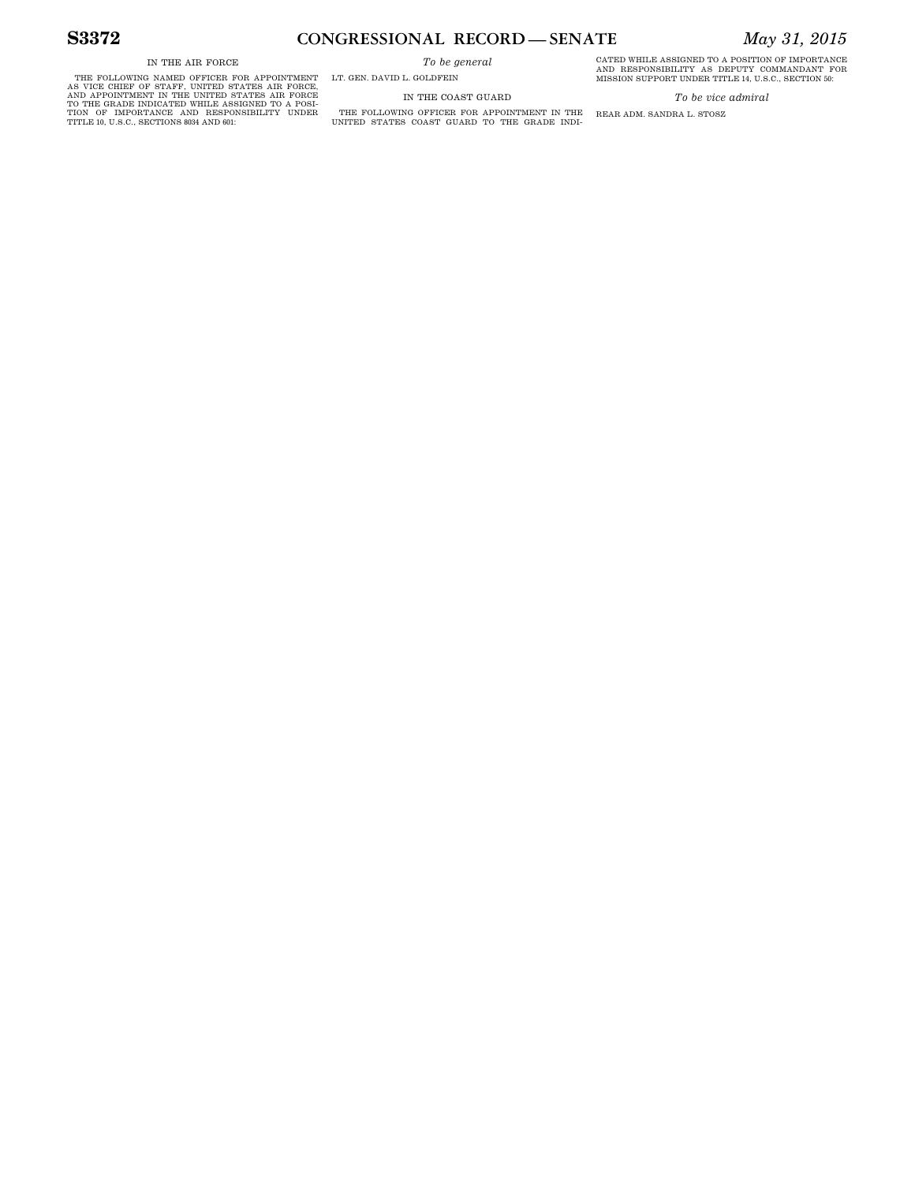IN THE AIR FORCE

THE FOLLOWING NAMED OFFICER FOR APPOINTMENT AS VICE CHIEF OF STAFF, UNITED STATES AIR FORCE, AND APPOINTMENT IN THE UNITED STATES AIR FORCE TO THE GRADE INDICATED WHILE ASSIGNED TO A POSITION OF IMPORTANCE AND RESPONSIBILITY UNDER TITLE 10, U.S.C., SECTIONS 8034 AND 601:

*To be general*

LT. GEN. DAVID L. GOLDFEIN

IN THE COAST GUARD

THE FOLLOWING OFFICER FOR APPOINTMENT IN THE UNITED STATES COAST GUARD TO THE GRADE INDICATED WHILE ASSIGNED TO A POSITION OF IMPORTANCE AND RESPONSIBILITY AS DEPUTY COMMANDANT FOR MISSION SUPPORT UNDER TITLE 14, U.S.C., SECTION 50:

*To be vice admiral*

REAR ADM. SANDRA L. STOSZ